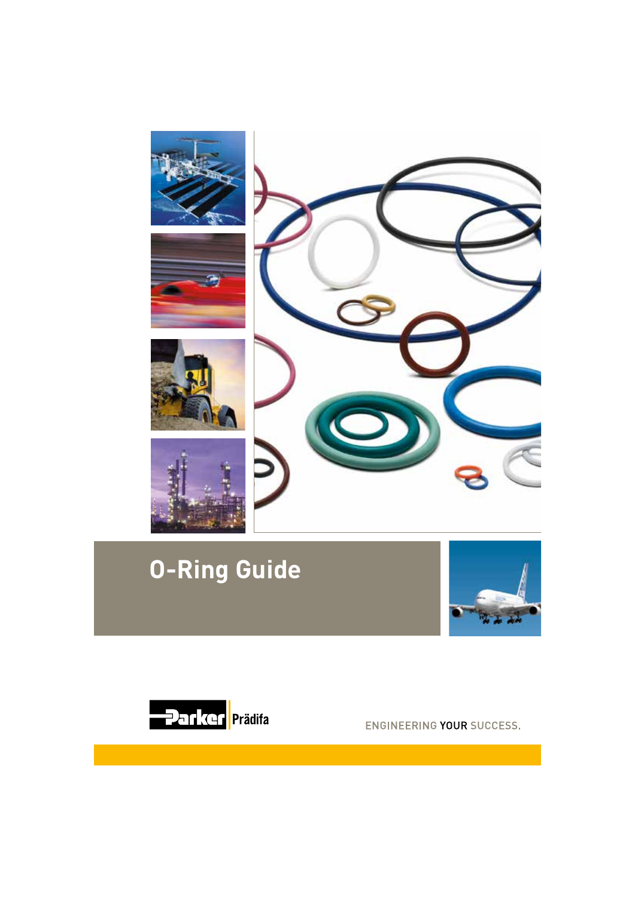# O-Ring Guide

Parker Prädifa

ENGINEERING YOUR SUCCESS.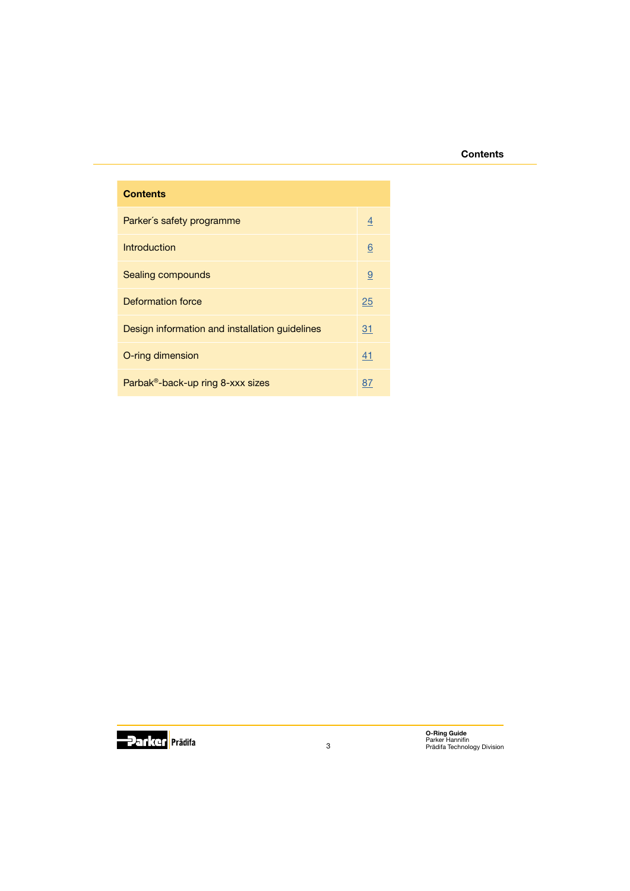# Contents

| Contents | |
|---|---|
| Parker´s safety programme | 4 |
| Introduction | 6 |
| Sealing compounds | 9 |
| Deformation force | 25 |
| Design information and installation guidelines | 31 |
| O-ring dimension | 41 |
| Parbak®-back-up ring 8-xxx sizes | 87 |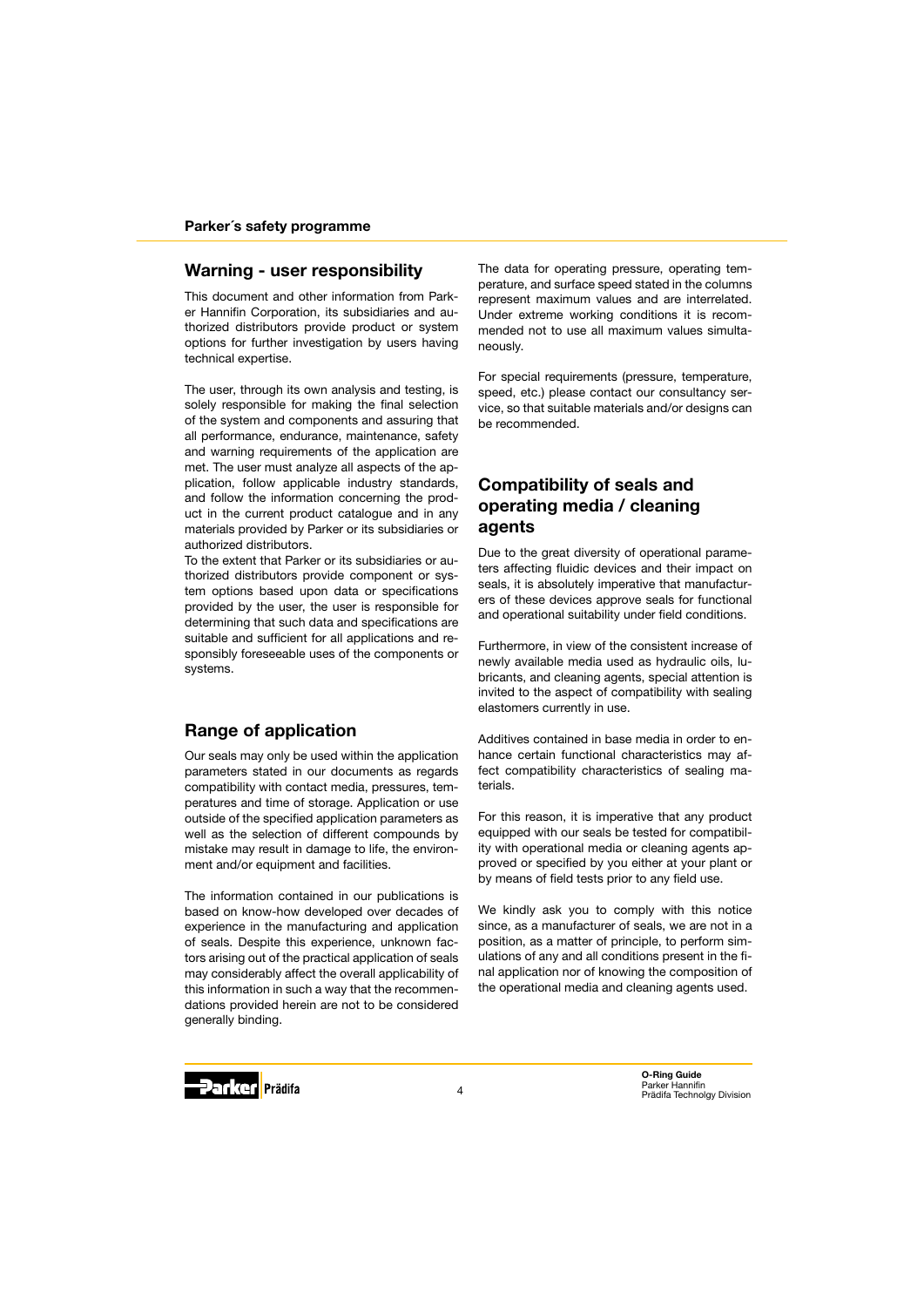## Parker´s safety programme

### Warning - user responsibility

This document and other information from Parker Hannifin Corporation, its subsidiaries and authorized distributors provide product or system options for further investigation by users having technical expertise.

The user, through its own analysis and testing, is solely responsible for making the final selection of the system and components and assuring that all performance, endurance, maintenance, safety and warning requirements of the application are met. The user must analyze all aspects of the application, follow applicable industry standards, and follow the information concerning the product in the current product catalogue and in any materials provided by Parker or its subsidiaries or authorized distributors.

To the extent that Parker or its subsidiaries or authorized distributors provide component or system options based upon data or specifications provided by the user, the user is responsible for determining that such data and specifications are suitable and sufficient for all applications and responsibly foreseeable uses of the components or systems.

### Range of application

Our seals may only be used within the application parameters stated in our documents as regards compatibility with contact media, pressures, temperatures and time of storage. Application or use outside of the specified application parameters as well as the selection of different compounds by mistake may result in damage to life, the environment and/or equipment and facilities.

The information contained in our publications is based on know-how developed over decades of experience in the manufacturing and application of seals. Despite this experience, unknown factors arising out of the practical application of seals may considerably affect the overall applicability of this information in such a way that the recommendations provided herein are not to be considered generally binding.

The data for operating pressure, operating temperature, and surface speed stated in the columns represent maximum values and are interrelated. Under extreme working conditions it is recommended not to use all maximum values simultaneously.

For special requirements (pressure, temperature, speed, etc.) please contact our consultancy service, so that suitable materials and/or designs can be recommended.

### Compatibility of seals and operating media / cleaning agents

Due to the great diversity of operational parameters affecting fluidic devices and their impact on seals, it is absolutely imperative that manufacturers of these devices approve seals for functional and operational suitability under field conditions.

Furthermore, in view of the consistent increase of newly available media used as hydraulic oils, lubricants, and cleaning agents, special attention is invited to the aspect of compatibility with sealing elastomers currently in use.

Additives contained in base media in order to enhance certain functional characteristics may affect compatibility characteristics of sealing materials.

For this reason, it is imperative that any product equipped with our seals be tested for compatibility with operational media or cleaning agents approved or specified by you either at your plant or by means of field tests prior to any field use.

We kindly ask you to comply with this notice since, as a manufacturer of seals, we are not in a position, as a matter of principle, to perform simulations of any and all conditions present in the final application nor of knowing the composition of the operational media and cleaning agents used.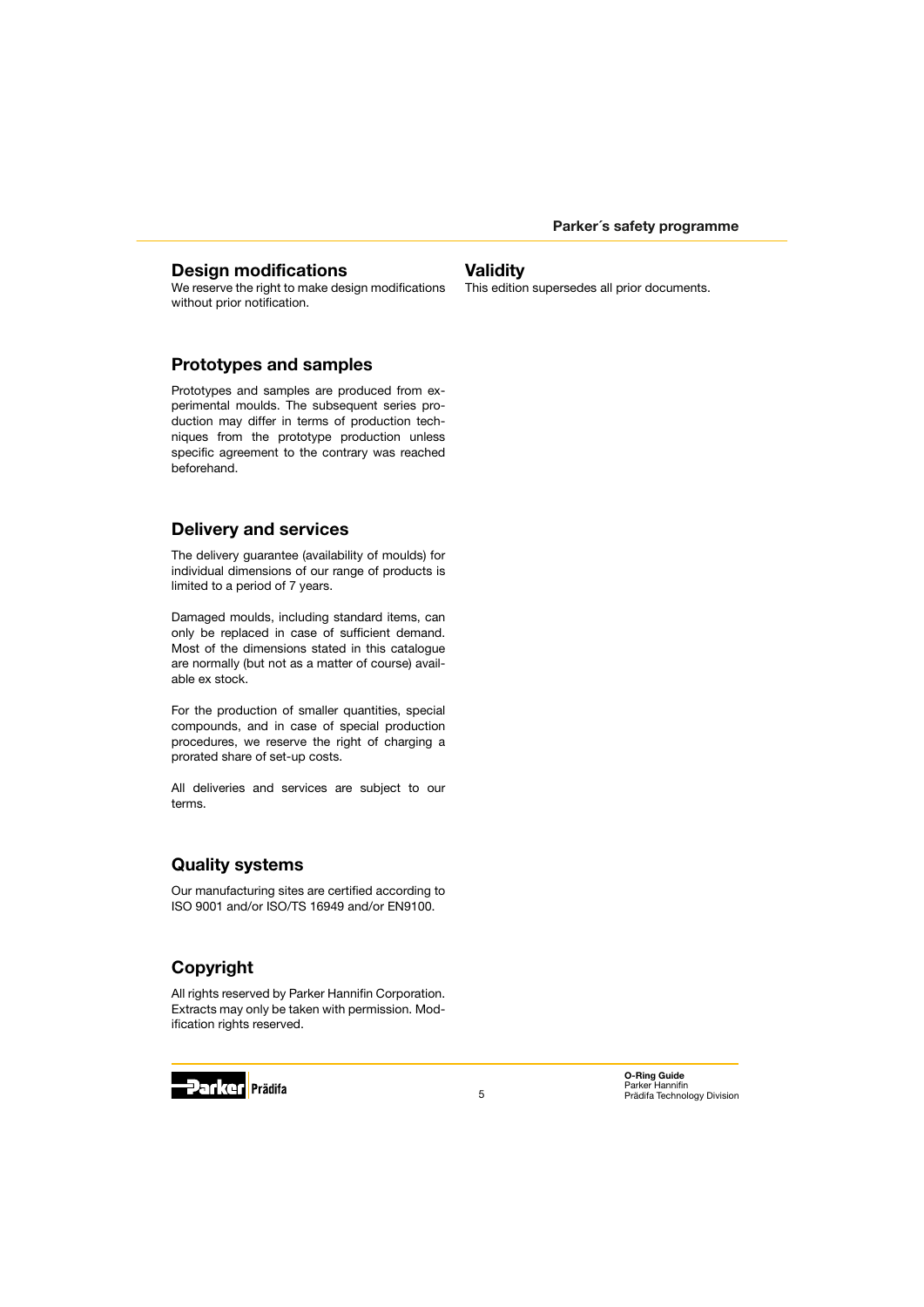## Design modifications

We reserve the right to make design modifications without prior notification.

## Prototypes and samples

Prototypes and samples are produced from experimental moulds. The subsequent series production may differ in terms of production techniques from the prototype production unless specific agreement to the contrary was reached beforehand.

## Delivery and services

The delivery guarantee (availability of moulds) for individual dimensions of our range of products is limited to a period of 7 years.

Damaged moulds, including standard items, can only be replaced in case of sufficient demand. Most of the dimensions stated in this catalogue are normally (but not as a matter of course) available ex stock.

For the production of smaller quantities, special compounds, and in case of special production procedures, we reserve the right of charging a prorated share of set-up costs.

All deliveries and services are subject to our terms.

## Quality systems

Our manufacturing sites are certified according to ISO 9001 and/or ISO/TS 16949 and/or EN9100.

## Copyright

All rights reserved by Parker Hannifin Corporation. Extracts may only be taken with permission. Modification rights reserved.

## Validity

This edition supersedes all prior documents.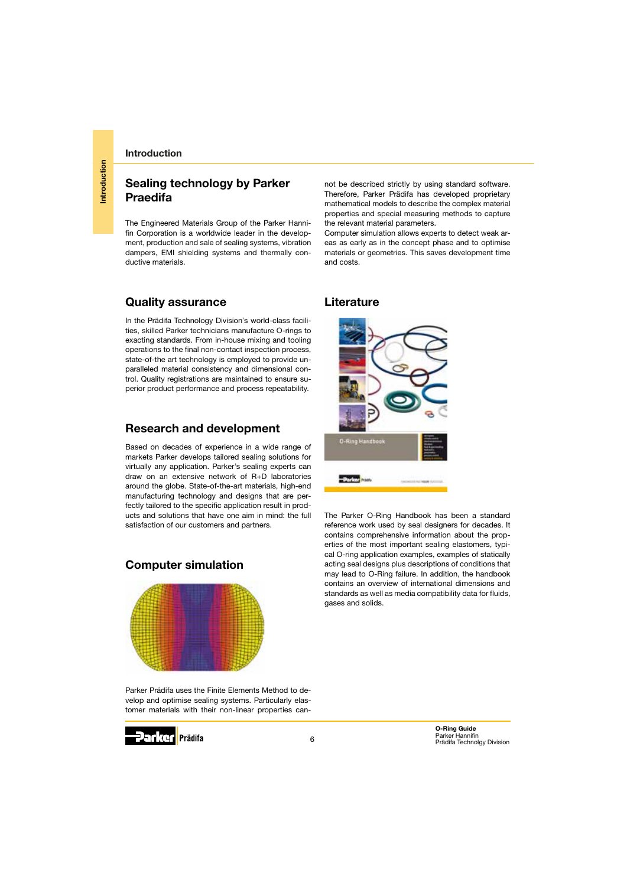## Sealing technology by Parker Praedifa

The Engineered Materials Group of the Parker Hannifin Corporation is a worldwide leader in the development, production and sale of sealing systems, vibration dampers, EMI shielding systems and thermally conductive materials.

## Quality assurance

In the Prädifa Technology Division's world-class facilities, skilled Parker technicians manufacture O-rings to exacting standards. From in-house mixing and tooling operations to the final non-contact inspection process, state-of-the art technology is employed to provide unparalleled material consistency and dimensional control. Quality registrations are maintained to ensure superior product performance and process repeatability.

## Research and development

Based on decades of experience in a wide range of markets Parker develops tailored sealing solutions for virtually any application. Parker's sealing experts can draw on an extensive network of R+D laboratories around the globe. State-of-the-art materials, high-end manufacturing technology and designs that are perfectly tailored to the specific application result in products and solutions that have one aim in mind: the full satisfaction of our customers and partners.

## Computer simulation

Parker Prädifa uses the Finite Elements Method to develop and optimise sealing systems. Particularly elastomer materials with their non-linear properties cannot be described strictly by using standard software. Therefore, Parker Prädifa has developed proprietary mathematical models to describe the complex material properties and special measuring methods to capture the relevant material parameters.

Computer simulation allows experts to detect weak areas as early as in the concept phase and to optimise materials or geometries. This saves development time and costs.

## Literature

The Parker O-Ring Handbook has been a standard reference work used by seal designers for decades. It contains comprehensive information about the properties of the most important sealing elastomers, typical O-ring application examples, examples of statically acting seal designs plus descriptions of conditions that may lead to O-Ring failure. In addition, the handbook contains an overview of international dimensions and standards as well as media compatibility data for fluids, gases and solids.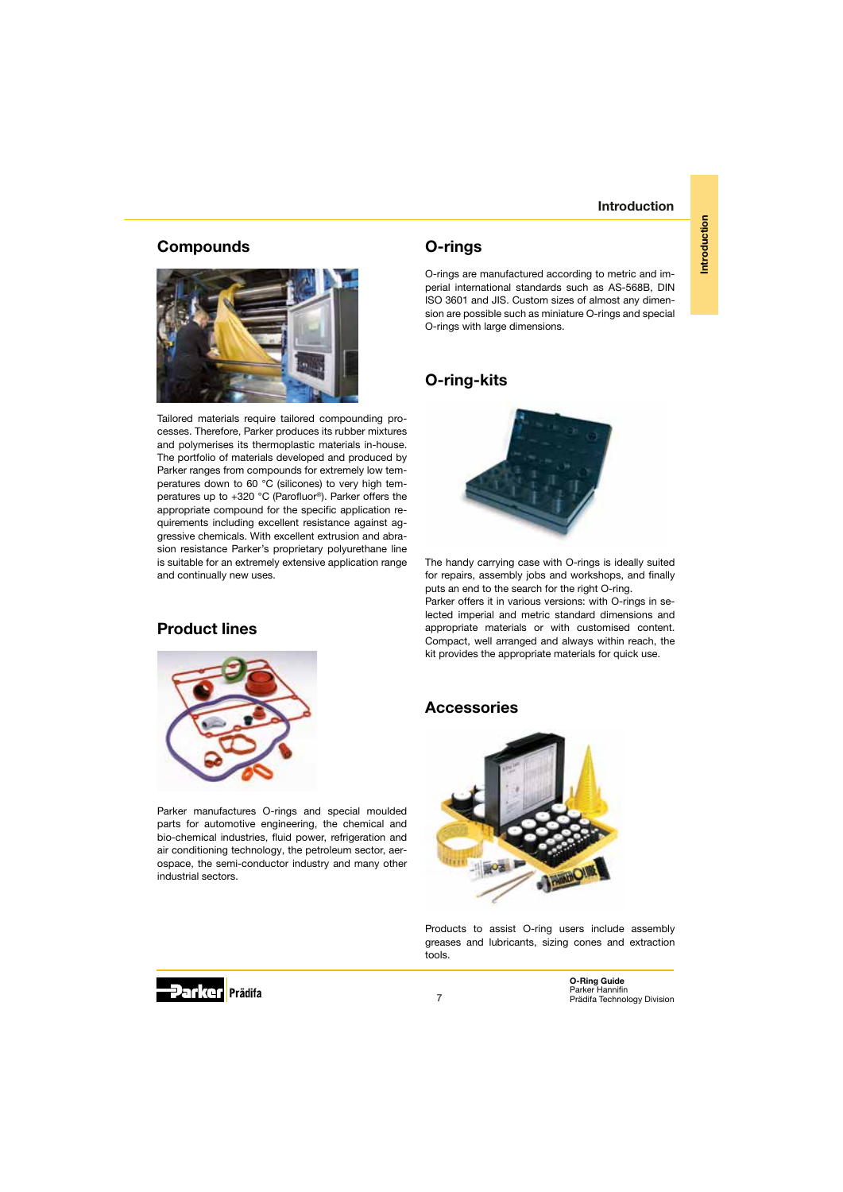## Compounds

Tailored materials require tailored compounding processes. Therefore, Parker produces its rubber mixtures and polymerises its thermoplastic materials in-house. The portfolio of materials developed and produced by Parker ranges from compounds for extremely low temperatures down to 60 °C (silicones) to very high temperatures up to +320 °C (Parofluor®). Parker offers the appropriate compound for the specific application requirements including excellent resistance against aggressive chemicals. With excellent extrusion and abrasion resistance Parker's proprietary polyurethane line is suitable for an extremely extensive application range and continually new uses.

## Product lines

Parker manufactures O-rings and special moulded parts for automotive engineering, the chemical and bio-chemical industries, fluid power, refrigeration and air conditioning technology, the petroleum sector, aerospace, the semi-conductor industry and many other industrial sectors.

## O-rings

O-rings are manufactured according to metric and imperial international standards such as AS-568B, DIN ISO 3601 and JIS. Custom sizes of almost any dimension are possible such as miniature O-rings and special O-rings with large dimensions.

## O-ring-kits

The handy carrying case with O-rings is ideally suited for repairs, assembly jobs and workshops, and finally puts an end to the search for the right O-ring.
Parker offers it in various versions: with O-rings in selected imperial and metric standard dimensions and appropriate materials or with customised content. Compact, well arranged and always within reach, the kit provides the appropriate materials for quick use.

## Accessories

Products to assist O-ring users include assembly greases and lubricants, sizing cones and extraction tools.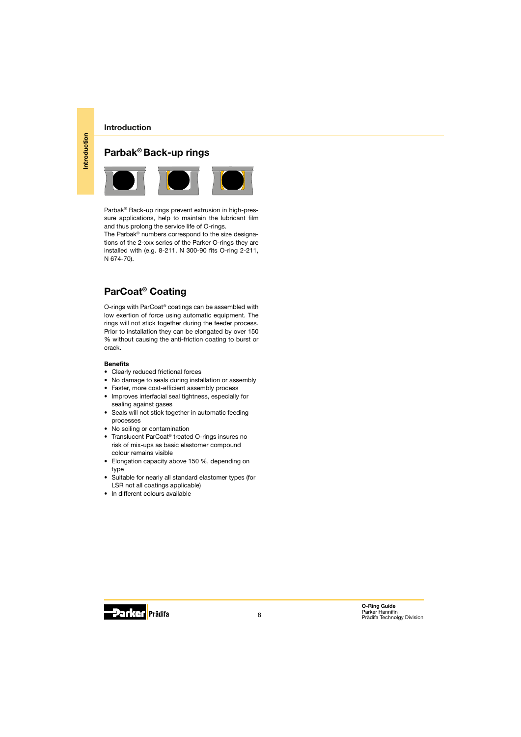## Parbak® Back-up rings

Parbak® Back-up rings prevent extrusion in high-pressure applications, help to maintain the lubricant film and thus prolong the service life of O-rings.
The Parbak® numbers correspond to the size designations of the 2-xxx series of the Parker O-rings they are installed with (e.g. 8-211, N 300-90 fits O-ring 2-211, N 674-70).

## ParCoat® Coating

O-rings with ParCoat® coatings can be assembled with low exertion of force using automatic equipment. The rings will not stick together during the feeder process. Prior to installation they can be elongated by over 150 % without causing the anti-friction coating to burst or crack.

**Benefits**

- Clearly reduced frictional forces
- No damage to seals during installation or assembly
- Faster, more cost-efficient assembly process
- Improves interfacial seal tightness, especially for sealing against gases
- Seals will not stick together in automatic feeding processes
- No soiling or contamination
- Translucent ParCoat® treated O-rings insures no risk of mix-ups as basic elastomer compound colour remains visible
- Elongation capacity above 150 %, depending on type
- Suitable for nearly all standard elastomer types (for LSR not all coatings applicable)
- In different colours available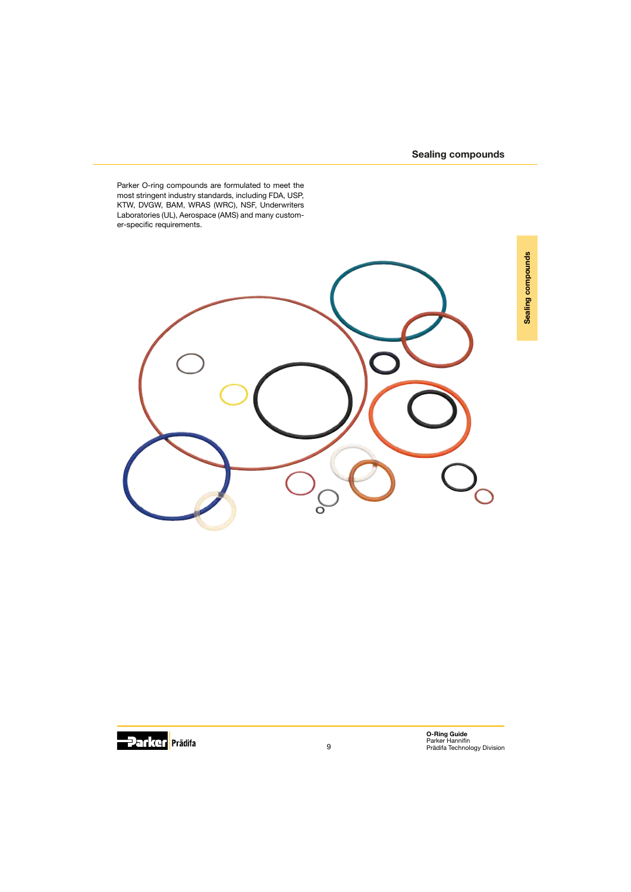## Sealing compounds

Parker O-ring compounds are formulated to meet the most stringent industry standards, including FDA, USP, KTW, DVGW, BAM, WRAS (WRC), NSF, Underwriters Laboratories (UL), Aerospace (AMS) and many customer-specific requirements.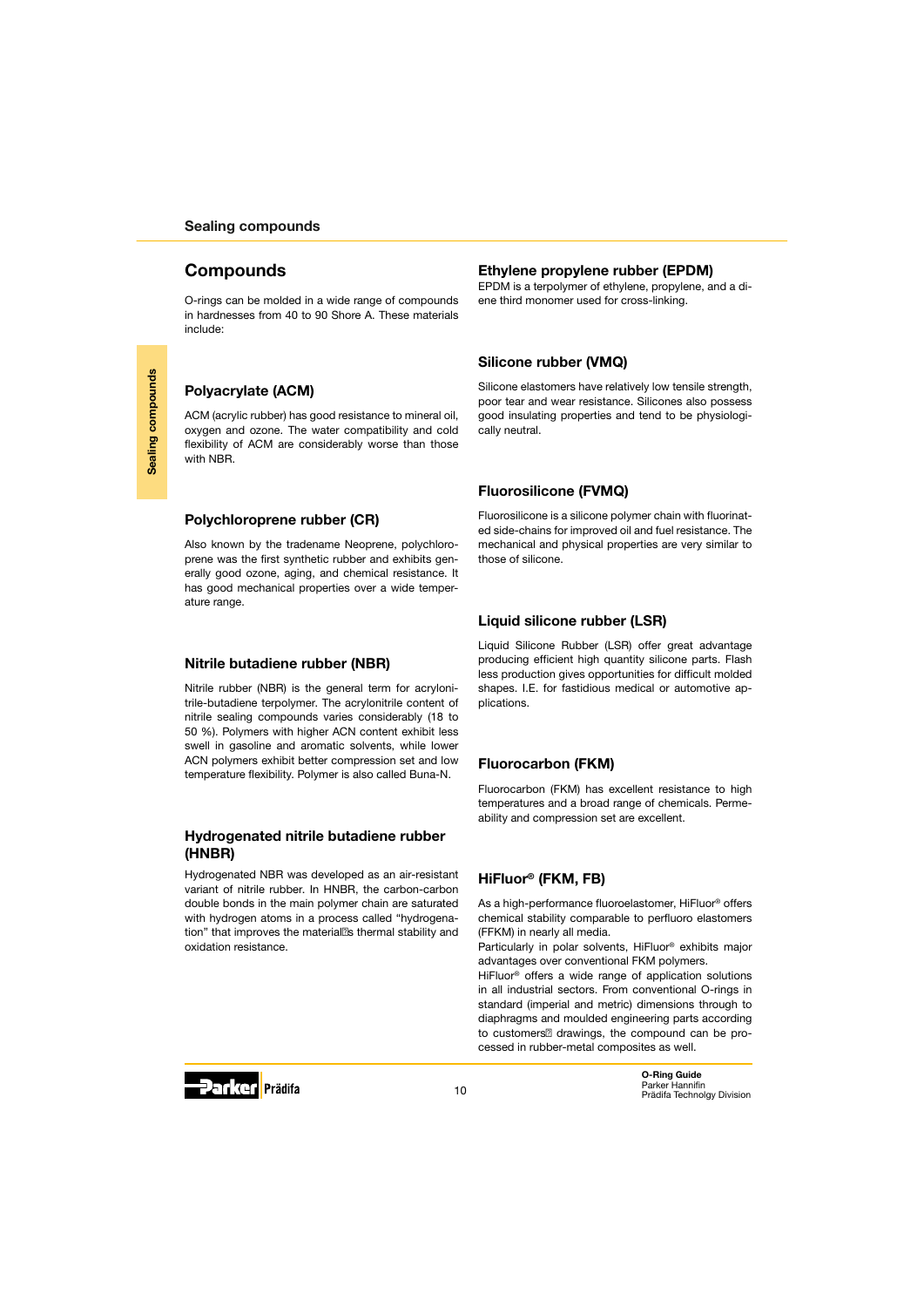# Compounds

O-rings can be molded in a wide range of compounds in hardnesses from 40 to 90 Shore A. These materials include:

## Polyacrylate (ACM)

ACM (acrylic rubber) has good resistance to mineral oil, oxygen and ozone. The water compatibility and cold flexibility of ACM are considerably worse than those with NBR.

## Polychloroprene rubber (CR)

Also known by the tradename Neoprene, polychloroprene was the first synthetic rubber and exhibits generally good ozone, aging, and chemical resistance. It has good mechanical properties over a wide temperature range.

## Nitrile butadiene rubber (NBR)

Nitrile rubber (NBR) is the general term for acrylonitrile-butadiene terpolymer. The acrylonitrile content of nitrile sealing compounds varies considerably (18 to 50 %). Polymers with higher ACN content exhibit less swell in gasoline and aromatic solvents, while lower ACN polymers exhibit better compression set and low temperature flexibility. Polymer is also called Buna-N.

## Hydrogenated nitrile butadiene rubber (HNBR)

Hydrogenated NBR was developed as an air-resistant variant of nitrile rubber. In HNBR, the carbon-carbon double bonds in the main polymer chain are saturated with hydrogen atoms in a process called "hydrogenation" that improves the material's thermal stability and oxidation resistance.

## Ethylene propylene rubber (EPDM)

EPDM is a terpolymer of ethylene, propylene, and a diene third monomer used for cross-linking.

## Silicone rubber (VMQ)

Silicone elastomers have relatively low tensile strength, poor tear and wear resistance. Silicones also possess good insulating properties and tend to be physiologically neutral.

## Fluorosilicone (FVMQ)

Fluorosilicone is a silicone polymer chain with fluorinated side-chains for improved oil and fuel resistance. The mechanical and physical properties are very similar to those of silicone.

## Liquid silicone rubber (LSR)

Liquid Silicone Rubber (LSR) offer great advantage producing efficient high quantity silicone parts. Flash less production gives opportunities for difficult molded shapes. I.E. for fastidious medical or automotive applications.

## Fluorocarbon (FKM)

Fluorocarbon (FKM) has excellent resistance to high temperatures and a broad range of chemicals. Permeability and compression set are excellent.

## HiFluor® (FKM, FB)

As a high-performance fluoroelastomer, HiFluor® offers chemical stability comparable to perfluoro elastomers (FFKM) in nearly all media.

Particularly in polar solvents, HiFluor® exhibits major advantages over conventional FKM polymers.

HiFluor® offers a wide range of application solutions in all industrial sectors. From conventional O-rings in standard (imperial and metric) dimensions through to diaphragms and moulded engineering parts according to customers' drawings, the compound can be processed in rubber-metal composites as well.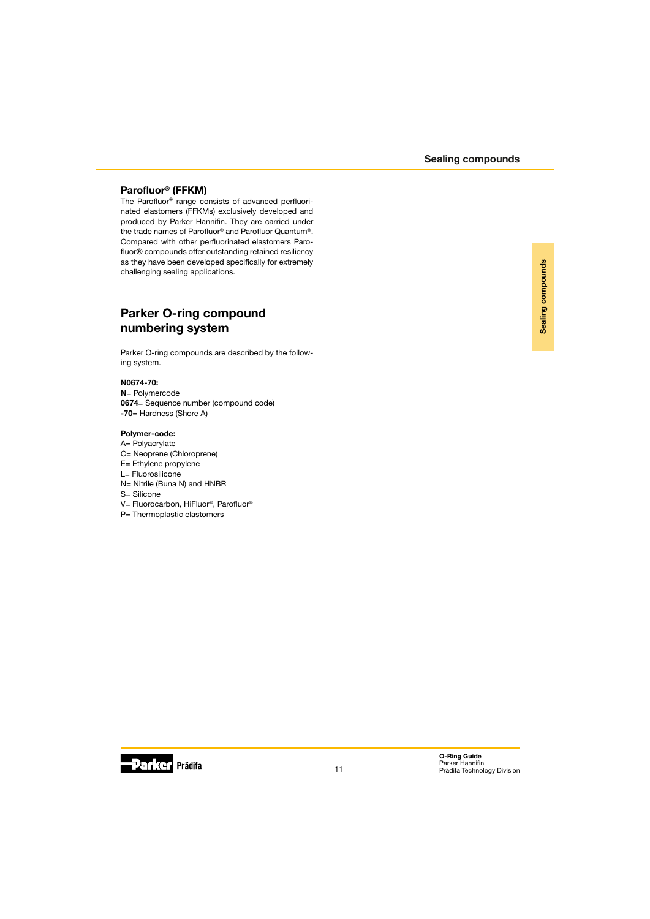### Parofluor® (FFKM)

The Parofluor® range consists of advanced perfluorinated elastomers (FFKMs) exclusively developed and produced by Parker Hannifin. They are carried under the trade names of Parofluor® and Parofluor Quantum®. Compared with other perfluorinated elastomers Parofluor® compounds offer outstanding retained resiliency as they have been developed specifically for extremely challenging sealing applications.

## Parker O-ring compound numbering system

Parker O-ring compounds are described by the following system.

**N0674-70:**
**N**= Polymercode
**0674**= Sequence number (compound code)
**-70**= Hardness (Shore A)

**Polymer-code:**
A= Polyacrylate
C= Neoprene (Chloroprene)
E= Ethylene propylene
L= Fluorosilicone
N= Nitrile (Buna N) and HNBR
S= Silicone
V= Fluorocarbon, HiFluor®, Parofluor®
P= Thermoplastic elastomers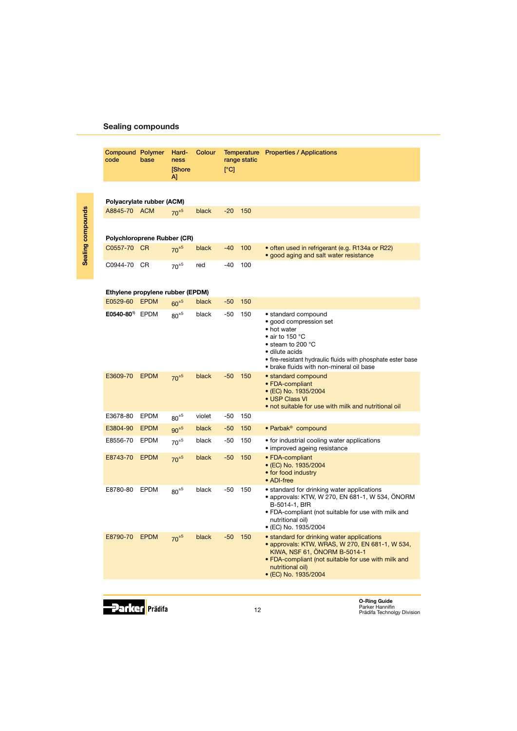## Sealing compounds

| Compound code | Polymer base | Hardness [Shore A] | Colour | Temperature range static [°C] | | Properties / Applications |
|---|---|---|---|---|---|---|
| **Polyacrylate rubber (ACM)** | | | | | | |
| A8845-70 | ACM | $70^{\pm5}$ | black | -20 | 150 | |
| **Polychloroprene Rubber (CR)** | | | | | | |
| C0557-70 | CR | $70^{\pm5}$ | black | -40 | 100 | • often used in refrigerant (e.g. R134a or R22)<br>• good aging and salt water resistance |
| C0944-70 | CR | $70^{\pm5}$ | red | -40 | 100 | |
| **Ethylene propylene rubber (EPDM)** | | | | | | |
| E0529-60 | EPDM | $60^{\pm5}$ | black | -50 | 150 | |
| **E0540-80**[1] | EPDM | $80^{\pm5}$ | black | -50 | 150 | • standard compound<br>• good compression set<br>• hot water<br>• air to 150 °C<br>• steam to 200 °C<br>• dilute acids<br>• fire-resistant hydraulic fluids with phosphate ester base<br>• brake fluids with non-mineral oil base |
| E3609-70 | EPDM | $70^{\pm5}$ | black | -50 | 150 | • standard compound<br>• FDA-compliant<br>• (EC) No. 1935/2004<br>• USP Class VI<br>• not suitable for use with milk and nutritional oil |
| E3678-80 | EPDM | $80^{\pm5}$ | violet | -50 | 150 | |
| E3804-90 | EPDM | $90^{\pm5}$ | black | -50 | 150 | • Parbak® compound |
| E8556-70 | EPDM | $70^{\pm5}$ | black | -50 | 150 | • for industrial cooling water applications<br>• improved ageing resistance |
| E8743-70 | EPDM | $70^{\pm5}$ | black | -50 | 150 | • FDA-compliant<br>• (EC) No. 1935/2004<br>• for food industry<br>• ADI-free |
| E8780-80 | EPDM | $80^{\pm5}$ | black | -50 | 150 | • standard for drinking water applications<br>• approvals: KTW, W 270, EN 681-1, W 534, ÖNORM B-5014-1, BfR<br>• FDA-compliant (not suitable for use with milk and nutritional oil)<br>• (EC) No. 1935/2004 |
| E8790-70 | EPDM | $70^{\pm5}$ | black | -50 | 150 | • standard for drinking water applications<br>• approvals: KTW, WRAS, W 270, EN 681-1, W 534, KIWA, NSF 61, ÖNORM B-5014-1<br>• FDA-compliant (not suitable for use with milk and nutritional oil)<br>• (EC) No. 1935/2004 |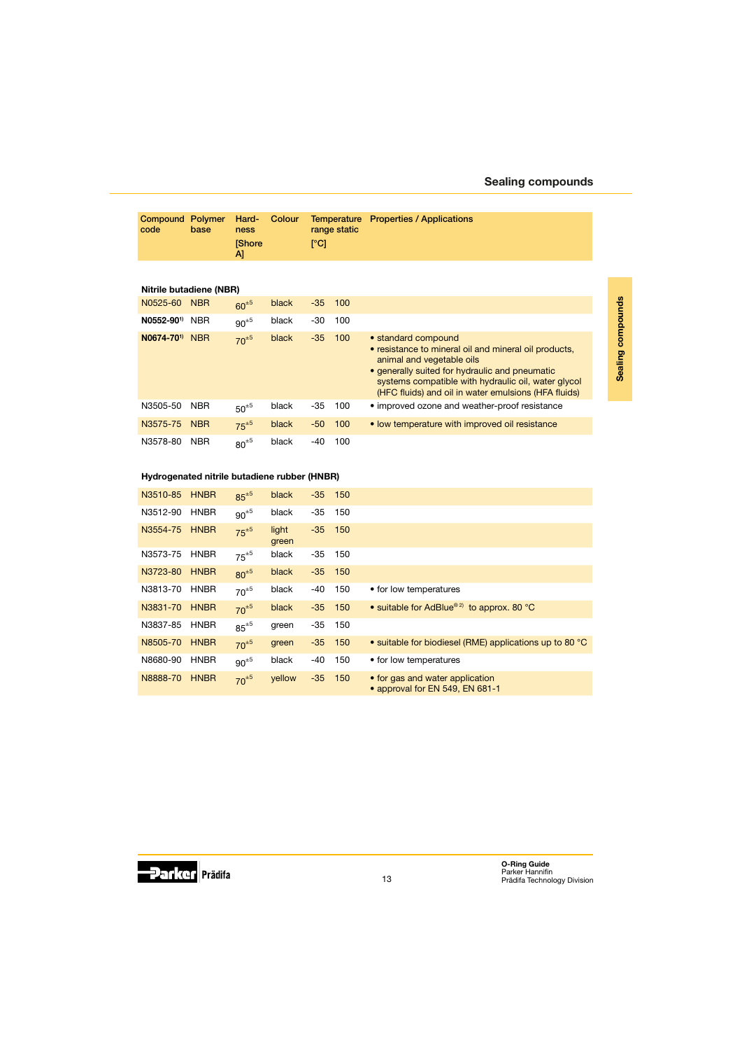## Sealing compounds

| Compound code | Polymer base | Hard-ness [Shore A] | Colour | Temperature range static [°C] | | Properties / Applications |
|---|---|---|---|---|---|---|
| **Nitrile butadiene (NBR)** | | | | | | |
| N0525-60 | NBR | $60^{\pm5}$ | black | -35 | 100 | |
| **N0552-90**[1] | NBR | $90^{\pm5}$ | black | -30 | 100 | |
| **N0674-70**[1] | NBR | $70^{\pm5}$ | black | -35 | 100 | • standard compound<br>• resistance to mineral oil and mineral oil products, animal and vegetable oils<br>• generally suited for hydraulic and pneumatic systems compatible with hydraulic oil, water glycol (HFC fluids) and oil in water emulsions (HFA fluids) |
| N3505-50 | NBR | $50^{\pm5}$ | black | -35 | 100 | • improved ozone and weather-proof resistance |
| N3575-75 | NBR | $75^{\pm5}$ | black | -50 | 100 | • low temperature with improved oil resistance |
| N3578-80 | NBR | $80^{\pm5}$ | black | -40 | 100 | |
| **Hydrogenated nitrile butadiene rubber (HNBR)** | | | | | | |
| N3510-85 | HNBR | $85^{\pm5}$ | black | -35 | 150 | |
| N3512-90 | HNBR | $90^{\pm5}$ | black | -35 | 150 | |
| N3554-75 | HNBR | $75^{\pm5}$ | light green | -35 | 150 | |
| N3573-75 | HNBR | $75^{\pm5}$ | black | -35 | 150 | |
| N3723-80 | HNBR | $80^{\pm5}$ | black | -35 | 150 | |
| N3813-70 | HNBR | $70^{\pm5}$ | black | -40 | 150 | • for low temperatures |
| N3831-70 | HNBR | $70^{\pm5}$ | black | -35 | 150 | • suitable for AdBlue®[2] to approx. 80 °C |
| N3837-85 | HNBR | $85^{\pm5}$ | green | -35 | 150 | |
| N8505-70 | HNBR | $70^{\pm5}$ | green | -35 | 150 | • suitable for biodiesel (RME) applications up to 80 °C |
| N8680-90 | HNBR | $90^{\pm5}$ | black | -40 | 150 | • for low temperatures |
| N8888-70 | HNBR | $70^{\pm5}$ | yellow | -35 | 150 | • for gas and water application<br>• approval for EN 549, EN 681-1 |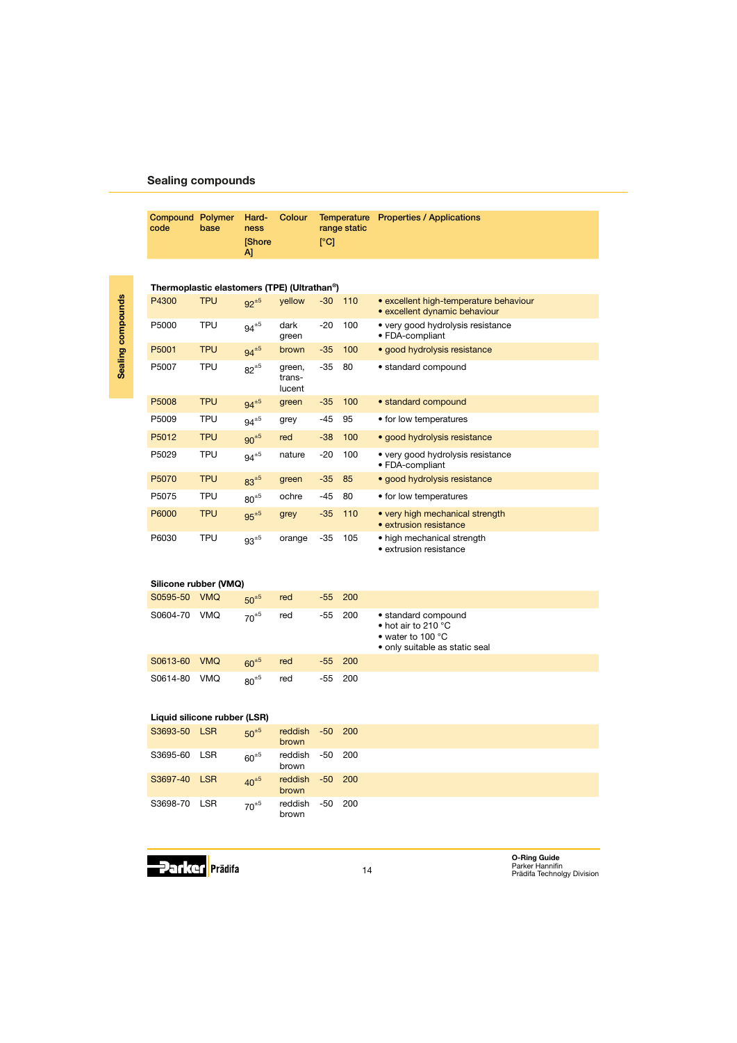## Sealing compounds

| Compound code | Polymer base | Hard­ness [Shore A] | Colour | Temperature range static [°C] | | Properties / Applications |
|---|---|---|---|---|---|---|
| **Thermoplastic elastomers (TPE) (Ultrathan®)** | | | | | | |
| P4300 | TPU | $92^{\pm 5}$ | yellow | -30 | 110 | • excellent high-temperature behaviour<br>• excellent dynamic behaviour |
| P5000 | TPU | $94^{\pm 5}$ | dark green | -20 | 100 | • very good hydrolysis resistance<br>• FDA-compliant |
| P5001 | TPU | $94^{\pm 5}$ | brown | -35 | 100 | • good hydrolysis resistance |
| P5007 | TPU | $82^{\pm 5}$ | green, trans­lucent | -35 | 80 | • standard compound |
| P5008 | TPU | $94^{\pm 5}$ | green | -35 | 100 | • standard compound |
| P5009 | TPU | $94^{\pm 5}$ | grey | -45 | 95 | • for low temperatures |
| P5012 | TPU | $90^{\pm 5}$ | red | -38 | 100 | • good hydrolysis resistance |
| P5029 | TPU | $94^{\pm 5}$ | nature | -20 | 100 | • very good hydrolysis resistance<br>• FDA-compliant |
| P5070 | TPU | $83^{\pm 5}$ | green | -35 | 85 | • good hydrolysis resistance |
| P5075 | TPU | $80^{\pm 5}$ | ochre | -45 | 80 | • for low temperatures |
| P6000 | TPU | $95^{\pm 5}$ | grey | -35 | 110 | • very high mechanical strength<br>• extrusion resistance |
| P6030 | TPU | $93^{\pm 5}$ | orange | -35 | 105 | • high mechanical strength<br>• extrusion resistance |
| **Silicone rubber (VMQ)** | | | | | | |
| S0595-50 | VMQ | $50^{\pm 5}$ | red | -55 | 200 | |
| S0604-70 | VMQ | $70^{\pm 5}$ | red | -55 | 200 | • standard compound<br>• hot air to 210 °C<br>• water to 100 °C<br>• only suitable as static seal |
| S0613-60 | VMQ | $60^{\pm 5}$ | red | -55 | 200 | |
| S0614-80 | VMQ | $80^{\pm 5}$ | red | -55 | 200 | |
| **Liquid silicone rubber (LSR)** | | | | | | |
| S3693-50 | LSR | $50^{\pm 5}$ | reddish brown | -50 | 200 | |
| S3695-60 | LSR | $60^{\pm 5}$ | reddish brown | -50 | 200 | |
| S3697-40 | LSR | $40^{\pm 5}$ | reddish brown | -50 | 200 | |
| S3698-70 | LSR | $70^{\pm 5}$ | reddish brown | -50 | 200 | |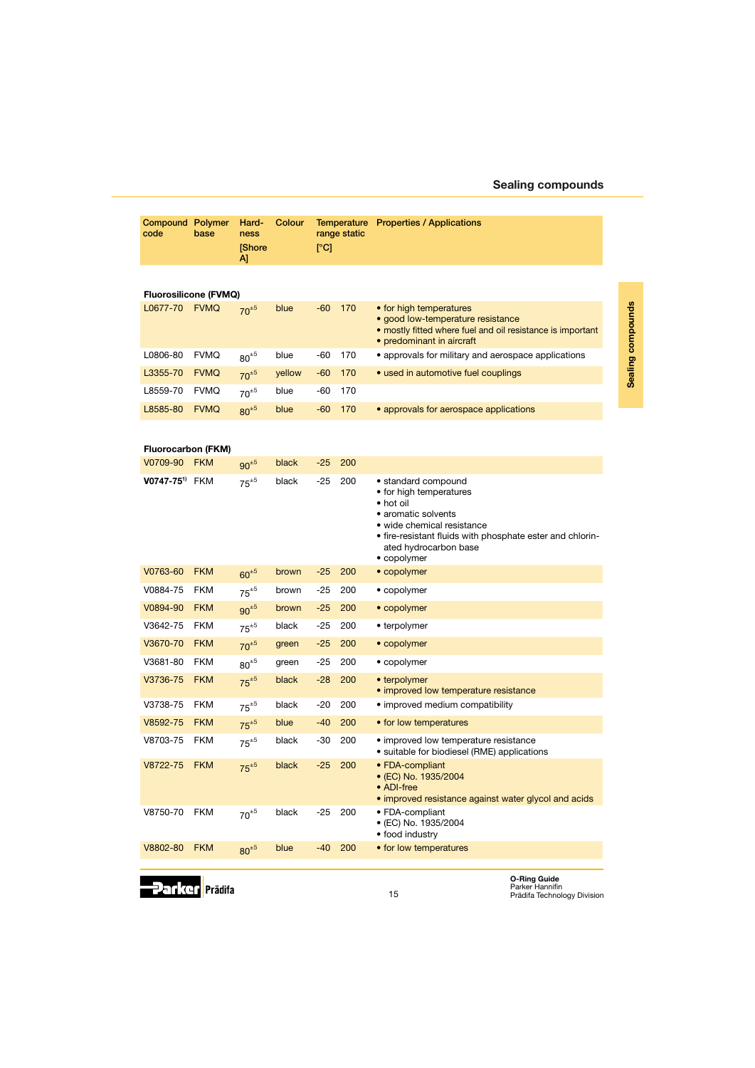## Sealing compounds

| Compound code | Polymer base | Hard-ness [Shore A] | Colour | Temperature range static [°C] | | Properties / Applications |
|---|---|---|---|---|---|---|
| **Fluorosilicone (FVMQ)** | | | | | | |
| L0677-70 | FVMQ | $70^{\pm 5}$ | blue | -60 | 170 | • for high temperatures<br>• good low-temperature resistance<br>• mostly fitted where fuel and oil resistance is important<br>• predominant in aircraft |
| L0806-80 | FVMQ | $80^{\pm 5}$ | blue | -60 | 170 | • approvals for military and aerospace applications |
| L3355-70 | FVMQ | $70^{\pm 5}$ | yellow | -60 | 170 | • used in automotive fuel couplings |
| L8559-70 | FVMQ | $70^{\pm 5}$ | blue | -60 | 170 | |
| L8585-80 | FVMQ | $80^{\pm 5}$ | blue | -60 | 170 | • approvals for aerospace applications |
| **Fluorocarbon (FKM)** | | | | | | |
| V0709-90 | FKM | $90^{\pm 5}$ | black | -25 | 200 | |
| **V0747-75**[1] | FKM | $75^{\pm 5}$ | black | -25 | 200 | • standard compound<br>• for high temperatures<br>• hot oil<br>• aromatic solvents<br>• wide chemical resistance<br>• fire-resistant fluids with phosphate ester and chlorinated hydrocarbon base<br>• copolymer |
| V0763-60 | FKM | $60^{\pm 5}$ | brown | -25 | 200 | • copolymer |
| V0884-75 | FKM | $75^{\pm 5}$ | brown | -25 | 200 | • copolymer |
| V0894-90 | FKM | $90^{\pm 5}$ | brown | -25 | 200 | • copolymer |
| V3642-75 | FKM | $75^{\pm 5}$ | black | -25 | 200 | • terpolymer |
| V3670-70 | FKM | $70^{\pm 5}$ | green | -25 | 200 | • copolymer |
| V3681-80 | FKM | $80^{\pm 5}$ | green | -25 | 200 | • copolymer |
| V3736-75 | FKM | $75^{\pm 5}$ | black | -28 | 200 | • terpolymer<br>• improved low temperature resistance |
| V3738-75 | FKM | $75^{\pm 5}$ | black | -20 | 200 | • improved medium compatibility |
| V8592-75 | FKM | $75^{\pm 5}$ | blue | -40 | 200 | • for low temperatures |
| V8703-75 | FKM | $75^{\pm 5}$ | black | -30 | 200 | • improved low temperature resistance<br>• suitable for biodiesel (RME) applications |
| V8722-75 | FKM | $75^{\pm 5}$ | black | -25 | 200 | • FDA-compliant<br>• (EC) No. 1935/2004<br>• ADI-free<br>• improved resistance against water glycol and acids |
| V8750-70 | FKM | $70^{\pm 5}$ | black | -25 | 200 | • FDA-compliant<br>• (EC) No. 1935/2004<br>• food industry |
| V8802-80 | FKM | $80^{\pm 5}$ | blue | -40 | 200 | • for low temperatures |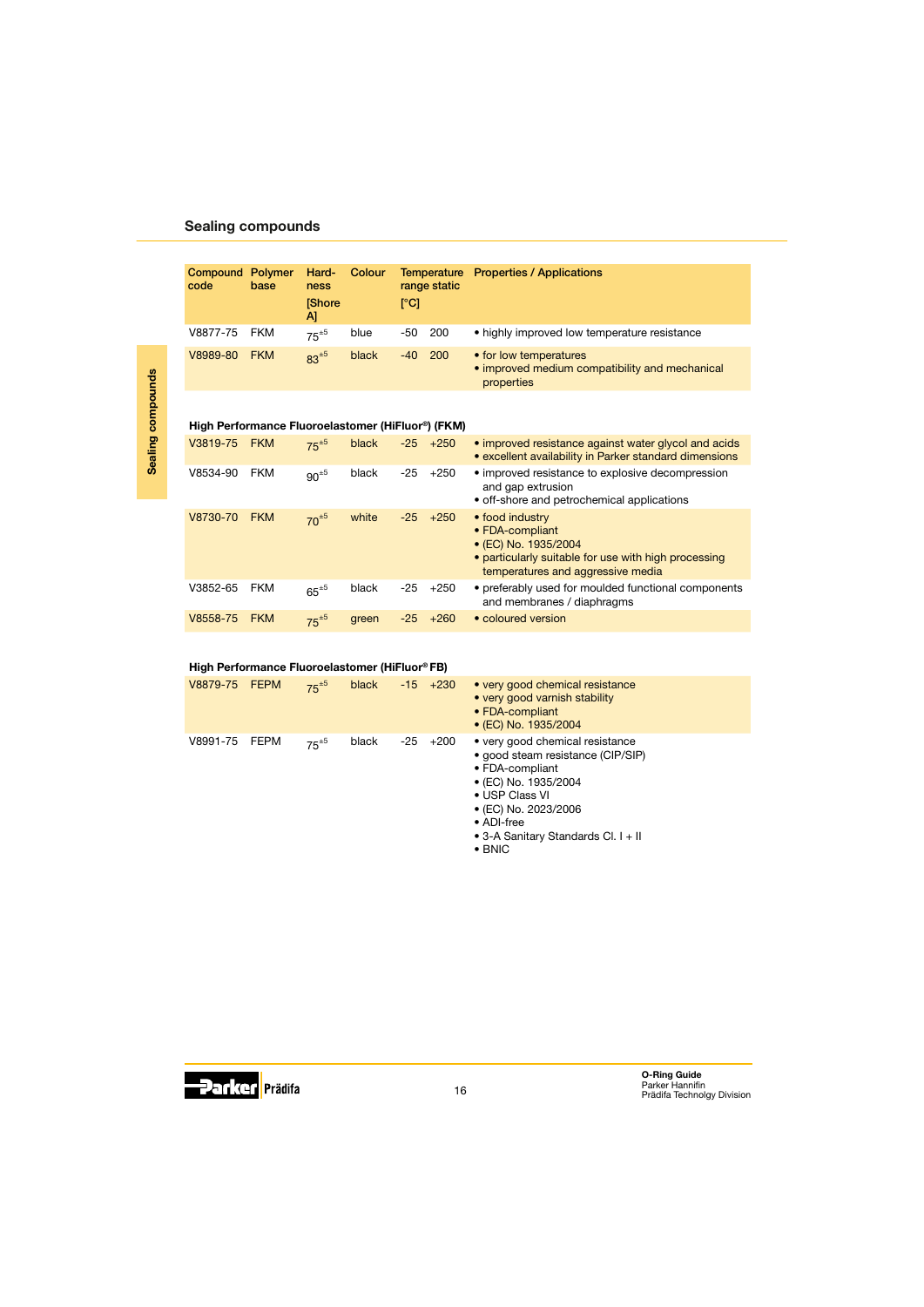## Sealing compounds

| Compound code | Polymer base | Hard-ness [Shore A] | Colour | Temperature range static [°C] | | Properties / Applications |
|---|---|---|---|---|---|---|
| V8877-75 | FKM | $75^{\pm5}$ | blue | -50 | 200 | • highly improved low temperature resistance |
| V8989-80 | FKM | $83^{\pm5}$ | black | -40 | 200 | • for low temperatures<br>• improved medium compatibility and mechanical properties |
| **High Performance Fluoroelastomer (HiFluor®) (FKM)** | | | | | | |
| V3819-75 | FKM | $75^{\pm5}$ | black | -25 | +250 | • improved resistance against water glycol and acids<br>• excellent availability in Parker standard dimensions |
| V8534-90 | FKM | $90^{\pm5}$ | black | -25 | +250 | • improved resistance to explosive decompression and gap extrusion<br>• off-shore and petrochemical applications |
| V8730-70 | FKM | $70^{\pm5}$ | white | -25 | +250 | • food industry<br>• FDA-compliant<br>• (EC) No. 1935/2004<br>• particularly suitable for use with high processing temperatures and aggressive media |
| V3852-65 | FKM | $65^{\pm5}$ | black | -25 | +250 | • preferably used for moulded functional components and membranes / diaphragms |
| V8558-75 | FKM | $75^{\pm5}$ | green | -25 | +260 | • coloured version |
| **High Performance Fluoroelastomer (HiFluor® FB)** | | | | | | |
| V8879-75 | FEPM | $75^{\pm5}$ | black | -15 | +230 | • very good chemical resistance<br>• very good varnish stability<br>• FDA-compliant<br>• (EC) No. 1935/2004 |
| V8991-75 | FEPM | $75^{\pm5}$ | black | -25 | +200 | • very good chemical resistance<br>• good steam resistance (CIP/SIP)<br>• FDA-compliant<br>• (EC) No. 1935/2004<br>• USP Class VI<br>• (EC) No. 2023/2006<br>• ADI-free<br>• 3-A Sanitary Standards Cl. I + II<br>• BNIC |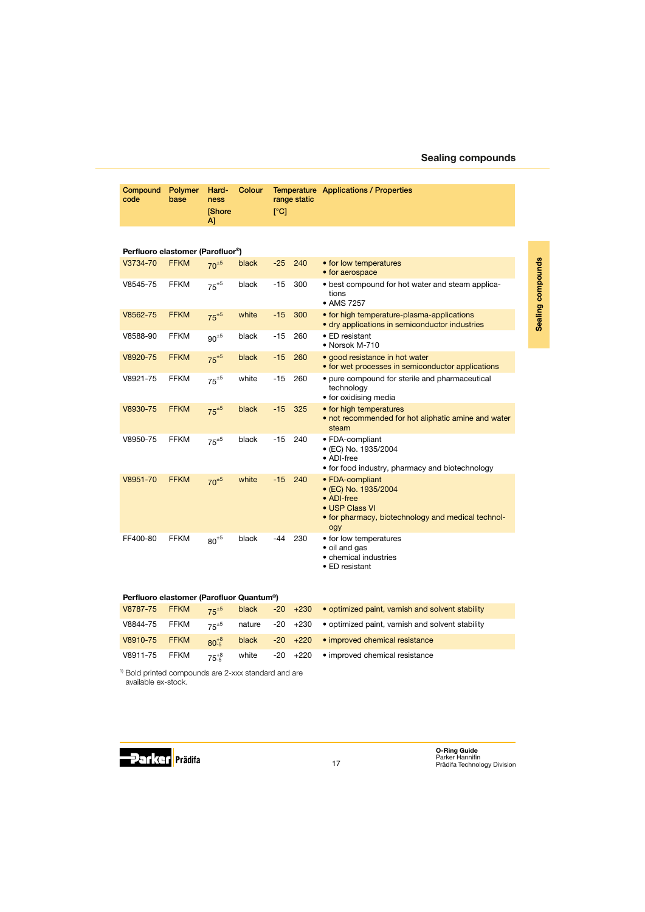## Sealing compounds

| Compound code | Polymer base | Hard-ness [Shore A] | Colour | Temperature range static [°C] | | Applications / Properties |
|---|---|---|---|---|---|---|
| **Perfluoro elastomer (Parofluor®)** | | | | | | |
| V3734-70 | FFKM | $70^{\pm5}$ | black | -25 | 240 | • for low temperatures<br>• for aerospace |
| V8545-75 | FFKM | $75^{\pm5}$ | black | -15 | 300 | • best compound for hot water and steam applications<br>• AMS 7257 |
| V8562-75 | FFKM | $75^{\pm5}$ | white | -15 | 300 | • for high temperature-plasma-applications<br>• dry applications in semiconductor industries |
| V8588-90 | FFKM | $90^{\pm5}$ | black | -15 | 260 | • ED resistant<br>• Norsok M-710 |
| V8920-75 | FFKM | $75^{\pm5}$ | black | -15 | 260 | • good resistance in hot water<br>• for wet processes in semiconductor applications |
| V8921-75 | FFKM | $75^{\pm5}$ | white | -15 | 260 | • pure compound for sterile and pharmaceutical technology<br>• for oxidising media |
| V8930-75 | FFKM | $75^{\pm5}$ | black | -15 | 325 | • for high temperatures<br>• not recommended for hot aliphatic amine and water steam |
| V8950-75 | FFKM | $75^{\pm5}$ | black | -15 | 240 | • FDA-compliant<br>• (EC) No. 1935/2004<br>• ADI-free<br>• for food industry, pharmacy and biotechnology |
| V8951-70 | FFKM | $70^{\pm5}$ | white | -15 | 240 | • FDA-compliant<br>• (EC) No. 1935/2004<br>• ADI-free<br>• USP Class VI<br>• for pharmacy, biotechnology and medical technology |
| FF400-80 | FFKM | $80^{\pm5}$ | black | -44 | 230 | • for low temperatures<br>• oil and gas<br>• chemical industries<br>• ED resistant |
| **Perfluoro elastomer (Parofluor Quantum®)** | | | | | | |
| V8787-75 | FFKM | $75^{\pm5}$ | black | -20 | +230 | • optimized paint, varnish and solvent stability |
| V8844-75 | FFKM | $75^{\pm5}$ | nature | -20 | +230 | • optimized paint, varnish and solvent stability |
| V8910-75 | FFKM | $80^{+8}_{-5}$ | black | -20 | +220 | • improved chemical resistance |
| V8911-75 | FFKM | $75^{+8}_{-5}$ | white | -20 | +220 | • improved chemical resistance |

[1] Bold printed compounds are 2-xxx standard and are available ex-stock.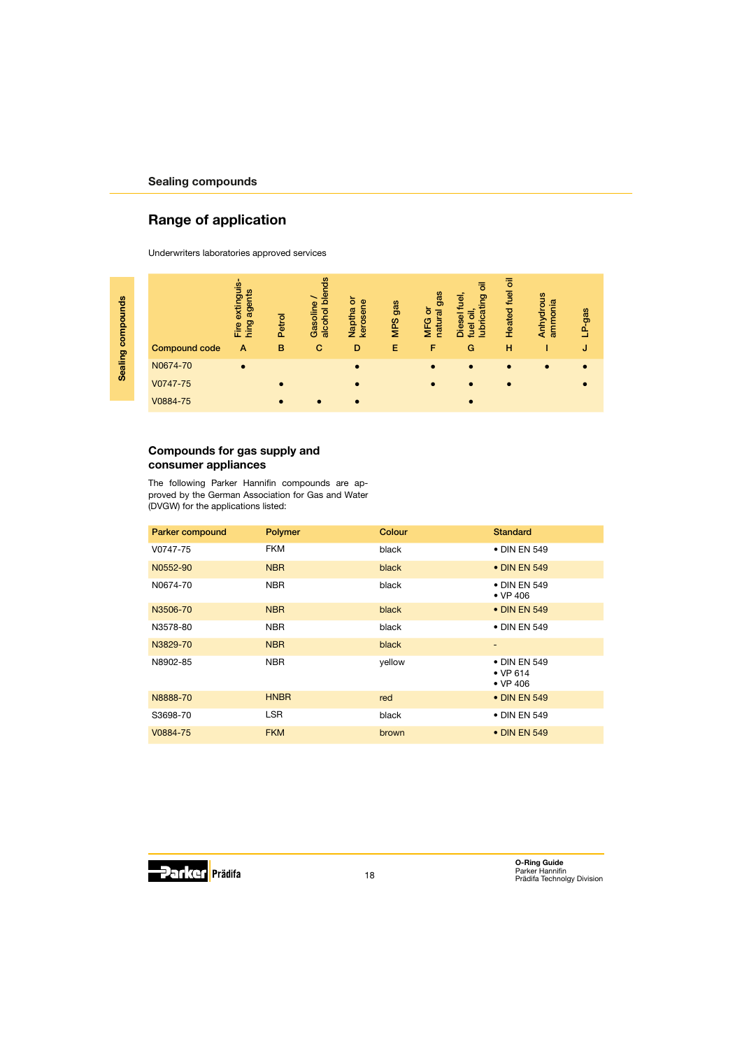## Range of application

Underwriters laboratories approved services

| Compound code | Fire extinguishing agents<br>A | Petrol<br>B | Gasoline / alcohol blends<br>C | Naptha or kerosene<br>D | MPS gas<br>E | MFG or natural gas<br>F | Diesel fuel, fuel oil, lubricating oil<br>G | Heated fuel oil<br>H | Anhydrous ammonia<br>I | LP-gas<br>J |
|---|---|---|---|---|---|---|---|---|---|---|
| N0674-70 | • | | | • | | • | • | • | • | • |
| V0747-75 | | • | | • | | • | • | • | | • |
| V0884-75 | | • | • | • | | | • | | | |

## Compounds for gas supply and consumer appliances

The following Parker Hannifin compounds are approved by the German Association for Gas and Water (DVGW) for the applications listed:

| Parker compound | Polymer | Colour | Standard |
|---|---|---|---|
| V0747-75 | FKM | black | • DIN EN 549 |
| N0552-90 | NBR | black | • DIN EN 549 |
| N0674-70 | NBR | black | • DIN EN 549<br>• VP 406 |
| N3506-70 | NBR | black | • DIN EN 549 |
| N3578-80 | NBR | black | • DIN EN 549 |
| N3829-70 | NBR | black | - |
| N8902-85 | NBR | yellow | • DIN EN 549<br>• VP 614<br>• VP 406 |
| N8888-70 | HNBR | red | • DIN EN 549 |
| S3698-70 | LSR | black | • DIN EN 549 |
| V0884-75 | FKM | brown | • DIN EN 549 |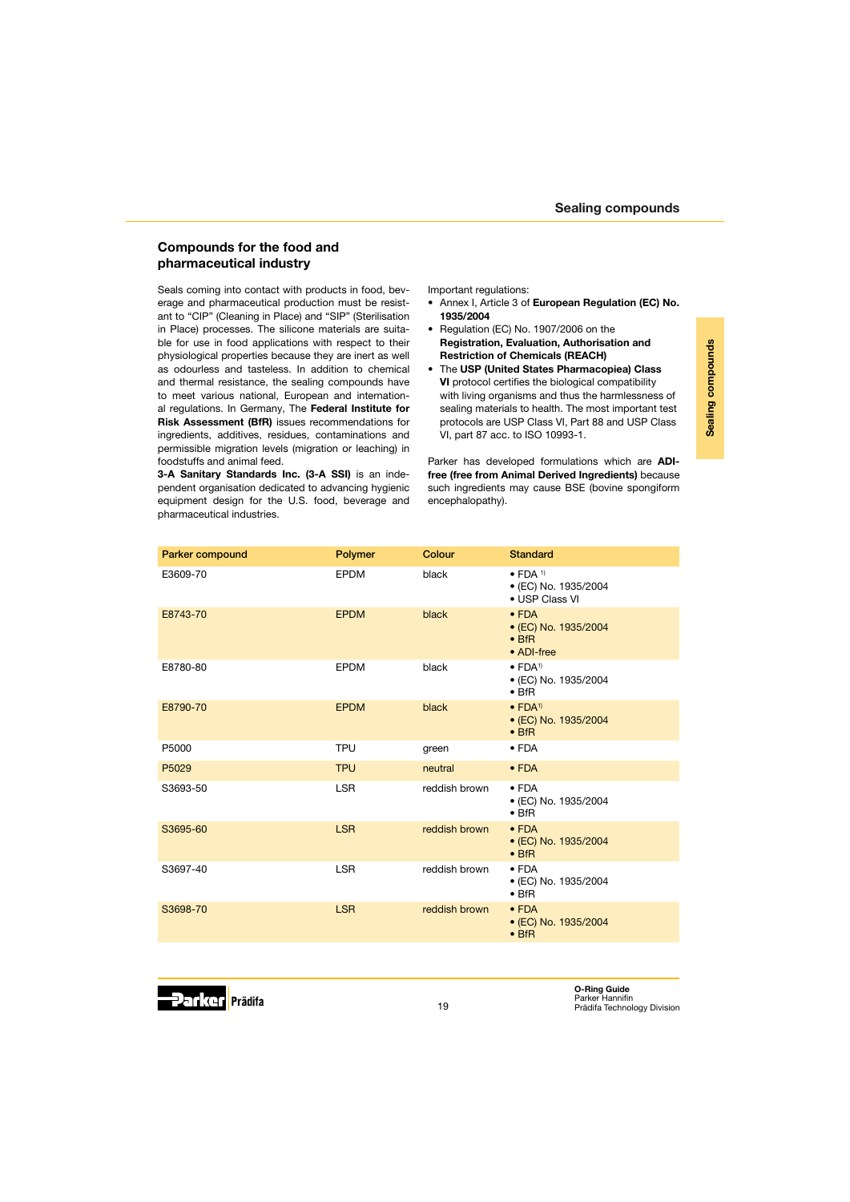## Compounds for the food and pharmaceutical industry

Seals coming into contact with products in food, beverage and pharmaceutical production must be resistant to "CIP" (Cleaning in Place) and "SIP" (Sterilisation in Place) processes. The silicone materials are suitable for use in food applications with respect to their physiological properties because they are inert as well as odourless and tasteless. In addition to chemical and thermal resistance, the sealing compounds have to meet various national, European and international regulations. In Germany, The **Federal Institute for Risk Assessment (BfR)** issues recommendations for ingredients, additives, residues, contaminations and permissible migration levels (migration or leaching) in foodstuffs and animal feed.

**3-A Sanitary Standards Inc. (3-A SSI)** is an independent organisation dedicated to advancing hygienic equipment design for the U.S. food, beverage and pharmaceutical industries.

Important regulations:

- Annex I, Article 3 of **European Regulation (EC) No. 1935/2004**
- Regulation (EC) No. 1907/2006 on the **Registration, Evaluation, Authorisation and Restriction of Chemicals (REACH)**
- The **USP (United States Pharmacopiea) Class VI** protocol certifies the biological compatibility with living organisms and thus the harmlessness of sealing materials to health. The most important test protocols are USP Class VI, Part 88 and USP Class VI, part 87 acc. to ISO 10993-1.

Parker has developed formulations which are **ADI-free (free from Animal Derived Ingredients)** because such ingredients may cause BSE (bovine spongiform encephalopathy).

| Parker compound | Polymer | Colour | Standard |
|---|---|---|---|
| E3609-70 | EPDM | black | • FDA [1]<br>• (EC) No. 1935/2004<br>• USP Class VI |
| E8743-70 | EPDM | black | • FDA<br>• (EC) No. 1935/2004<br>• BfR<br>• ADI-free |
| E8780-80 | EPDM | black | • FDA[1]<br>• (EC) No. 1935/2004<br>• BfR |
| E8790-70 | EPDM | black | • FDA[1]<br>• (EC) No. 1935/2004<br>• BfR |
| P5000 | TPU | green | • FDA |
| P5029 | TPU | neutral | • FDA |
| S3693-50 | LSR | reddish brown | • FDA<br>• (EC) No. 1935/2004<br>• BfR |
| S3695-60 | LSR | reddish brown | • FDA<br>• (EC) No. 1935/2004<br>• BfR |
| S3697-40 | LSR | reddish brown | • FDA<br>• (EC) No. 1935/2004<br>• BfR |
| S3698-70 | LSR | reddish brown | • FDA<br>• (EC) No. 1935/2004<br>• BfR |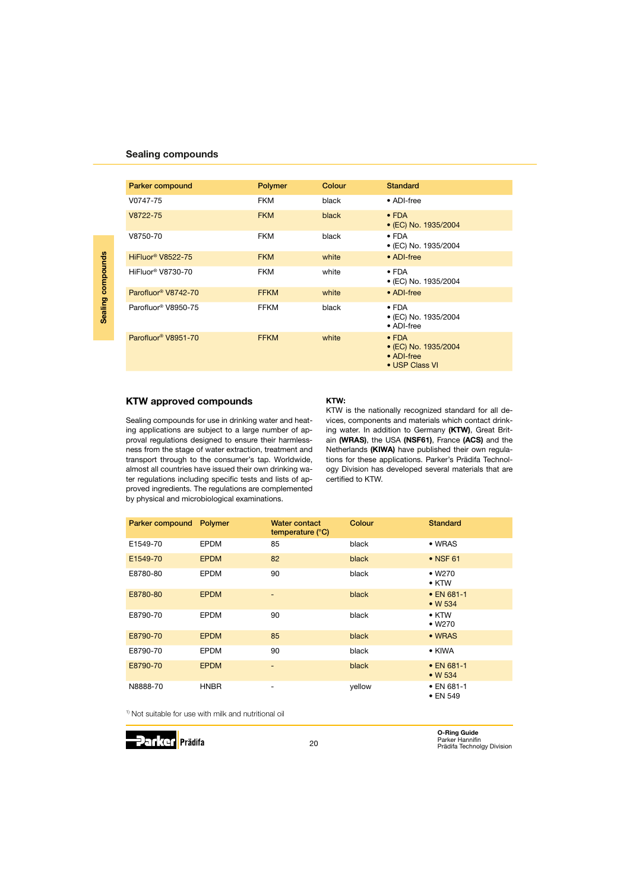## Sealing compounds

| Parker compound | Polymer | Colour | Standard |
|---|---|---|---|
| V0747-75 | FKM | black | • ADI-free |
| V8722-75 | FKM | black | • FDA<br>• (EC) No. 1935/2004 |
| V8750-70 | FKM | black | • FDA<br>• (EC) No. 1935/2004 |
| HiFluor® V8522-75 | FKM | white | • ADI-free |
| HiFluor® V8730-70 | FKM | white | • FDA<br>• (EC) No. 1935/2004 |
| Parofluor® V8742-70 | FFKM | white | • ADI-free |
| Parofluor® V8950-75 | FFKM | black | • FDA<br>• (EC) No. 1935/2004<br>• ADI-free |
| Parofluor® V8951-70 | FFKM | white | • FDA<br>• (EC) No. 1935/2004<br>• ADI-free<br>• USP Class VI |

## KTW approved compounds

Sealing compounds for use in drinking water and heating applications are subject to a large number of approval regulations designed to ensure their harmlessness from the stage of water extraction, treatment and transport through to the consumer's tap. Worldwide, almost all countries have issued their own drinking water regulations including specific tests and lists of approved ingredients. The regulations are complemented by physical and microbiological examinations.

**KTW:**
KTW is the nationally recognized standard for all devices, components and materials which contact drinking water. In addition to Germany **(KTW)**, Great Britain **(WRAS)**, the USA **(NSF61)**, France **(ACS)** and the Netherlands **(KIWA)** have published their own regulations for these applications. Parker's Prädifa Technology Division has developed several materials that are certified to KTW.

| Parker compound | Polymer | Water contact temperature (°C) | Colour | Standard |
|---|---|---|---|---|
| E1549-70 | EPDM | 85 | black | • WRAS |
| E1549-70 | EPDM | 82 | black | • NSF 61 |
| E8780-80 | EPDM | 90 | black | • W270<br>• KTW |
| E8780-80 | EPDM | - | black | • EN 681-1<br>• W 534 |
| E8790-70 | EPDM | 90 | black | • KTW<br>• W270 |
| E8790-70 | EPDM | 85 | black | • WRAS |
| E8790-70 | EPDM | 90 | black | • KIWA |
| E8790-70 | EPDM | - | black | • EN 681-1<br>• W 534 |
| N8888-70 | HNBR | - | yellow | • EN 681-1<br>• EN 549 |

[1] Not suitable for use with milk and nutritional oil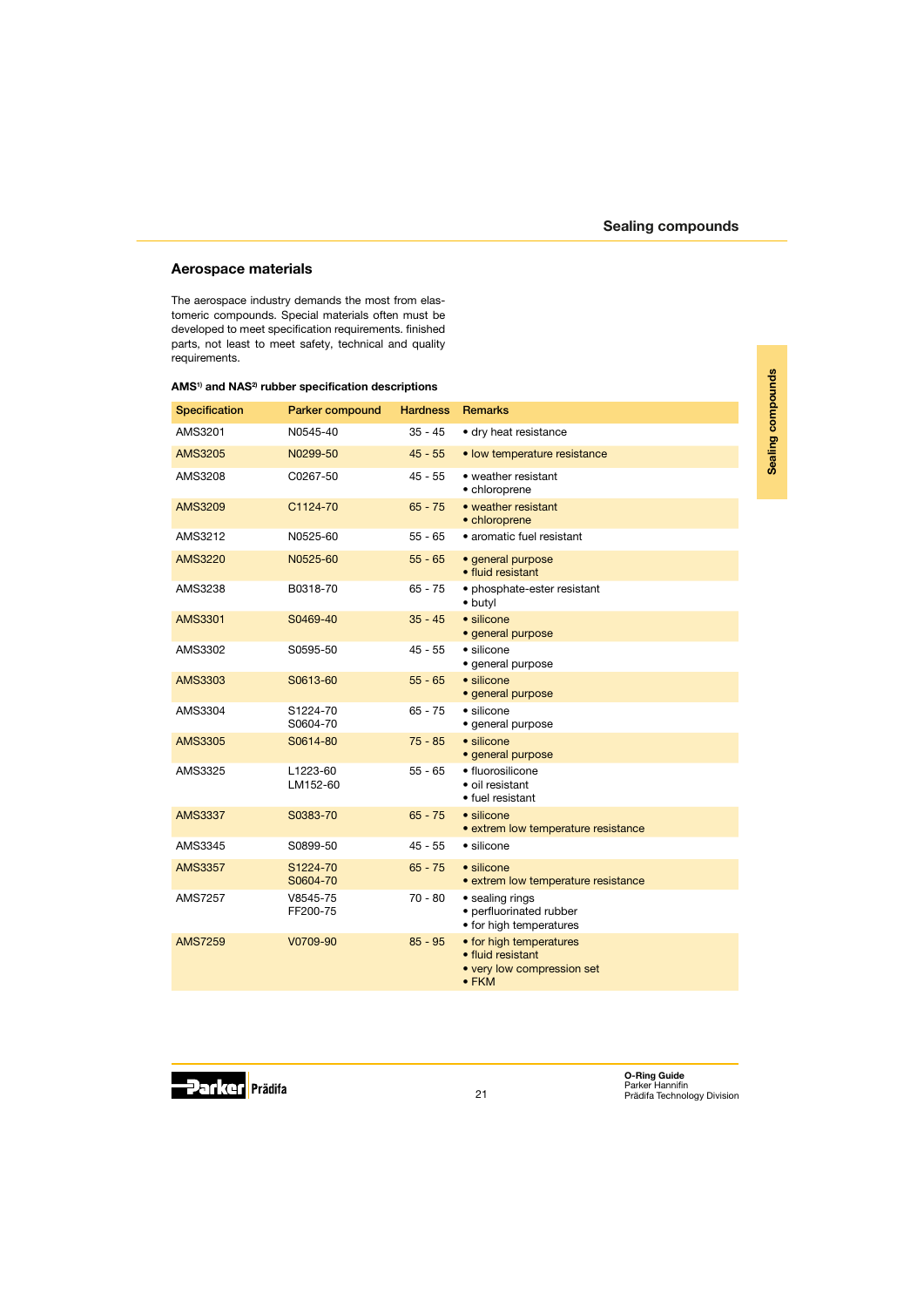## Aerospace materials

The aerospace industry demands the most from elastomeric compounds. Special materials often must be developed to meet specification requirements. finished parts, not least to meet safety, technical and quality requirements.

**AMS[1] and NAS[2] rubber specification descriptions**

| Specification | Parker compound | Hardness | Remarks |
|---|---|---|---|
| AMS3201 | N0545-40 | 35 - 45 | • dry heat resistance |
| AMS3205 | N0299-50 | 45 - 55 | • low temperature resistance |
| AMS3208 | C0267-50 | 45 - 55 | • weather resistant<br>• chloroprene |
| AMS3209 | C1124-70 | 65 - 75 | • weather resistant<br>• chloroprene |
| AMS3212 | N0525-60 | 55 - 65 | • aromatic fuel resistant |
| AMS3220 | N0525-60 | 55 - 65 | • general purpose<br>• fluid resistant |
| AMS3238 | B0318-70 | 65 - 75 | • phosphate-ester resistant<br>• butyl |
| AMS3301 | S0469-40 | 35 - 45 | • silicone<br>• general purpose |
| AMS3302 | S0595-50 | 45 - 55 | • silicone<br>• general purpose |
| AMS3303 | S0613-60 | 55 - 65 | • silicone<br>• general purpose |
| AMS3304 | S1224-70<br>S0604-70 | 65 - 75 | • silicone<br>• general purpose |
| AMS3305 | S0614-80 | 75 - 85 | • silicone<br>• general purpose |
| AMS3325 | L1223-60<br>LM152-60 | 55 - 65 | • fluorosilicone<br>• oil resistant<br>• fuel resistant |
| AMS3337 | S0383-70 | 65 - 75 | • silicone<br>• extrem low temperature resistance |
| AMS3345 | S0899-50 | 45 - 55 | • silicone |
| AMS3357 | S1224-70<br>S0604-70 | 65 - 75 | • silicone<br>• extrem low temperature resistance |
| AMS7257 | V8545-75<br>FF200-75 | 70 - 80 | • sealing rings<br>• perfluorinated rubber<br>• for high temperatures |
| AMS7259 | V0709-90 | 85 - 95 | • for high temperatures<br>• fluid resistant<br>• very low compression set<br>• FKM |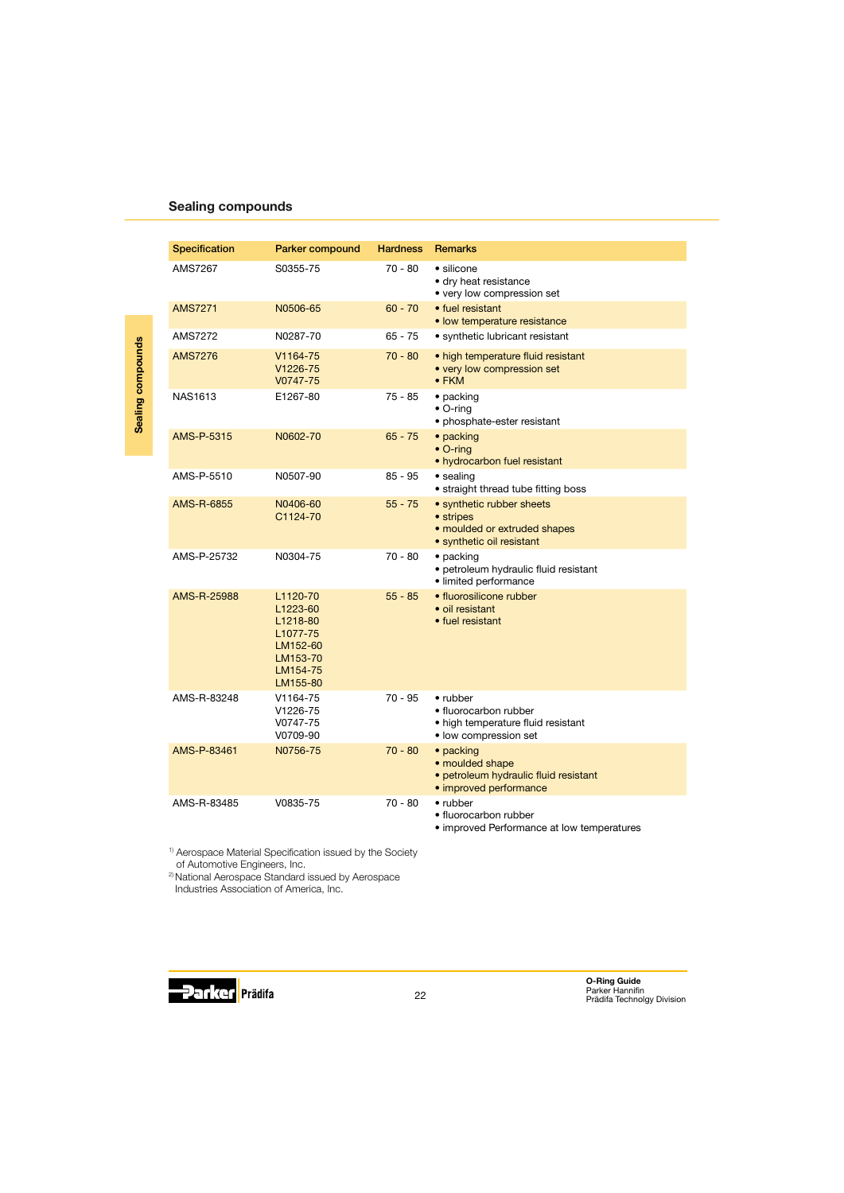## Sealing compounds

| Specification | Parker compound | Hardness | Remarks |
|---|---|---|---|
| AMS7267 | S0355-75 | 70 - 80 | • silicone<br>• dry heat resistance<br>• very low compression set |
| AMS7271 | N0506-65 | 60 - 70 | • fuel resistant<br>• low temperature resistance |
| AMS7272 | N0287-70 | 65 - 75 | • synthetic lubricant resistant |
| AMS7276 | V1164-75<br>V1226-75<br>V0747-75 | 70 - 80 | • high temperature fluid resistant<br>• very low compression set<br>• FKM |
| NAS1613 | E1267-80 | 75 - 85 | • packing<br>• O-ring<br>• phosphate-ester resistant |
| AMS-P-5315 | N0602-70 | 65 - 75 | • packing<br>• O-ring<br>• hydrocarbon fuel resistant |
| AMS-P-5510 | N0507-90 | 85 - 95 | • sealing<br>• straight thread tube fitting boss |
| AMS-R-6855 | N0406-60<br>C1124-70 | 55 - 75 | • synthetic rubber sheets<br>• stripes<br>• moulded or extruded shapes<br>• synthetic oil resistant |
| AMS-P-25732 | N0304-75 | 70 - 80 | • packing<br>• petroleum hydraulic fluid resistant<br>• limited performance |
| AMS-R-25988 | L1120-70<br>L1223-60<br>L1218-80<br>L1077-75<br>LM152-60<br>LM153-70<br>LM154-75<br>LM155-80 | 55 - 85 | • fluorosilicone rubber<br>• oil resistant<br>• fuel resistant |
| AMS-R-83248 | V1164-75<br>V1226-75<br>V0747-75<br>V0709-90 | 70 - 95 | • rubber<br>• fluorocarbon rubber<br>• high temperature fluid resistant<br>• low compression set |
| AMS-P-83461 | N0756-75 | 70 - 80 | • packing<br>• moulded shape<br>• petroleum hydraulic fluid resistant<br>• improved performance |
| AMS-R-83485 | V0835-75 | 70 - 80 | • rubber<br>• fluorocarbon rubber<br>• improved Performance at low temperatures |

[1] Aerospace Material Specification issued by the Society of Automotive Engineers, Inc.

[2] National Aerospace Standard issued by Aerospace Industries Association of America, Inc.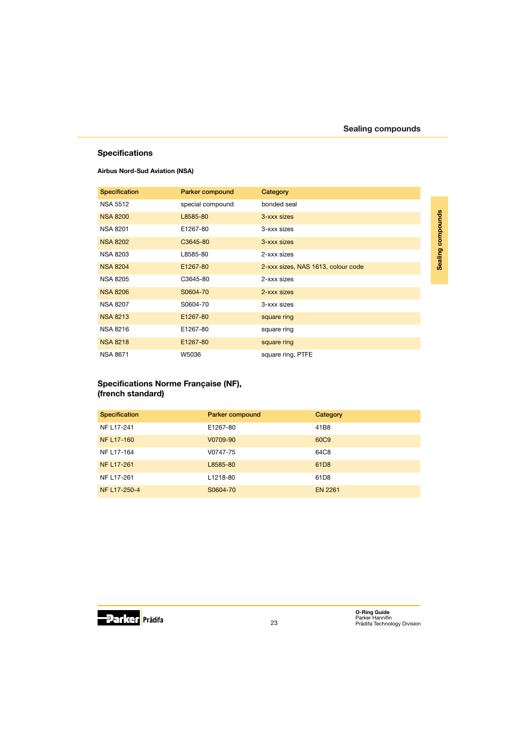## Specifications

**Airbus Nord-Sud Aviation (NSA)**

| Specification | Parker compound | Category |
|---|---|---|
| NSA 5512 | special compound | bonded seal |
| NSA 8200 | L8585-80 | 3-xxx sizes |
| NSA 8201 | E1267-80 | 3-xxx sizes |
| NSA 8202 | C3645-80 | 3-xxx sizes |
| NSA 8203 | L8585-80 | 2-xxx sizes |
| NSA 8204 | E1267-80 | 2-xxx sizes, NAS 1613, colour code |
| NSA 8205 | C3645-80 | 2-xxx sizes |
| NSA 8206 | S0604-70 | 2-xxx sizes |
| NSA 8207 | S0604-70 | 3-xxx sizes |
| NSA 8213 | E1267-80 | square ring |
| NSA 8216 | E1267-80 | square ring |
| NSA 8218 | E1267-80 | square ring |
| NSA 8671 | W5036 | square ring, PTFE |

## Specifications Norme Française (NF), (french standard)

| Specification | Parker compound | Category |
|---|---|---|
| NF L17-241 | E1267-80 | 41B8 |
| NF L17-160 | V0709-90 | 60C9 |
| NF L17-164 | V0747-75 | 64C8 |
| NF L17-261 | L8585-80 | 61D8 |
| NF L17-261 | L1218-80 | 61D8 |
| NF L17-250-4 | S0604-70 | EN 2261 |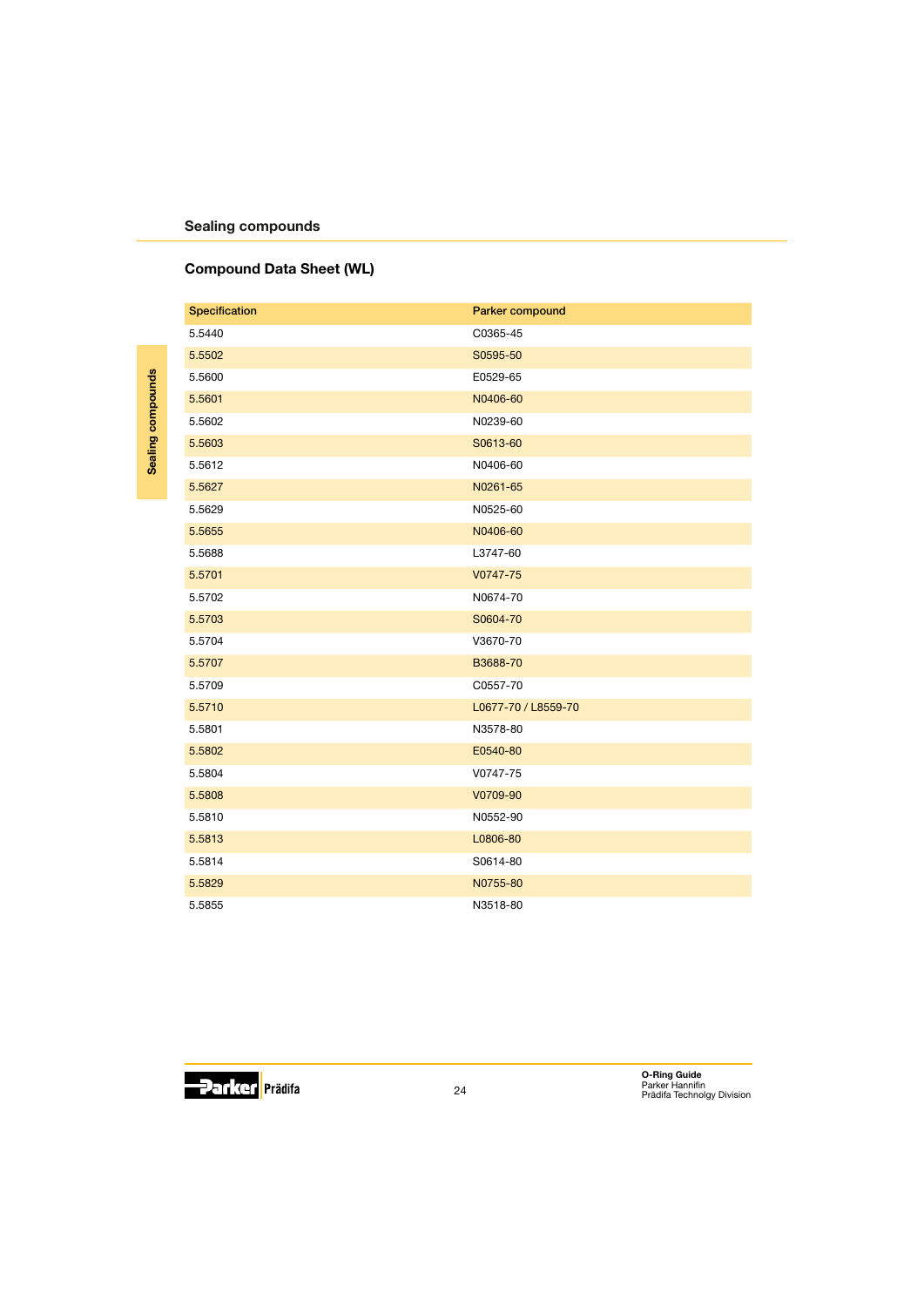## Sealing compounds

### Compound Data Sheet (WL)

| Specification | Parker compound |
|---|---|
| 5.5440 | C0365-45 |
| 5.5502 | S0595-50 |
| 5.5600 | E0529-65 |
| 5.5601 | N0406-60 |
| 5.5602 | N0239-60 |
| 5.5603 | S0613-60 |
| 5.5612 | N0406-60 |
| 5.5627 | N0261-65 |
| 5.5629 | N0525-60 |
| 5.5655 | N0406-60 |
| 5.5688 | L3747-60 |
| 5.5701 | V0747-75 |
| 5.5702 | N0674-70 |
| 5.5703 | S0604-70 |
| 5.5704 | V3670-70 |
| 5.5707 | B3688-70 |
| 5.5709 | C0557-70 |
| 5.5710 | L0677-70 / L8559-70 |
| 5.5801 | N3578-80 |
| 5.5802 | E0540-80 |
| 5.5804 | V0747-75 |
| 5.5808 | V0709-90 |
| 5.5810 | N0552-90 |
| 5.5813 | L0806-80 |
| 5.5814 | S0614-80 |
| 5.5829 | N0755-80 |
| 5.5855 | N3518-80 |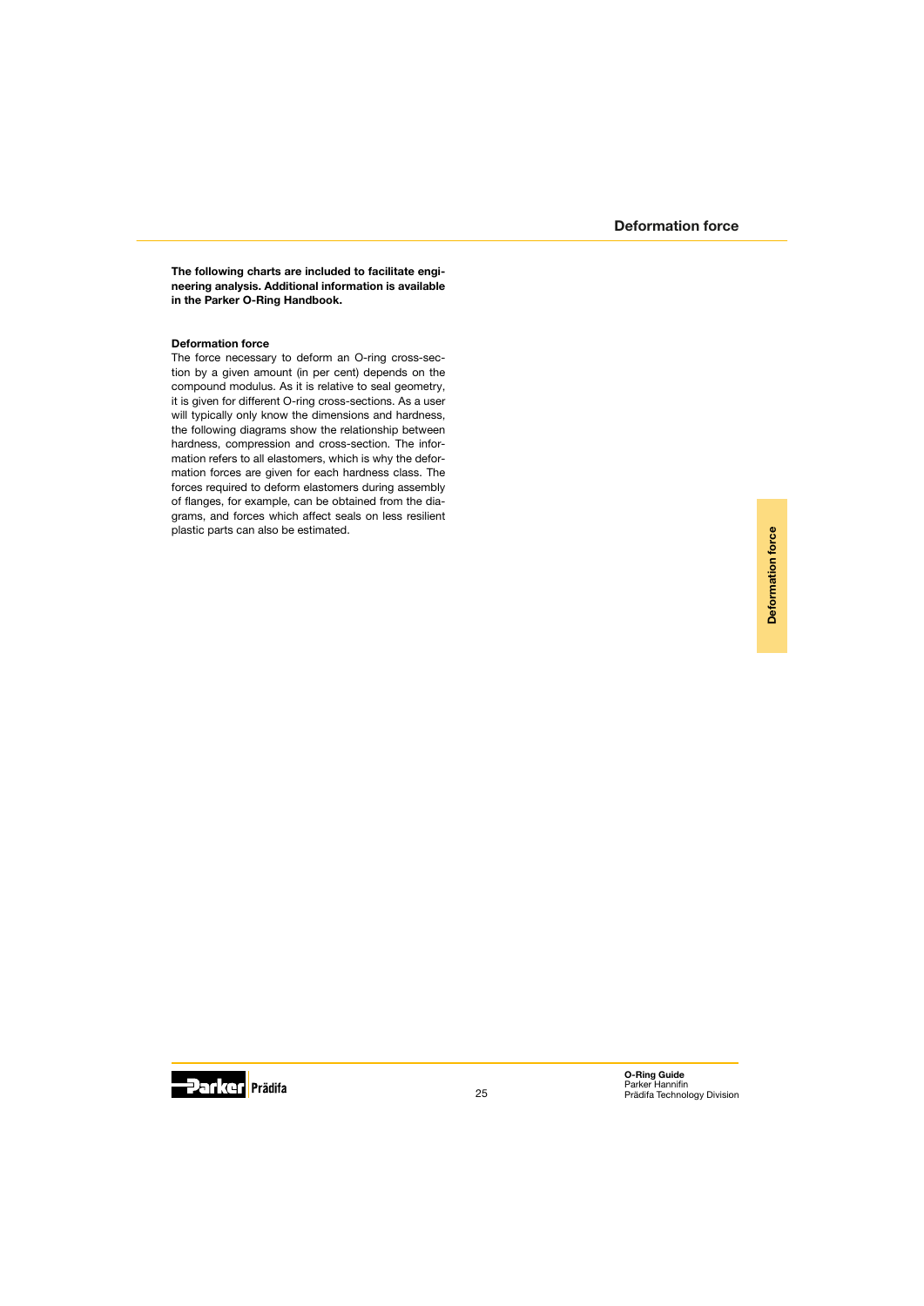# Deformation force

**The following charts are included to facilitate engineering analysis. Additional information is available in the Parker O-Ring Handbook.**

## Deformation force

The force necessary to deform an O-ring cross-section by a given amount (in per cent) depends on the compound modulus. As it is relative to seal geometry, it is given for different O-ring cross-sections. As a user will typically only know the dimensions and hardness, the following diagrams show the relationship between hardness, compression and cross-section. The information refers to all elastomers, which is why the deformation forces are given for each hardness class. The forces required to deform elastomers during assembly of flanges, for example, can be obtained from the diagrams, and forces which affect seals on less resilient plastic parts can also be estimated.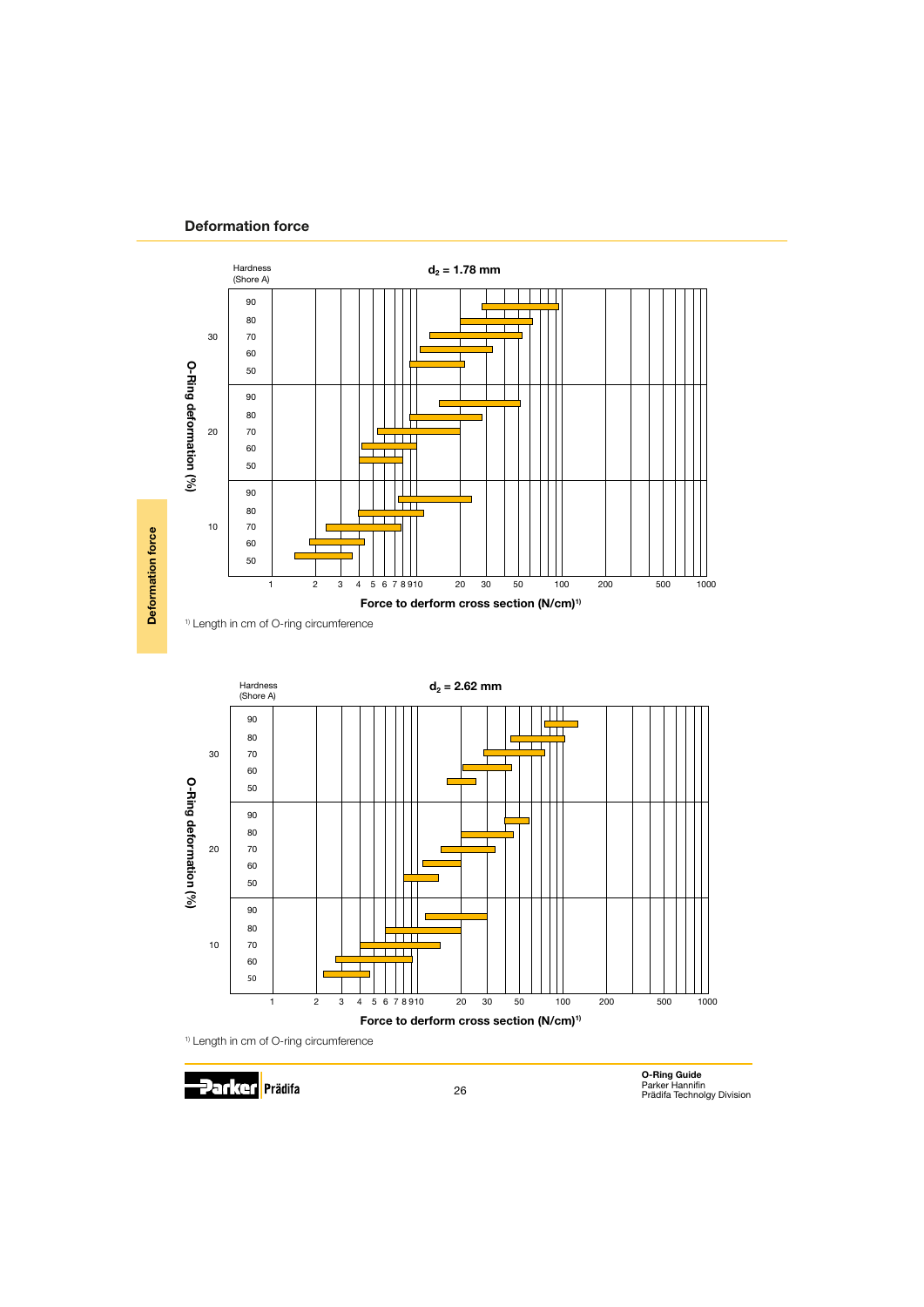## Deformation force

**$d_2$ = 1.78 mm**

Hardness (Shore A)

O-Ring deformation (%)

Force to derform cross section (N/cm)[1]

[1] Length in cm of O-ring circumference

**$d_2$ = 2.62 mm**

Hardness (Shore A)

O-Ring deformation (%)

Force to derform cross section (N/cm)[1]

[1] Length in cm of O-ring circumference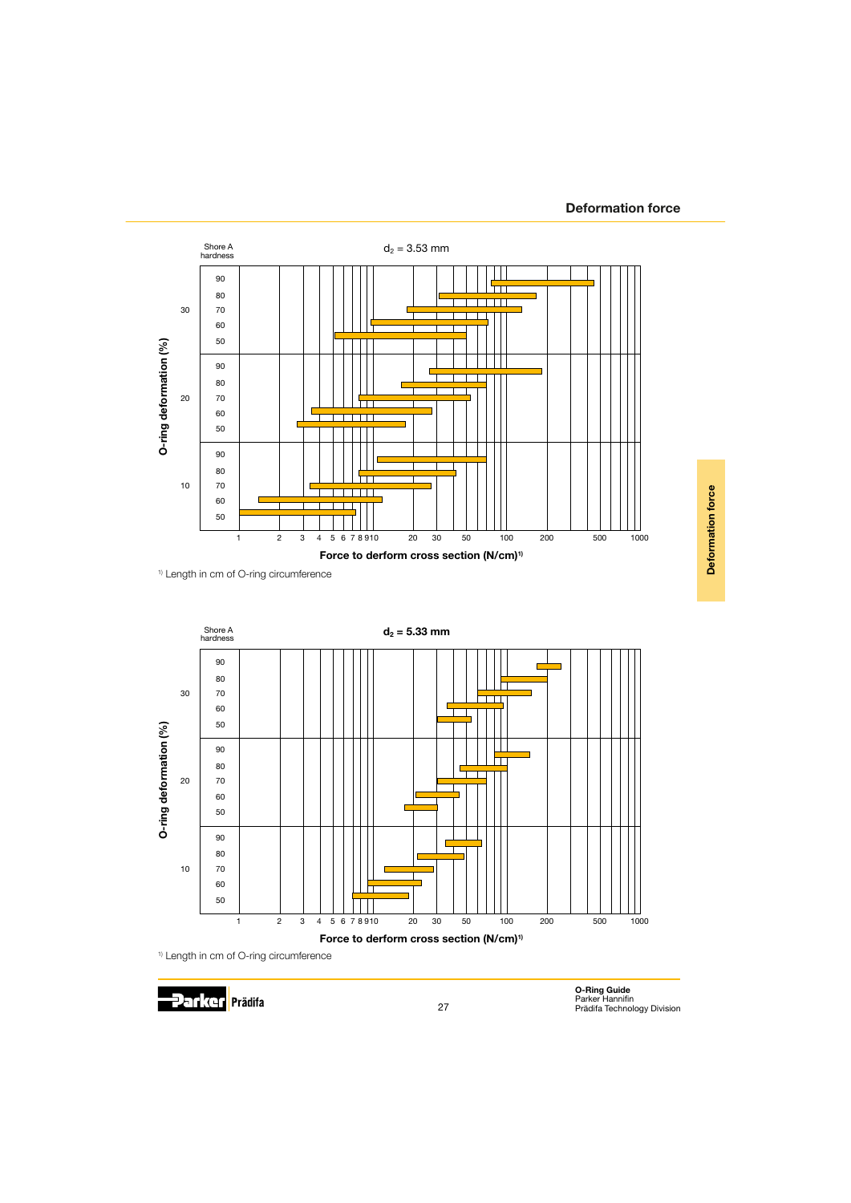## Deformation force

Shore A hardness

$d_2$ = 3.53 mm

| O-ring deformation (%) | Shore A hardness |
|---|---|
| 30 | 90, 80, 70, 60, 50 |
| 20 | 90, 80, 70, 60, 50 |
| 10 | 90, 80, 70, 60, 50 |

1 2 3 4 5 6 7 8 9 10 20 30 50 100 200 500 1000

**Force to derform cross section (N/cm)[1]**

[1] Length in cm of O-ring circumference

Shore A hardness

**$d_2$ = 5.33 mm**

| O-ring deformation (%) | Shore A hardness |
|---|---|
| 30 | 90, 80, 70, 60, 50 |
| 20 | 90, 80, 70, 60, 50 |
| 10 | 90, 80, 70, 60, 50 |

1 2 3 4 5 6 7 8 9 10 20 30 50 100 200 500 1000

**Force to derform cross section (N/cm)[1]**

[1] Length in cm of O-ring circumference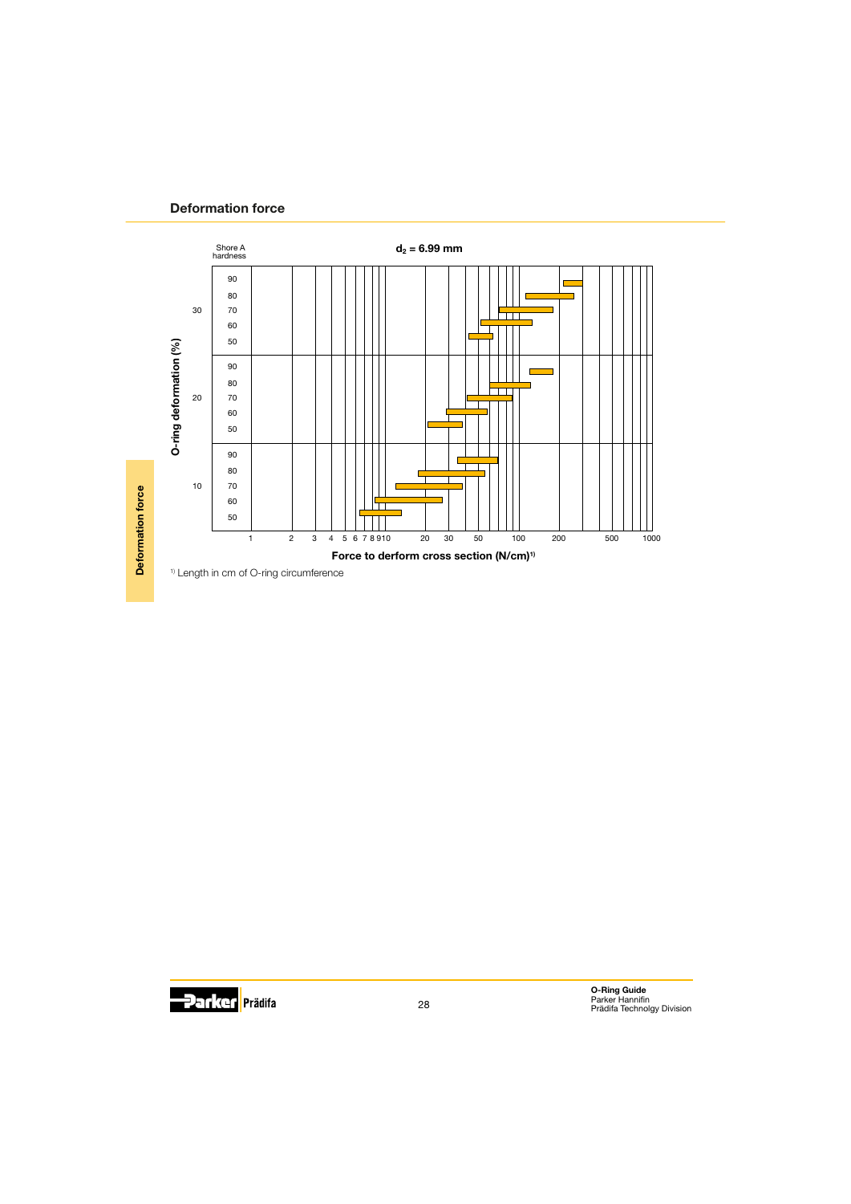## Deformation force

Shore A hardness

**$d_2$ = 6.99 mm**

O-ring deformation (%)

| O-ring deformation (%) | Shore A hardness |
|---|---|
| 30 | 90 |
| | 80 |
| | 70 |
| | 60 |
| | 50 |
| 20 | 90 |
| | 80 |
| | 70 |
| | 60 |
| | 50 |
| 10 | 90 |
| | 80 |
| | 70 |
| | 60 |
| | 50 |

1 2 3 4 5 6 7 8 9 10 20 30 50 100 200 500 1000

**Force to derform cross section (N/cm)[1)]**

[1)] Length in cm of O-ring circumference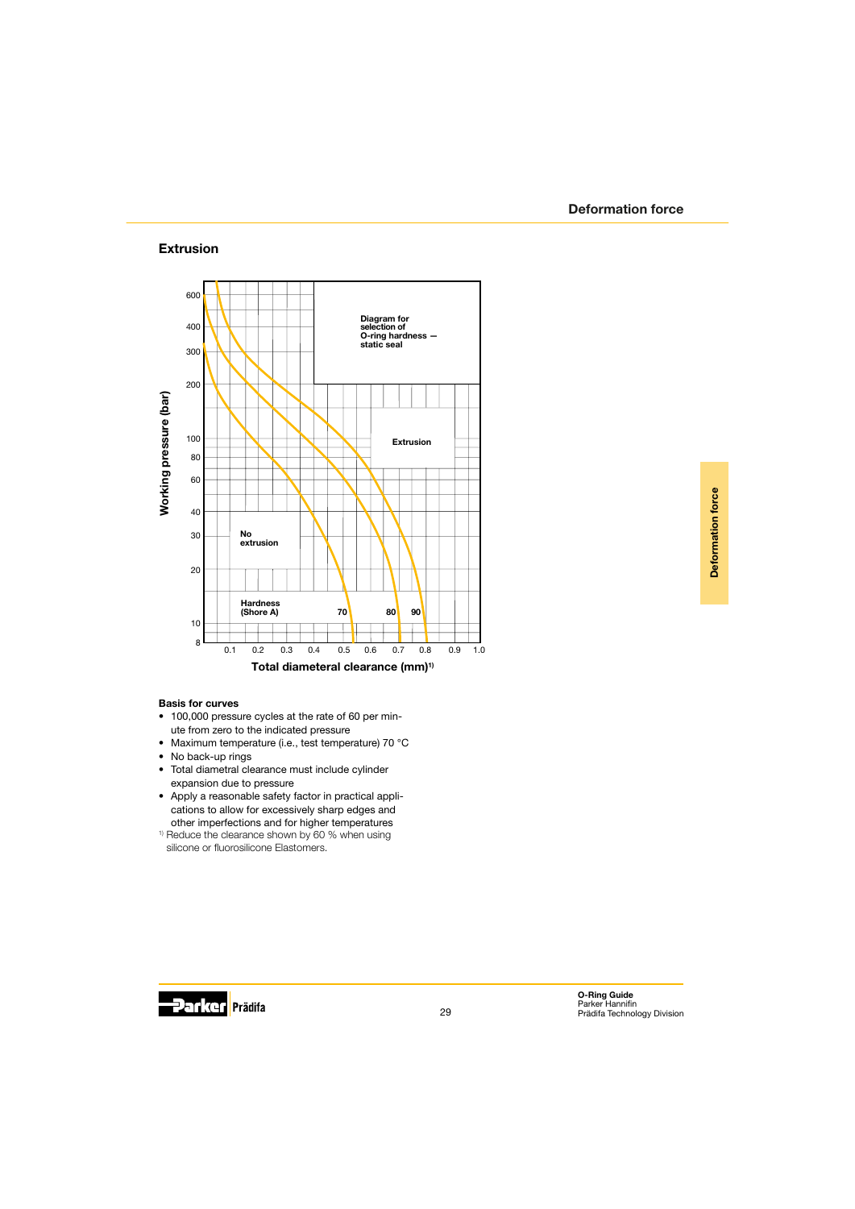## Extrusion

Diagram for selection of O-ring hardness – static seal

Working pressure (bar)

Extrusion

No extrusion

Hardness (Shore A) 70 80 90

Total diameteral clearance (mm)[1]

**Basis for curves**

- 100,000 pressure cycles at the rate of 60 per minute from zero to the indicated pressure
- Maximum temperature (i.e., test temperature) 70 °C
- No back-up rings
- Total diametral clearance must include cylinder expansion due to pressure
- Apply a reasonable safety factor in practical applications to allow for excessively sharp edges and other imperfections and for higher temperatures

[1] Reduce the clearance shown by 60 % when using silicone or fluorosilicone Elastomers.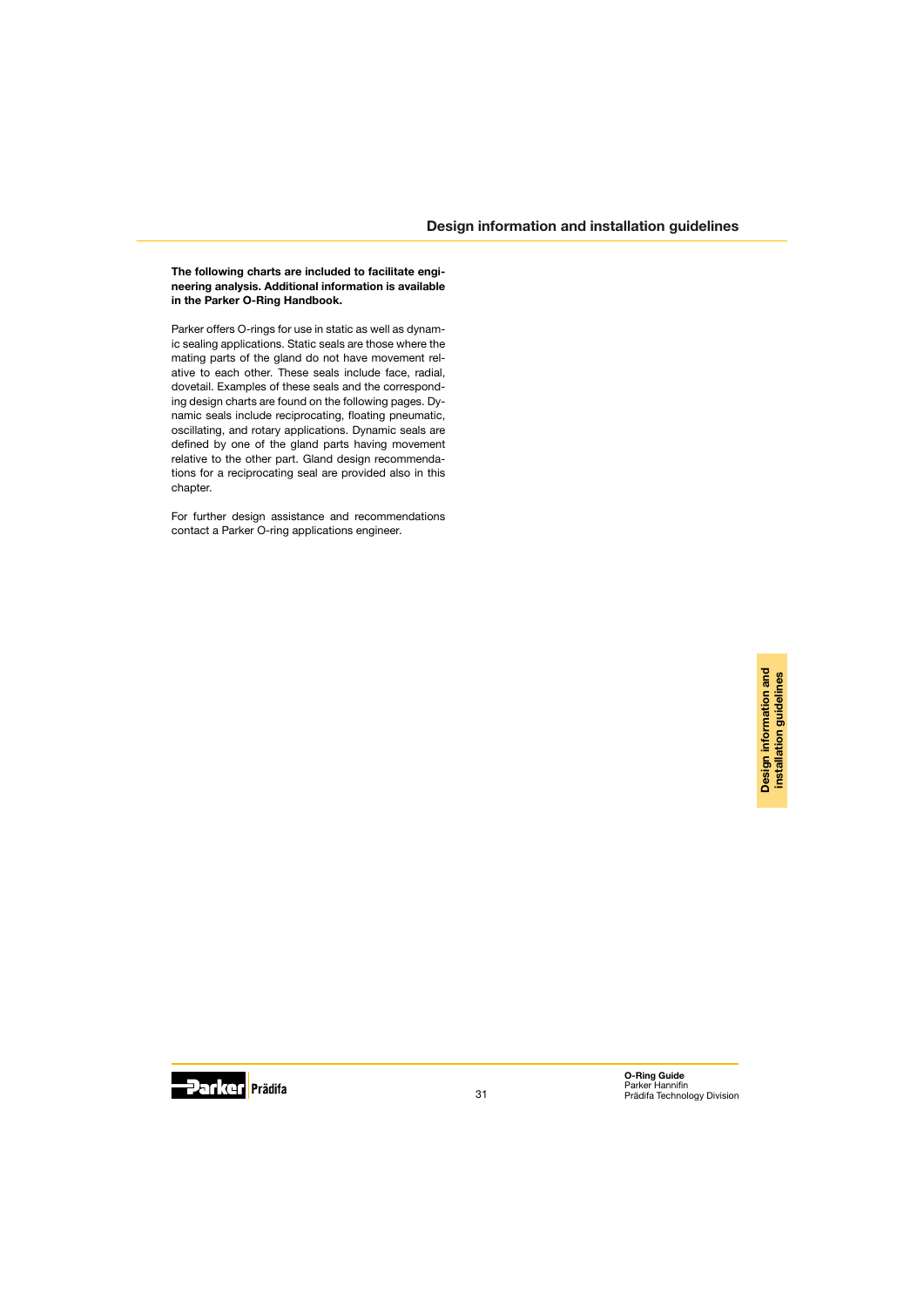## Design information and installation guidelines

**The following charts are included to facilitate engineering analysis. Additional information is available in the Parker O-Ring Handbook.**

Parker offers O-rings for use in static as well as dynamic sealing applications. Static seals are those where the mating parts of the gland do not have movement relative to each other. These seals include face, radial, dovetail. Examples of these seals and the corresponding design charts are found on the following pages. Dynamic seals include reciprocating, floating pneumatic, oscillating, and rotary applications. Dynamic seals are defined by one of the gland parts having movement relative to the other part. Gland design recommendations for a reciprocating seal are provided also in this chapter.

For further design assistance and recommendations contact a Parker O-ring applications engineer.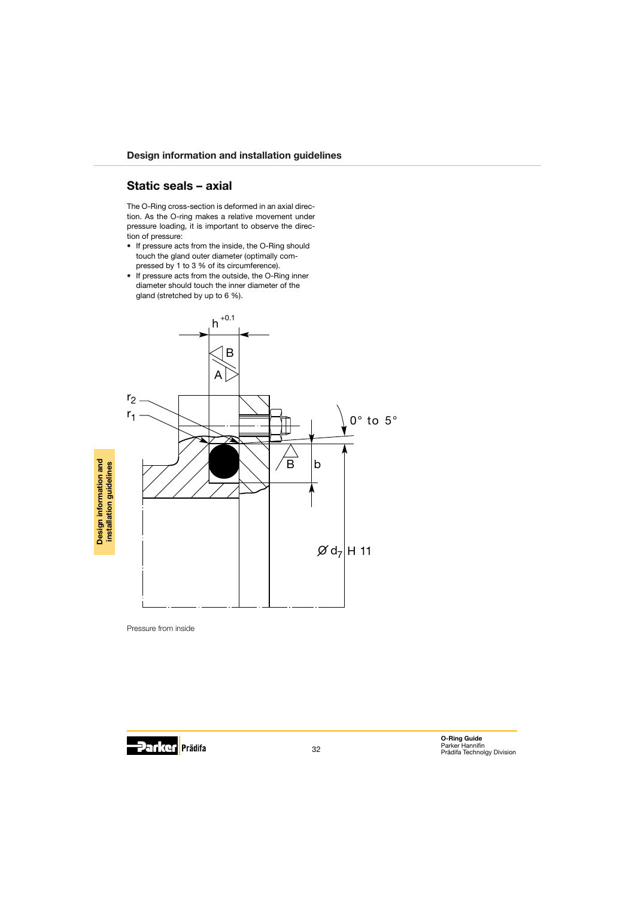## Static seals – axial

The O-Ring cross-section is deformed in an axial direction. As the O-ring makes a relative movement under pressure loading, it is important to observe the direction of pressure:

- If pressure acts from the inside, the O-Ring should touch the gland outer diameter (optimally compressed by 1 to 3 % of its circumference).
- If pressure acts from the outside, the O-Ring inner diameter should touch the inner diameter of the gland (stretched by up to 6 %).

Pressure from inside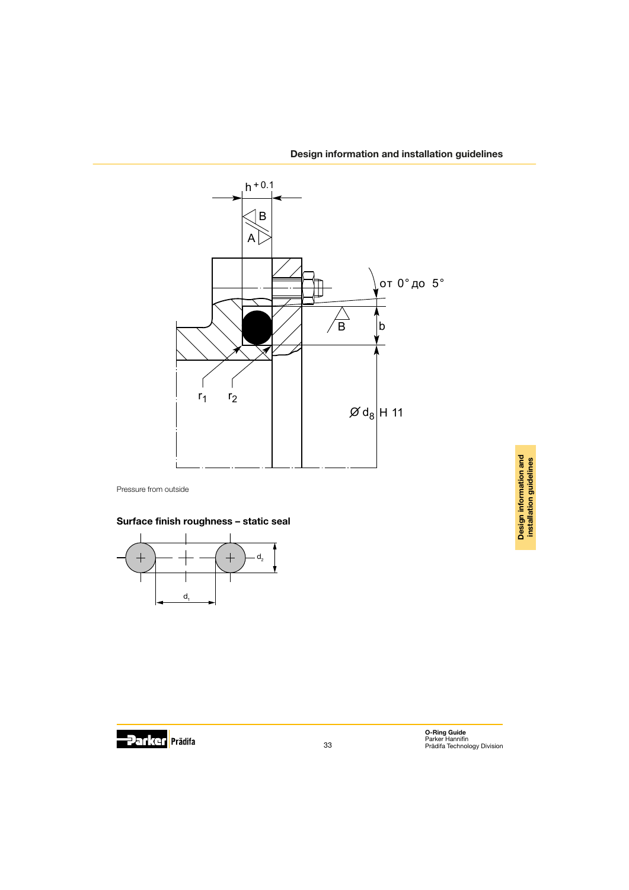Pressure from outside

## Surface finish roughness – static seal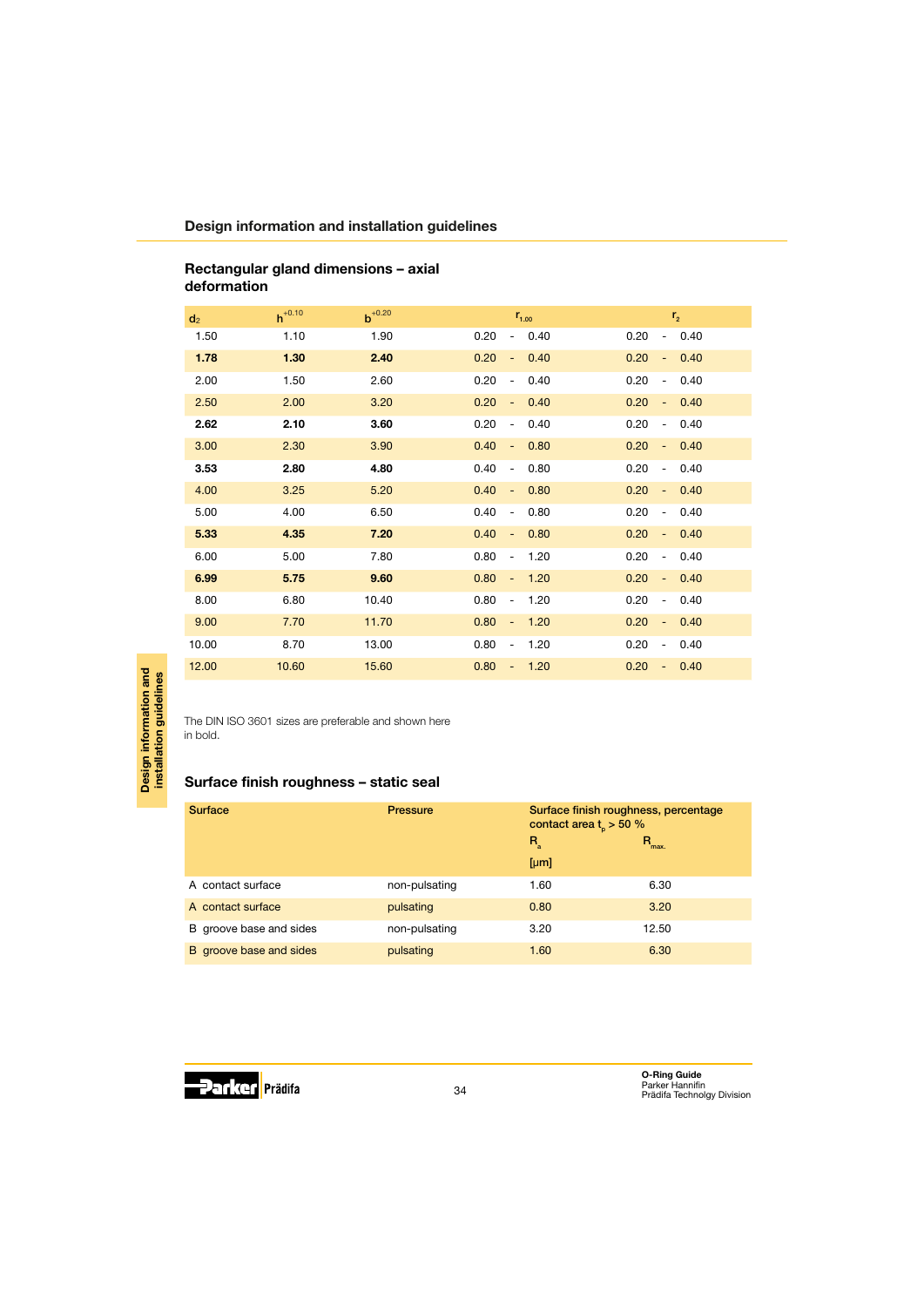## Design information and installation guidelines

### Rectangular gland dimensions – axial deformation

| $d_2$ | $h^{+0.10}$ | $b^{+0.20}$ | $r_{1.00}$ | $r_2$ |
|---|---|---|---|---|
| 1.50 | 1.10 | 1.90 | 0.20 - 0.40 | 0.20 - 0.40 |
| **1.78** | **1.30** | **2.40** | 0.20 - 0.40 | 0.20 - 0.40 |
| 2.00 | 1.50 | 2.60 | 0.20 - 0.40 | 0.20 - 0.40 |
| 2.50 | 2.00 | 3.20 | 0.20 - 0.40 | 0.20 - 0.40 |
| **2.62** | **2.10** | **3.60** | 0.20 - 0.40 | 0.20 - 0.40 |
| 3.00 | 2.30 | 3.90 | 0.40 - 0.80 | 0.20 - 0.40 |
| **3.53** | **2.80** | **4.80** | 0.40 - 0.80 | 0.20 - 0.40 |
| 4.00 | 3.25 | 5.20 | 0.40 - 0.80 | 0.20 - 0.40 |
| 5.00 | 4.00 | 6.50 | 0.40 - 0.80 | 0.20 - 0.40 |
| **5.33** | **4.35** | **7.20** | 0.40 - 0.80 | 0.20 - 0.40 |
| 6.00 | 5.00 | 7.80 | 0.80 - 1.20 | 0.20 - 0.40 |
| **6.99** | **5.75** | **9.60** | 0.80 - 1.20 | 0.20 - 0.40 |
| 8.00 | 6.80 | 10.40 | 0.80 - 1.20 | 0.20 - 0.40 |
| 9.00 | 7.70 | 11.70 | 0.80 - 1.20 | 0.20 - 0.40 |
| 10.00 | 8.70 | 13.00 | 0.80 - 1.20 | 0.20 - 0.40 |
| 12.00 | 10.60 | 15.60 | 0.80 - 1.20 | 0.20 - 0.40 |

The DIN ISO 3601 sizes are preferable and shown here in bold.

### Surface finish roughness – static seal

| Surface | Pressure | Surface finish roughness, percentage contact area $t_p$ > 50 % | |
|---|---|---|---|
| | | $R_a$ | $R_{max.}$ |
| | | [µm] | |
| A contact surface | non-pulsating | 1.60 | 6.30 |
| A contact surface | pulsating | 0.80 | 3.20 |
| B groove base and sides | non-pulsating | 3.20 | 12.50 |
| B groove base and sides | pulsating | 1.60 | 6.30 |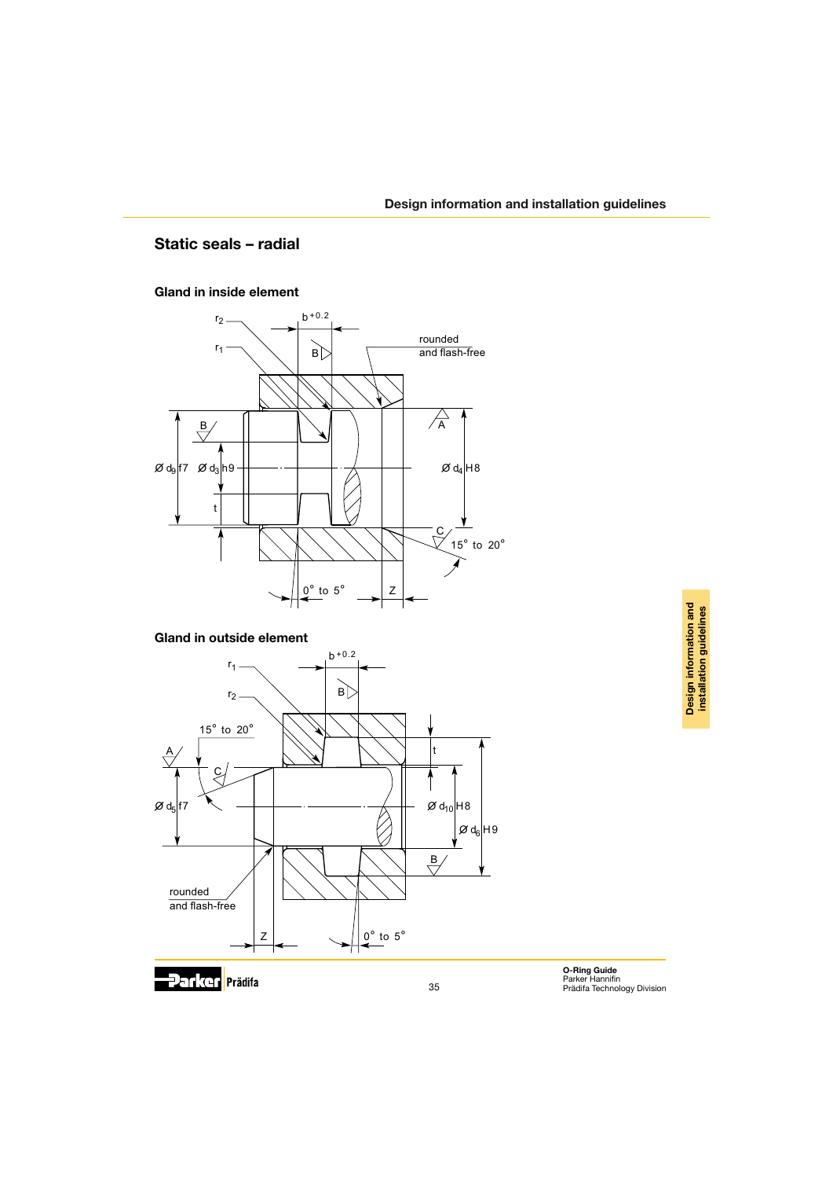## Static seals – radial

### Gland in inside element

### Gland in outside element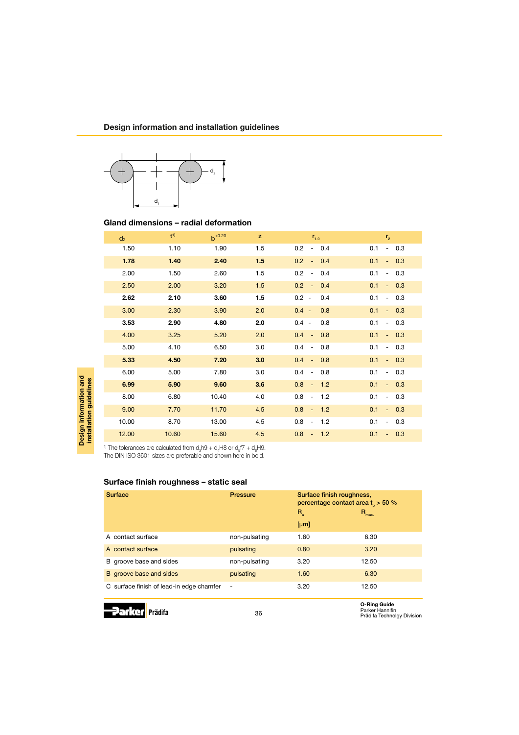## Design information and installation guidelines

### Gland dimensions – radial deformation

| $d_2$ | $t^{1)}$ | $b^{+0.20}$ | z | $r_{1.0}$ | $r_2$ |
|---|---|---|---|---|---|
| 1.50 | 1.10 | 1.90 | 1.5 | 0.2 - 0.4 | 0.1 - 0.3 |
| **1.78** | **1.40** | **2.40** | **1.5** | 0.2 - 0.4 | 0.1 - 0.3 |
| 2.00 | 1.50 | 2.60 | 1.5 | 0.2 - 0.4 | 0.1 - 0.3 |
| 2.50 | 2.00 | 3.20 | 1.5 | 0.2 - 0.4 | 0.1 - 0.3 |
| **2.62** | **2.10** | **3.60** | **1.5** | 0.2 - 0.4 | 0.1 - 0.3 |
| 3.00 | 2.30 | 3.90 | 2.0 | 0.4 - 0.8 | 0.1 - 0.3 |
| **3.53** | **2.90** | **4.80** | **2.0** | 0.4 - 0.8 | 0.1 - 0.3 |
| 4.00 | 3.25 | 5.20 | 2.0 | 0.4 - 0.8 | 0.1 - 0.3 |
| 5.00 | 4.10 | 6.50 | 3.0 | 0.4 - 0.8 | 0.1 - 0.3 |
| **5.33** | **4.50** | **7.20** | **3.0** | 0.4 - 0.8 | 0.1 - 0.3 |
| 6.00 | 5.00 | 7.80 | 3.0 | 0.4 - 0.8 | 0.1 - 0.3 |
| **6.99** | **5.90** | **9.60** | **3.6** | 0.8 - 1.2 | 0.1 - 0.3 |
| 8.00 | 6.80 | 10.40 | 4.0 | 0.8 - 1.2 | 0.1 - 0.3 |
| 9.00 | 7.70 | 11.70 | 4.5 | 0.8 - 1.2 | 0.1 - 0.3 |
| 10.00 | 8.70 | 13.00 | 4.5 | 0.8 - 1.2 | 0.1 - 0.3 |
| 12.00 | 10.60 | 15.60 | 4.5 | 0.8 - 1.2 | 0.1 - 0.3 |

[1] The tolerances are calculated from $d_3$h9 + $d_4$H8 or $d_5$f7 + $d_6$H9.
The DIN ISO 3601 sizes are preferable and shown here in bold.

### Surface finish roughness – static seal

| Surface | Pressure | Surface finish roughness, percentage contact area $t_p$ > 50 % $R_a$ [µm] | $R_{max.}$ |
|---|---|---|---|
| A contact surface | non-pulsating | 1.60 | 6.30 |
| A contact surface | pulsating | 0.80 | 3.20 |
| B groove base and sides | non-pulsating | 3.20 | 12.50 |
| B groove base and sides | pulsating | 1.60 | 6.30 |
| C surface finish of lead-in edge chamfer | - | 3.20 | 12.50 |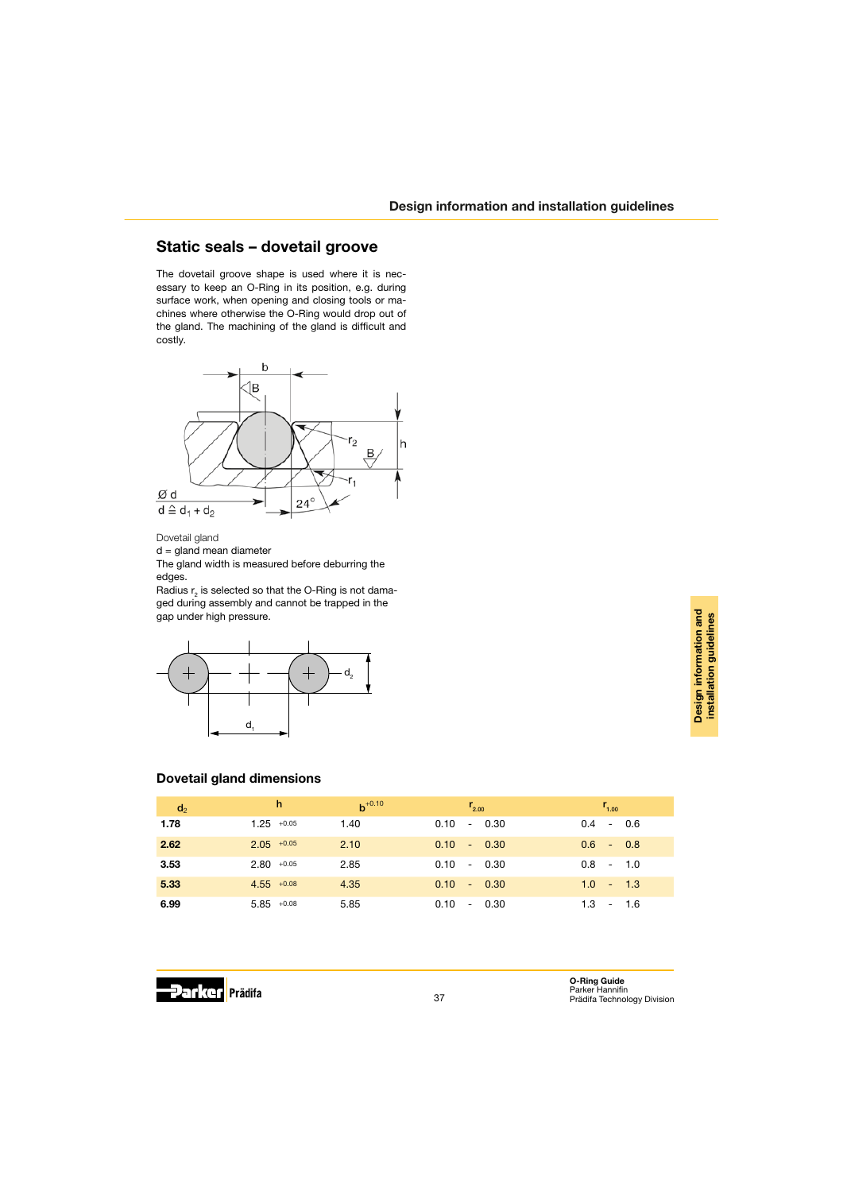## Static seals – dovetail groove

The dovetail groove shape is used where it is necessary to keep an O-Ring in its position, e.g. during surface work, when opening and closing tools or machines where otherwise the O-Ring would drop out of the gland. The machining of the gland is difficult and costly.

Dovetail gland

d = gland mean diameter

The gland width is measured before deburring the edges.

Radius $r_2$ is selected so that the O-Ring is not damaged during assembly and cannot be trapped in the gap under high pressure.

### Dovetail gland dimensions

| $d_2$ | h | $b^{+0.10}$ | $r_{2.00}$ | $r_{1.00}$ |
|---|---|---|---|---|
| **1.78** | 1.25 $^{+0.05}$ | 1.40 | 0.10 - 0.30 | 0.4 - 0.6 |
| **2.62** | 2.05 $^{+0.05}$ | 2.10 | 0.10 - 0.30 | 0.6 - 0.8 |
| **3.53** | 2.80 $^{+0.05}$ | 2.85 | 0.10 - 0.30 | 0.8 - 1.0 |
| **5.33** | 4.55 $^{+0.08}$ | 4.35 | 0.10 - 0.30 | 1.0 - 1.3 |
| **6.99** | 5.85 $^{+0.08}$ | 5.85 | 0.10 - 0.30 | 1.3 - 1.6 |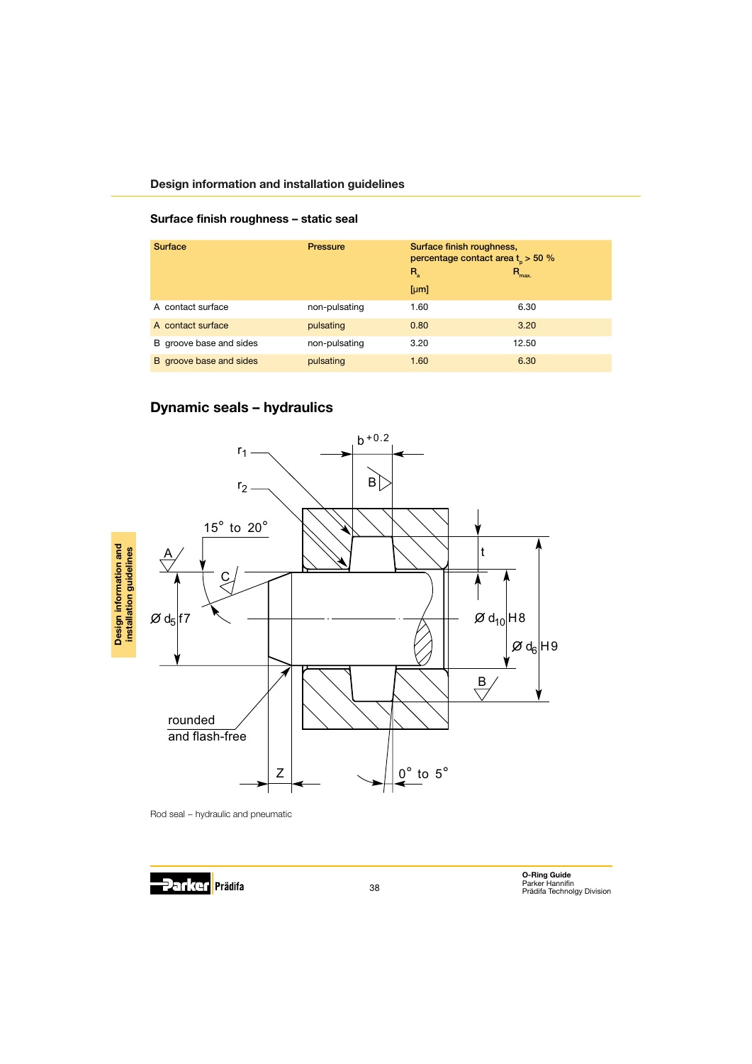## Design information and installation guidelines

### Surface finish roughness – static seal

| Surface | Pressure | Surface finish roughness, percentage contact area $t_p$ > 50 % $R_a$ [µm] | $R_{max.}$ |
|---|---|---|---|
| A contact surface | non-pulsating | 1.60 | 6.30 |
| A contact surface | pulsating | 0.80 | 3.20 |
| B groove base and sides | non-pulsating | 3.20 | 12.50 |
| B groove base and sides | pulsating | 1.60 | 6.30 |

## Dynamic seals – hydraulics

Rod seal – hydraulic and pneumatic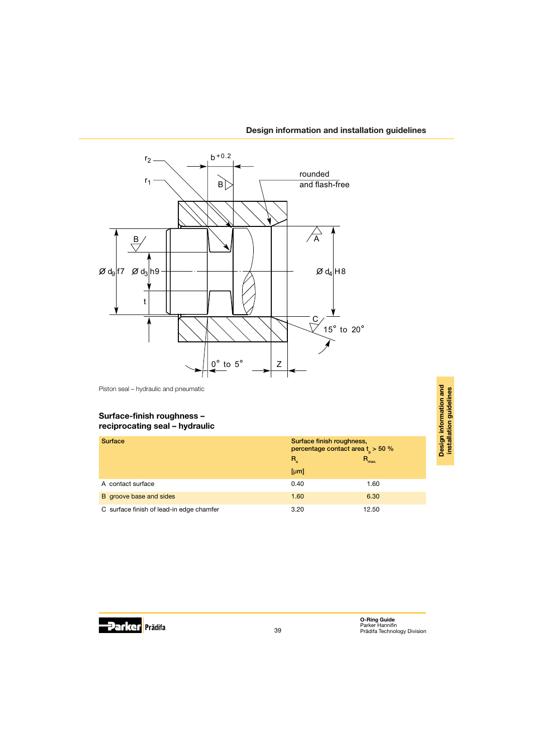Piston seal – hydraulic and pneumatic

## Surface-finish roughness – reciprocating seal – hydraulic

| Surface | Surface finish roughness, percentage contact area $t_p$ > 50 % | |
|---|---|---|
| | $R_a$ [µm] | $R_{max.}$ |
| A contact surface | 0.40 | 1.60 |
| B groove base and sides | 1.60 | 6.30 |
| C surface finish of lead-in edge chamfer | 3.20 | 12.50 |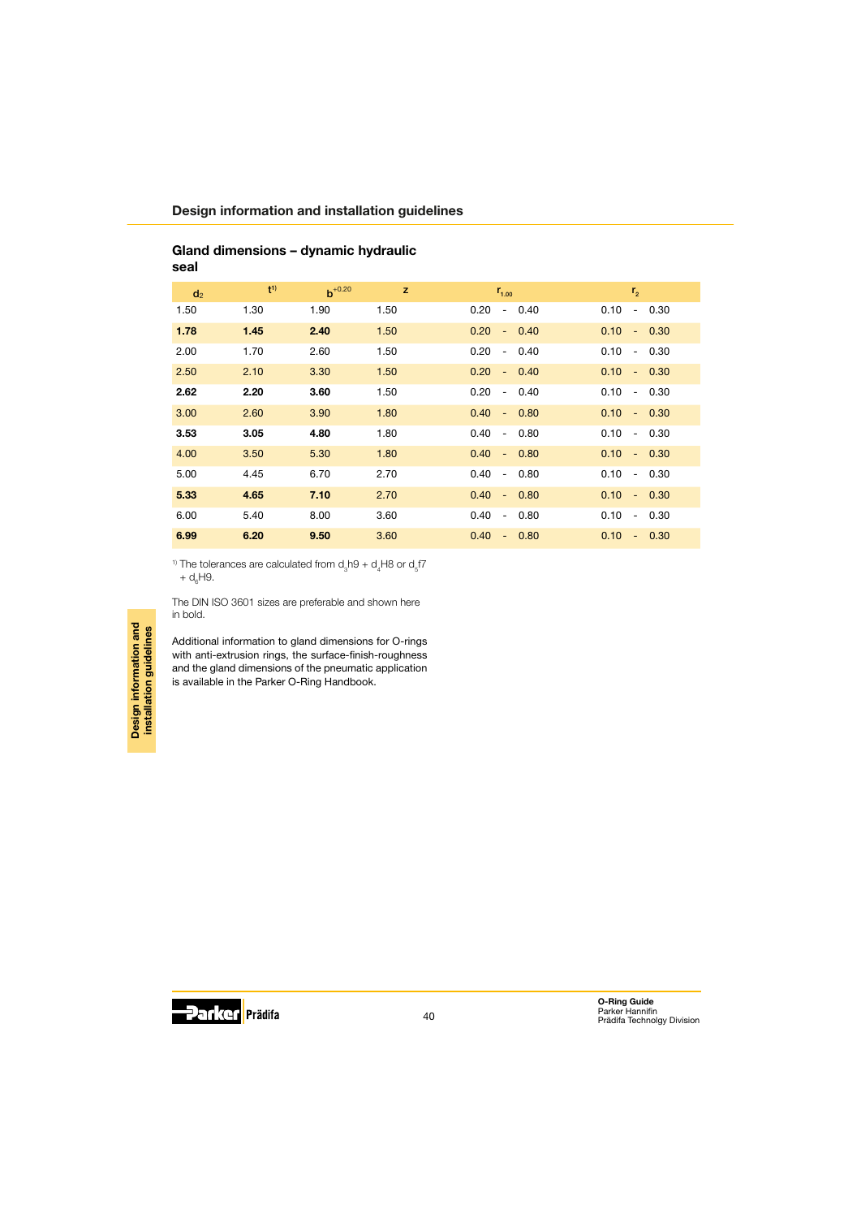## Gland dimensions – dynamic hydraulic seal

| $d_2$ | $t^{1)}$ | $b^{+0.20}$ | z | $r_{1.00}$ | $r_2$ |
|---|---|---|---|---|---|
| 1.50 | 1.30 | 1.90 | 1.50 | 0.20 - 0.40 | 0.10 - 0.30 |
| **1.78** | **1.45** | **2.40** | 1.50 | 0.20 - 0.40 | 0.10 - 0.30 |
| 2.00 | 1.70 | 2.60 | 1.50 | 0.20 - 0.40 | 0.10 - 0.30 |
| 2.50 | 2.10 | 3.30 | 1.50 | 0.20 - 0.40 | 0.10 - 0.30 |
| **2.62** | **2.20** | **3.60** | 1.50 | 0.20 - 0.40 | 0.10 - 0.30 |
| 3.00 | 2.60 | 3.90 | 1.80 | 0.40 - 0.80 | 0.10 - 0.30 |
| **3.53** | **3.05** | **4.80** | 1.80 | 0.40 - 0.80 | 0.10 - 0.30 |
| 4.00 | 3.50 | 5.30 | 1.80 | 0.40 - 0.80 | 0.10 - 0.30 |
| 5.00 | 4.45 | 6.70 | 2.70 | 0.40 - 0.80 | 0.10 - 0.30 |
| **5.33** | **4.65** | **7.10** | 2.70 | 0.40 - 0.80 | 0.10 - 0.30 |
| 6.00 | 5.40 | 8.00 | 3.60 | 0.40 - 0.80 | 0.10 - 0.30 |
| **6.99** | **6.20** | **9.50** | 3.60 | 0.40 - 0.80 | 0.10 - 0.30 |

1) The tolerances are calculated from $d_3$h9 + $d_4$H8 or $d_5$f7 + $d_6$H9.

The DIN ISO 3601 sizes are preferable and shown here in bold.

Additional information to gland dimensions for O-rings with anti-extrusion rings, the surface-finish-roughness and the gland dimensions of the pneumatic application is available in the Parker O-Ring Handbook.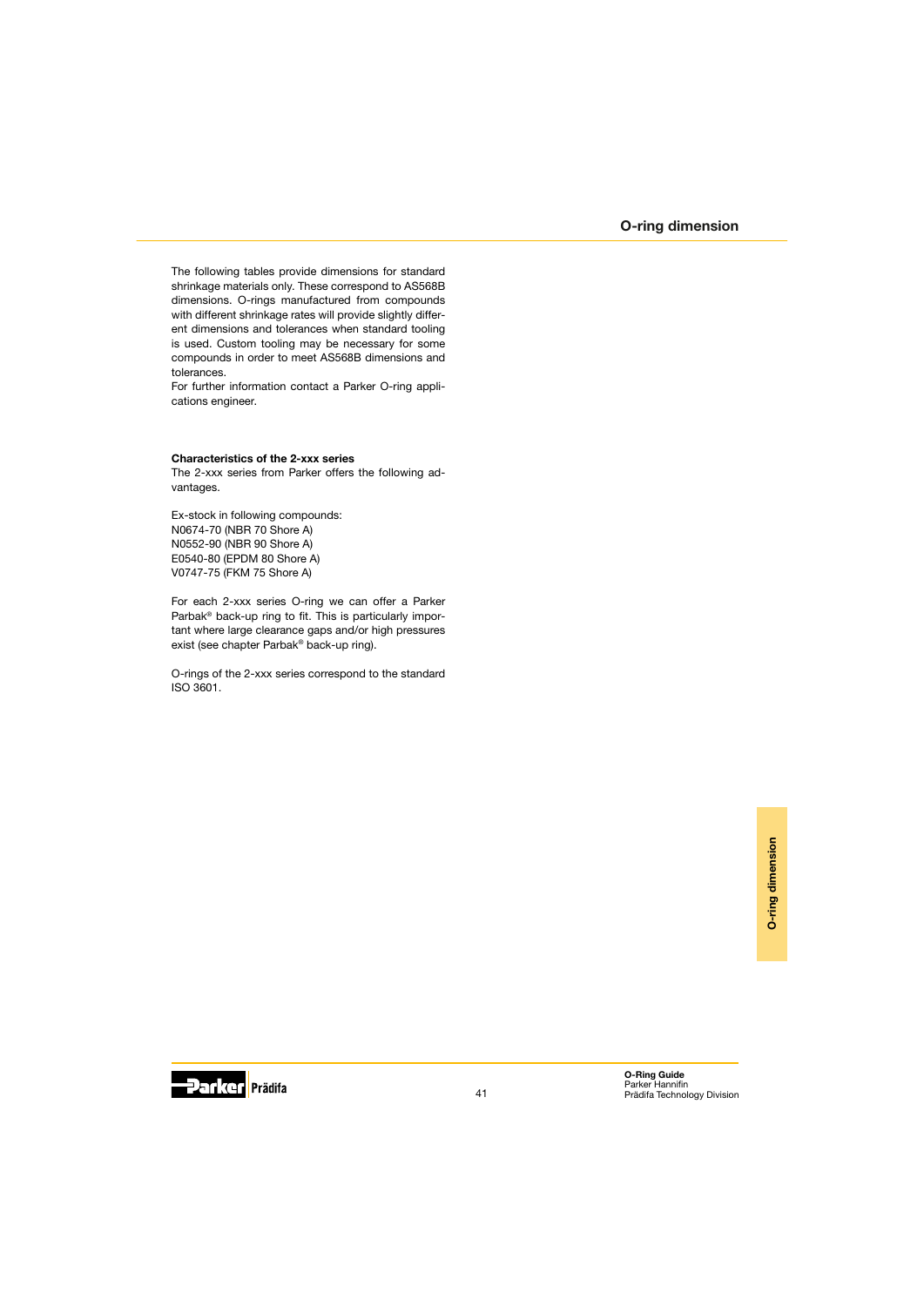The following tables provide dimensions for standard shrinkage materials only. These correspond to AS568B dimensions. O-rings manufactured from compounds with different shrinkage rates will provide slightly different dimensions and tolerances when standard tooling is used. Custom tooling may be necessary for some compounds in order to meet AS568B dimensions and tolerances.
For further information contact a Parker O-ring applications engineer.

**Characteristics of the 2-xxx series**

The 2-xxx series from Parker offers the following advantages.

Ex-stock in following compounds:
N0674-70 (NBR 70 Shore A)
N0552-90 (NBR 90 Shore A)
E0540-80 (EPDM 80 Shore A)
V0747-75 (FKM 75 Shore A)

For each 2-xxx series O-ring we can offer a Parker Parbak® back-up ring to fit. This is particularly important where large clearance gaps and/or high pressures exist (see chapter Parbak® back-up ring).

O-rings of the 2-xxx series correspond to the standard ISO 3601.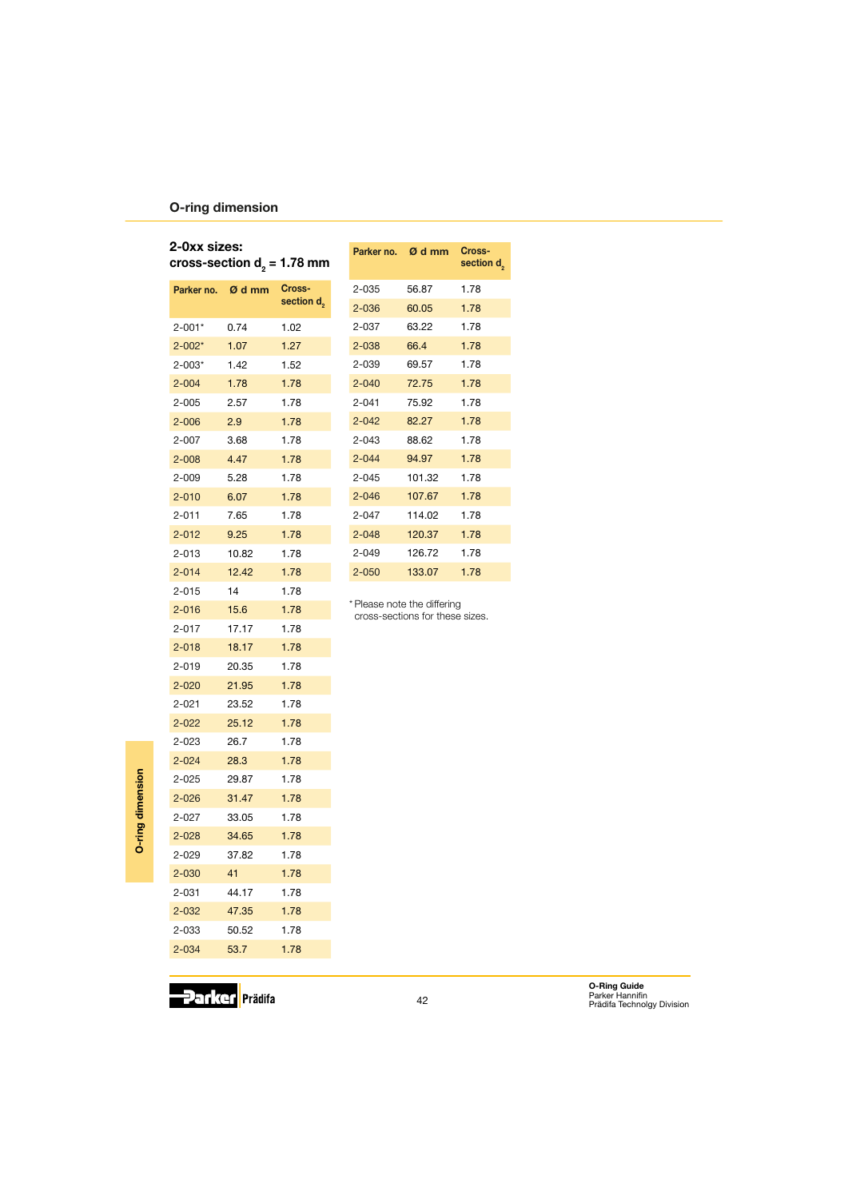## O-ring dimension

### 2-0xx sizes: cross-section $d_2$ = 1.78 mm

| Parker no. | Ø d mm | Cross-section $d_2$ |
|---|---|---|
| 2-001* | 0.74 | 1.02 |
| 2-002* | 1.07 | 1.27 |
| 2-003* | 1.42 | 1.52 |
| 2-004 | 1.78 | 1.78 |
| 2-005 | 2.57 | 1.78 |
| 2-006 | 2.9 | 1.78 |
| 2-007 | 3.68 | 1.78 |
| 2-008 | 4.47 | 1.78 |
| 2-009 | 5.28 | 1.78 |
| 2-010 | 6.07 | 1.78 |
| 2-011 | 7.65 | 1.78 |
| 2-012 | 9.25 | 1.78 |
| 2-013 | 10.82 | 1.78 |
| 2-014 | 12.42 | 1.78 |
| 2-015 | 14 | 1.78 |
| 2-016 | 15.6 | 1.78 |
| 2-017 | 17.17 | 1.78 |
| 2-018 | 18.17 | 1.78 |
| 2-019 | 20.35 | 1.78 |
| 2-020 | 21.95 | 1.78 |
| 2-021 | 23.52 | 1.78 |
| 2-022 | 25.12 | 1.78 |
| 2-023 | 26.7 | 1.78 |
| 2-024 | 28.3 | 1.78 |
| 2-025 | 29.87 | 1.78 |
| 2-026 | 31.47 | 1.78 |
| 2-027 | 33.05 | 1.78 |
| 2-028 | 34.65 | 1.78 |
| 2-029 | 37.82 | 1.78 |
| 2-030 | 41 | 1.78 |
| 2-031 | 44.17 | 1.78 |
| 2-032 | 47.35 | 1.78 |
| 2-033 | 50.52 | 1.78 |
| 2-034 | 53.7 | 1.78 |
| 2-035 | 56.87 | 1.78 |
| 2-036 | 60.05 | 1.78 |
| 2-037 | 63.22 | 1.78 |
| 2-038 | 66.4 | 1.78 |
| 2-039 | 69.57 | 1.78 |
| 2-040 | 72.75 | 1.78 |
| 2-041 | 75.92 | 1.78 |
| 2-042 | 82.27 | 1.78 |
| 2-043 | 88.62 | 1.78 |
| 2-044 | 94.97 | 1.78 |
| 2-045 | 101.32 | 1.78 |
| 2-046 | 107.67 | 1.78 |
| 2-047 | 114.02 | 1.78 |
| 2-048 | 120.37 | 1.78 |
| 2-049 | 126.72 | 1.78 |
| 2-050 | 133.07 | 1.78 |

* Please note the differing cross-sections for these sizes.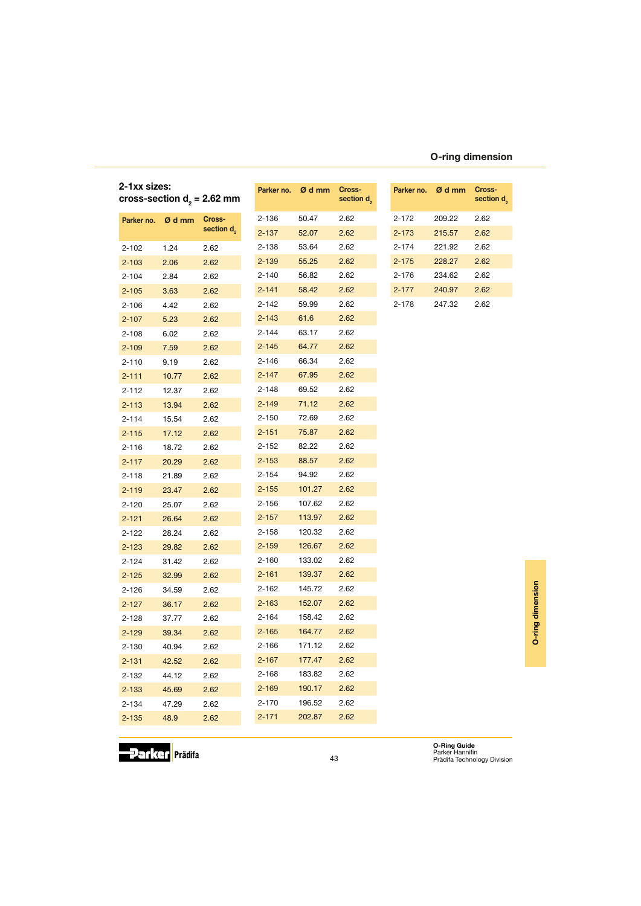## O-ring dimension

### 2-1xx sizes: cross-section $d_2$ = 2.62 mm

| Parker no. | Ø d mm | Cross-section $d_2$ |
|---|---|---|
| 2-102 | 1.24 | 2.62 |
| 2-103 | 2.06 | 2.62 |
| 2-104 | 2.84 | 2.62 |
| 2-105 | 3.63 | 2.62 |
| 2-106 | 4.42 | 2.62 |
| 2-107 | 5.23 | 2.62 |
| 2-108 | 6.02 | 2.62 |
| 2-109 | 7.59 | 2.62 |
| 2-110 | 9.19 | 2.62 |
| 2-111 | 10.77 | 2.62 |
| 2-112 | 12.37 | 2.62 |
| 2-113 | 13.94 | 2.62 |
| 2-114 | 15.54 | 2.62 |
| 2-115 | 17.12 | 2.62 |
| 2-116 | 18.72 | 2.62 |
| 2-117 | 20.29 | 2.62 |
| 2-118 | 21.89 | 2.62 |
| 2-119 | 23.47 | 2.62 |
| 2-120 | 25.07 | 2.62 |
| 2-121 | 26.64 | 2.62 |
| 2-122 | 28.24 | 2.62 |
| 2-123 | 29.82 | 2.62 |
| 2-124 | 31.42 | 2.62 |
| 2-125 | 32.99 | 2.62 |
| 2-126 | 34.59 | 2.62 |
| 2-127 | 36.17 | 2.62 |
| 2-128 | 37.77 | 2.62 |
| 2-129 | 39.34 | 2.62 |
| 2-130 | 40.94 | 2.62 |
| 2-131 | 42.52 | 2.62 |
| 2-132 | 44.12 | 2.62 |
| 2-133 | 45.69 | 2.62 |
| 2-134 | 47.29 | 2.62 |
| 2-135 | 48.9 | 2.62 |

| Parker no. | Ø d mm | Cross-section $d_2$ |
|---|---|---|
| 2-136 | 50.47 | 2.62 |
| 2-137 | 52.07 | 2.62 |
| 2-138 | 53.64 | 2.62 |
| 2-139 | 55.25 | 2.62 |
| 2-140 | 56.82 | 2.62 |
| 2-141 | 58.42 | 2.62 |
| 2-142 | 59.99 | 2.62 |
| 2-143 | 61.6 | 2.62 |
| 2-144 | 63.17 | 2.62 |
| 2-145 | 64.77 | 2.62 |
| 2-146 | 66.34 | 2.62 |
| 2-147 | 67.95 | 2.62 |
| 2-148 | 69.52 | 2.62 |
| 2-149 | 71.12 | 2.62 |
| 2-150 | 72.69 | 2.62 |
| 2-151 | 75.87 | 2.62 |
| 2-152 | 82.22 | 2.62 |
| 2-153 | 88.57 | 2.62 |
| 2-154 | 94.92 | 2.62 |
| 2-155 | 101.27 | 2.62 |
| 2-156 | 107.62 | 2.62 |
| 2-157 | 113.97 | 2.62 |
| 2-158 | 120.32 | 2.62 |
| 2-159 | 126.67 | 2.62 |
| 2-160 | 133.02 | 2.62 |
| 2-161 | 139.37 | 2.62 |
| 2-162 | 145.72 | 2.62 |
| 2-163 | 152.07 | 2.62 |
| 2-164 | 158.42 | 2.62 |
| 2-165 | 164.77 | 2.62 |
| 2-166 | 171.12 | 2.62 |
| 2-167 | 177.47 | 2.62 |
| 2-168 | 183.82 | 2.62 |
| 2-169 | 190.17 | 2.62 |
| 2-170 | 196.52 | 2.62 |
| 2-171 | 202.87 | 2.62 |

| Parker no. | Ø d mm | Cross-section $d_2$ |
|---|---|---|
| 2-172 | 209.22 | 2.62 |
| 2-173 | 215.57 | 2.62 |
| 2-174 | 221.92 | 2.62 |
| 2-175 | 228.27 | 2.62 |
| 2-176 | 234.62 | 2.62 |
| 2-177 | 240.97 | 2.62 |
| 2-178 | 247.32 | 2.62 |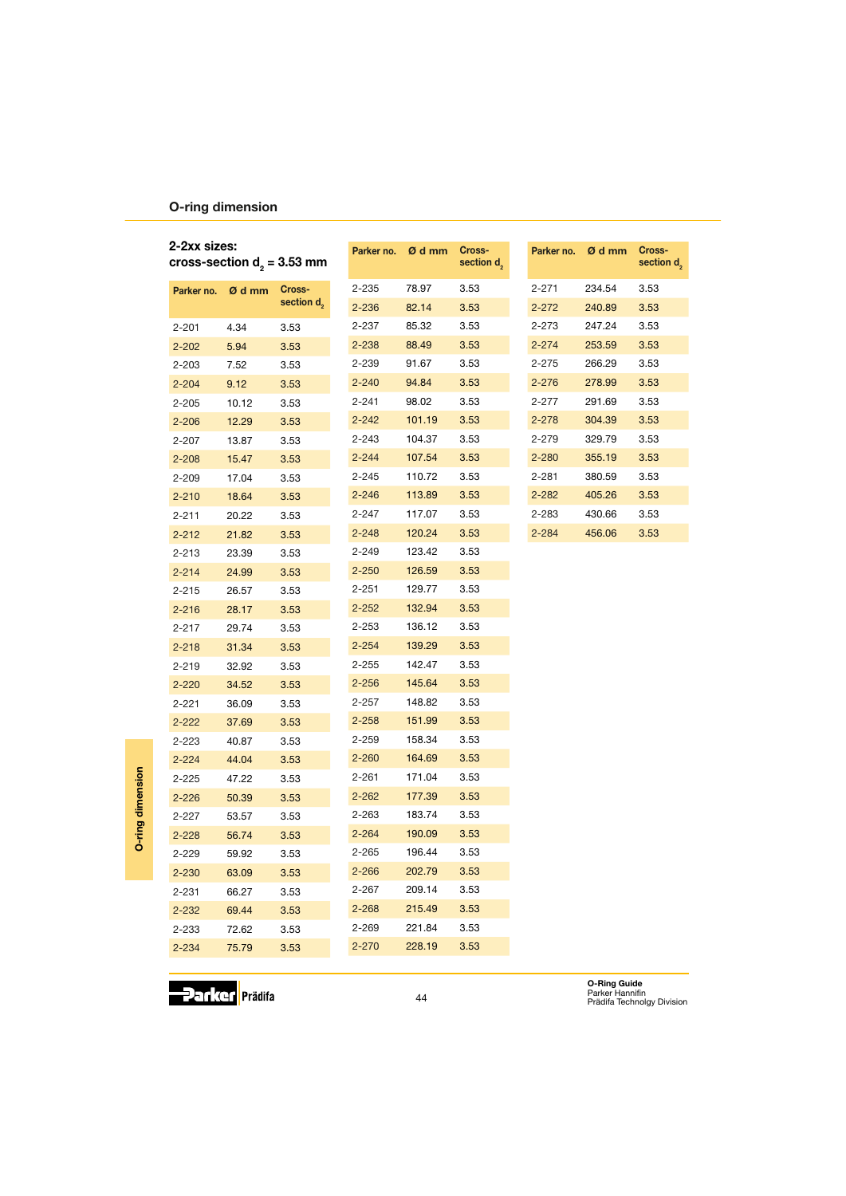## O-ring dimension

### 2-2xx sizes: cross-section $d_2$ = 3.53 mm

| Parker no. | Ø d mm | Cross-section $d_2$ |
|---|---|---|
| 2-201 | 4.34 | 3.53 |
| 2-202 | 5.94 | 3.53 |
| 2-203 | 7.52 | 3.53 |
| 2-204 | 9.12 | 3.53 |
| 2-205 | 10.12 | 3.53 |
| 2-206 | 12.29 | 3.53 |
| 2-207 | 13.87 | 3.53 |
| 2-208 | 15.47 | 3.53 |
| 2-209 | 17.04 | 3.53 |
| 2-210 | 18.64 | 3.53 |
| 2-211 | 20.22 | 3.53 |
| 2-212 | 21.82 | 3.53 |
| 2-213 | 23.39 | 3.53 |
| 2-214 | 24.99 | 3.53 |
| 2-215 | 26.57 | 3.53 |
| 2-216 | 28.17 | 3.53 |
| 2-217 | 29.74 | 3.53 |
| 2-218 | 31.34 | 3.53 |
| 2-219 | 32.92 | 3.53 |
| 2-220 | 34.52 | 3.53 |
| 2-221 | 36.09 | 3.53 |
| 2-222 | 37.69 | 3.53 |
| 2-223 | 40.87 | 3.53 |
| 2-224 | 44.04 | 3.53 |
| 2-225 | 47.22 | 3.53 |
| 2-226 | 50.39 | 3.53 |
| 2-227 | 53.57 | 3.53 |
| 2-228 | 56.74 | 3.53 |
| 2-229 | 59.92 | 3.53 |
| 2-230 | 63.09 | 3.53 |
| 2-231 | 66.27 | 3.53 |
| 2-232 | 69.44 | 3.53 |
| 2-233 | 72.62 | 3.53 |
| 2-234 | 75.79 | 3.53 |
| 2-235 | 78.97 | 3.53 |
| 2-236 | 82.14 | 3.53 |
| 2-237 | 85.32 | 3.53 |
| 2-238 | 88.49 | 3.53 |
| 2-239 | 91.67 | 3.53 |
| 2-240 | 94.84 | 3.53 |
| 2-241 | 98.02 | 3.53 |
| 2-242 | 101.19 | 3.53 |
| 2-243 | 104.37 | 3.53 |
| 2-244 | 107.54 | 3.53 |
| 2-245 | 110.72 | 3.53 |
| 2-246 | 113.89 | 3.53 |
| 2-247 | 117.07 | 3.53 |
| 2-248 | 120.24 | 3.53 |
| 2-249 | 123.42 | 3.53 |
| 2-250 | 126.59 | 3.53 |
| 2-251 | 129.77 | 3.53 |
| 2-252 | 132.94 | 3.53 |
| 2-253 | 136.12 | 3.53 |
| 2-254 | 139.29 | 3.53 |
| 2-255 | 142.47 | 3.53 |
| 2-256 | 145.64 | 3.53 |
| 2-257 | 148.82 | 3.53 |
| 2-258 | 151.99 | 3.53 |
| 2-259 | 158.34 | 3.53 |
| 2-260 | 164.69 | 3.53 |
| 2-261 | 171.04 | 3.53 |
| 2-262 | 177.39 | 3.53 |
| 2-263 | 183.74 | 3.53 |
| 2-264 | 190.09 | 3.53 |
| 2-265 | 196.44 | 3.53 |
| 2-266 | 202.79 | 3.53 |
| 2-267 | 209.14 | 3.53 |
| 2-268 | 215.49 | 3.53 |
| 2-269 | 221.84 | 3.53 |
| 2-270 | 228.19 | 3.53 |
| 2-271 | 234.54 | 3.53 |
| 2-272 | 240.89 | 3.53 |
| 2-273 | 247.24 | 3.53 |
| 2-274 | 253.59 | 3.53 |
| 2-275 | 266.29 | 3.53 |
| 2-276 | 278.99 | 3.53 |
| 2-277 | 291.69 | 3.53 |
| 2-278 | 304.39 | 3.53 |
| 2-279 | 329.79 | 3.53 |
| 2-280 | 355.19 | 3.53 |
| 2-281 | 380.59 | 3.53 |
| 2-282 | 405.26 | 3.53 |
| 2-283 | 430.66 | 3.53 |
| 2-284 | 456.06 | 3.53 |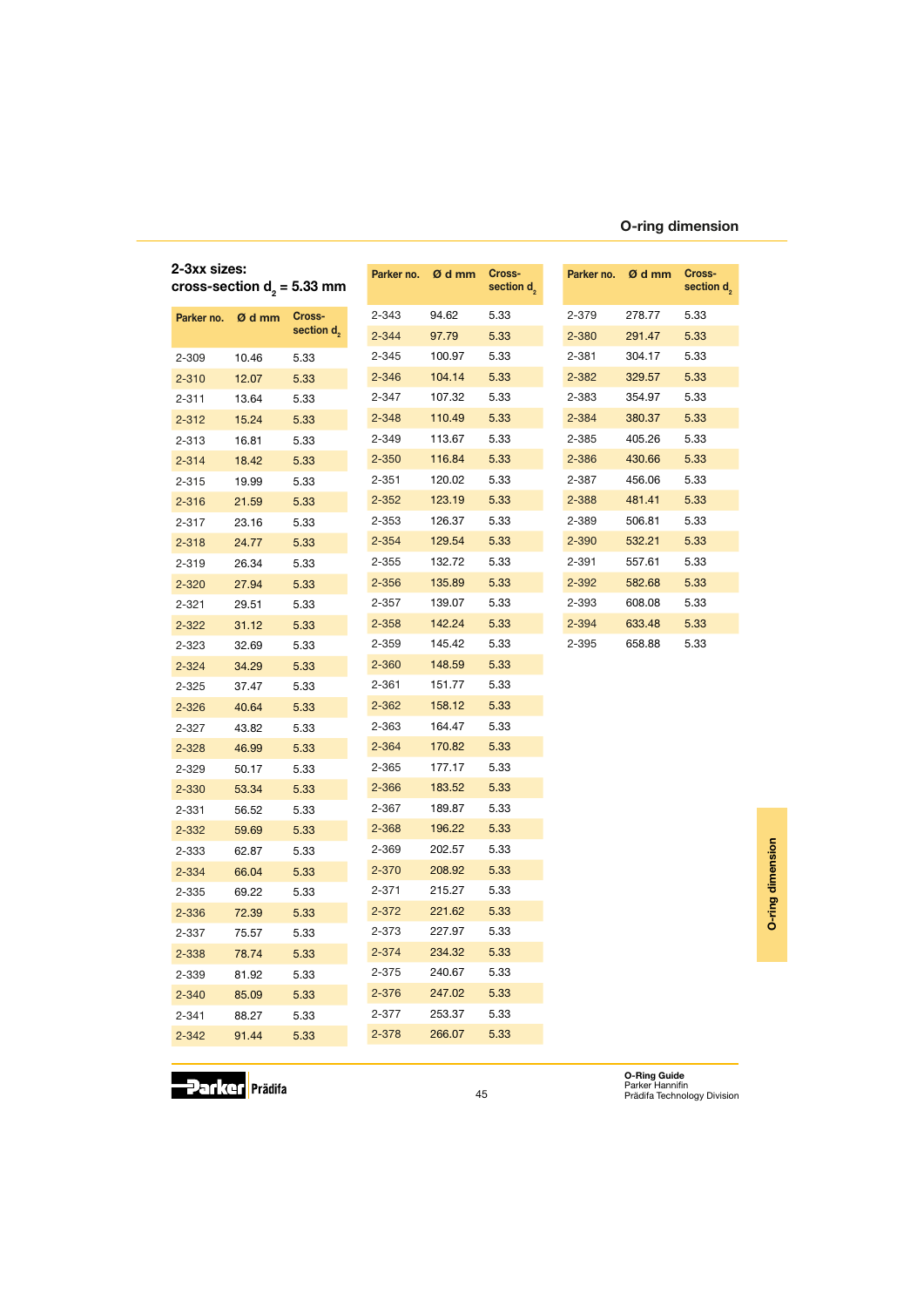## 2-3xx sizes:
## cross-section $d_2$ = 5.33 mm

| Parker no. | Ø d mm | Cross-section $d_2$ |
|---|---|---|
| 2-309 | 10.46 | 5.33 |
| 2-310 | 12.07 | 5.33 |
| 2-311 | 13.64 | 5.33 |
| 2-312 | 15.24 | 5.33 |
| 2-313 | 16.81 | 5.33 |
| 2-314 | 18.42 | 5.33 |
| 2-315 | 19.99 | 5.33 |
| 2-316 | 21.59 | 5.33 |
| 2-317 | 23.16 | 5.33 |
| 2-318 | 24.77 | 5.33 |
| 2-319 | 26.34 | 5.33 |
| 2-320 | 27.94 | 5.33 |
| 2-321 | 29.51 | 5.33 |
| 2-322 | 31.12 | 5.33 |
| 2-323 | 32.69 | 5.33 |
| 2-324 | 34.29 | 5.33 |
| 2-325 | 37.47 | 5.33 |
| 2-326 | 40.64 | 5.33 |
| 2-327 | 43.82 | 5.33 |
| 2-328 | 46.99 | 5.33 |
| 2-329 | 50.17 | 5.33 |
| 2-330 | 53.34 | 5.33 |
| 2-331 | 56.52 | 5.33 |
| 2-332 | 59.69 | 5.33 |
| 2-333 | 62.87 | 5.33 |
| 2-334 | 66.04 | 5.33 |
| 2-335 | 69.22 | 5.33 |
| 2-336 | 72.39 | 5.33 |
| 2-337 | 75.57 | 5.33 |
| 2-338 | 78.74 | 5.33 |
| 2-339 | 81.92 | 5.33 |
| 2-340 | 85.09 | 5.33 |
| 2-341 | 88.27 | 5.33 |
| 2-342 | 91.44 | 5.33 |
| 2-343 | 94.62 | 5.33 |
| 2-344 | 97.79 | 5.33 |
| 2-345 | 100.97 | 5.33 |
| 2-346 | 104.14 | 5.33 |
| 2-347 | 107.32 | 5.33 |
| 2-348 | 110.49 | 5.33 |
| 2-349 | 113.67 | 5.33 |
| 2-350 | 116.84 | 5.33 |
| 2-351 | 120.02 | 5.33 |
| 2-352 | 123.19 | 5.33 |
| 2-353 | 126.37 | 5.33 |
| 2-354 | 129.54 | 5.33 |
| 2-355 | 132.72 | 5.33 |
| 2-356 | 135.89 | 5.33 |
| 2-357 | 139.07 | 5.33 |
| 2-358 | 142.24 | 5.33 |
| 2-359 | 145.42 | 5.33 |
| 2-360 | 148.59 | 5.33 |
| 2-361 | 151.77 | 5.33 |
| 2-362 | 158.12 | 5.33 |
| 2-363 | 164.47 | 5.33 |
| 2-364 | 170.82 | 5.33 |
| 2-365 | 177.17 | 5.33 |
| 2-366 | 183.52 | 5.33 |
| 2-367 | 189.87 | 5.33 |
| 2-368 | 196.22 | 5.33 |
| 2-369 | 202.57 | 5.33 |
| 2-370 | 208.92 | 5.33 |
| 2-371 | 215.27 | 5.33 |
| 2-372 | 221.62 | 5.33 |
| 2-373 | 227.97 | 5.33 |
| 2-374 | 234.32 | 5.33 |
| 2-375 | 240.67 | 5.33 |
| 2-376 | 247.02 | 5.33 |
| 2-377 | 253.37 | 5.33 |
| 2-378 | 266.07 | 5.33 |
| 2-379 | 278.77 | 5.33 |
| 2-380 | 291.47 | 5.33 |
| 2-381 | 304.17 | 5.33 |
| 2-382 | 329.57 | 5.33 |
| 2-383 | 354.97 | 5.33 |
| 2-384 | 380.37 | 5.33 |
| 2-385 | 405.26 | 5.33 |
| 2-386 | 430.66 | 5.33 |
| 2-387 | 456.06 | 5.33 |
| 2-388 | 481.41 | 5.33 |
| 2-389 | 506.81 | 5.33 |
| 2-390 | 532.21 | 5.33 |
| 2-391 | 557.61 | 5.33 |
| 2-392 | 582.68 | 5.33 |
| 2-393 | 608.08 | 5.33 |
| 2-394 | 633.48 | 5.33 |
| 2-395 | 658.88 | 5.33 |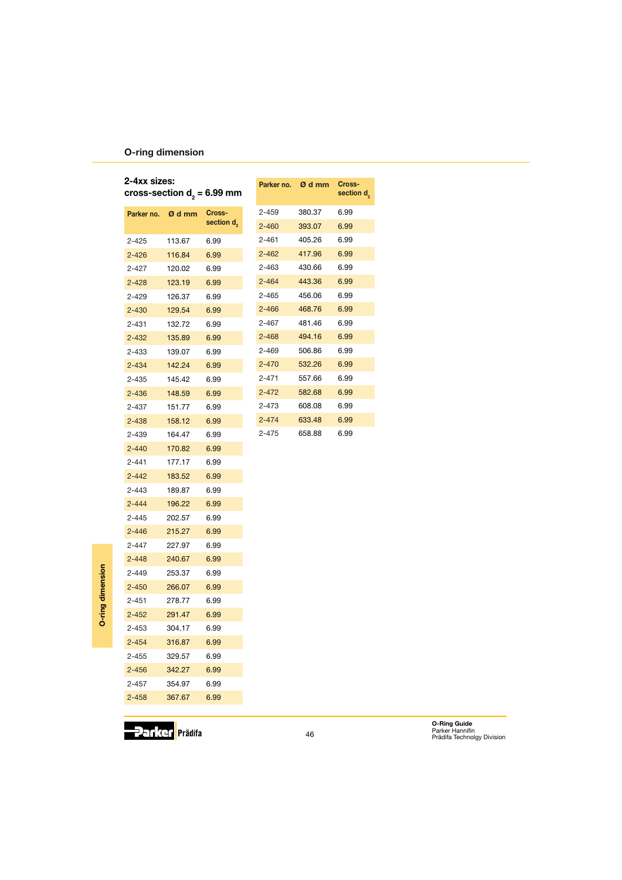## O-ring dimension

### 2-4xx sizes: cross-section $d_2$ = 6.99 mm

| Parker no. | Ø d mm | Cross-section $d_2$ |
|---|---|---|
| 2-425 | 113.67 | 6.99 |
| 2-426 | 116.84 | 6.99 |
| 2-427 | 120.02 | 6.99 |
| 2-428 | 123.19 | 6.99 |
| 2-429 | 126.37 | 6.99 |
| 2-430 | 129.54 | 6.99 |
| 2-431 | 132.72 | 6.99 |
| 2-432 | 135.89 | 6.99 |
| 2-433 | 139.07 | 6.99 |
| 2-434 | 142.24 | 6.99 |
| 2-435 | 145.42 | 6.99 |
| 2-436 | 148.59 | 6.99 |
| 2-437 | 151.77 | 6.99 |
| 2-438 | 158.12 | 6.99 |
| 2-439 | 164.47 | 6.99 |
| 2-440 | 170.82 | 6.99 |
| 2-441 | 177.17 | 6.99 |
| 2-442 | 183.52 | 6.99 |
| 2-443 | 189.87 | 6.99 |
| 2-444 | 196.22 | 6.99 |
| 2-445 | 202.57 | 6.99 |
| 2-446 | 215.27 | 6.99 |
| 2-447 | 227.97 | 6.99 |
| 2-448 | 240.67 | 6.99 |
| 2-449 | 253.37 | 6.99 |
| 2-450 | 266.07 | 6.99 |
| 2-451 | 278.77 | 6.99 |
| 2-452 | 291.47 | 6.99 |
| 2-453 | 304.17 | 6.99 |
| 2-454 | 316.87 | 6.99 |
| 2-455 | 329.57 | 6.99 |
| 2-456 | 342.27 | 6.99 |
| 2-457 | 354.97 | 6.99 |
| 2-458 | 367.67 | 6.99 |
| 2-459 | 380.37 | 6.99 |
| 2-460 | 393.07 | 6.99 |
| 2-461 | 405.26 | 6.99 |
| 2-462 | 417.96 | 6.99 |
| 2-463 | 430.66 | 6.99 |
| 2-464 | 443.36 | 6.99 |
| 2-465 | 456.06 | 6.99 |
| 2-466 | 468.76 | 6.99 |
| 2-467 | 481.46 | 6.99 |
| 2-468 | 494.16 | 6.99 |
| 2-469 | 506.86 | 6.99 |
| 2-470 | 532.26 | 6.99 |
| 2-471 | 557.66 | 6.99 |
| 2-472 | 582.68 | 6.99 |
| 2-473 | 608.08 | 6.99 |
| 2-474 | 633.48 | 6.99 |
| 2-475 | 658.88 | 6.99 |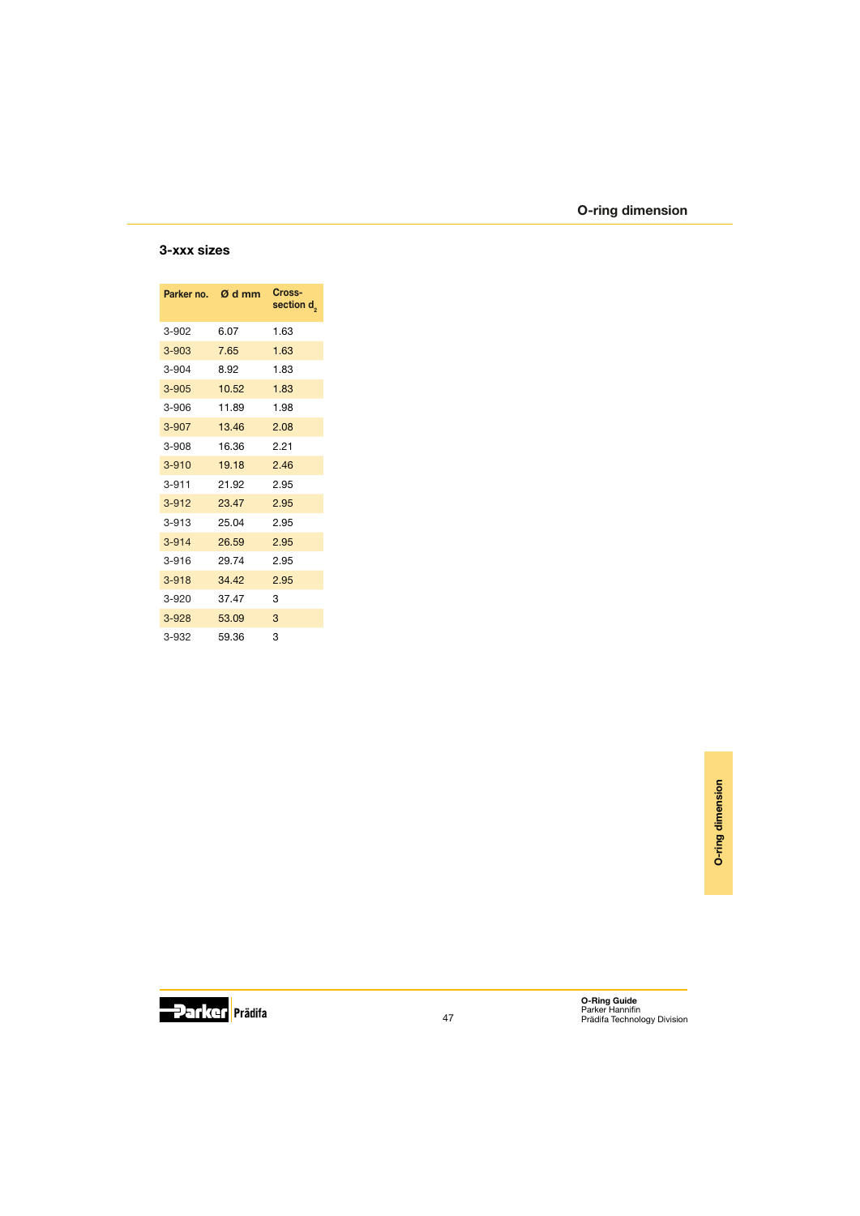## 3-xxx sizes

| Parker no. | Ø d mm | Cross-section $d_2$ |
|---|---|---|
| 3-902 | 6.07 | 1.63 |
| 3-903 | 7.65 | 1.63 |
| 3-904 | 8.92 | 1.83 |
| 3-905 | 10.52 | 1.83 |
| 3-906 | 11.89 | 1.98 |
| 3-907 | 13.46 | 2.08 |
| 3-908 | 16.36 | 2.21 |
| 3-910 | 19.18 | 2.46 |
| 3-911 | 21.92 | 2.95 |
| 3-912 | 23.47 | 2.95 |
| 3-913 | 25.04 | 2.95 |
| 3-914 | 26.59 | 2.95 |
| 3-916 | 29.74 | 2.95 |
| 3-918 | 34.42 | 2.95 |
| 3-920 | 37.47 | 3 |
| 3-928 | 53.09 | 3 |
| 3-932 | 59.36 | 3 |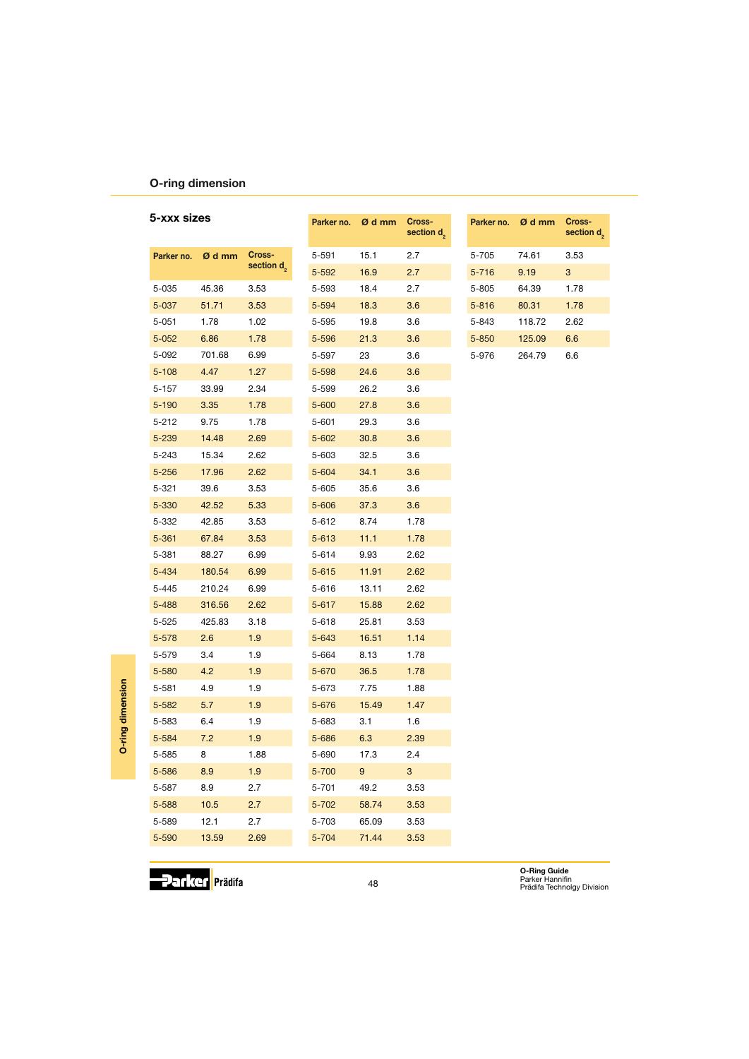## O-ring dimension

### 5-xxx sizes

| Parker no. | Ø d mm | Cross-section $d_2$ |
|---|---|---|
| 5-035 | 45.36 | 3.53 |
| 5-037 | 51.71 | 3.53 |
| 5-051 | 1.78 | 1.02 |
| 5-052 | 6.86 | 1.78 |
| 5-092 | 701.68 | 6.99 |
| 5-108 | 4.47 | 1.27 |
| 5-157 | 33.99 | 2.34 |
| 5-190 | 3.35 | 1.78 |
| 5-212 | 9.75 | 1.78 |
| 5-239 | 14.48 | 2.69 |
| 5-243 | 15.34 | 2.62 |
| 5-256 | 17.96 | 2.62 |
| 5-321 | 39.6 | 3.53 |
| 5-330 | 42.52 | 5.33 |
| 5-332 | 42.85 | 3.53 |
| 5-361 | 67.84 | 3.53 |
| 5-381 | 88.27 | 6.99 |
| 5-434 | 180.54 | 6.99 |
| 5-445 | 210.24 | 6.99 |
| 5-488 | 316.56 | 2.62 |
| 5-525 | 425.83 | 3.18 |
| 5-578 | 2.6 | 1.9 |
| 5-579 | 3.4 | 1.9 |
| 5-580 | 4.2 | 1.9 |
| 5-581 | 4.9 | 1.9 |
| 5-582 | 5.7 | 1.9 |
| 5-583 | 6.4 | 1.9 |
| 5-584 | 7.2 | 1.9 |
| 5-585 | 8 | 1.88 |
| 5-586 | 8.9 | 1.9 |
| 5-587 | 8.9 | 2.7 |
| 5-588 | 10.5 | 2.7 |
| 5-589 | 12.1 | 2.7 |
| 5-590 | 13.59 | 2.69 |
| 5-591 | 15.1 | 2.7 |
| 5-592 | 16.9 | 2.7 |
| 5-593 | 18.4 | 2.7 |
| 5-594 | 18.3 | 3.6 |
| 5-595 | 19.8 | 3.6 |
| 5-596 | 21.3 | 3.6 |
| 5-597 | 23 | 3.6 |
| 5-598 | 24.6 | 3.6 |
| 5-599 | 26.2 | 3.6 |
| 5-600 | 27.8 | 3.6 |
| 5-601 | 29.3 | 3.6 |
| 5-602 | 30.8 | 3.6 |
| 5-603 | 32.5 | 3.6 |
| 5-604 | 34.1 | 3.6 |
| 5-605 | 35.6 | 3.6 |
| 5-606 | 37.3 | 3.6 |
| 5-612 | 8.74 | 1.78 |
| 5-613 | 11.1 | 1.78 |
| 5-614 | 9.93 | 2.62 |
| 5-615 | 11.91 | 2.62 |
| 5-616 | 13.11 | 2.62 |
| 5-617 | 15.88 | 2.62 |
| 5-618 | 25.81 | 3.53 |
| 5-643 | 16.51 | 1.14 |
| 5-664 | 8.13 | 1.78 |
| 5-670 | 36.5 | 1.78 |
| 5-673 | 7.75 | 1.88 |
| 5-676 | 15.49 | 1.47 |
| 5-683 | 3.1 | 1.6 |
| 5-686 | 6.3 | 2.39 |
| 5-690 | 17.3 | 2.4 |
| 5-700 | 9 | 3 |
| 5-701 | 49.2 | 3.53 |
| 5-702 | 58.74 | 3.53 |
| 5-703 | 65.09 | 3.53 |
| 5-704 | 71.44 | 3.53 |
| 5-705 | 74.61 | 3.53 |
| 5-716 | 9.19 | 3 |
| 5-805 | 64.39 | 1.78 |
| 5-816 | 80.31 | 1.78 |
| 5-843 | 118.72 | 2.62 |
| 5-850 | 125.09 | 6.6 |
| 5-976 | 264.79 | 6.6 |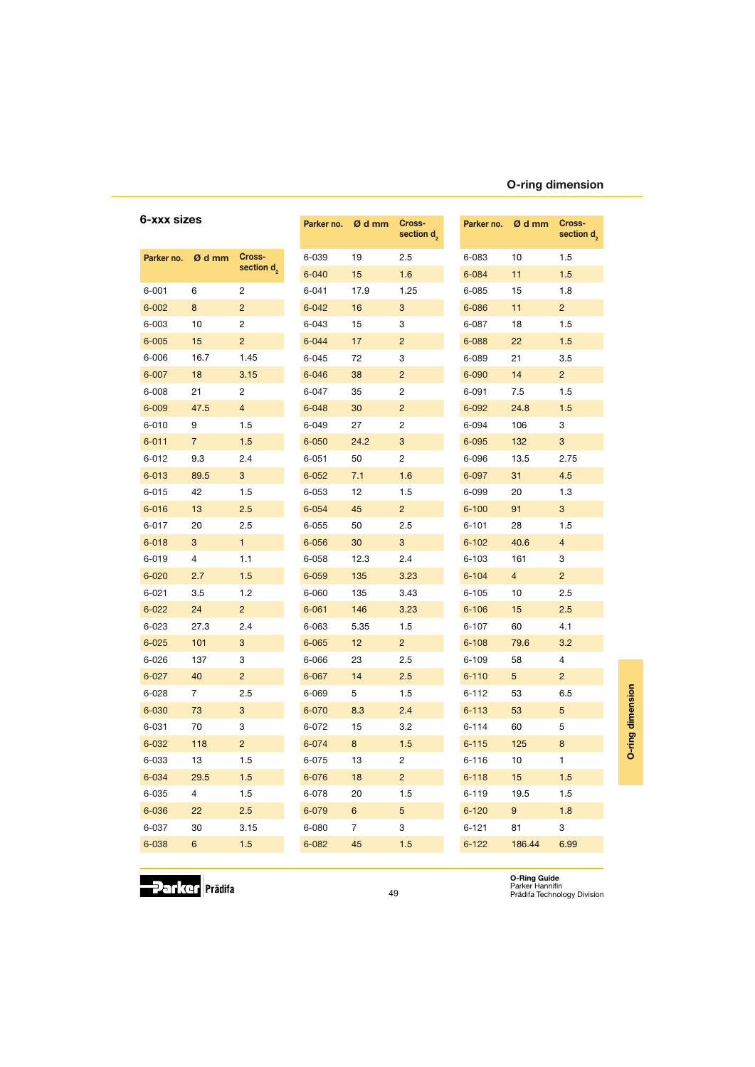## O-ring dimension

### 6-xxx sizes

| Parker no. | Ø d mm | Cross-section $d_2$ |
|---|---|---|
| 6-001 | 6 | 2 |
| 6-002 | 8 | 2 |
| 6-003 | 10 | 2 |
| 6-005 | 15 | 2 |
| 6-006 | 16.7 | 1.45 |
| 6-007 | 18 | 3.15 |
| 6-008 | 21 | 2 |
| 6-009 | 47.5 | 4 |
| 6-010 | 9 | 1.5 |
| 6-011 | 7 | 1.5 |
| 6-012 | 9.3 | 2.4 |
| 6-013 | 89.5 | 3 |
| 6-015 | 42 | 1.5 |
| 6-016 | 13 | 2.5 |
| 6-017 | 20 | 2.5 |
| 6-018 | 3 | 1 |
| 6-019 | 4 | 1.1 |
| 6-020 | 2.7 | 1.5 |
| 6-021 | 3.5 | 1.2 |
| 6-022 | 24 | 2 |
| 6-023 | 27.3 | 2.4 |
| 6-025 | 101 | 3 |
| 6-026 | 137 | 3 |
| 6-027 | 40 | 2 |
| 6-028 | 7 | 2.5 |
| 6-030 | 73 | 3 |
| 6-031 | 70 | 3 |
| 6-032 | 118 | 2 |
| 6-033 | 13 | 1.5 |
| 6-034 | 29.5 | 1.5 |
| 6-035 | 4 | 1.5 |
| 6-036 | 22 | 2.5 |
| 6-037 | 30 | 3.15 |
| 6-038 | 6 | 1.5 |
| 6-039 | 19 | 2.5 |
| 6-040 | 15 | 1.6 |
| 6-041 | 17.9 | 1.25 |
| 6-042 | 16 | 3 |
| 6-043 | 15 | 3 |
| 6-044 | 17 | 2 |
| 6-045 | 72 | 3 |
| 6-046 | 38 | 2 |
| 6-047 | 35 | 2 |
| 6-048 | 30 | 2 |
| 6-049 | 27 | 2 |
| 6-050 | 24.2 | 3 |
| 6-051 | 50 | 2 |
| 6-052 | 7.1 | 1.6 |
| 6-053 | 12 | 1.5 |
| 6-054 | 45 | 2 |
| 6-055 | 50 | 2.5 |
| 6-056 | 30 | 3 |
| 6-058 | 12.3 | 2.4 |
| 6-059 | 135 | 3.23 |
| 6-060 | 135 | 3.43 |
| 6-061 | 146 | 3.23 |
| 6-063 | 5.35 | 1.5 |
| 6-065 | 12 | 2 |
| 6-066 | 23 | 2.5 |
| 6-067 | 14 | 2.5 |
| 6-069 | 5 | 1.5 |
| 6-070 | 8.3 | 2.4 |
| 6-072 | 15 | 3.2 |
| 6-074 | 8 | 1.5 |
| 6-075 | 13 | 2 |
| 6-076 | 18 | 2 |
| 6-078 | 20 | 1.5 |
| 6-079 | 6 | 5 |
| 6-080 | 7 | 3 |
| 6-082 | 45 | 1.5 |
| 6-083 | 10 | 1.5 |
| 6-084 | 11 | 1.5 |
| 6-085 | 15 | 1.8 |
| 6-086 | 11 | 2 |
| 6-087 | 18 | 1.5 |
| 6-088 | 22 | 1.5 |
| 6-089 | 21 | 3.5 |
| 6-090 | 14 | 2 |
| 6-091 | 7.5 | 1.5 |
| 6-092 | 24.8 | 1.5 |
| 6-094 | 106 | 3 |
| 6-095 | 132 | 3 |
| 6-096 | 13.5 | 2.75 |
| 6-097 | 31 | 4.5 |
| 6-099 | 20 | 1.3 |
| 6-100 | 91 | 3 |
| 6-101 | 28 | 1.5 |
| 6-102 | 40.6 | 4 |
| 6-103 | 161 | 3 |
| 6-104 | 4 | 2 |
| 6-105 | 10 | 2.5 |
| 6-106 | 15 | 2.5 |
| 6-107 | 60 | 4.1 |
| 6-108 | 79.6 | 3.2 |
| 6-109 | 58 | 4 |
| 6-110 | 5 | 2 |
| 6-112 | 53 | 6.5 |
| 6-113 | 53 | 5 |
| 6-114 | 60 | 5 |
| 6-115 | 125 | 8 |
| 6-116 | 10 | 1 |
| 6-118 | 15 | 1.5 |
| 6-119 | 19.5 | 1.5 |
| 6-120 | 9 | 1.8 |
| 6-121 | 81 | 3 |
| 6-122 | 186.44 | 6.99 |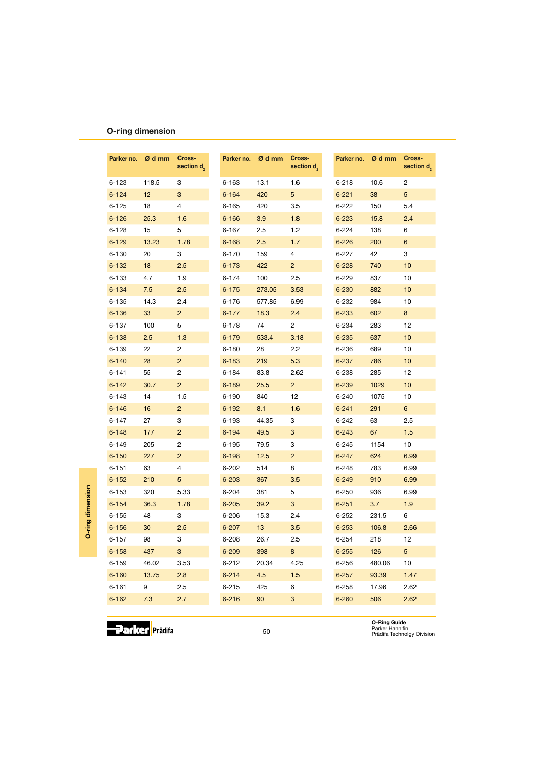## O-ring dimension

| Parker no. | Ø d mm | Cross-section $d_2$ |
|---|---|---|
| 6-123 | 118.5 | 3 |
| 6-124 | 12 | 3 |
| 6-125 | 18 | 4 |
| 6-126 | 25.3 | 1.6 |
| 6-128 | 15 | 5 |
| 6-129 | 13.23 | 1.78 |
| 6-130 | 20 | 3 |
| 6-132 | 18 | 2.5 |
| 6-133 | 4.7 | 1.9 |
| 6-134 | 7.5 | 2.5 |
| 6-135 | 14.3 | 2.4 |
| 6-136 | 33 | 2 |
| 6-137 | 100 | 5 |
| 6-138 | 2.5 | 1.3 |
| 6-139 | 22 | 2 |
| 6-140 | 28 | 2 |
| 6-141 | 55 | 2 |
| 6-142 | 30.7 | 2 |
| 6-143 | 14 | 1.5 |
| 6-146 | 16 | 2 |
| 6-147 | 27 | 3 |
| 6-148 | 177 | 2 |
| 6-149 | 205 | 2 |
| 6-150 | 227 | 2 |
| 6-151 | 63 | 4 |
| 6-152 | 210 | 5 |
| 6-153 | 320 | 5.33 |
| 6-154 | 36.3 | 1.78 |
| 6-155 | 48 | 3 |
| 6-156 | 30 | 2.5 |
| 6-157 | 98 | 3 |
| 6-158 | 437 | 3 |
| 6-159 | 46.02 | 3.53 |
| 6-160 | 13.75 | 2.8 |
| 6-161 | 9 | 2.5 |
| 6-162 | 7.3 | 2.7 |
| 6-163 | 13.1 | 1.6 |
| 6-164 | 420 | 5 |
| 6-165 | 420 | 3.5 |
| 6-166 | 3.9 | 1.8 |
| 6-167 | 2.5 | 1.2 |
| 6-168 | 2.5 | 1.7 |
| 6-170 | 159 | 4 |
| 6-173 | 422 | 2 |
| 6-174 | 100 | 2.5 |
| 6-175 | 273.05 | 3.53 |
| 6-176 | 577.85 | 6.99 |
| 6-177 | 18.3 | 2.4 |
| 6-178 | 74 | 2 |
| 6-179 | 533.4 | 3.18 |
| 6-180 | 28 | 2.2 |
| 6-183 | 219 | 5.3 |
| 6-184 | 83.8 | 2.62 |
| 6-189 | 25.5 | 2 |
| 6-190 | 840 | 12 |
| 6-192 | 8.1 | 1.6 |
| 6-193 | 44.35 | 3 |
| 6-194 | 49.5 | 3 |
| 6-195 | 79.5 | 3 |
| 6-198 | 12.5 | 2 |
| 6-202 | 514 | 8 |
| 6-203 | 367 | 3.5 |
| 6-204 | 381 | 5 |
| 6-205 | 39.2 | 3 |
| 6-206 | 15.3 | 2.4 |
| 6-207 | 13 | 3.5 |
| 6-208 | 26.7 | 2.5 |
| 6-209 | 398 | 8 |
| 6-212 | 20.34 | 4.25 |
| 6-214 | 4.5 | 1.5 |
| 6-215 | 425 | 6 |
| 6-216 | 90 | 3 |
| 6-218 | 10.6 | 2 |
| 6-221 | 38 | 5 |
| 6-222 | 150 | 5.4 |
| 6-223 | 15.8 | 2.4 |
| 6-224 | 138 | 6 |
| 6-226 | 200 | 6 |
| 6-227 | 42 | 3 |
| 6-228 | 740 | 10 |
| 6-229 | 837 | 10 |
| 6-230 | 882 | 10 |
| 6-232 | 984 | 10 |
| 6-233 | 602 | 8 |
| 6-234 | 283 | 12 |
| 6-235 | 637 | 10 |
| 6-236 | 689 | 10 |
| 6-237 | 786 | 10 |
| 6-238 | 285 | 12 |
| 6-239 | 1029 | 10 |
| 6-240 | 1075 | 10 |
| 6-241 | 291 | 6 |
| 6-242 | 63 | 2.5 |
| 6-243 | 67 | 1.5 |
| 6-245 | 1154 | 10 |
| 6-247 | 624 | 6.99 |
| 6-248 | 783 | 6.99 |
| 6-249 | 910 | 6.99 |
| 6-250 | 936 | 6.99 |
| 6-251 | 3.7 | 1.9 |
| 6-252 | 231.5 | 6 |
| 6-253 | 106.8 | 2.66 |
| 6-254 | 218 | 12 |
| 6-255 | 126 | 5 |
| 6-256 | 480.06 | 10 |
| 6-257 | 93.39 | 1.47 |
| 6-258 | 17.96 | 2.62 |
| 6-260 | 506 | 2.62 |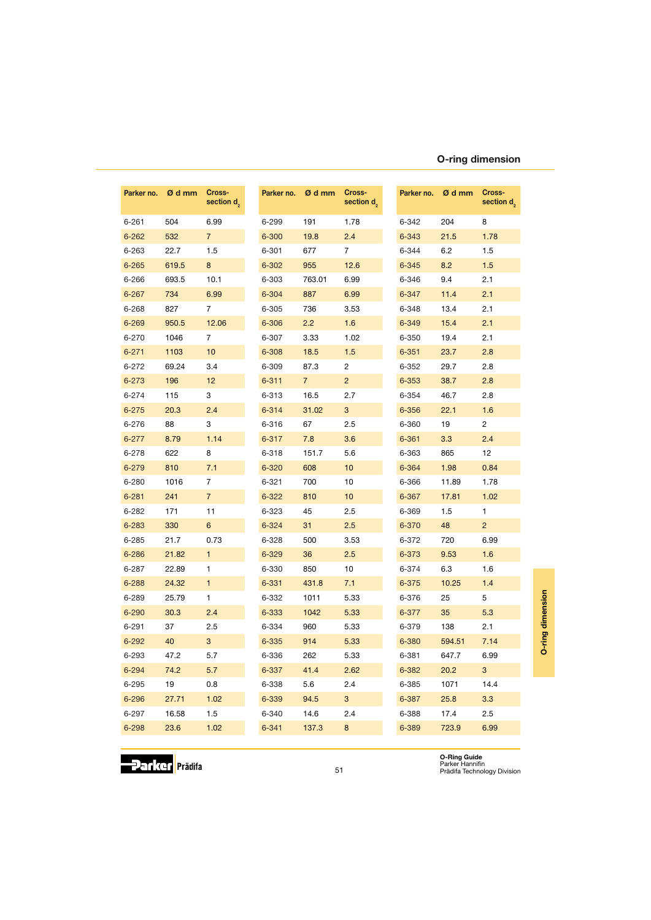## O-ring dimension

| Parker no. | Ø d mm | Cross-section $d_2$ |
|---|---|---|
| 6-261 | 504 | 6.99 |
| 6-262 | 532 | 7 |
| 6-263 | 22.7 | 1.5 |
| 6-265 | 619.5 | 8 |
| 6-266 | 693.5 | 10.1 |
| 6-267 | 734 | 6.99 |
| 6-268 | 827 | 7 |
| 6-269 | 950.5 | 12.06 |
| 6-270 | 1046 | 7 |
| 6-271 | 1103 | 10 |
| 6-272 | 69.24 | 3.4 |
| 6-273 | 196 | 12 |
| 6-274 | 115 | 3 |
| 6-275 | 20.3 | 2.4 |
| 6-276 | 88 | 3 |
| 6-277 | 8.79 | 1.14 |
| 6-278 | 622 | 8 |
| 6-279 | 810 | 7.1 |
| 6-280 | 1016 | 7 |
| 6-281 | 241 | 7 |
| 6-282 | 171 | 11 |
| 6-283 | 330 | 6 |
| 6-285 | 21.7 | 0.73 |
| 6-286 | 21.82 | 1 |
| 6-287 | 22.89 | 1 |
| 6-288 | 24.32 | 1 |
| 6-289 | 25.79 | 1 |
| 6-290 | 30.3 | 2.4 |
| 6-291 | 37 | 2.5 |
| 6-292 | 40 | 3 |
| 6-293 | 47.2 | 5.7 |
| 6-294 | 74.2 | 5.7 |
| 6-295 | 19 | 0.8 |
| 6-296 | 27.71 | 1.02 |
| 6-297 | 16.58 | 1.5 |
| 6-298 | 23.6 | 1.02 |
| 6-299 | 191 | 1.78 |
| 6-300 | 19.8 | 2.4 |
| 6-301 | 677 | 7 |
| 6-302 | 955 | 12.6 |
| 6-303 | 763.01 | 6.99 |
| 6-304 | 887 | 6.99 |
| 6-305 | 736 | 3.53 |
| 6-306 | 2.2 | 1.6 |
| 6-307 | 3.33 | 1.02 |
| 6-308 | 18.5 | 1.5 |
| 6-309 | 87.3 | 2 |
| 6-311 | 7 | 2 |
| 6-313 | 16.5 | 2.7 |
| 6-314 | 31.02 | 3 |
| 6-316 | 67 | 2.5 |
| 6-317 | 7.8 | 3.6 |
| 6-318 | 151.7 | 5.6 |
| 6-320 | 608 | 10 |
| 6-321 | 700 | 10 |
| 6-322 | 810 | 10 |
| 6-323 | 45 | 2.5 |
| 6-324 | 31 | 2.5 |
| 6-328 | 500 | 3.53 |
| 6-329 | 36 | 2.5 |
| 6-330 | 850 | 10 |
| 6-331 | 431.8 | 7.1 |
| 6-332 | 1011 | 5.33 |
| 6-333 | 1042 | 5.33 |
| 6-334 | 960 | 5.33 |
| 6-335 | 914 | 5.33 |
| 6-336 | 262 | 5.33 |
| 6-337 | 41.4 | 2.62 |
| 6-338 | 5.6 | 2.4 |
| 6-339 | 94.5 | 3 |
| 6-340 | 14.6 | 2.4 |
| 6-341 | 137.3 | 8 |
| 6-342 | 204 | 8 |
| 6-343 | 21.5 | 1.78 |
| 6-344 | 6.2 | 1.5 |
| 6-345 | 8.2 | 1.5 |
| 6-346 | 9.4 | 2.1 |
| 6-347 | 11.4 | 2.1 |
| 6-348 | 13.4 | 2.1 |
| 6-349 | 15.4 | 2.1 |
| 6-350 | 19.4 | 2.1 |
| 6-351 | 23.7 | 2.8 |
| 6-352 | 29.7 | 2.8 |
| 6-353 | 38.7 | 2.8 |
| 6-354 | 46.7 | 2.8 |
| 6-356 | 22.1 | 1.6 |
| 6-360 | 19 | 2 |
| 6-361 | 3.3 | 2.4 |
| 6-363 | 865 | 12 |
| 6-364 | 1.98 | 0.84 |
| 6-366 | 11.89 | 1.78 |
| 6-367 | 17.81 | 1.02 |
| 6-369 | 1.5 | 1 |
| 6-370 | 48 | 2 |
| 6-372 | 720 | 6.99 |
| 6-373 | 9.53 | 1.6 |
| 6-374 | 6.3 | 1.6 |
| 6-375 | 10.25 | 1.4 |
| 6-376 | 25 | 5 |
| 6-377 | 35 | 5.3 |
| 6-379 | 138 | 2.1 |
| 6-380 | 594.51 | 7.14 |
| 6-381 | 647.7 | 6.99 |
| 6-382 | 20.2 | 3 |
| 6-385 | 1071 | 14.4 |
| 6-387 | 25.8 | 3.3 |
| 6-388 | 17.4 | 2.5 |
| 6-389 | 723.9 | 6.99 |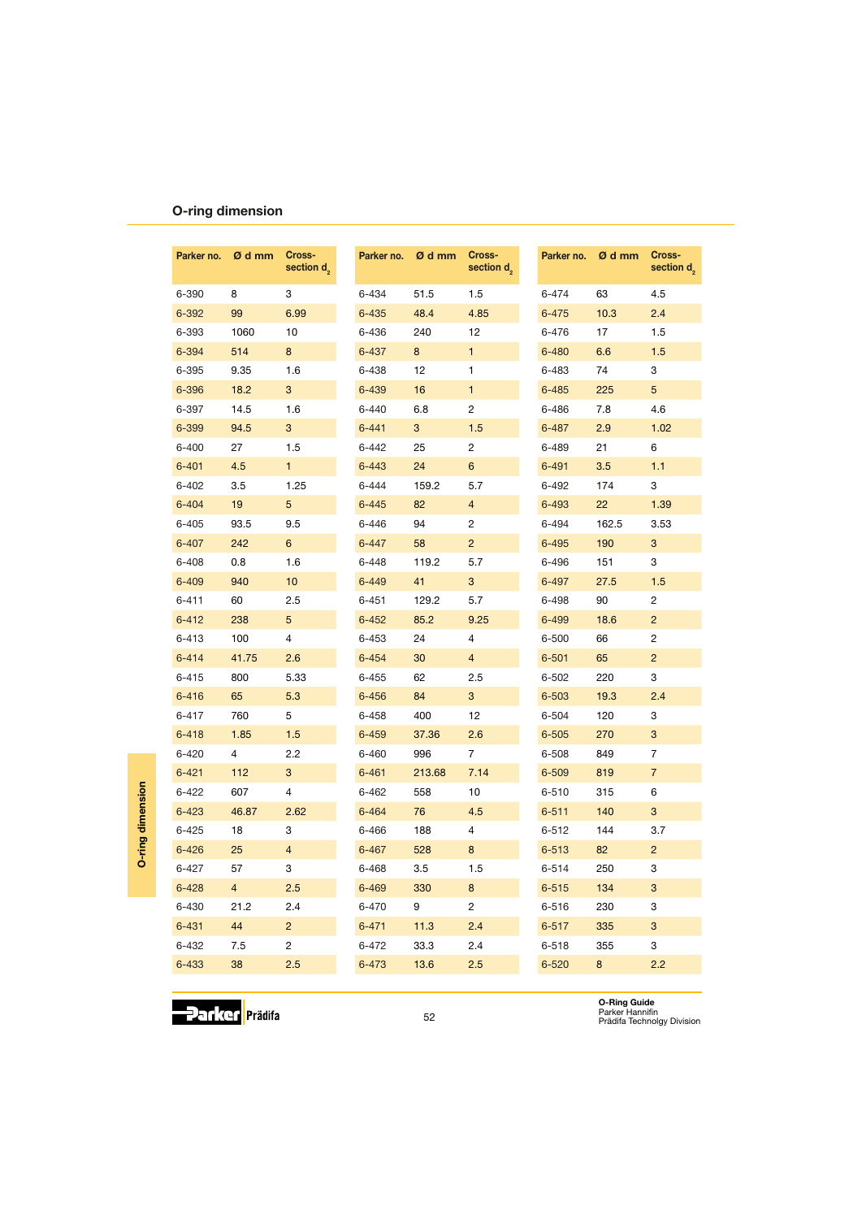## O-ring dimension

| Parker no. | Ø d mm | Cross-section $d_2$ |
|---|---|---|
| 6-390 | 8 | 3 |
| 6-392 | 99 | 6.99 |
| 6-393 | 1060 | 10 |
| 6-394 | 514 | 8 |
| 6-395 | 9.35 | 1.6 |
| 6-396 | 18.2 | 3 |
| 6-397 | 14.5 | 1.6 |
| 6-399 | 94.5 | 3 |
| 6-400 | 27 | 1.5 |
| 6-401 | 4.5 | 1 |
| 6-402 | 3.5 | 1.25 |
| 6-404 | 19 | 5 |
| 6-405 | 93.5 | 9.5 |
| 6-407 | 242 | 6 |
| 6-408 | 0.8 | 1.6 |
| 6-409 | 940 | 10 |
| 6-411 | 60 | 2.5 |
| 6-412 | 238 | 5 |
| 6-413 | 100 | 4 |
| 6-414 | 41.75 | 2.6 |
| 6-415 | 800 | 5.33 |
| 6-416 | 65 | 5.3 |
| 6-417 | 760 | 5 |
| 6-418 | 1.85 | 1.5 |
| 6-420 | 4 | 2.2 |
| 6-421 | 112 | 3 |
| 6-422 | 607 | 4 |
| 6-423 | 46.87 | 2.62 |
| 6-425 | 18 | 3 |
| 6-426 | 25 | 4 |
| 6-427 | 57 | 3 |
| 6-428 | 4 | 2.5 |
| 6-430 | 21.2 | 2.4 |
| 6-431 | 44 | 2 |
| 6-432 | 7.5 | 2 |
| 6-433 | 38 | 2.5 |
| 6-434 | 51.5 | 1.5 |
| 6-435 | 48.4 | 4.85 |
| 6-436 | 240 | 12 |
| 6-437 | 8 | 1 |
| 6-438 | 12 | 1 |
| 6-439 | 16 | 1 |
| 6-440 | 6.8 | 2 |
| 6-441 | 3 | 1.5 |
| 6-442 | 25 | 2 |
| 6-443 | 24 | 6 |
| 6-444 | 159.2 | 5.7 |
| 6-445 | 82 | 4 |
| 6-446 | 94 | 2 |
| 6-447 | 58 | 2 |
| 6-448 | 119.2 | 5.7 |
| 6-449 | 41 | 3 |
| 6-451 | 129.2 | 5.7 |
| 6-452 | 85.2 | 9.25 |
| 6-453 | 24 | 4 |
| 6-454 | 30 | 4 |
| 6-455 | 62 | 2.5 |
| 6-456 | 84 | 3 |
| 6-458 | 400 | 12 |
| 6-459 | 37.36 | 2.6 |
| 6-460 | 996 | 7 |
| 6-461 | 213.68 | 7.14 |
| 6-462 | 558 | 10 |
| 6-464 | 76 | 4.5 |
| 6-466 | 188 | 4 |
| 6-467 | 528 | 8 |
| 6-468 | 3.5 | 1.5 |
| 6-469 | 330 | 8 |
| 6-470 | 9 | 2 |
| 6-471 | 11.3 | 2.4 |
| 6-472 | 33.3 | 2.4 |
| 6-473 | 13.6 | 2.5 |
| 6-474 | 63 | 4.5 |
| 6-475 | 10.3 | 2.4 |
| 6-476 | 17 | 1.5 |
| 6-480 | 6.6 | 1.5 |
| 6-483 | 74 | 3 |
| 6-485 | 225 | 5 |
| 6-486 | 7.8 | 4.6 |
| 6-487 | 2.9 | 1.02 |
| 6-489 | 21 | 6 |
| 6-491 | 3.5 | 1.1 |
| 6-492 | 174 | 3 |
| 6-493 | 22 | 1.39 |
| 6-494 | 162.5 | 3.53 |
| 6-495 | 190 | 3 |
| 6-496 | 151 | 3 |
| 6-497 | 27.5 | 1.5 |
| 6-498 | 90 | 2 |
| 6-499 | 18.6 | 2 |
| 6-500 | 66 | 2 |
| 6-501 | 65 | 2 |
| 6-502 | 220 | 3 |
| 6-503 | 19.3 | 2.4 |
| 6-504 | 120 | 3 |
| 6-505 | 270 | 3 |
| 6-508 | 849 | 7 |
| 6-509 | 819 | 7 |
| 6-510 | 315 | 6 |
| 6-511 | 140 | 3 |
| 6-512 | 144 | 3.7 |
| 6-513 | 82 | 2 |
| 6-514 | 250 | 3 |
| 6-515 | 134 | 3 |
| 6-516 | 230 | 3 |
| 6-517 | 335 | 3 |
| 6-518 | 355 | 3 |
| 6-520 | 8 | 2.2 |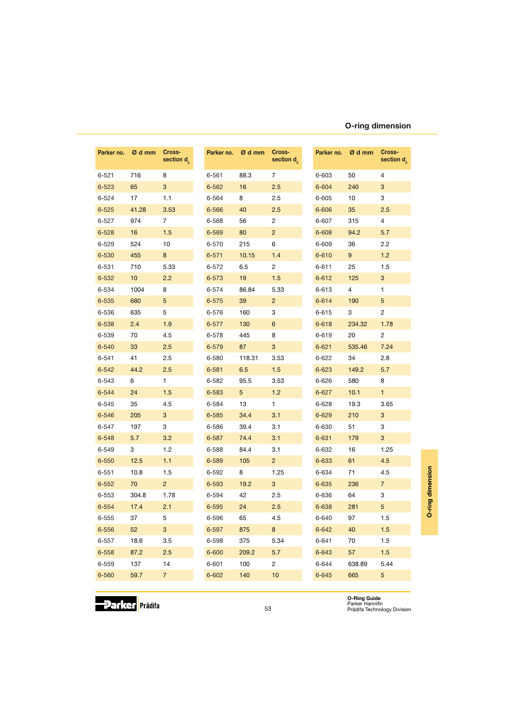## O-ring dimension

| Parker no. | Ø d mm | Cross-section $d_2$ |
|---|---|---|
| 6-521 | 716 | 8 |
| 6-523 | 65 | 3 |
| 6-524 | 17 | 1.1 |
| 6-525 | 41.28 | 3.53 |
| 6-527 | 974 | 7 |
| 6-528 | 16 | 1.5 |
| 6-529 | 524 | 10 |
| 6-530 | 455 | 8 |
| 6-531 | 710 | 5.33 |
| 6-532 | 10 | 2.2 |
| 6-534 | 1004 | 8 |
| 6-535 | 680 | 5 |
| 6-536 | 635 | 5 |
| 6-538 | 2.4 | 1.9 |
| 6-539 | 70 | 4.5 |
| 6-540 | 33 | 2.5 |
| 6-541 | 41 | 2.5 |
| 6-542 | 44.2 | 2.5 |
| 6-543 | 6 | 1 |
| 6-544 | 24 | 1.5 |
| 6-545 | 35 | 4.5 |
| 6-546 | 205 | 3 |
| 6-547 | 197 | 3 |
| 6-548 | 5.7 | 3.2 |
| 6-549 | 3 | 1.2 |
| 6-550 | 12.5 | 1.1 |
| 6-551 | 10.8 | 1.5 |
| 6-552 | 70 | 2 |
| 6-553 | 304.8 | 1.78 |
| 6-554 | 17.4 | 2.1 |
| 6-555 | 37 | 5 |
| 6-556 | 52 | 3 |
| 6-557 | 18.6 | 3.5 |
| 6-558 | 87.2 | 2.5 |
| 6-559 | 137 | 14 |
| 6-560 | 59.7 | 7 |
| 6-561 | 88.3 | 7 |
| 6-562 | 16 | 2.5 |
| 6-564 | 8 | 2.5 |
| 6-566 | 40 | 2.5 |
| 6-568 | 56 | 2 |
| 6-569 | 80 | 2 |
| 6-570 | 215 | 6 |
| 6-571 | 10.15 | 1.4 |
| 6-572 | 6.5 | 2 |
| 6-573 | 19 | 1.5 |
| 6-574 | 86.84 | 5.33 |
| 6-575 | 39 | 2 |
| 6-576 | 160 | 3 |
| 6-577 | 130 | 6 |
| 6-578 | 445 | 8 |
| 6-579 | 87 | 3 |
| 6-580 | 118.31 | 3.53 |
| 6-581 | 6.5 | 1.5 |
| 6-582 | 95.5 | 3.53 |
| 6-583 | 5 | 1.2 |
| 6-584 | 13 | 1 |
| 6-585 | 34.4 | 3.1 |
| 6-586 | 39.4 | 3.1 |
| 6-587 | 74.4 | 3.1 |
| 6-588 | 84.4 | 3.1 |
| 6-589 | 105 | 2 |
| 6-592 | 8 | 1.25 |
| 6-593 | 19.2 | 3 |
| 6-594 | 42 | 2.5 |
| 6-595 | 24 | 2.5 |
| 6-596 | 65 | 4.5 |
| 6-597 | 875 | 8 |
| 6-598 | 375 | 5.34 |
| 6-600 | 209.2 | 5.7 |
| 6-601 | 100 | 2 |
| 6-602 | 140 | 10 |
| 6-603 | 50 | 4 |
| 6-604 | 240 | 3 |
| 6-605 | 10 | 3 |
| 6-606 | 35 | 2.5 |
| 6-607 | 315 | 4 |
| 6-608 | 94.2 | 5.7 |
| 6-609 | 36 | 2.2 |
| 6-610 | 9 | 1.2 |
| 6-611 | 25 | 1.5 |
| 6-612 | 125 | 3 |
| 6-613 | 4 | 1 |
| 6-614 | 190 | 5 |
| 6-615 | 3 | 2 |
| 6-618 | 234.32 | 1.78 |
| 6-619 | 20 | 2 |
| 6-621 | 535.46 | 7.24 |
| 6-622 | 34 | 2.8 |
| 6-623 | 149.2 | 5.7 |
| 6-626 | 580 | 8 |
| 6-627 | 10.1 | 1 |
| 6-628 | 19.3 | 3.65 |
| 6-629 | 210 | 3 |
| 6-630 | 51 | 3 |
| 6-631 | 179 | 3 |
| 6-632 | 16 | 1.25 |
| 6-633 | 61 | 4.5 |
| 6-634 | 71 | 4.5 |
| 6-635 | 236 | 7 |
| 6-636 | 64 | 3 |
| 6-638 | 281 | 5 |
| 6-640 | 97 | 1.5 |
| 6-642 | 40 | 1.5 |
| 6-641 | 70 | 1.5 |
| 6-643 | 57 | 1.5 |
| 6-644 | 638.89 | 5.44 |
| 6-645 | 665 | 5 |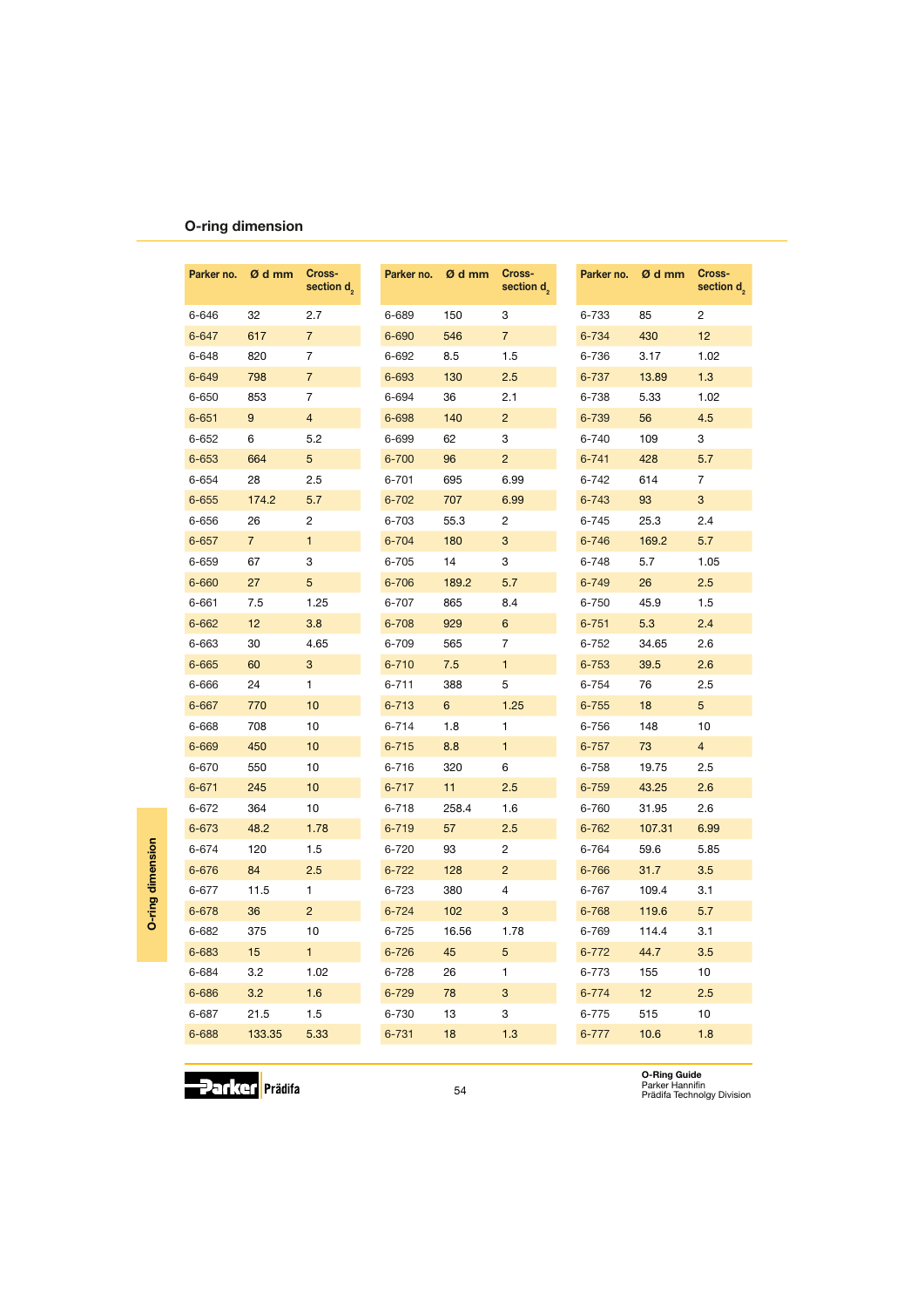## O-ring dimension

| Parker no. | Ø d mm | Cross-section $d_2$ |
|---|---|---|
| 6-646 | 32 | 2.7 |
| 6-647 | 617 | 7 |
| 6-648 | 820 | 7 |
| 6-649 | 798 | 7 |
| 6-650 | 853 | 7 |
| 6-651 | 9 | 4 |
| 6-652 | 6 | 5.2 |
| 6-653 | 664 | 5 |
| 6-654 | 28 | 2.5 |
| 6-655 | 174.2 | 5.7 |
| 6-656 | 26 | 2 |
| 6-657 | 7 | 1 |
| 6-659 | 67 | 3 |
| 6-660 | 27 | 5 |
| 6-661 | 7.5 | 1.25 |
| 6-662 | 12 | 3.8 |
| 6-663 | 30 | 4.65 |
| 6-665 | 60 | 3 |
| 6-666 | 24 | 1 |
| 6-667 | 770 | 10 |
| 6-668 | 708 | 10 |
| 6-669 | 450 | 10 |
| 6-670 | 550 | 10 |
| 6-671 | 245 | 10 |
| 6-672 | 364 | 10 |
| 6-673 | 48.2 | 1.78 |
| 6-674 | 120 | 1.5 |
| 6-676 | 84 | 2.5 |
| 6-677 | 11.5 | 1 |
| 6-678 | 36 | 2 |
| 6-682 | 375 | 10 |
| 6-683 | 15 | 1 |
| 6-684 | 3.2 | 1.02 |
| 6-686 | 3.2 | 1.6 |
| 6-687 | 21.5 | 1.5 |
| 6-688 | 133.35 | 5.33 |
| 6-689 | 150 | 3 |
| 6-690 | 546 | 7 |
| 6-692 | 8.5 | 1.5 |
| 6-693 | 130 | 2.5 |
| 6-694 | 36 | 2.1 |
| 6-698 | 140 | 2 |
| 6-699 | 62 | 3 |
| 6-700 | 96 | 2 |
| 6-701 | 695 | 6.99 |
| 6-702 | 707 | 6.99 |
| 6-703 | 55.3 | 2 |
| 6-704 | 180 | 3 |
| 6-705 | 14 | 3 |
| 6-706 | 189.2 | 5.7 |
| 6-707 | 865 | 8.4 |
| 6-708 | 929 | 6 |
| 6-709 | 565 | 7 |
| 6-710 | 7.5 | 1 |
| 6-711 | 388 | 5 |
| 6-713 | 6 | 1.25 |
| 6-714 | 1.8 | 1 |
| 6-715 | 8.8 | 1 |
| 6-716 | 320 | 6 |
| 6-717 | 11 | 2.5 |
| 6-718 | 258.4 | 1.6 |
| 6-719 | 57 | 2.5 |
| 6-720 | 93 | 2 |
| 6-722 | 128 | 2 |
| 6-723 | 380 | 4 |
| 6-724 | 102 | 3 |
| 6-725 | 16.56 | 1.78 |
| 6-726 | 45 | 5 |
| 6-728 | 26 | 1 |
| 6-729 | 78 | 3 |
| 6-730 | 13 | 3 |
| 6-731 | 18 | 1.3 |
| 6-733 | 85 | 2 |
| 6-734 | 430 | 12 |
| 6-736 | 3.17 | 1.02 |
| 6-737 | 13.89 | 1.3 |
| 6-738 | 5.33 | 1.02 |
| 6-739 | 56 | 4.5 |
| 6-740 | 109 | 3 |
| 6-741 | 428 | 5.7 |
| 6-742 | 614 | 7 |
| 6-743 | 93 | 3 |
| 6-745 | 25.3 | 2.4 |
| 6-746 | 169.2 | 5.7 |
| 6-748 | 5.7 | 1.05 |
| 6-749 | 26 | 2.5 |
| 6-750 | 45.9 | 1.5 |
| 6-751 | 5.3 | 2.4 |
| 6-752 | 34.65 | 2.6 |
| 6-753 | 39.5 | 2.6 |
| 6-754 | 76 | 2.5 |
| 6-755 | 18 | 5 |
| 6-756 | 148 | 10 |
| 6-757 | 73 | 4 |
| 6-758 | 19.75 | 2.5 |
| 6-759 | 43.25 | 2.6 |
| 6-760 | 31.95 | 2.6 |
| 6-762 | 107.31 | 6.99 |
| 6-764 | 59.6 | 5.85 |
| 6-766 | 31.7 | 3.5 |
| 6-767 | 109.4 | 3.1 |
| 6-768 | 119.6 | 5.7 |
| 6-769 | 114.4 | 3.1 |
| 6-772 | 44.7 | 3.5 |
| 6-773 | 155 | 10 |
| 6-774 | 12 | 2.5 |
| 6-775 | 515 | 10 |
| 6-777 | 10.6 | 1.8 |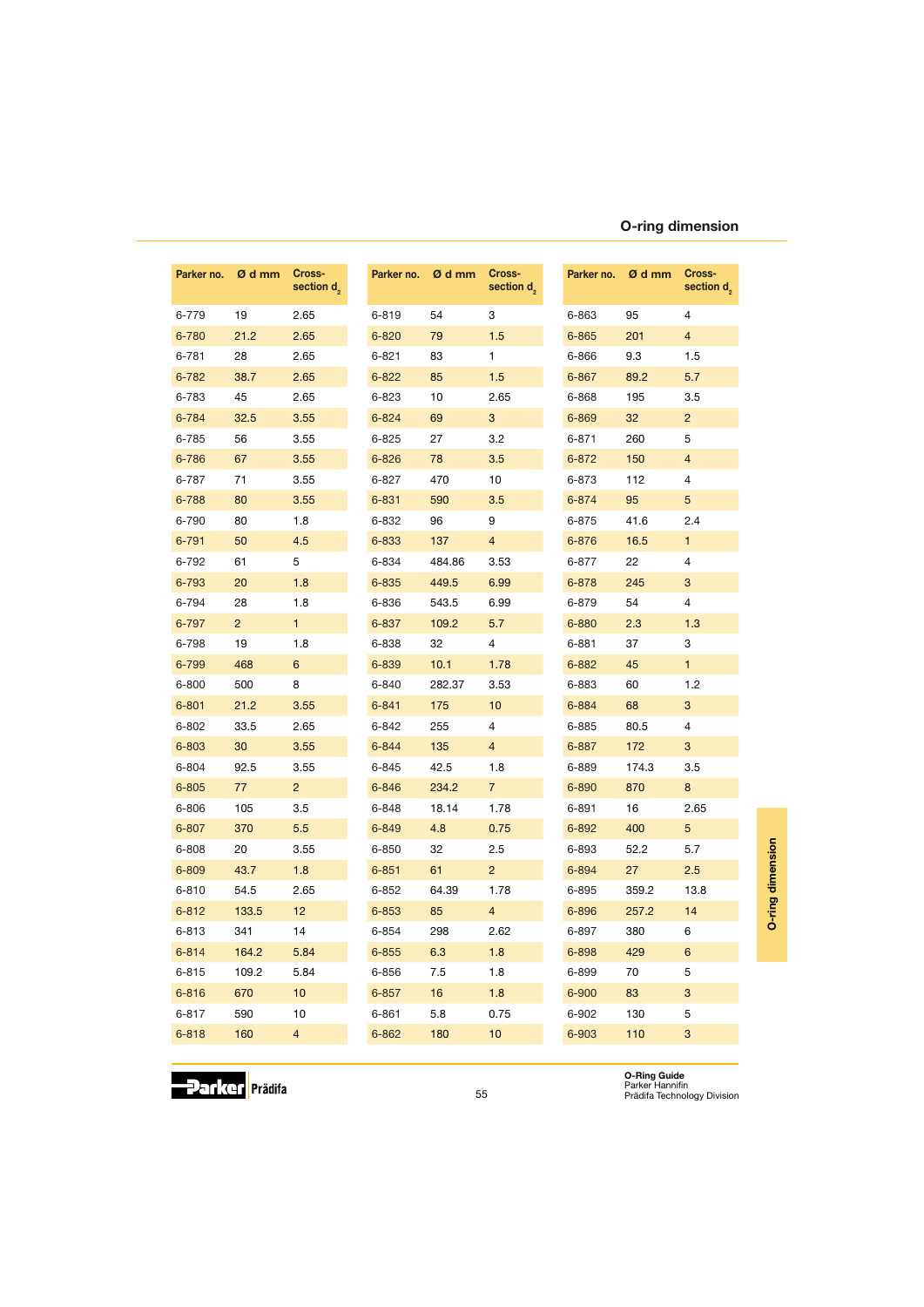## O-ring dimension

| Parker no. | Ø d mm | Cross-section $d_2$ |
|---|---|---|
| 6-779 | 19 | 2.65 |
| 6-780 | 21.2 | 2.65 |
| 6-781 | 28 | 2.65 |
| 6-782 | 38.7 | 2.65 |
| 6-783 | 45 | 2.65 |
| 6-784 | 32.5 | 3.55 |
| 6-785 | 56 | 3.55 |
| 6-786 | 67 | 3.55 |
| 6-787 | 71 | 3.55 |
| 6-788 | 80 | 3.55 |
| 6-790 | 80 | 1.8 |
| 6-791 | 50 | 4.5 |
| 6-792 | 61 | 5 |
| 6-793 | 20 | 1.8 |
| 6-794 | 28 | 1.8 |
| 6-797 | 2 | 1 |
| 6-798 | 19 | 1.8 |
| 6-799 | 468 | 6 |
| 6-800 | 500 | 8 |
| 6-801 | 21.2 | 3.55 |
| 6-802 | 33.5 | 2.65 |
| 6-803 | 30 | 3.55 |
| 6-804 | 92.5 | 3.55 |
| 6-805 | 77 | 2 |
| 6-806 | 105 | 3.5 |
| 6-807 | 370 | 5.5 |
| 6-808 | 20 | 3.55 |
| 6-809 | 43.7 | 1.8 |
| 6-810 | 54.5 | 2.65 |
| 6-812 | 133.5 | 12 |
| 6-813 | 341 | 14 |
| 6-814 | 164.2 | 5.84 |
| 6-815 | 109.2 | 5.84 |
| 6-816 | 670 | 10 |
| 6-817 | 590 | 10 |
| 6-818 | 160 | 4 |

| Parker no. | Ø d mm | Cross-section $d_2$ |
|---|---|---|
| 6-819 | 54 | 3 |
| 6-820 | 79 | 1.5 |
| 6-821 | 83 | 1 |
| 6-822 | 85 | 1.5 |
| 6-823 | 10 | 2.65 |
| 6-824 | 69 | 3 |
| 6-825 | 27 | 3.2 |
| 6-826 | 78 | 3.5 |
| 6-827 | 470 | 10 |
| 6-831 | 590 | 3.5 |
| 6-832 | 96 | 9 |
| 6-833 | 137 | 4 |
| 6-834 | 484.86 | 3.53 |
| 6-835 | 449.5 | 6.99 |
| 6-836 | 543.5 | 6.99 |
| 6-837 | 109.2 | 5.7 |
| 6-838 | 32 | 4 |
| 6-839 | 10.1 | 1.78 |
| 6-840 | 282.37 | 3.53 |
| 6-841 | 175 | 10 |
| 6-842 | 255 | 4 |
| 6-844 | 135 | 4 |
| 6-845 | 42.5 | 1.8 |
| 6-846 | 234.2 | 7 |
| 6-848 | 18.14 | 1.78 |
| 6-849 | 4.8 | 0.75 |
| 6-850 | 32 | 2.5 |
| 6-851 | 61 | 2 |
| 6-852 | 64.39 | 1.78 |
| 6-853 | 85 | 4 |
| 6-854 | 298 | 2.62 |
| 6-855 | 6.3 | 1.8 |
| 6-856 | 7.5 | 1.8 |
| 6-857 | 16 | 1.8 |
| 6-861 | 5.8 | 0.75 |
| 6-862 | 180 | 10 |

| Parker no. | Ø d mm | Cross-section $d_2$ |
|---|---|---|
| 6-863 | 95 | 4 |
| 6-865 | 201 | 4 |
| 6-866 | 9.3 | 1.5 |
| 6-867 | 89.2 | 5.7 |
| 6-868 | 195 | 3.5 |
| 6-869 | 32 | 2 |
| 6-871 | 260 | 5 |
| 6-872 | 150 | 4 |
| 6-873 | 112 | 4 |
| 6-874 | 95 | 5 |
| 6-875 | 41.6 | 2.4 |
| 6-876 | 16.5 | 1 |
| 6-877 | 22 | 4 |
| 6-878 | 245 | 3 |
| 6-879 | 54 | 4 |
| 6-880 | 2.3 | 1.3 |
| 6-881 | 37 | 3 |
| 6-882 | 45 | 1 |
| 6-883 | 60 | 1.2 |
| 6-884 | 68 | 3 |
| 6-885 | 80.5 | 4 |
| 6-887 | 172 | 3 |
| 6-889 | 174.3 | 3.5 |
| 6-890 | 870 | 8 |
| 6-891 | 16 | 2.65 |
| 6-892 | 400 | 5 |
| 6-893 | 52.2 | 5.7 |
| 6-894 | 27 | 2.5 |
| 6-895 | 359.2 | 13.8 |
| 6-896 | 257.2 | 14 |
| 6-897 | 380 | 6 |
| 6-898 | 429 | 6 |
| 6-899 | 70 | 5 |
| 6-900 | 83 | 3 |
| 6-902 | 130 | 5 |
| 6-903 | 110 | 3 |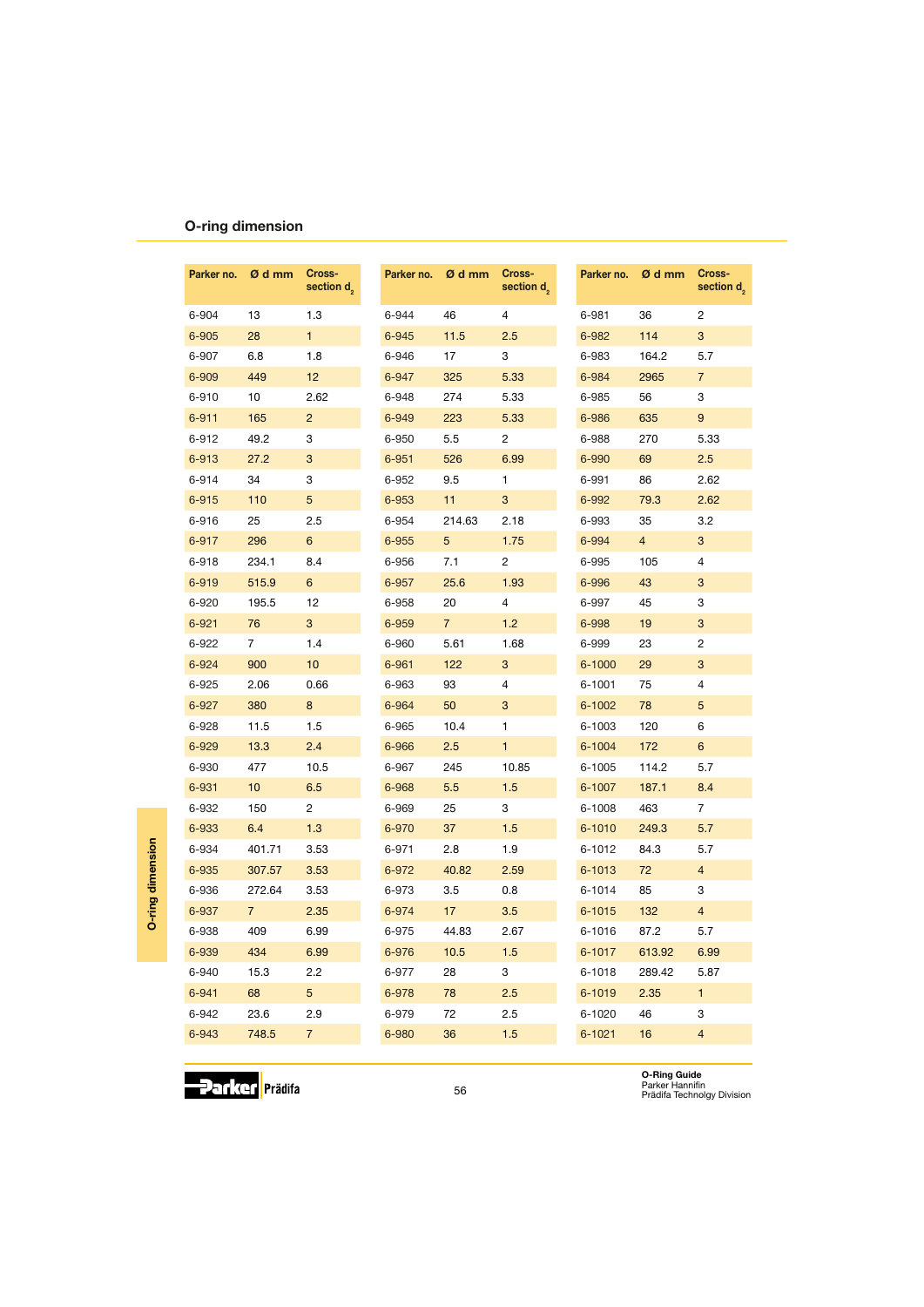## O-ring dimension

| Parker no. | Ø d mm | Cross-section $d_2$ |
|---|---|---|
| 6-904 | 13 | 1.3 |
| 6-905 | 28 | 1 |
| 6-907 | 6.8 | 1.8 |
| 6-909 | 449 | 12 |
| 6-910 | 10 | 2.62 |
| 6-911 | 165 | 2 |
| 6-912 | 49.2 | 3 |
| 6-913 | 27.2 | 3 |
| 6-914 | 34 | 3 |
| 6-915 | 110 | 5 |
| 6-916 | 25 | 2.5 |
| 6-917 | 296 | 6 |
| 6-918 | 234.1 | 8.4 |
| 6-919 | 515.9 | 6 |
| 6-920 | 195.5 | 12 |
| 6-921 | 76 | 3 |
| 6-922 | 7 | 1.4 |
| 6-924 | 900 | 10 |
| 6-925 | 2.06 | 0.66 |
| 6-927 | 380 | 8 |
| 6-928 | 11.5 | 1.5 |
| 6-929 | 13.3 | 2.4 |
| 6-930 | 477 | 10.5 |
| 6-931 | 10 | 6.5 |
| 6-932 | 150 | 2 |
| 6-933 | 6.4 | 1.3 |
| 6-934 | 401.71 | 3.53 |
| 6-935 | 307.57 | 3.53 |
| 6-936 | 272.64 | 3.53 |
| 6-937 | 7 | 2.35 |
| 6-938 | 409 | 6.99 |
| 6-939 | 434 | 6.99 |
| 6-940 | 15.3 | 2.2 |
| 6-941 | 68 | 5 |
| 6-942 | 23.6 | 2.9 |
| 6-943 | 748.5 | 7 |

| Parker no. | Ø d mm | Cross-section $d_2$ |
|---|---|---|
| 6-944 | 46 | 4 |
| 6-945 | 11.5 | 2.5 |
| 6-946 | 17 | 3 |
| 6-947 | 325 | 5.33 |
| 6-948 | 274 | 5.33 |
| 6-949 | 223 | 5.33 |
| 6-950 | 5.5 | 2 |
| 6-951 | 526 | 6.99 |
| 6-952 | 9.5 | 1 |
| 6-953 | 11 | 3 |
| 6-954 | 214.63 | 2.18 |
| 6-955 | 5 | 1.75 |
| 6-956 | 7.1 | 2 |
| 6-957 | 25.6 | 1.93 |
| 6-958 | 20 | 4 |
| 6-959 | 7 | 1.2 |
| 6-960 | 5.61 | 1.68 |
| 6-961 | 122 | 3 |
| 6-963 | 93 | 4 |
| 6-964 | 50 | 3 |
| 6-965 | 10.4 | 1 |
| 6-966 | 2.5 | 1 |
| 6-967 | 245 | 10.85 |
| 6-968 | 5.5 | 1.5 |
| 6-969 | 25 | 3 |
| 6-970 | 37 | 1.5 |
| 6-971 | 2.8 | 1.9 |
| 6-972 | 40.82 | 2.59 |
| 6-973 | 3.5 | 0.8 |
| 6-974 | 17 | 3.5 |
| 6-975 | 44.83 | 2.67 |
| 6-976 | 10.5 | 1.5 |
| 6-977 | 28 | 3 |
| 6-978 | 78 | 2.5 |
| 6-979 | 72 | 2.5 |
| 6-980 | 36 | 1.5 |

| Parker no. | Ø d mm | Cross-section $d_2$ |
|---|---|---|
| 6-981 | 36 | 2 |
| 6-982 | 114 | 3 |
| 6-983 | 164.2 | 5.7 |
| 6-984 | 2965 | 7 |
| 6-985 | 56 | 3 |
| 6-986 | 635 | 9 |
| 6-988 | 270 | 5.33 |
| 6-990 | 69 | 2.5 |
| 6-991 | 86 | 2.62 |
| 6-992 | 79.3 | 2.62 |
| 6-993 | 35 | 3.2 |
| 6-994 | 4 | 3 |
| 6-995 | 105 | 4 |
| 6-996 | 43 | 3 |
| 6-997 | 45 | 3 |
| 6-998 | 19 | 3 |
| 6-999 | 23 | 2 |
| 6-1000 | 29 | 3 |
| 6-1001 | 75 | 4 |
| 6-1002 | 78 | 5 |
| 6-1003 | 120 | 6 |
| 6-1004 | 172 | 6 |
| 6-1005 | 114.2 | 5.7 |
| 6-1007 | 187.1 | 8.4 |
| 6-1008 | 463 | 7 |
| 6-1010 | 249.3 | 5.7 |
| 6-1012 | 84.3 | 5.7 |
| 6-1013 | 72 | 4 |
| 6-1014 | 85 | 3 |
| 6-1015 | 132 | 4 |
| 6-1016 | 87.2 | 5.7 |
| 6-1017 | 613.92 | 6.99 |
| 6-1018 | 289.42 | 5.87 |
| 6-1019 | 2.35 | 1 |
| 6-1020 | 46 | 3 |
| 6-1021 | 16 | 4 |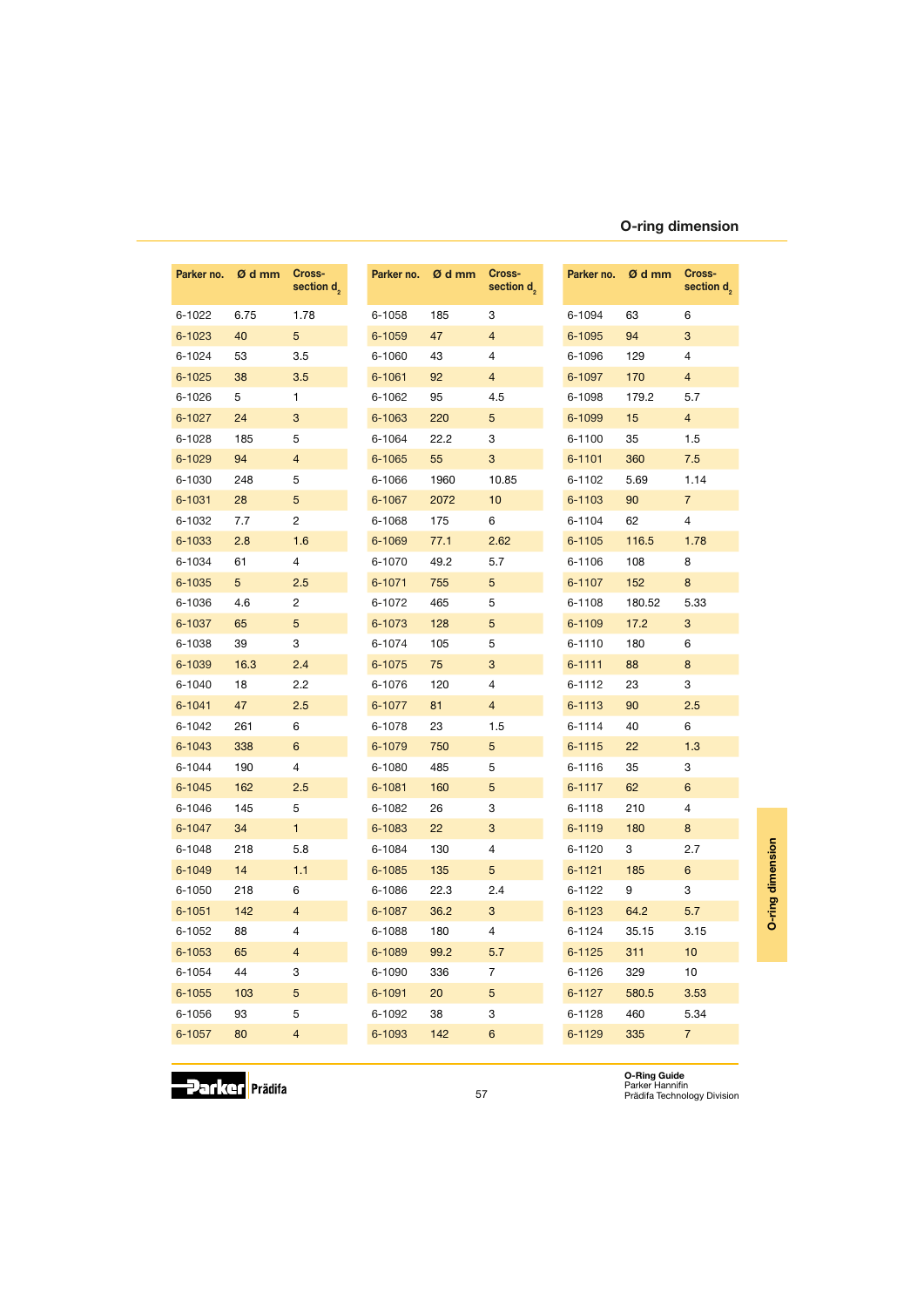## O-ring dimension

| Parker no. | Ø d mm | Cross-section $d_2$ |
|---|---|---|
| 6-1022 | 6.75 | 1.78 |
| 6-1023 | 40 | 5 |
| 6-1024 | 53 | 3.5 |
| 6-1025 | 38 | 3.5 |
| 6-1026 | 5 | 1 |
| 6-1027 | 24 | 3 |
| 6-1028 | 185 | 5 |
| 6-1029 | 94 | 4 |
| 6-1030 | 248 | 5 |
| 6-1031 | 28 | 5 |
| 6-1032 | 7.7 | 2 |
| 6-1033 | 2.8 | 1.6 |
| 6-1034 | 61 | 4 |
| 6-1035 | 5 | 2.5 |
| 6-1036 | 4.6 | 2 |
| 6-1037 | 65 | 5 |
| 6-1038 | 39 | 3 |
| 6-1039 | 16.3 | 2.4 |
| 6-1040 | 18 | 2.2 |
| 6-1041 | 47 | 2.5 |
| 6-1042 | 261 | 6 |
| 6-1043 | 338 | 6 |
| 6-1044 | 190 | 4 |
| 6-1045 | 162 | 2.5 |
| 6-1046 | 145 | 5 |
| 6-1047 | 34 | 1 |
| 6-1048 | 218 | 5.8 |
| 6-1049 | 14 | 1.1 |
| 6-1050 | 218 | 6 |
| 6-1051 | 142 | 4 |
| 6-1052 | 88 | 4 |
| 6-1053 | 65 | 4 |
| 6-1054 | 44 | 3 |
| 6-1055 | 103 | 5 |
| 6-1056 | 93 | 5 |
| 6-1057 | 80 | 4 |
| 6-1058 | 185 | 3 |
| 6-1059 | 47 | 4 |
| 6-1060 | 43 | 4 |
| 6-1061 | 92 | 4 |
| 6-1062 | 95 | 4.5 |
| 6-1063 | 220 | 5 |
| 6-1064 | 22.2 | 3 |
| 6-1065 | 55 | 3 |
| 6-1066 | 1960 | 10.85 |
| 6-1067 | 2072 | 10 |
| 6-1068 | 175 | 6 |
| 6-1069 | 77.1 | 2.62 |
| 6-1070 | 49.2 | 5.7 |
| 6-1071 | 755 | 5 |
| 6-1072 | 465 | 5 |
| 6-1073 | 128 | 5 |
| 6-1074 | 105 | 5 |
| 6-1075 | 75 | 3 |
| 6-1076 | 120 | 4 |
| 6-1077 | 81 | 4 |
| 6-1078 | 23 | 1.5 |
| 6-1079 | 750 | 5 |
| 6-1080 | 485 | 5 |
| 6-1081 | 160 | 5 |
| 6-1082 | 26 | 3 |
| 6-1083 | 22 | 3 |
| 6-1084 | 130 | 4 |
| 6-1085 | 135 | 5 |
| 6-1086 | 22.3 | 2.4 |
| 6-1087 | 36.2 | 3 |
| 6-1088 | 180 | 4 |
| 6-1089 | 99.2 | 5.7 |
| 6-1090 | 336 | 7 |
| 6-1091 | 20 | 5 |
| 6-1092 | 38 | 3 |
| 6-1093 | 142 | 6 |
| 6-1094 | 63 | 6 |
| 6-1095 | 94 | 3 |
| 6-1096 | 129 | 4 |
| 6-1097 | 170 | 4 |
| 6-1098 | 179.2 | 5.7 |
| 6-1099 | 15 | 4 |
| 6-1100 | 35 | 1.5 |
| 6-1101 | 360 | 7.5 |
| 6-1102 | 5.69 | 1.14 |
| 6-1103 | 90 | 7 |
| 6-1104 | 62 | 4 |
| 6-1105 | 116.5 | 1.78 |
| 6-1106 | 108 | 8 |
| 6-1107 | 152 | 8 |
| 6-1108 | 180.52 | 5.33 |
| 6-1109 | 17.2 | 3 |
| 6-1110 | 180 | 6 |
| 6-1111 | 88 | 8 |
| 6-1112 | 23 | 3 |
| 6-1113 | 90 | 2.5 |
| 6-1114 | 40 | 6 |
| 6-1115 | 22 | 1.3 |
| 6-1116 | 35 | 3 |
| 6-1117 | 62 | 6 |
| 6-1118 | 210 | 4 |
| 6-1119 | 180 | 8 |
| 6-1120 | 3 | 2.7 |
| 6-1121 | 185 | 6 |
| 6-1122 | 9 | 3 |
| 6-1123 | 64.2 | 5.7 |
| 6-1124 | 35.15 | 3.15 |
| 6-1125 | 311 | 10 |
| 6-1126 | 329 | 10 |
| 6-1127 | 580.5 | 3.53 |
| 6-1128 | 460 | 5.34 |
| 6-1129 | 335 | 7 |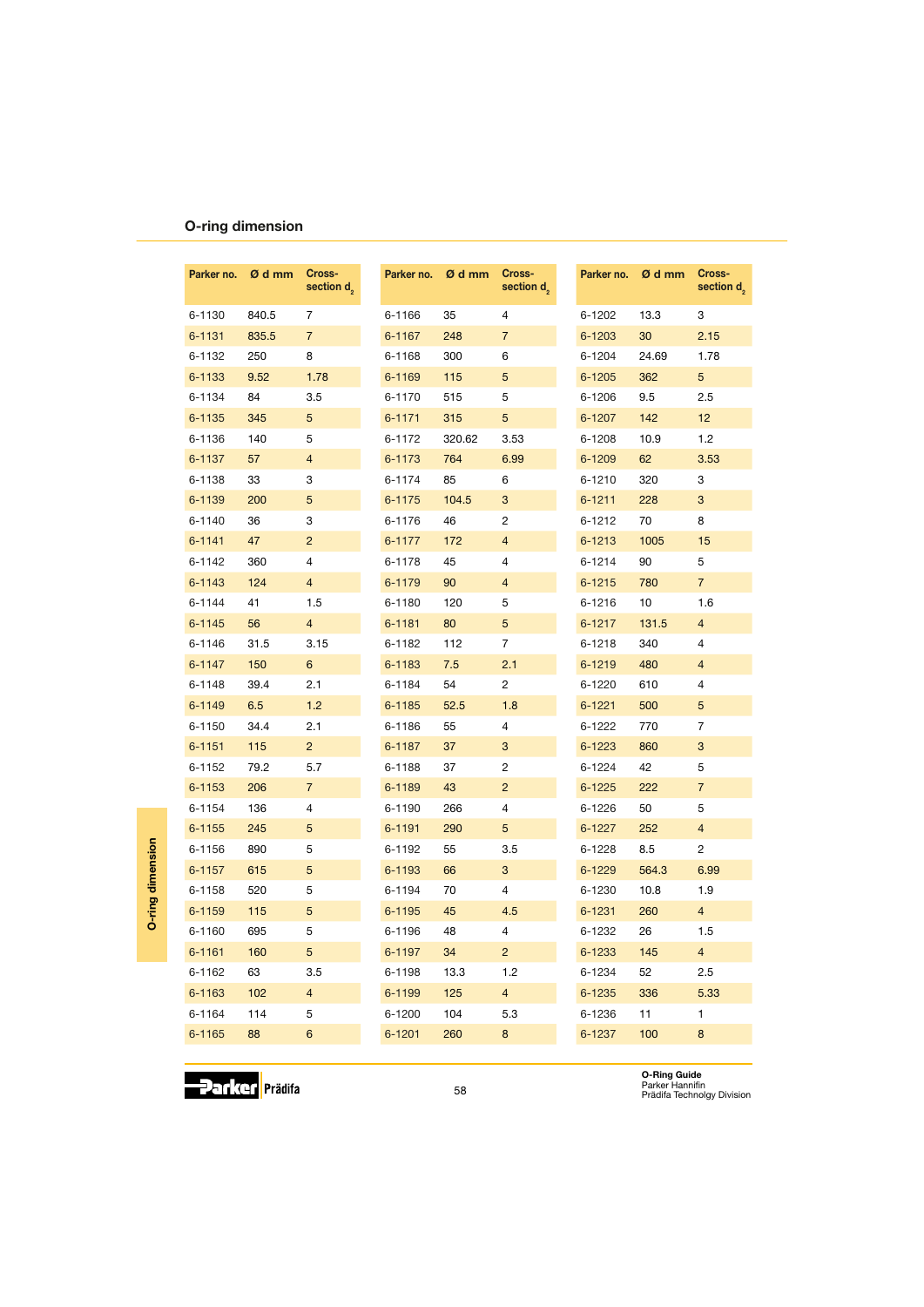## O-ring dimension

| Parker no. | Ø d mm | Cross-section $d_2$ |
|---|---|---|
| 6-1130 | 840.5 | 7 |
| 6-1131 | 835.5 | 7 |
| 6-1132 | 250 | 8 |
| 6-1133 | 9.52 | 1.78 |
| 6-1134 | 84 | 3.5 |
| 6-1135 | 345 | 5 |
| 6-1136 | 140 | 5 |
| 6-1137 | 57 | 4 |
| 6-1138 | 33 | 3 |
| 6-1139 | 200 | 5 |
| 6-1140 | 36 | 3 |
| 6-1141 | 47 | 2 |
| 6-1142 | 360 | 4 |
| 6-1143 | 124 | 4 |
| 6-1144 | 41 | 1.5 |
| 6-1145 | 56 | 4 |
| 6-1146 | 31.5 | 3.15 |
| 6-1147 | 150 | 6 |
| 6-1148 | 39.4 | 2.1 |
| 6-1149 | 6.5 | 1.2 |
| 6-1150 | 34.4 | 2.1 |
| 6-1151 | 115 | 2 |
| 6-1152 | 79.2 | 5.7 |
| 6-1153 | 206 | 7 |
| 6-1154 | 136 | 4 |
| 6-1155 | 245 | 5 |
| 6-1156 | 890 | 5 |
| 6-1157 | 615 | 5 |
| 6-1158 | 520 | 5 |
| 6-1159 | 115 | 5 |
| 6-1160 | 695 | 5 |
| 6-1161 | 160 | 5 |
| 6-1162 | 63 | 3.5 |
| 6-1163 | 102 | 4 |
| 6-1164 | 114 | 5 |
| 6-1165 | 88 | 6 |
| 6-1166 | 35 | 4 |
| 6-1167 | 248 | 7 |
| 6-1168 | 300 | 6 |
| 6-1169 | 115 | 5 |
| 6-1170 | 515 | 5 |
| 6-1171 | 315 | 5 |
| 6-1172 | 320.62 | 3.53 |
| 6-1173 | 764 | 6.99 |
| 6-1174 | 85 | 6 |
| 6-1175 | 104.5 | 3 |
| 6-1176 | 46 | 2 |
| 6-1177 | 172 | 4 |
| 6-1178 | 45 | 4 |
| 6-1179 | 90 | 4 |
| 6-1180 | 120 | 5 |
| 6-1181 | 80 | 5 |
| 6-1182 | 112 | 7 |
| 6-1183 | 7.5 | 2.1 |
| 6-1184 | 54 | 2 |
| 6-1185 | 52.5 | 1.8 |
| 6-1186 | 55 | 4 |
| 6-1187 | 37 | 3 |
| 6-1188 | 37 | 2 |
| 6-1189 | 43 | 2 |
| 6-1190 | 266 | 4 |
| 6-1191 | 290 | 5 |
| 6-1192 | 55 | 3.5 |
| 6-1193 | 66 | 3 |
| 6-1194 | 70 | 4 |
| 6-1195 | 45 | 4.5 |
| 6-1196 | 48 | 4 |
| 6-1197 | 34 | 2 |
| 6-1198 | 13.3 | 1.2 |
| 6-1199 | 125 | 4 |
| 6-1200 | 104 | 5.3 |
| 6-1201 | 260 | 8 |
| 6-1202 | 13.3 | 3 |
| 6-1203 | 30 | 2.15 |
| 6-1204 | 24.69 | 1.78 |
| 6-1205 | 362 | 5 |
| 6-1206 | 9.5 | 2.5 |
| 6-1207 | 142 | 12 |
| 6-1208 | 10.9 | 1.2 |
| 6-1209 | 62 | 3.53 |
| 6-1210 | 320 | 3 |
| 6-1211 | 228 | 3 |
| 6-1212 | 70 | 8 |
| 6-1213 | 1005 | 15 |
| 6-1214 | 90 | 5 |
| 6-1215 | 780 | 7 |
| 6-1216 | 10 | 1.6 |
| 6-1217 | 131.5 | 4 |
| 6-1218 | 340 | 4 |
| 6-1219 | 480 | 4 |
| 6-1220 | 610 | 4 |
| 6-1221 | 500 | 5 |
| 6-1222 | 770 | 7 |
| 6-1223 | 860 | 3 |
| 6-1224 | 42 | 5 |
| 6-1225 | 222 | 7 |
| 6-1226 | 50 | 5 |
| 6-1227 | 252 | 4 |
| 6-1228 | 8.5 | 2 |
| 6-1229 | 564.3 | 6.99 |
| 6-1230 | 10.8 | 1.9 |
| 6-1231 | 260 | 4 |
| 6-1232 | 26 | 1.5 |
| 6-1233 | 145 | 4 |
| 6-1234 | 52 | 2.5 |
| 6-1235 | 336 | 5.33 |
| 6-1236 | 11 | 1 |
| 6-1237 | 100 | 8 |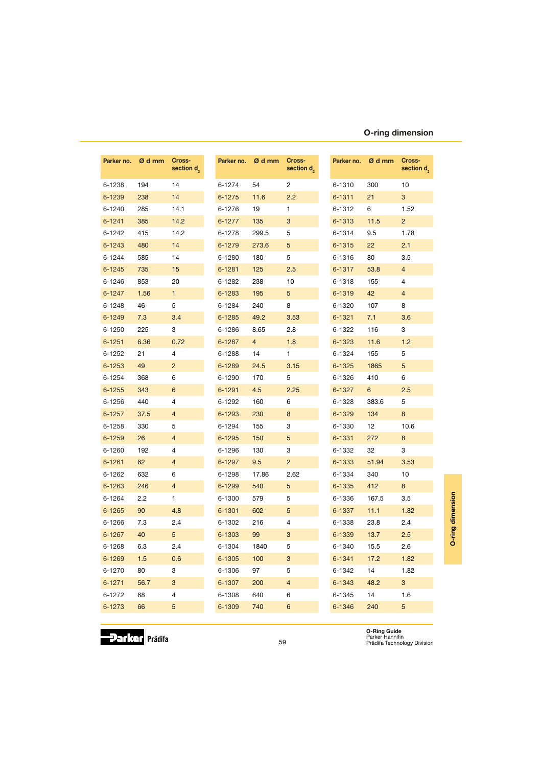## O-ring dimension

| Parker no. | Ø d mm | Cross-section $d_2$ | Parker no. | Ø d mm | Cross-section $d_2$ | Parker no. | Ø d mm | Cross-section $d_2$ |
|---|---|---|---|---|---|---|---|---|
| 6-1238 | 194 | 14 | 6-1274 | 54 | 2 | 6-1310 | 300 | 10 |
| 6-1239 | 238 | 14 | 6-1275 | 11.6 | 2.2 | 6-1311 | 21 | 3 |
| 6-1240 | 285 | 14.1 | 6-1276 | 19 | 1 | 6-1312 | 6 | 1.52 |
| 6-1241 | 385 | 14.2 | 6-1277 | 135 | 3 | 6-1313 | 11.5 | 2 |
| 6-1242 | 415 | 14.2 | 6-1278 | 299.5 | 5 | 6-1314 | 9.5 | 1.78 |
| 6-1243 | 480 | 14 | 6-1279 | 273.6 | 5 | 6-1315 | 22 | 2.1 |
| 6-1244 | 585 | 14 | 6-1280 | 180 | 5 | 6-1316 | 80 | 3.5 |
| 6-1245 | 735 | 15 | 6-1281 | 125 | 2.5 | 6-1317 | 53.8 | 4 |
| 6-1246 | 853 | 20 | 6-1282 | 238 | 10 | 6-1318 | 155 | 4 |
| 6-1247 | 1.56 | 1 | 6-1283 | 195 | 5 | 6-1319 | 42 | 4 |
| 6-1248 | 46 | 5 | 6-1284 | 240 | 8 | 6-1320 | 107 | 8 |
| 6-1249 | 7.3 | 3.4 | 6-1285 | 49.2 | 3.53 | 6-1321 | 7.1 | 3.6 |
| 6-1250 | 225 | 3 | 6-1286 | 8.65 | 2.8 | 6-1322 | 116 | 3 |
| 6-1251 | 6.36 | 0.72 | 6-1287 | 4 | 1.8 | 6-1323 | 11.6 | 1.2 |
| 6-1252 | 21 | 4 | 6-1288 | 14 | 1 | 6-1324 | 155 | 5 |
| 6-1253 | 49 | 2 | 6-1289 | 24.5 | 3.15 | 6-1325 | 1865 | 5 |
| 6-1254 | 368 | 6 | 6-1290 | 170 | 5 | 6-1326 | 410 | 6 |
| 6-1255 | 343 | 6 | 6-1291 | 4.5 | 2.25 | 6-1327 | 6 | 2.5 |
| 6-1256 | 440 | 4 | 6-1292 | 160 | 6 | 6-1328 | 383.6 | 5 |
| 6-1257 | 37.5 | 4 | 6-1293 | 230 | 8 | 6-1329 | 134 | 8 |
| 6-1258 | 330 | 5 | 6-1294 | 155 | 3 | 6-1330 | 12 | 10.6 |
| 6-1259 | 26 | 4 | 6-1295 | 150 | 5 | 6-1331 | 272 | 8 |
| 6-1260 | 192 | 4 | 6-1296 | 130 | 3 | 6-1332 | 32 | 3 |
| 6-1261 | 62 | 4 | 6-1297 | 9.5 | 2 | 6-1333 | 51.94 | 3.53 |
| 6-1262 | 632 | 6 | 6-1298 | 17.86 | 2.62 | 6-1334 | 340 | 10 |
| 6-1263 | 246 | 4 | 6-1299 | 540 | 5 | 6-1335 | 412 | 8 |
| 6-1264 | 2.2 | 1 | 6-1300 | 579 | 5 | 6-1336 | 167.5 | 3.5 |
| 6-1265 | 90 | 4.8 | 6-1301 | 602 | 5 | 6-1337 | 11.1 | 1.82 |
| 6-1266 | 7.3 | 2.4 | 6-1302 | 216 | 4 | 6-1338 | 23.8 | 2.4 |
| 6-1267 | 40 | 5 | 6-1303 | 99 | 3 | 6-1339 | 13.7 | 2.5 |
| 6-1268 | 6.3 | 2.4 | 6-1304 | 1840 | 5 | 6-1340 | 15.5 | 2.6 |
| 6-1269 | 1.5 | 0.6 | 6-1305 | 100 | 3 | 6-1341 | 17.2 | 1.82 |
| 6-1270 | 80 | 3 | 6-1306 | 97 | 5 | 6-1342 | 14 | 1.82 |
| 6-1271 | 56.7 | 3 | 6-1307 | 200 | 4 | 6-1343 | 48.2 | 3 |
| 6-1272 | 68 | 4 | 6-1308 | 640 | 6 | 6-1345 | 14 | 1.6 |
| 6-1273 | 66 | 5 | 6-1309 | 740 | 6 | 6-1346 | 240 | 5 |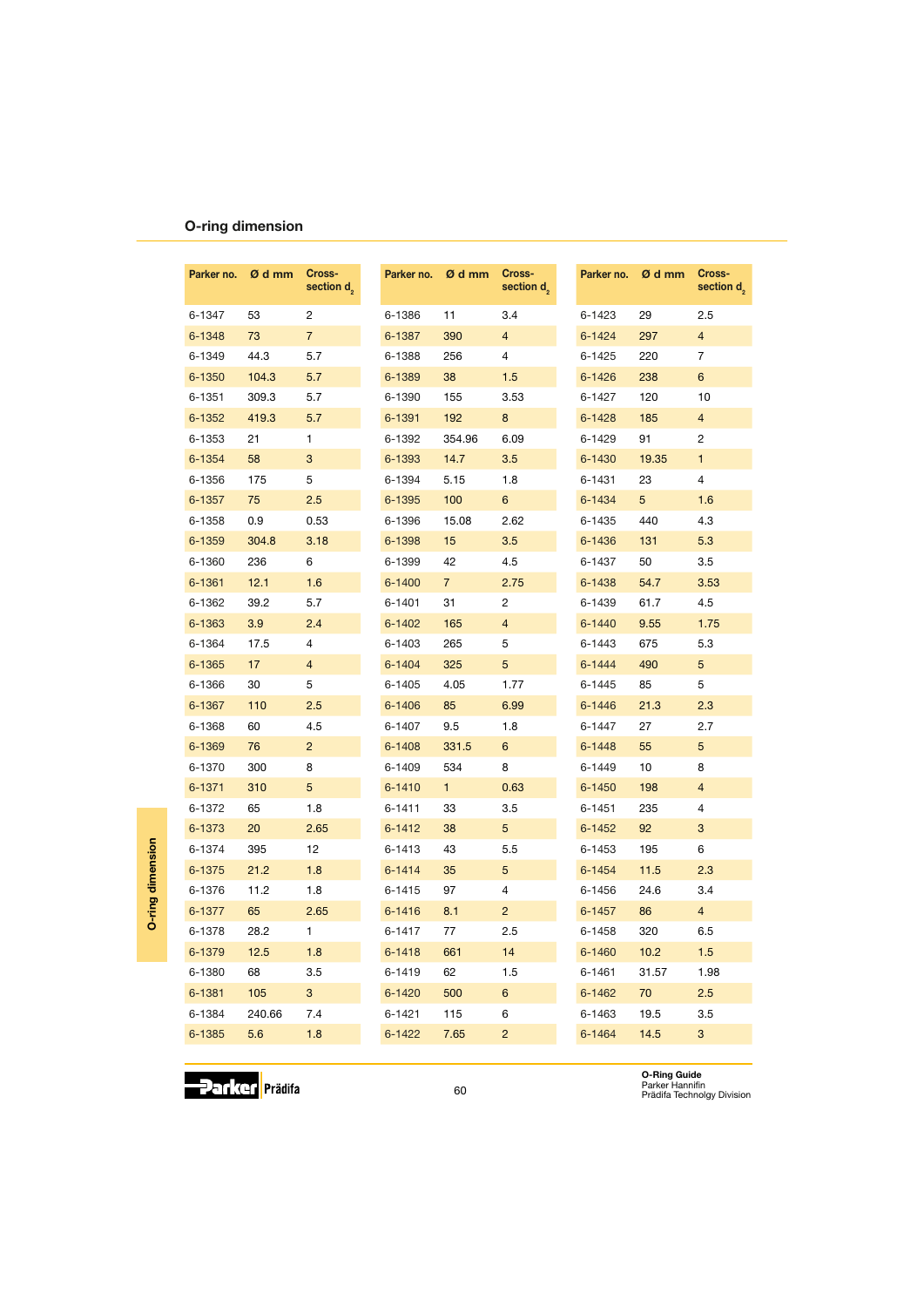## O-ring dimension

| Parker no. | Ø d mm | Cross-section $d_2$ |
|---|---|---|
| 6-1347 | 53 | 2 |
| 6-1348 | 73 | 7 |
| 6-1349 | 44.3 | 5.7 |
| 6-1350 | 104.3 | 5.7 |
| 6-1351 | 309.3 | 5.7 |
| 6-1352 | 419.3 | 5.7 |
| 6-1353 | 21 | 1 |
| 6-1354 | 58 | 3 |
| 6-1356 | 175 | 5 |
| 6-1357 | 75 | 2.5 |
| 6-1358 | 0.9 | 0.53 |
| 6-1359 | 304.8 | 3.18 |
| 6-1360 | 236 | 6 |
| 6-1361 | 12.1 | 1.6 |
| 6-1362 | 39.2 | 5.7 |
| 6-1363 | 3.9 | 2.4 |
| 6-1364 | 17.5 | 4 |
| 6-1365 | 17 | 4 |
| 6-1366 | 30 | 5 |
| 6-1367 | 110 | 2.5 |
| 6-1368 | 60 | 4.5 |
| 6-1369 | 76 | 2 |
| 6-1370 | 300 | 8 |
| 6-1371 | 310 | 5 |
| 6-1372 | 65 | 1.8 |
| 6-1373 | 20 | 2.65 |
| 6-1374 | 395 | 12 |
| 6-1375 | 21.2 | 1.8 |
| 6-1376 | 11.2 | 1.8 |
| 6-1377 | 65 | 2.65 |
| 6-1378 | 28.2 | 1 |
| 6-1379 | 12.5 | 1.8 |
| 6-1380 | 68 | 3.5 |
| 6-1381 | 105 | 3 |
| 6-1384 | 240.66 | 7.4 |
| 6-1385 | 5.6 | 1.8 |
| 6-1386 | 11 | 3.4 |
| 6-1387 | 390 | 4 |
| 6-1388 | 256 | 4 |
| 6-1389 | 38 | 1.5 |
| 6-1390 | 155 | 3.53 |
| 6-1391 | 192 | 8 |
| 6-1392 | 354.96 | 6.09 |
| 6-1393 | 14.7 | 3.5 |
| 6-1394 | 5.15 | 1.8 |
| 6-1395 | 100 | 6 |
| 6-1396 | 15.08 | 2.62 |
| 6-1398 | 15 | 3.5 |
| 6-1399 | 42 | 4.5 |
| 6-1400 | 7 | 2.75 |
| 6-1401 | 31 | 2 |
| 6-1402 | 165 | 4 |
| 6-1403 | 265 | 5 |
| 6-1404 | 325 | 5 |
| 6-1405 | 4.05 | 1.77 |
| 6-1406 | 85 | 6.99 |
| 6-1407 | 9.5 | 1.8 |
| 6-1408 | 331.5 | 6 |
| 6-1409 | 534 | 8 |
| 6-1410 | 1 | 0.63 |
| 6-1411 | 33 | 3.5 |
| 6-1412 | 38 | 5 |
| 6-1413 | 43 | 5.5 |
| 6-1414 | 35 | 5 |
| 6-1415 | 97 | 4 |
| 6-1416 | 8.1 | 2 |
| 6-1417 | 77 | 2.5 |
| 6-1418 | 661 | 14 |
| 6-1419 | 62 | 1.5 |
| 6-1420 | 500 | 6 |
| 6-1421 | 115 | 6 |
| 6-1422 | 7.65 | 2 |
| 6-1423 | 29 | 2.5 |
| 6-1424 | 297 | 4 |
| 6-1425 | 220 | 7 |
| 6-1426 | 238 | 6 |
| 6-1427 | 120 | 10 |
| 6-1428 | 185 | 4 |
| 6-1429 | 91 | 2 |
| 6-1430 | 19.35 | 1 |
| 6-1431 | 23 | 4 |
| 6-1434 | 5 | 1.6 |
| 6-1435 | 440 | 4.3 |
| 6-1436 | 131 | 5.3 |
| 6-1437 | 50 | 3.5 |
| 6-1438 | 54.7 | 3.53 |
| 6-1439 | 61.7 | 4.5 |
| 6-1440 | 9.55 | 1.75 |
| 6-1443 | 675 | 5.3 |
| 6-1444 | 490 | 5 |
| 6-1445 | 85 | 5 |
| 6-1446 | 21.3 | 2.3 |
| 6-1447 | 27 | 2.7 |
| 6-1448 | 55 | 5 |
| 6-1449 | 10 | 8 |
| 6-1450 | 198 | 4 |
| 6-1451 | 235 | 4 |
| 6-1452 | 92 | 3 |
| 6-1453 | 195 | 6 |
| 6-1454 | 11.5 | 2.3 |
| 6-1456 | 24.6 | 3.4 |
| 6-1457 | 86 | 4 |
| 6-1458 | 320 | 6.5 |
| 6-1460 | 10.2 | 1.5 |
| 6-1461 | 31.57 | 1.98 |
| 6-1462 | 70 | 2.5 |
| 6-1463 | 19.5 | 3.5 |
| 6-1464 | 14.5 | 3 |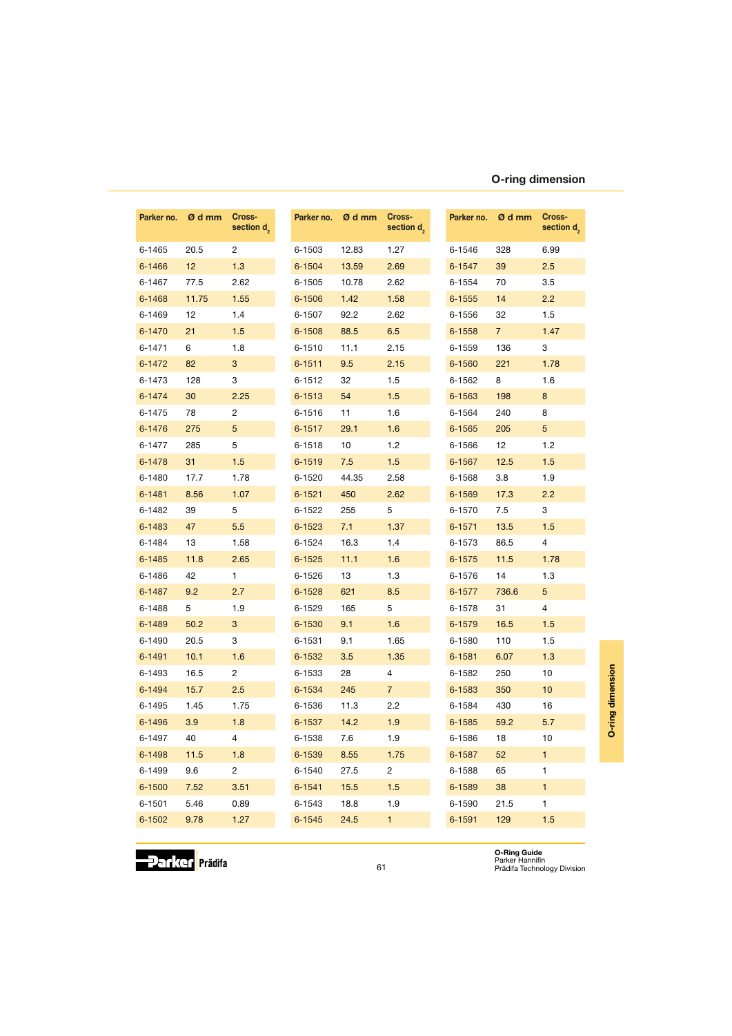## O-ring dimension

| Parker no. | Ø d mm | Cross-section $d_2$ | Parker no. | Ø d mm | Cross-section $d_2$ | Parker no. | Ø d mm | Cross-section $d_2$ |
|---|---|---|---|---|---|---|---|---|
| 6-1465 | 20.5 | 2 | 6-1503 | 12.83 | 1.27 | 6-1546 | 328 | 6.99 |
| 6-1466 | 12 | 1.3 | 6-1504 | 13.59 | 2.69 | 6-1547 | 39 | 2.5 |
| 6-1467 | 77.5 | 2.62 | 6-1505 | 10.78 | 2.62 | 6-1554 | 70 | 3.5 |
| 6-1468 | 11.75 | 1.55 | 6-1506 | 1.42 | 1.58 | 6-1555 | 14 | 2.2 |
| 6-1469 | 12 | 1.4 | 6-1507 | 92.2 | 2.62 | 6-1556 | 32 | 1.5 |
| 6-1470 | 21 | 1.5 | 6-1508 | 88.5 | 6.5 | 6-1558 | 7 | 1.47 |
| 6-1471 | 6 | 1.8 | 6-1510 | 11.1 | 2.15 | 6-1559 | 136 | 3 |
| 6-1472 | 82 | 3 | 6-1511 | 9.5 | 2.15 | 6-1560 | 221 | 1.78 |
| 6-1473 | 128 | 3 | 6-1512 | 32 | 1.5 | 6-1562 | 8 | 1.6 |
| 6-1474 | 30 | 2.25 | 6-1513 | 54 | 1.5 | 6-1563 | 198 | 8 |
| 6-1475 | 78 | 2 | 6-1516 | 11 | 1.6 | 6-1564 | 240 | 8 |
| 6-1476 | 275 | 5 | 6-1517 | 29.1 | 1.6 | 6-1565 | 205 | 5 |
| 6-1477 | 285 | 5 | 6-1518 | 10 | 1.2 | 6-1566 | 12 | 1.2 |
| 6-1478 | 31 | 1.5 | 6-1519 | 7.5 | 1.5 | 6-1567 | 12.5 | 1.5 |
| 6-1480 | 17.7 | 1.78 | 6-1520 | 44.35 | 2.58 | 6-1568 | 3.8 | 1.9 |
| 6-1481 | 8.56 | 1.07 | 6-1521 | 450 | 2.62 | 6-1569 | 17.3 | 2.2 |
| 6-1482 | 39 | 5 | 6-1522 | 255 | 5 | 6-1570 | 7.5 | 3 |
| 6-1483 | 47 | 5.5 | 6-1523 | 7.1 | 1.37 | 6-1571 | 13.5 | 1.5 |
| 6-1484 | 13 | 1.58 | 6-1524 | 16.3 | 1.4 | 6-1573 | 86.5 | 4 |
| 6-1485 | 11.8 | 2.65 | 6-1525 | 11.1 | 1.6 | 6-1575 | 11.5 | 1.78 |
| 6-1486 | 42 | 1 | 6-1526 | 13 | 1.3 | 6-1576 | 14 | 1.3 |
| 6-1487 | 9.2 | 2.7 | 6-1528 | 621 | 8.5 | 6-1577 | 736.6 | 5 |
| 6-1488 | 5 | 1.9 | 6-1529 | 165 | 5 | 6-1578 | 31 | 4 |
| 6-1489 | 50.2 | 3 | 6-1530 | 9.1 | 1.6 | 6-1579 | 16.5 | 1.5 |
| 6-1490 | 20.5 | 3 | 6-1531 | 9.1 | 1.65 | 6-1580 | 110 | 1.5 |
| 6-1491 | 10.1 | 1.6 | 6-1532 | 3.5 | 1.35 | 6-1581 | 6.07 | 1.3 |
| 6-1493 | 16.5 | 2 | 6-1533 | 28 | 4 | 6-1582 | 250 | 10 |
| 6-1494 | 15.7 | 2.5 | 6-1534 | 245 | 7 | 6-1583 | 350 | 10 |
| 6-1495 | 1.45 | 1.75 | 6-1536 | 11.3 | 2.2 | 6-1584 | 430 | 16 |
| 6-1496 | 3.9 | 1.8 | 6-1537 | 14.2 | 1.9 | 6-1585 | 59.2 | 5.7 |
| 6-1497 | 40 | 4 | 6-1538 | 7.6 | 1.9 | 6-1586 | 18 | 10 |
| 6-1498 | 11.5 | 1.8 | 6-1539 | 8.55 | 1.75 | 6-1587 | 52 | 1 |
| 6-1499 | 9.6 | 2 | 6-1540 | 27.5 | 2 | 6-1588 | 65 | 1 |
| 6-1500 | 7.52 | 3.51 | 6-1541 | 15.5 | 1.5 | 6-1589 | 38 | 1 |
| 6-1501 | 5.46 | 0.89 | 6-1543 | 18.8 | 1.9 | 6-1590 | 21.5 | 1 |
| 6-1502 | 9.78 | 1.27 | 6-1545 | 24.5 | 1 | 6-1591 | 129 | 1.5 |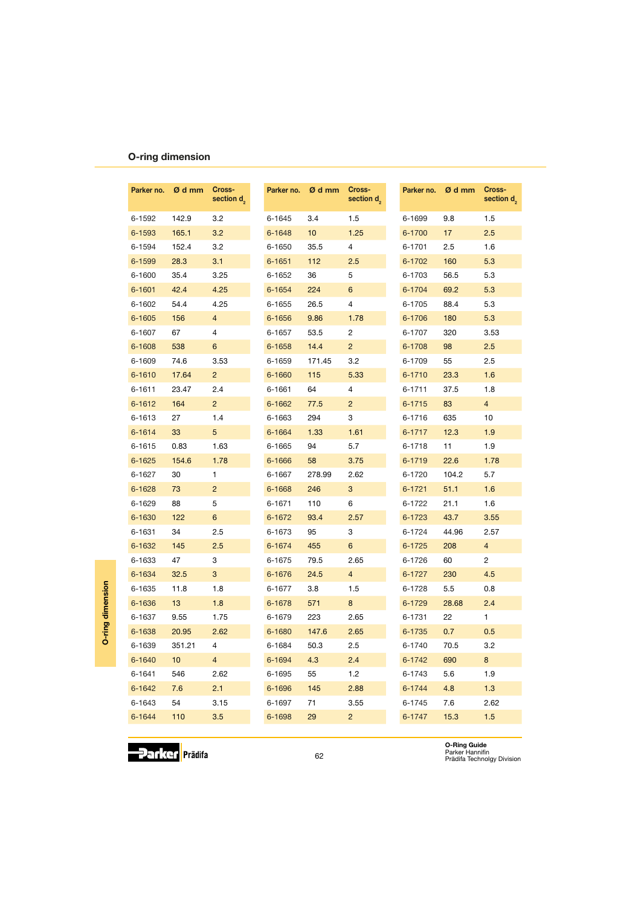## O-ring dimension

| Parker no. | Ø d mm | Cross-section $d_2$ |
|---|---|---|
| 6-1592 | 142.9 | 3.2 |
| 6-1593 | 165.1 | 3.2 |
| 6-1594 | 152.4 | 3.2 |
| 6-1599 | 28.3 | 3.1 |
| 6-1600 | 35.4 | 3.25 |
| 6-1601 | 42.4 | 4.25 |
| 6-1602 | 54.4 | 4.25 |
| 6-1605 | 156 | 4 |
| 6-1607 | 67 | 4 |
| 6-1608 | 538 | 6 |
| 6-1609 | 74.6 | 3.53 |
| 6-1610 | 17.64 | 2 |
| 6-1611 | 23.47 | 2.4 |
| 6-1612 | 164 | 2 |
| 6-1613 | 27 | 1.4 |
| 6-1614 | 33 | 5 |
| 6-1615 | 0.83 | 1.63 |
| 6-1625 | 154.6 | 1.78 |
| 6-1627 | 30 | 1 |
| 6-1628 | 73 | 2 |
| 6-1629 | 88 | 5 |
| 6-1630 | 122 | 6 |
| 6-1631 | 34 | 2.5 |
| 6-1632 | 145 | 2.5 |
| 6-1633 | 47 | 3 |
| 6-1634 | 32.5 | 3 |
| 6-1635 | 11.8 | 1.8 |
| 6-1636 | 13 | 1.8 |
| 6-1637 | 9.55 | 1.75 |
| 6-1638 | 20.95 | 2.62 |
| 6-1639 | 351.21 | 4 |
| 6-1640 | 10 | 4 |
| 6-1641 | 546 | 2.62 |
| 6-1642 | 7.6 | 2.1 |
| 6-1643 | 54 | 3.15 |
| 6-1644 | 110 | 3.5 |
| 6-1645 | 3.4 | 1.5 |
| 6-1648 | 10 | 1.25 |
| 6-1650 | 35.5 | 4 |
| 6-1651 | 112 | 2.5 |
| 6-1652 | 36 | 5 |
| 6-1654 | 224 | 6 |
| 6-1655 | 26.5 | 4 |
| 6-1656 | 9.86 | 1.78 |
| 6-1657 | 53.5 | 2 |
| 6-1658 | 14.4 | 2 |
| 6-1659 | 171.45 | 3.2 |
| 6-1660 | 115 | 5.33 |
| 6-1661 | 64 | 4 |
| 6-1662 | 77.5 | 2 |
| 6-1663 | 294 | 3 |
| 6-1664 | 1.33 | 1.61 |
| 6-1665 | 94 | 5.7 |
| 6-1666 | 58 | 3.75 |
| 6-1667 | 278.99 | 2.62 |
| 6-1668 | 246 | 3 |
| 6-1671 | 110 | 6 |
| 6-1672 | 93.4 | 2.57 |
| 6-1673 | 95 | 3 |
| 6-1674 | 455 | 6 |
| 6-1675 | 79.5 | 2.65 |
| 6-1676 | 24.5 | 4 |
| 6-1677 | 3.8 | 1.5 |
| 6-1678 | 571 | 8 |
| 6-1679 | 223 | 2.65 |
| 6-1680 | 147.6 | 2.65 |
| 6-1684 | 50.3 | 2.5 |
| 6-1694 | 4.3 | 2.4 |
| 6-1695 | 55 | 1.2 |
| 6-1696 | 145 | 2.88 |
| 6-1697 | 71 | 3.55 |
| 6-1698 | 29 | 2 |
| 6-1699 | 9.8 | 1.5 |
| 6-1700 | 17 | 2.5 |
| 6-1701 | 2.5 | 1.6 |
| 6-1702 | 160 | 5.3 |
| 6-1703 | 56.5 | 5.3 |
| 6-1704 | 69.2 | 5.3 |
| 6-1705 | 88.4 | 5.3 |
| 6-1706 | 180 | 5.3 |
| 6-1707 | 320 | 3.53 |
| 6-1708 | 98 | 2.5 |
| 6-1709 | 55 | 2.5 |
| 6-1710 | 23.3 | 1.6 |
| 6-1711 | 37.5 | 1.8 |
| 6-1715 | 83 | 4 |
| 6-1716 | 635 | 10 |
| 6-1717 | 12.3 | 1.9 |
| 6-1718 | 11 | 1.9 |
| 6-1719 | 22.6 | 1.78 |
| 6-1720 | 104.2 | 5.7 |
| 6-1721 | 51.1 | 1.6 |
| 6-1722 | 21.1 | 1.6 |
| 6-1723 | 43.7 | 3.55 |
| 6-1724 | 44.96 | 2.57 |
| 6-1725 | 208 | 4 |
| 6-1726 | 60 | 2 |
| 6-1727 | 230 | 4.5 |
| 6-1728 | 5.5 | 0.8 |
| 6-1729 | 28.68 | 2.4 |
| 6-1731 | 22 | 1 |
| 6-1735 | 0.7 | 0.5 |
| 6-1740 | 70.5 | 3.2 |
| 6-1742 | 690 | 8 |
| 6-1743 | 5.6 | 1.9 |
| 6-1744 | 4.8 | 1.3 |
| 6-1745 | 7.6 | 2.62 |
| 6-1747 | 15.3 | 1.5 |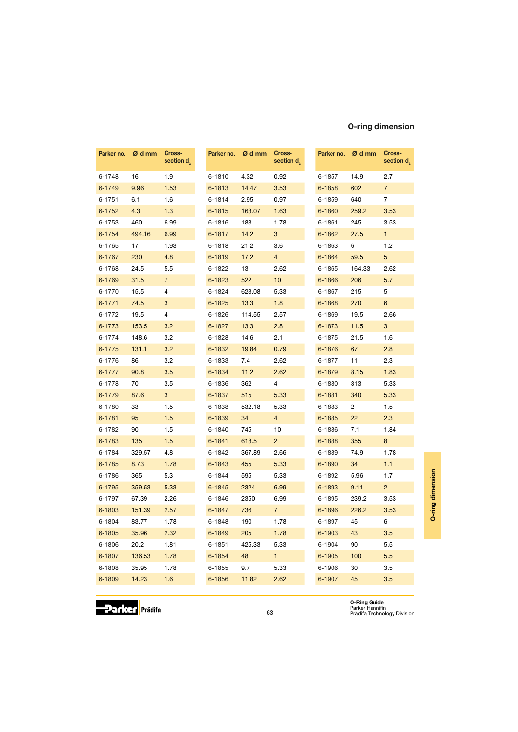## O-ring dimension

| Parker no. | Ø d mm | Cross-section $d_2$ | Parker no. | Ø d mm | Cross-section $d_2$ | Parker no. | Ø d mm | Cross-section $d_2$ |
|---|---|---|---|---|---|---|---|---|
| 6-1748 | 16 | 1.9 | 6-1810 | 4.32 | 0.92 | 6-1857 | 14.9 | 2.7 |
| 6-1749 | 9.96 | 1.53 | 6-1813 | 14.47 | 3.53 | 6-1858 | 602 | 7 |
| 6-1751 | 6.1 | 1.6 | 6-1814 | 2.95 | 0.97 | 6-1859 | 640 | 7 |
| 6-1752 | 4.3 | 1.3 | 6-1815 | 163.07 | 1.63 | 6-1860 | 259.2 | 3.53 |
| 6-1753 | 460 | 6.99 | 6-1816 | 183 | 1.78 | 6-1861 | 245 | 3.53 |
| 6-1754 | 494.16 | 6.99 | 6-1817 | 14.2 | 3 | 6-1862 | 27.5 | 1 |
| 6-1765 | 17 | 1.93 | 6-1818 | 21.2 | 3.6 | 6-1863 | 6 | 1.2 |
| 6-1767 | 230 | 4.8 | 6-1819 | 17.2 | 4 | 6-1864 | 59.5 | 5 |
| 6-1768 | 24.5 | 5.5 | 6-1822 | 13 | 2.62 | 6-1865 | 164.33 | 2.62 |
| 6-1769 | 31.5 | 7 | 6-1823 | 522 | 10 | 6-1866 | 206 | 5.7 |
| 6-1770 | 15.5 | 4 | 6-1824 | 623.08 | 5.33 | 6-1867 | 215 | 5 |
| 6-1771 | 74.5 | 3 | 6-1825 | 13.3 | 1.8 | 6-1868 | 270 | 6 |
| 6-1772 | 19.5 | 4 | 6-1826 | 114.55 | 2.57 | 6-1869 | 19.5 | 2.66 |
| 6-1773 | 153.5 | 3.2 | 6-1827 | 13.3 | 2.8 | 6-1873 | 11.5 | 3 |
| 6-1774 | 148.6 | 3.2 | 6-1828 | 14.6 | 2.1 | 6-1875 | 21.5 | 1.6 |
| 6-1775 | 131.1 | 3.2 | 6-1832 | 19.84 | 0.79 | 6-1876 | 67 | 2.8 |
| 6-1776 | 86 | 3.2 | 6-1833 | 7.4 | 2.62 | 6-1877 | 11 | 2.3 |
| 6-1777 | 90.8 | 3.5 | 6-1834 | 11.2 | 2.62 | 6-1879 | 8.15 | 1.83 |
| 6-1778 | 70 | 3.5 | 6-1836 | 362 | 4 | 6-1880 | 313 | 5.33 |
| 6-1779 | 87.6 | 3 | 6-1837 | 515 | 5.33 | 6-1881 | 340 | 5.33 |
| 6-1780 | 33 | 1.5 | 6-1838 | 532.18 | 5.33 | 6-1883 | 2 | 1.5 |
| 6-1781 | 95 | 1.5 | 6-1839 | 34 | 4 | 6-1885 | 22 | 2.3 |
| 6-1782 | 90 | 1.5 | 6-1840 | 745 | 10 | 6-1886 | 7.1 | 1.84 |
| 6-1783 | 135 | 1.5 | 6-1841 | 618.5 | 2 | 6-1888 | 355 | 8 |
| 6-1784 | 329.57 | 4.8 | 6-1842 | 367.89 | 2.66 | 6-1889 | 74.9 | 1.78 |
| 6-1785 | 8.73 | 1.78 | 6-1843 | 455 | 5.33 | 6-1890 | 34 | 1.1 |
| 6-1786 | 365 | 5.3 | 6-1844 | 595 | 5.33 | 6-1892 | 5.96 | 1.7 |
| 6-1795 | 359.53 | 5.33 | 6-1845 | 2324 | 6.99 | 6-1893 | 9.11 | 2 |
| 6-1797 | 67.39 | 2.26 | 6-1846 | 2350 | 6.99 | 6-1895 | 239.2 | 3.53 |
| 6-1803 | 151.39 | 2.57 | 6-1847 | 736 | 7 | 6-1896 | 226.2 | 3.53 |
| 6-1804 | 83.77 | 1.78 | 6-1848 | 190 | 1.78 | 6-1897 | 45 | 6 |
| 6-1805 | 35.96 | 2.32 | 6-1849 | 205 | 1.78 | 6-1903 | 43 | 3.5 |
| 6-1806 | 20.2 | 1.81 | 6-1851 | 425.33 | 5.33 | 6-1904 | 90 | 5.5 |
| 6-1807 | 136.53 | 1.78 | 6-1854 | 48 | 1 | 6-1905 | 100 | 5.5 |
| 6-1808 | 35.95 | 1.78 | 6-1855 | 9.7 | 5.33 | 6-1906 | 30 | 3.5 |
| 6-1809 | 14.23 | 1.6 | 6-1856 | 11.82 | 2.62 | 6-1907 | 45 | 3.5 |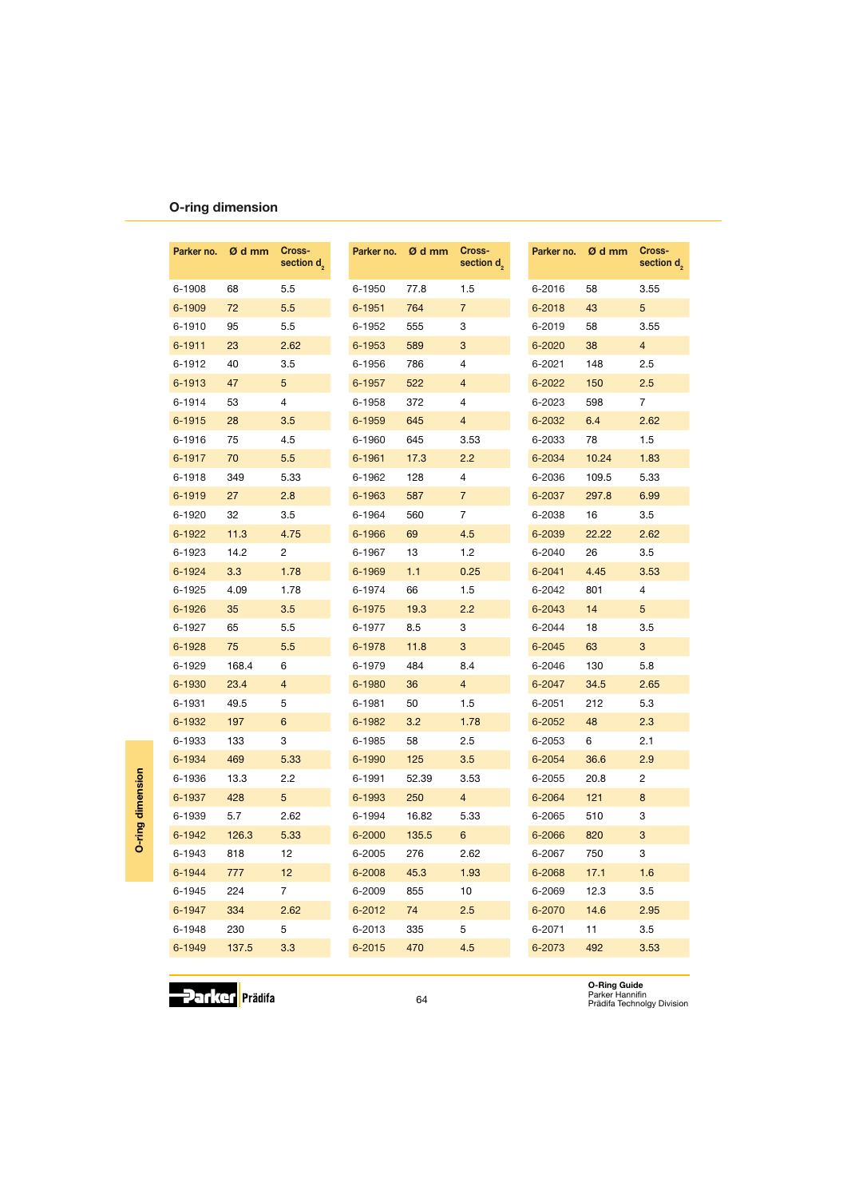## O-ring dimension

| Parker no. | Ø d mm | Cross-section $d_2$ |
|---|---|---|
| 6-1908 | 68 | 5.5 |
| 6-1909 | 72 | 5.5 |
| 6-1910 | 95 | 5.5 |
| 6-1911 | 23 | 2.62 |
| 6-1912 | 40 | 3.5 |
| 6-1913 | 47 | 5 |
| 6-1914 | 53 | 4 |
| 6-1915 | 28 | 3.5 |
| 6-1916 | 75 | 4.5 |
| 6-1917 | 70 | 5.5 |
| 6-1918 | 349 | 5.33 |
| 6-1919 | 27 | 2.8 |
| 6-1920 | 32 | 3.5 |
| 6-1922 | 11.3 | 4.75 |
| 6-1923 | 14.2 | 2 |
| 6-1924 | 3.3 | 1.78 |
| 6-1925 | 4.09 | 1.78 |
| 6-1926 | 35 | 3.5 |
| 6-1927 | 65 | 5.5 |
| 6-1928 | 75 | 5.5 |
| 6-1929 | 168.4 | 6 |
| 6-1930 | 23.4 | 4 |
| 6-1931 | 49.5 | 5 |
| 6-1932 | 197 | 6 |
| 6-1933 | 133 | 3 |
| 6-1934 | 469 | 5.33 |
| 6-1936 | 13.3 | 2.2 |
| 6-1937 | 428 | 5 |
| 6-1939 | 5.7 | 2.62 |
| 6-1942 | 126.3 | 5.33 |
| 6-1943 | 818 | 12 |
| 6-1944 | 777 | 12 |
| 6-1945 | 224 | 7 |
| 6-1947 | 334 | 2.62 |
| 6-1948 | 230 | 5 |
| 6-1949 | 137.5 | 3.3 |
| 6-1950 | 77.8 | 1.5 |
| 6-1951 | 764 | 7 |
| 6-1952 | 555 | 3 |
| 6-1953 | 589 | 3 |
| 6-1956 | 786 | 4 |
| 6-1957 | 522 | 4 |
| 6-1958 | 372 | 4 |
| 6-1959 | 645 | 4 |
| 6-1960 | 645 | 3.53 |
| 6-1961 | 17.3 | 2.2 |
| 6-1962 | 128 | 4 |
| 6-1963 | 587 | 7 |
| 6-1964 | 560 | 7 |
| 6-1966 | 69 | 4.5 |
| 6-1967 | 13 | 1.2 |
| 6-1969 | 1.1 | 0.25 |
| 6-1974 | 66 | 1.5 |
| 6-1975 | 19.3 | 2.2 |
| 6-1977 | 8.5 | 3 |
| 6-1978 | 11.8 | 3 |
| 6-1979 | 484 | 8.4 |
| 6-1980 | 36 | 4 |
| 6-1981 | 50 | 1.5 |
| 6-1982 | 3.2 | 1.78 |
| 6-1985 | 58 | 2.5 |
| 6-1990 | 125 | 3.5 |
| 6-1991 | 52.39 | 3.53 |
| 6-1993 | 250 | 4 |
| 6-1994 | 16.82 | 5.33 |
| 6-2000 | 135.5 | 6 |
| 6-2005 | 276 | 2.62 |
| 6-2008 | 45.3 | 1.93 |
| 6-2009 | 855 | 10 |
| 6-2012 | 74 | 2.5 |
| 6-2013 | 335 | 5 |
| 6-2015 | 470 | 4.5 |
| 6-2016 | 58 | 3.55 |
| 6-2018 | 43 | 5 |
| 6-2019 | 58 | 3.55 |
| 6-2020 | 38 | 4 |
| 6-2021 | 148 | 2.5 |
| 6-2022 | 150 | 2.5 |
| 6-2023 | 598 | 7 |
| 6-2032 | 6.4 | 2.62 |
| 6-2033 | 78 | 1.5 |
| 6-2034 | 10.24 | 1.83 |
| 6-2036 | 109.5 | 5.33 |
| 6-2037 | 297.8 | 6.99 |
| 6-2038 | 16 | 3.5 |
| 6-2039 | 22.22 | 2.62 |
| 6-2040 | 26 | 3.5 |
| 6-2041 | 4.45 | 3.53 |
| 6-2042 | 801 | 4 |
| 6-2043 | 14 | 5 |
| 6-2044 | 18 | 3.5 |
| 6-2045 | 63 | 3 |
| 6-2046 | 130 | 5.8 |
| 6-2047 | 34.5 | 2.65 |
| 6-2051 | 212 | 5.3 |
| 6-2052 | 48 | 2.3 |
| 6-2053 | 6 | 2.1 |
| 6-2054 | 36.6 | 2.9 |
| 6-2055 | 20.8 | 2 |
| 6-2064 | 121 | 8 |
| 6-2065 | 510 | 3 |
| 6-2066 | 820 | 3 |
| 6-2067 | 750 | 3 |
| 6-2068 | 17.1 | 1.6 |
| 6-2069 | 12.3 | 3.5 |
| 6-2070 | 14.6 | 2.95 |
| 6-2071 | 11 | 3.5 |
| 6-2073 | 492 | 3.53 |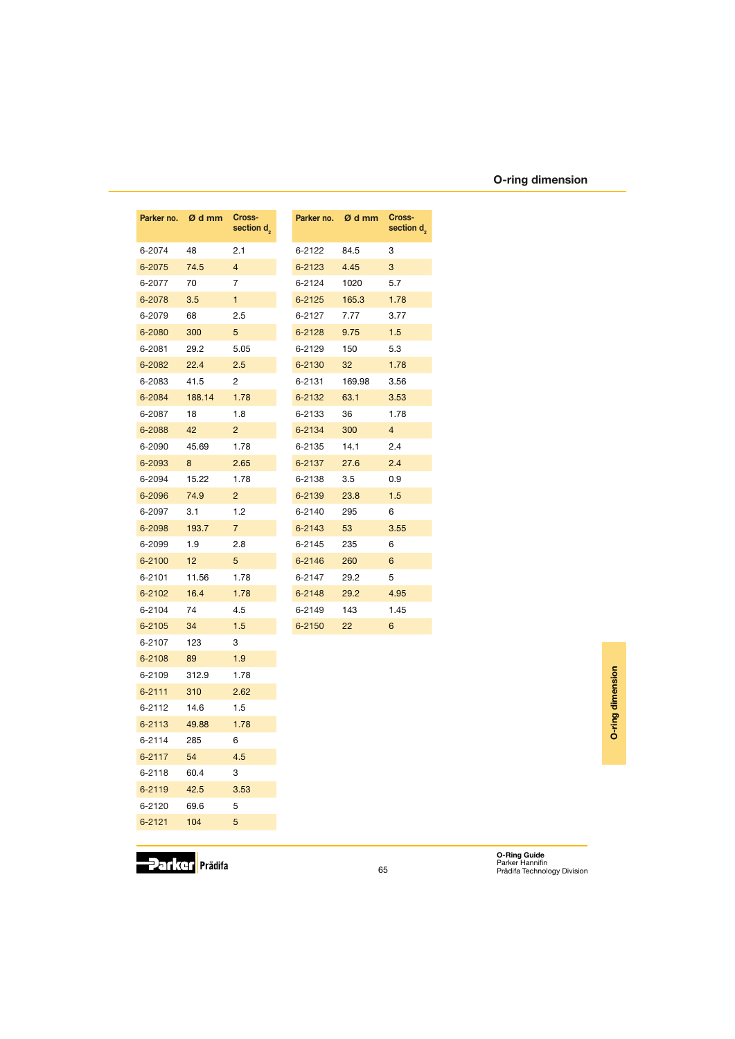## O-ring dimension

| Parker no. | Ø d mm | Cross-section $d_2$ |
|---|---|---|
| 6-2074 | 48 | 2.1 |
| 6-2075 | 74.5 | 4 |
| 6-2077 | 70 | 7 |
| 6-2078 | 3.5 | 1 |
| 6-2079 | 68 | 2.5 |
| 6-2080 | 300 | 5 |
| 6-2081 | 29.2 | 5.05 |
| 6-2082 | 22.4 | 2.5 |
| 6-2083 | 41.5 | 2 |
| 6-2084 | 188.14 | 1.78 |
| 6-2087 | 18 | 1.8 |
| 6-2088 | 42 | 2 |
| 6-2090 | 45.69 | 1.78 |
| 6-2093 | 8 | 2.65 |
| 6-2094 | 15.22 | 1.78 |
| 6-2096 | 74.9 | 2 |
| 6-2097 | 3.1 | 1.2 |
| 6-2098 | 193.7 | 7 |
| 6-2099 | 1.9 | 2.8 |
| 6-2100 | 12 | 5 |
| 6-2101 | 11.56 | 1.78 |
| 6-2102 | 16.4 | 1.78 |
| 6-2104 | 74 | 4.5 |
| 6-2105 | 34 | 1.5 |
| 6-2107 | 123 | 3 |
| 6-2108 | 89 | 1.9 |
| 6-2109 | 312.9 | 1.78 |
| 6-2111 | 310 | 2.62 |
| 6-2112 | 14.6 | 1.5 |
| 6-2113 | 49.88 | 1.78 |
| 6-2114 | 285 | 6 |
| 6-2117 | 54 | 4.5 |
| 6-2118 | 60.4 | 3 |
| 6-2119 | 42.5 | 3.53 |
| 6-2120 | 69.6 | 5 |
| 6-2121 | 104 | 5 |
| 6-2122 | 84.5 | 3 |
| 6-2123 | 4.45 | 3 |
| 6-2124 | 1020 | 5.7 |
| 6-2125 | 165.3 | 1.78 |
| 6-2127 | 7.77 | 3.77 |
| 6-2128 | 9.75 | 1.5 |
| 6-2129 | 150 | 5.3 |
| 6-2130 | 32 | 1.78 |
| 6-2131 | 169.98 | 3.56 |
| 6-2132 | 63.1 | 3.53 |
| 6-2133 | 36 | 1.78 |
| 6-2134 | 300 | 4 |
| 6-2135 | 14.1 | 2.4 |
| 6-2137 | 27.6 | 2.4 |
| 6-2138 | 3.5 | 0.9 |
| 6-2139 | 23.8 | 1.5 |
| 6-2140 | 295 | 6 |
| 6-2143 | 53 | 3.55 |
| 6-2145 | 235 | 6 |
| 6-2146 | 260 | 6 |
| 6-2147 | 29.2 | 5 |
| 6-2148 | 29.2 | 4.95 |
| 6-2149 | 143 | 1.45 |
| 6-2150 | 22 | 6 |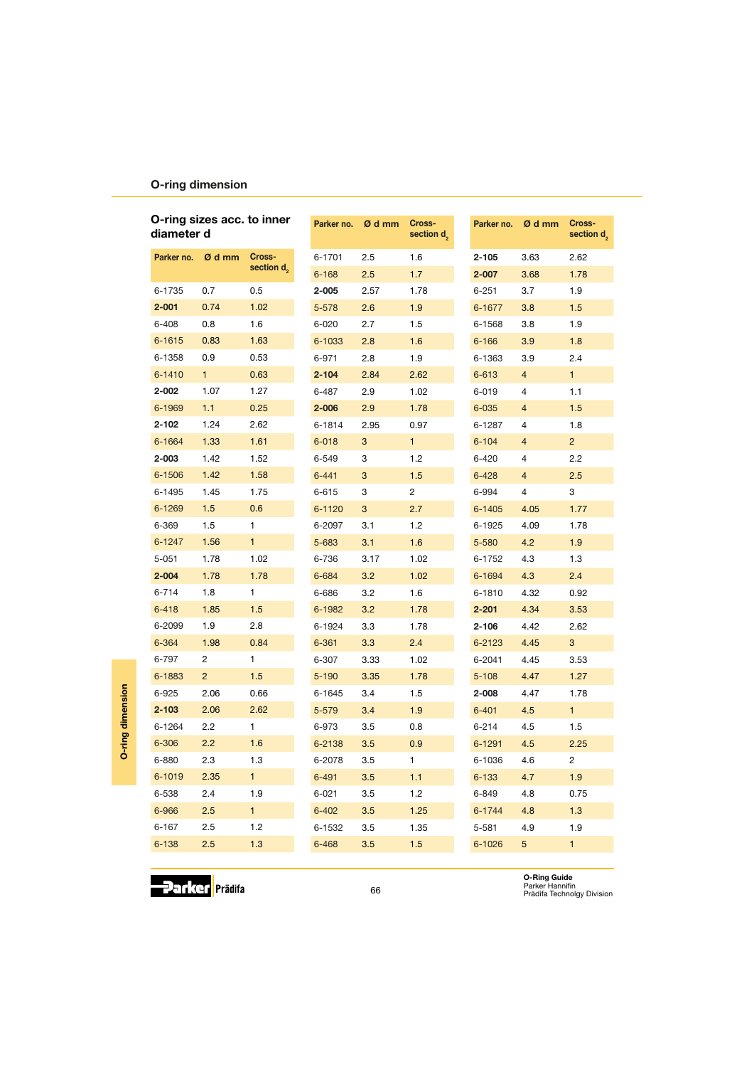## O-ring dimension

### O-ring sizes acc. to inner diameter d

| Parker no. | Ø d mm | Cross-section $d_2$ |
|---|---|---|
| 6-1735 | 0.7 | 0.5 |
| **2-001** | 0.74 | 1.02 |
| 6-408 | 0.8 | 1.6 |
| 6-1615 | 0.83 | 1.63 |
| 6-1358 | 0.9 | 0.53 |
| 6-1410 | 1 | 0.63 |
| **2-002** | 1.07 | 1.27 |
| 6-1969 | 1.1 | 0.25 |
| **2-102** | 1.24 | 2.62 |
| 6-1664 | 1.33 | 1.61 |
| **2-003** | 1.42 | 1.52 |
| 6-1506 | 1.42 | 1.58 |
| 6-1495 | 1.45 | 1.75 |
| 6-1269 | 1.5 | 0.6 |
| 6-369 | 1.5 | 1 |
| 6-1247 | 1.56 | 1 |
| 5-051 | 1.78 | 1.02 |
| **2-004** | 1.78 | 1.78 |
| 6-714 | 1.8 | 1 |
| 6-418 | 1.85 | 1.5 |
| 6-2099 | 1.9 | 2.8 |
| 6-364 | 1.98 | 0.84 |
| 6-797 | 2 | 1 |
| 6-1883 | 2 | 1.5 |
| 6-925 | 2.06 | 0.66 |
| **2-103** | 2.06 | 2.62 |
| 6-1264 | 2.2 | 1 |
| 6-306 | 2.2 | 1.6 |
| 6-880 | 2.3 | 1.3 |
| 6-1019 | 2.35 | 1 |
| 6-538 | 2.4 | 1.9 |
| 6-966 | 2.5 | 1 |
| 6-167 | 2.5 | 1.2 |
| 6-138 | 2.5 | 1.3 |
| 6-1701 | 2.5 | 1.6 |
| 6-168 | 2.5 | 1.7 |
| **2-005** | 2.57 | 1.78 |
| 5-578 | 2.6 | 1.9 |
| 6-020 | 2.7 | 1.5 |
| 6-1033 | 2.8 | 1.6 |
| 6-971 | 2.8 | 1.9 |
| **2-104** | 2.84 | 2.62 |
| 6-487 | 2.9 | 1.02 |
| **2-006** | 2.9 | 1.78 |
| 6-1814 | 2.95 | 0.97 |
| 6-018 | 3 | 1 |
| 6-549 | 3 | 1.2 |
| 6-441 | 3 | 1.5 |
| 6-615 | 3 | 2 |
| 6-1120 | 3 | 2.7 |
| 6-2097 | 3.1 | 1.2 |
| 5-683 | 3.1 | 1.6 |
| 6-736 | 3.17 | 1.02 |
| 6-684 | 3.2 | 1.02 |
| 6-686 | 3.2 | 1.6 |
| 6-1982 | 3.2 | 1.78 |
| 6-1924 | 3.3 | 1.78 |
| 6-361 | 3.3 | 2.4 |
| 6-307 | 3.33 | 1.02 |
| 5-190 | 3.35 | 1.78 |
| 6-1645 | 3.4 | 1.5 |
| 5-579 | 3.4 | 1.9 |
| 6-973 | 3.5 | 0.8 |
| 6-2138 | 3.5 | 0.9 |
| 6-2078 | 3.5 | 1 |
| 6-491 | 3.5 | 1.1 |
| 6-021 | 3.5 | 1.2 |
| 6-402 | 3.5 | 1.25 |
| 6-1532 | 3.5 | 1.35 |
| 6-468 | 3.5 | 1.5 |
| **2-105** | 3.63 | 2.62 |
| **2-007** | 3.68 | 1.78 |
| 6-251 | 3.7 | 1.9 |
| 6-1677 | 3.8 | 1.5 |
| 6-1568 | 3.8 | 1.9 |
| 6-166 | 3.9 | 1.8 |
| 6-1363 | 3.9 | 2.4 |
| 6-613 | 4 | 1 |
| 6-019 | 4 | 1.1 |
| 6-035 | 4 | 1.5 |
| 6-1287 | 4 | 1.8 |
| 6-104 | 4 | 2 |
| 6-420 | 4 | 2.2 |
| 6-428 | 4 | 2.5 |
| 6-994 | 4 | 3 |
| 6-1405 | 4.05 | 1.77 |
| 6-1925 | 4.09 | 1.78 |
| 5-580 | 4.2 | 1.9 |
| 6-1752 | 4.3 | 1.3 |
| 6-1694 | 4.3 | 2.4 |
| 6-1810 | 4.32 | 0.92 |
| **2-201** | 4.34 | 3.53 |
| **2-106** | 4.42 | 2.62 |
| 6-2123 | 4.45 | 3 |
| 6-2041 | 4.45 | 3.53 |
| 5-108 | 4.47 | 1.27 |
| **2-008** | 4.47 | 1.78 |
| 6-401 | 4.5 | 1 |
| 6-214 | 4.5 | 1.5 |
| 6-1291 | 4.5 | 2.25 |
| 6-1036 | 4.6 | 2 |
| 6-133 | 4.7 | 1.9 |
| 6-849 | 4.8 | 0.75 |
| 6-1744 | 4.8 | 1.3 |
| 5-581 | 4.9 | 1.9 |
| 6-1026 | 5 | 1 |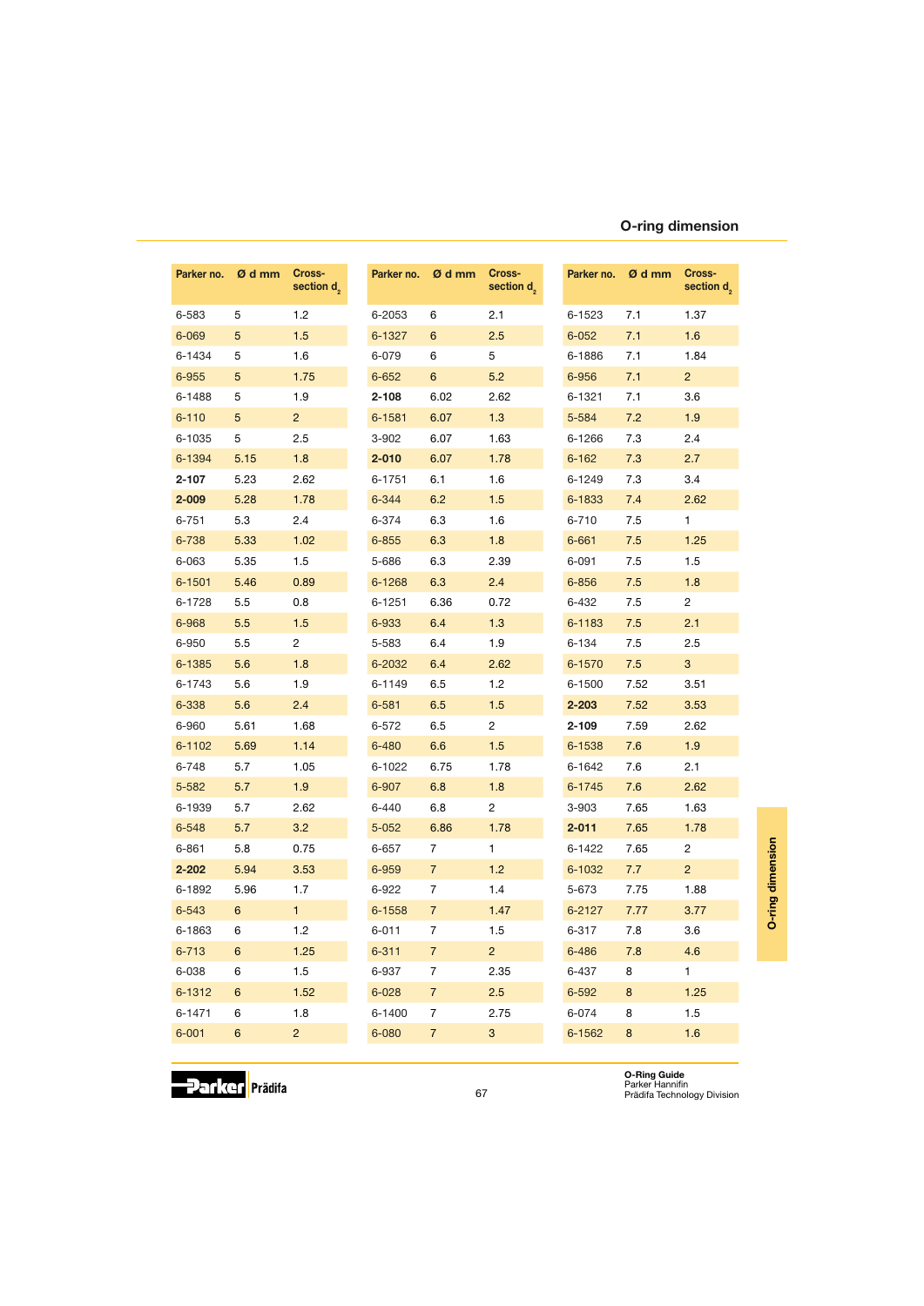## O-ring dimension

| Parker no. | Ø d mm | Cross-section $d_2$ |
|---|---|---|
| 6-583 | 5 | 1.2 |
| 6-069 | 5 | 1.5 |
| 6-1434 | 5 | 1.6 |
| 6-955 | 5 | 1.75 |
| 6-1488 | 5 | 1.9 |
| 6-110 | 5 | 2 |
| 6-1035 | 5 | 2.5 |
| 6-1394 | 5.15 | 1.8 |
| **2-107** | 5.23 | 2.62 |
| **2-009** | 5.28 | 1.78 |
| 6-751 | 5.3 | 2.4 |
| 6-738 | 5.33 | 1.02 |
| 6-063 | 5.35 | 1.5 |
| 6-1501 | 5.46 | 0.89 |
| 6-1728 | 5.5 | 0.8 |
| 6-968 | 5.5 | 1.5 |
| 6-950 | 5.5 | 2 |
| 6-1385 | 5.6 | 1.8 |
| 6-1743 | 5.6 | 1.9 |
| 6-338 | 5.6 | 2.4 |
| 6-960 | 5.61 | 1.68 |
| 6-1102 | 5.69 | 1.14 |
| 6-748 | 5.7 | 1.05 |
| 5-582 | 5.7 | 1.9 |
| 6-1939 | 5.7 | 2.62 |
| 6-548 | 5.7 | 3.2 |
| 6-861 | 5.8 | 0.75 |
| **2-202** | 5.94 | 3.53 |
| 6-1892 | 5.96 | 1.7 |
| 6-543 | 6 | 1 |
| 6-1863 | 6 | 1.2 |
| 6-713 | 6 | 1.25 |
| 6-038 | 6 | 1.5 |
| 6-1312 | 6 | 1.52 |
| 6-1471 | 6 | 1.8 |
| 6-001 | 6 | 2 |
| 6-2053 | 6 | 2.1 |
| 6-1327 | 6 | 2.5 |
| 6-079 | 6 | 5 |
| 6-652 | 6 | 5.2 |
| **2-108** | 6.02 | 2.62 |
| 6-1581 | 6.07 | 1.3 |
| 3-902 | 6.07 | 1.63 |
| **2-010** | 6.07 | 1.78 |
| 6-1751 | 6.1 | 1.6 |
| 6-344 | 6.2 | 1.5 |
| 6-374 | 6.3 | 1.6 |
| 6-855 | 6.3 | 1.8 |
| 5-686 | 6.3 | 2.39 |
| 6-1268 | 6.3 | 2.4 |
| 6-1251 | 6.36 | 0.72 |
| 6-933 | 6.4 | 1.3 |
| 5-583 | 6.4 | 1.9 |
| 6-2032 | 6.4 | 2.62 |
| 6-1149 | 6.5 | 1.2 |
| 6-581 | 6.5 | 1.5 |
| 6-572 | 6.5 | 2 |
| 6-480 | 6.6 | 1.5 |
| 6-1022 | 6.75 | 1.78 |
| 6-907 | 6.8 | 1.8 |
| 6-440 | 6.8 | 2 |
| 5-052 | 6.86 | 1.78 |
| 6-657 | 7 | 1 |
| 6-959 | 7 | 1.2 |
| 6-922 | 7 | 1.4 |
| 6-1558 | 7 | 1.47 |
| 6-011 | 7 | 1.5 |
| 6-311 | 7 | 2 |
| 6-937 | 7 | 2.35 |
| 6-028 | 7 | 2.5 |
| 6-1400 | 7 | 2.75 |
| 6-080 | 7 | 3 |
| 6-1523 | 7.1 | 1.37 |
| 6-052 | 7.1 | 1.6 |
| 6-1886 | 7.1 | 1.84 |
| 6-956 | 7.1 | 2 |
| 6-1321 | 7.1 | 3.6 |
| 5-584 | 7.2 | 1.9 |
| 6-1266 | 7.3 | 2.4 |
| 6-162 | 7.3 | 2.7 |
| 6-1249 | 7.3 | 3.4 |
| 6-1833 | 7.4 | 2.62 |
| 6-710 | 7.5 | 1 |
| 6-661 | 7.5 | 1.25 |
| 6-091 | 7.5 | 1.5 |
| 6-856 | 7.5 | 1.8 |
| 6-432 | 7.5 | 2 |
| 6-1183 | 7.5 | 2.1 |
| 6-134 | 7.5 | 2.5 |
| 6-1570 | 7.5 | 3 |
| 6-1500 | 7.52 | 3.51 |
| **2-203** | 7.52 | 3.53 |
| **2-109** | 7.59 | 2.62 |
| 6-1538 | 7.6 | 1.9 |
| 6-1642 | 7.6 | 2.1 |
| 6-1745 | 7.6 | 2.62 |
| 3-903 | 7.65 | 1.63 |
| **2-011** | 7.65 | 1.78 |
| 6-1422 | 7.65 | 2 |
| 6-1032 | 7.7 | 2 |
| 5-673 | 7.75 | 1.88 |
| 6-2127 | 7.77 | 3.77 |
| 6-317 | 7.8 | 3.6 |
| 6-486 | 7.8 | 4.6 |
| 6-437 | 8 | 1 |
| 6-592 | 8 | 1.25 |
| 6-074 | 8 | 1.5 |
| 6-1562 | 8 | 1.6 |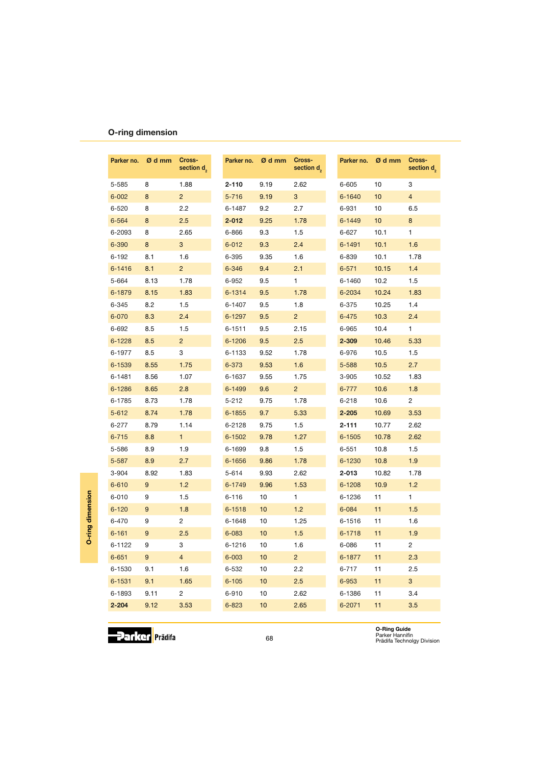## O-ring dimension

| Parker no. | Ø d mm | Cross-section $d_2$ |
|---|---|---|
| 5-585 | 8 | 1.88 |
| 6-002 | 8 | 2 |
| 6-520 | 8 | 2.2 |
| 6-564 | 8 | 2.5 |
| 6-2093 | 8 | 2.65 |
| 6-390 | 8 | 3 |
| 6-192 | 8.1 | 1.6 |
| 6-1416 | 8.1 | 2 |
| 5-664 | 8.13 | 1.78 |
| 6-1879 | 8.15 | 1.83 |
| 6-345 | 8.2 | 1.5 |
| 6-070 | 8.3 | 2.4 |
| 6-692 | 8.5 | 1.5 |
| 6-1228 | 8.5 | 2 |
| 6-1977 | 8.5 | 3 |
| 6-1539 | 8.55 | 1.75 |
| 6-1481 | 8.56 | 1.07 |
| 6-1286 | 8.65 | 2.8 |
| 6-1785 | 8.73 | 1.78 |
| 5-612 | 8.74 | 1.78 |
| 6-277 | 8.79 | 1.14 |
| 6-715 | 8.8 | 1 |
| 5-586 | 8.9 | 1.9 |
| 5-587 | 8.9 | 2.7 |
| 3-904 | 8.92 | 1.83 |
| 6-610 | 9 | 1.2 |
| 6-010 | 9 | 1.5 |
| 6-120 | 9 | 1.8 |
| 6-470 | 9 | 2 |
| 6-161 | 9 | 2.5 |
| 6-1122 | 9 | 3 |
| 6-651 | 9 | 4 |
| 6-1530 | 9.1 | 1.6 |
| 6-1531 | 9.1 | 1.65 |
| 6-1893 | 9.11 | 2 |
| **2-204** | 9.12 | 3.53 |
| **2-110** | 9.19 | 2.62 |
| 5-716 | 9.19 | 3 |
| 6-1487 | 9.2 | 2.7 |
| **2-012** | 9.25 | 1.78 |
| 6-866 | 9.3 | 1.5 |
| 6-012 | 9.3 | 2.4 |
| 6-395 | 9.35 | 1.6 |
| 6-346 | 9.4 | 2.1 |
| 6-952 | 9.5 | 1 |
| 6-1314 | 9.5 | 1.78 |
| 6-1407 | 9.5 | 1.8 |
| 6-1297 | 9.5 | 2 |
| 6-1511 | 9.5 | 2.15 |
| 6-1206 | 9.5 | 2.5 |
| 6-1133 | 9.52 | 1.78 |
| 6-373 | 9.53 | 1.6 |
| 6-1637 | 9.55 | 1.75 |
| 6-1499 | 9.6 | 2 |
| 5-212 | 9.75 | 1.78 |
| 6-1855 | 9.7 | 5.33 |
| 6-2128 | 9.75 | 1.5 |
| 6-1502 | 9.78 | 1.27 |
| 6-1699 | 9.8 | 1.5 |
| 6-1656 | 9.86 | 1.78 |
| 5-614 | 9.93 | 2.62 |
| 6-1749 | 9.96 | 1.53 |
| 6-116 | 10 | 1 |
| 6-1518 | 10 | 1.2 |
| 6-1648 | 10 | 1.25 |
| 6-083 | 10 | 1.5 |
| 6-1216 | 10 | 1.6 |
| 6-003 | 10 | 2 |
| 6-532 | 10 | 2.2 |
| 6-105 | 10 | 2.5 |
| 6-910 | 10 | 2.62 |
| 6-823 | 10 | 2.65 |
| 6-605 | 10 | 3 |
| 6-1640 | 10 | 4 |
| 6-931 | 10 | 6.5 |
| 6-1449 | 10 | 8 |
| 6-627 | 10.1 | 1 |
| 6-1491 | 10.1 | 1.6 |
| 6-839 | 10.1 | 1.78 |
| 6-571 | 10.15 | 1.4 |
| 6-1460 | 10.2 | 1.5 |
| 6-2034 | 10.24 | 1.83 |
| 6-375 | 10.25 | 1.4 |
| 6-475 | 10.3 | 2.4 |
| 6-965 | 10.4 | 1 |
| **2-309** | 10.46 | 5.33 |
| 6-976 | 10.5 | 1.5 |
| 5-588 | 10.5 | 2.7 |
| 3-905 | 10.52 | 1.83 |
| 6-777 | 10.6 | 1.8 |
| 6-218 | 10.6 | 2 |
| **2-205** | 10.69 | 3.53 |
| **2-111** | 10.77 | 2.62 |
| 6-1505 | 10.78 | 2.62 |
| 6-551 | 10.8 | 1.5 |
| 6-1230 | 10.8 | 1.9 |
| **2-013** | 10.82 | 1.78 |
| 6-1208 | 10.9 | 1.2 |
| 6-1236 | 11 | 1 |
| 6-084 | 11 | 1.5 |
| 6-1516 | 11 | 1.6 |
| 6-1718 | 11 | 1.9 |
| 6-086 | 11 | 2 |
| 6-1877 | 11 | 2.3 |
| 6-717 | 11 | 2.5 |
| 6-953 | 11 | 3 |
| 6-1386 | 11 | 3.4 |
| 6-2071 | 11 | 3.5 |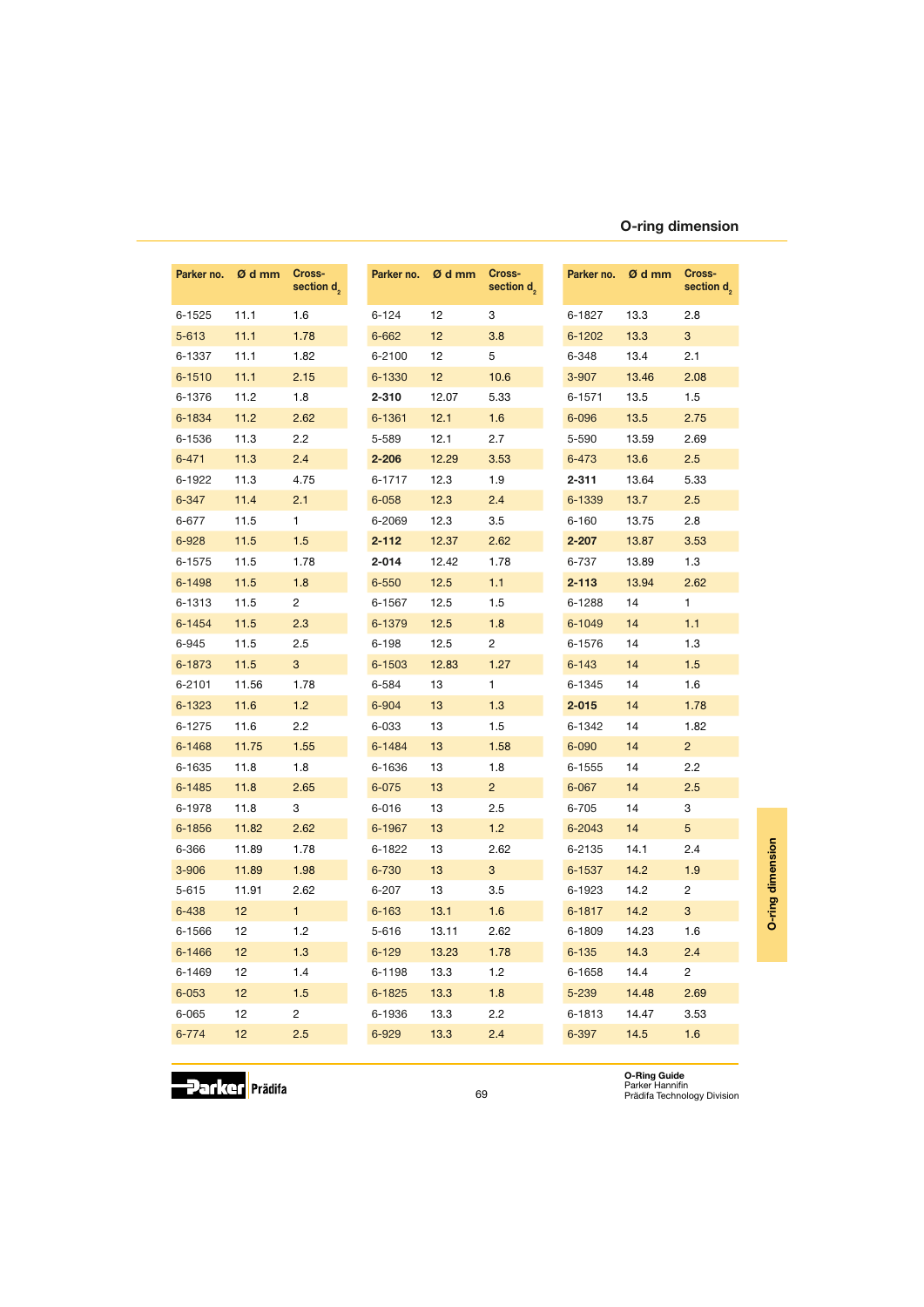## O-ring dimension

| Parker no. | Ø d mm | Cross-section $d_2$ |
|---|---|---|
| 6-1525 | 11.1 | 1.6 |
| 5-613 | 11.1 | 1.78 |
| 6-1337 | 11.1 | 1.82 |
| 6-1510 | 11.1 | 2.15 |
| 6-1376 | 11.2 | 1.8 |
| 6-1834 | 11.2 | 2.62 |
| 6-1536 | 11.3 | 2.2 |
| 6-471 | 11.3 | 2.4 |
| 6-1922 | 11.3 | 4.75 |
| 6-347 | 11.4 | 2.1 |
| 6-677 | 11.5 | 1 |
| 6-928 | 11.5 | 1.5 |
| 6-1575 | 11.5 | 1.78 |
| 6-1498 | 11.5 | 1.8 |
| 6-1313 | 11.5 | 2 |
| 6-1454 | 11.5 | 2.3 |
| 6-945 | 11.5 | 2.5 |
| 6-1873 | 11.5 | 3 |
| 6-2101 | 11.56 | 1.78 |
| 6-1323 | 11.6 | 1.2 |
| 6-1275 | 11.6 | 2.2 |
| 6-1468 | 11.75 | 1.55 |
| 6-1635 | 11.8 | 1.8 |
| 6-1485 | 11.8 | 2.65 |
| 6-1978 | 11.8 | 3 |
| 6-1856 | 11.82 | 2.62 |
| 6-366 | 11.89 | 1.78 |
| 3-906 | 11.89 | 1.98 |
| 5-615 | 11.91 | 2.62 |
| 6-438 | 12 | 1 |
| 6-1566 | 12 | 1.2 |
| 6-1466 | 12 | 1.3 |
| 6-1469 | 12 | 1.4 |
| 6-053 | 12 | 1.5 |
| 6-065 | 12 | 2 |
| 6-774 | 12 | 2.5 |
| 6-124 | 12 | 3 |
| 6-662 | 12 | 3.8 |
| 6-2100 | 12 | 5 |
| 6-1330 | 12 | 10.6 |
| **2-310** | 12.07 | 5.33 |
| 6-1361 | 12.1 | 1.6 |
| 5-589 | 12.1 | 2.7 |
| **2-206** | 12.29 | 3.53 |
| 6-1717 | 12.3 | 1.9 |
| 6-058 | 12.3 | 2.4 |
| 6-2069 | 12.3 | 3.5 |
| **2-112** | 12.37 | 2.62 |
| **2-014** | 12.42 | 1.78 |
| 6-550 | 12.5 | 1.1 |
| 6-1567 | 12.5 | 1.5 |
| 6-1379 | 12.5 | 1.8 |
| 6-198 | 12.5 | 2 |
| 6-1503 | 12.83 | 1.27 |
| 6-584 | 13 | 1 |
| 6-904 | 13 | 1.3 |
| 6-033 | 13 | 1.5 |
| 6-1484 | 13 | 1.58 |
| 6-1636 | 13 | 1.8 |
| 6-075 | 13 | 2 |
| 6-016 | 13 | 2.5 |
| 6-1967 | 13 | 1.2 |
| 6-1822 | 13 | 2.62 |
| 6-730 | 13 | 3 |
| 6-207 | 13 | 3.5 |
| 6-163 | 13.1 | 1.6 |
| 5-616 | 13.11 | 2.62 |
| 6-129 | 13.23 | 1.78 |
| 6-1198 | 13.3 | 1.2 |
| 6-1825 | 13.3 | 1.8 |
| 6-1936 | 13.3 | 2.2 |
| 6-929 | 13.3 | 2.4 |
| 6-1827 | 13.3 | 2.8 |
| 6-1202 | 13.3 | 3 |
| 6-348 | 13.4 | 2.1 |
| 3-907 | 13.46 | 2.08 |
| 6-1571 | 13.5 | 1.5 |
| 6-096 | 13.5 | 2.75 |
| 5-590 | 13.59 | 2.69 |
| 6-473 | 13.6 | 2.5 |
| **2-311** | 13.64 | 5.33 |
| 6-1339 | 13.7 | 2.5 |
| 6-160 | 13.75 | 2.8 |
| **2-207** | 13.87 | 3.53 |
| 6-737 | 13.89 | 1.3 |
| **2-113** | 13.94 | 2.62 |
| 6-1288 | 14 | 1 |
| 6-1049 | 14 | 1.1 |
| 6-1576 | 14 | 1.3 |
| 6-143 | 14 | 1.5 |
| 6-1345 | 14 | 1.6 |
| **2-015** | 14 | 1.78 |
| 6-1342 | 14 | 1.82 |
| 6-090 | 14 | 2 |
| 6-1555 | 14 | 2.2 |
| 6-067 | 14 | 2.5 |
| 6-705 | 14 | 3 |
| 6-2043 | 14 | 5 |
| 6-2135 | 14.1 | 2.4 |
| 6-1537 | 14.2 | 1.9 |
| 6-1923 | 14.2 | 2 |
| 6-1817 | 14.2 | 3 |
| 6-1809 | 14.23 | 1.6 |
| 6-135 | 14.3 | 2.4 |
| 6-1658 | 14.4 | 2 |
| 5-239 | 14.48 | 2.69 |
| 6-1813 | 14.47 | 3.53 |
| 6-397 | 14.5 | 1.6 |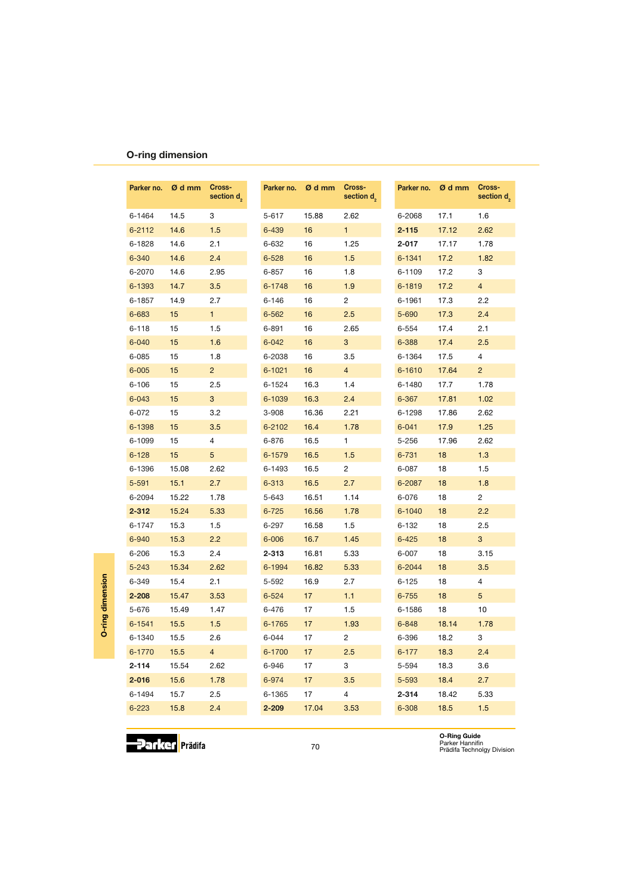## O-ring dimension

| Parker no. | Ø d mm | Cross-section $d_2$ |
|---|---|---|
| 6-1464 | 14.5 | 3 |
| 6-2112 | 14.6 | 1.5 |
| 6-1828 | 14.6 | 2.1 |
| 6-340 | 14.6 | 2.4 |
| 6-2070 | 14.6 | 2.95 |
| 6-1393 | 14.7 | 3.5 |
| 6-1857 | 14.9 | 2.7 |
| 6-683 | 15 | 1 |
| 6-118 | 15 | 1.5 |
| 6-040 | 15 | 1.6 |
| 6-085 | 15 | 1.8 |
| 6-005 | 15 | 2 |
| 6-106 | 15 | 2.5 |
| 6-043 | 15 | 3 |
| 6-072 | 15 | 3.2 |
| 6-1398 | 15 | 3.5 |
| 6-1099 | 15 | 4 |
| 6-128 | 15 | 5 |
| 6-1396 | 15.08 | 2.62 |
| 5-591 | 15.1 | 2.7 |
| 6-2094 | 15.22 | 1.78 |
| **2-312** | 15.24 | 5.33 |
| 6-1747 | 15.3 | 1.5 |
| 6-940 | 15.3 | 2.2 |
| 6-206 | 15.3 | 2.4 |
| 5-243 | 15.34 | 2.62 |
| 6-349 | 15.4 | 2.1 |
| **2-208** | 15.47 | 3.53 |
| 5-676 | 15.49 | 1.47 |
| 6-1541 | 15.5 | 1.5 |
| 6-1340 | 15.5 | 2.6 |
| 6-1770 | 15.5 | 4 |
| **2-114** | 15.54 | 2.62 |
| **2-016** | 15.6 | 1.78 |
| 6-1494 | 15.7 | 2.5 |
| 6-223 | 15.8 | 2.4 |
| 5-617 | 15.88 | 2.62 |
| 6-439 | 16 | 1 |
| 6-632 | 16 | 1.25 |
| 6-528 | 16 | 1.5 |
| 6-857 | 16 | 1.8 |
| 6-1748 | 16 | 1.9 |
| 6-146 | 16 | 2 |
| 6-562 | 16 | 2.5 |
| 6-891 | 16 | 2.65 |
| 6-042 | 16 | 3 |
| 6-2038 | 16 | 3.5 |
| 6-1021 | 16 | 4 |
| 6-1524 | 16.3 | 1.4 |
| 6-1039 | 16.3 | 2.4 |
| 3-908 | 16.36 | 2.21 |
| 6-2102 | 16.4 | 1.78 |
| 6-876 | 16.5 | 1 |
| 6-1579 | 16.5 | 1.5 |
| 6-1493 | 16.5 | 2 |
| 6-313 | 16.5 | 2.7 |
| 5-643 | 16.51 | 1.14 |
| 6-725 | 16.56 | 1.78 |
| 6-297 | 16.58 | 1.5 |
| 6-006 | 16.7 | 1.45 |
| **2-313** | 16.81 | 5.33 |
| 6-1994 | 16.82 | 5.33 |
| 5-592 | 16.9 | 2.7 |
| 6-524 | 17 | 1.1 |
| 6-476 | 17 | 1.5 |
| 6-1765 | 17 | 1.93 |
| 6-044 | 17 | 2 |
| 6-1700 | 17 | 2.5 |
| 6-946 | 17 | 3 |
| 6-974 | 17 | 3.5 |
| 6-1365 | 17 | 4 |
| **2-209** | 17.04 | 3.53 |
| 6-2068 | 17.1 | 1.6 |
| **2-115** | 17.12 | 2.62 |
| **2-017** | 17.17 | 1.78 |
| 6-1341 | 17.2 | 1.82 |
| 6-1109 | 17.2 | 3 |
| 6-1819 | 17.2 | 4 |
| 6-1961 | 17.3 | 2.2 |
| 5-690 | 17.3 | 2.4 |
| 6-554 | 17.4 | 2.1 |
| 6-388 | 17.4 | 2.5 |
| 6-1364 | 17.5 | 4 |
| 6-1610 | 17.64 | 2 |
| 6-1480 | 17.7 | 1.78 |
| 6-367 | 17.81 | 1.02 |
| 6-1298 | 17.86 | 2.62 |
| 6-041 | 17.9 | 1.25 |
| 5-256 | 17.96 | 2.62 |
| 6-731 | 18 | 1.3 |
| 6-087 | 18 | 1.5 |
| 6-2087 | 18 | 1.8 |
| 6-076 | 18 | 2 |
| 6-1040 | 18 | 2.2 |
| 6-132 | 18 | 2.5 |
| 6-425 | 18 | 3 |
| 6-007 | 18 | 3.15 |
| 6-2044 | 18 | 3.5 |
| 6-125 | 18 | 4 |
| 6-755 | 18 | 5 |
| 6-1586 | 18 | 10 |
| 6-848 | 18.14 | 1.78 |
| 6-396 | 18.2 | 3 |
| 6-177 | 18.3 | 2.4 |
| 5-594 | 18.3 | 3.6 |
| 5-593 | 18.4 | 2.7 |
| **2-314** | 18.42 | 5.33 |
| 6-308 | 18.5 | 1.5 |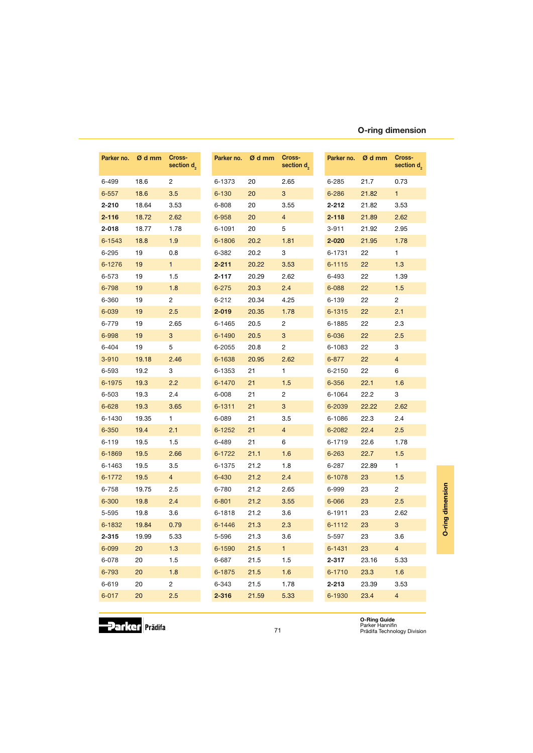## O-ring dimension

| Parker no. | Ø d mm | Cross-section $d_2$ |
|---|---|---|
| 6-499 | 18.6 | 2 |
| 6-557 | 18.6 | 3.5 |
| **2-210** | 18.64 | 3.53 |
| **2-116** | 18.72 | 2.62 |
| **2-018** | 18.77 | 1.78 |
| 6-1543 | 18.8 | 1.9 |
| 6-295 | 19 | 0.8 |
| 6-1276 | 19 | 1 |
| 6-573 | 19 | 1.5 |
| 6-798 | 19 | 1.8 |
| 6-360 | 19 | 2 |
| 6-039 | 19 | 2.5 |
| 6-779 | 19 | 2.65 |
| 6-998 | 19 | 3 |
| 6-404 | 19 | 5 |
| 3-910 | 19.18 | 2.46 |
| 6-593 | 19.2 | 3 |
| 6-1975 | 19.3 | 2.2 |
| 6-503 | 19.3 | 2.4 |
| 6-628 | 19.3 | 3.65 |
| 6-1430 | 19.35 | 1 |
| 6-350 | 19.4 | 2.1 |
| 6-119 | 19.5 | 1.5 |
| 6-1869 | 19.5 | 2.66 |
| 6-1463 | 19.5 | 3.5 |
| 6-1772 | 19.5 | 4 |
| 6-758 | 19.75 | 2.5 |
| 6-300 | 19.8 | 2.4 |
| 5-595 | 19.8 | 3.6 |
| 6-1832 | 19.84 | 0.79 |
| **2-315** | 19.99 | 5.33 |
| 6-099 | 20 | 1.3 |
| 6-078 | 20 | 1.5 |
| 6-793 | 20 | 1.8 |
| 6-619 | 20 | 2 |
| 6-017 | 20 | 2.5 |
| 6-1373 | 20 | 2.65 |
| 6-130 | 20 | 3 |
| 6-808 | 20 | 3.55 |
| 6-958 | 20 | 4 |
| 6-1091 | 20 | 5 |
| 6-1806 | 20.2 | 1.81 |
| 6-382 | 20.2 | 3 |
| **2-211** | 20.22 | 3.53 |
| **2-117** | 20.29 | 2.62 |
| 6-275 | 20.3 | 2.4 |
| 6-212 | 20.34 | 4.25 |
| **2-019** | 20.35 | 1.78 |
| 6-1465 | 20.5 | 2 |
| 6-1490 | 20.5 | 3 |
| 6-2055 | 20.8 | 2 |
| 6-1638 | 20.95 | 2.62 |
| 6-1353 | 21 | 1 |
| 6-1470 | 21 | 1.5 |
| 6-008 | 21 | 2 |
| 6-1311 | 21 | 3 |
| 6-089 | 21 | 3.5 |
| 6-1252 | 21 | 4 |
| 6-489 | 21 | 6 |
| 6-1722 | 21.1 | 1.6 |
| 6-1375 | 21.2 | 1.8 |
| 6-430 | 21.2 | 2.4 |
| 6-780 | 21.2 | 2.65 |
| 6-801 | 21.2 | 3.55 |
| 6-1818 | 21.2 | 3.6 |
| 6-1446 | 21.3 | 2.3 |
| 5-596 | 21.3 | 3.6 |
| 6-1590 | 21.5 | 1 |
| 6-687 | 21.5 | 1.5 |
| 6-1875 | 21.5 | 1.6 |
| 6-343 | 21.5 | 1.78 |
| **2-316** | 21.59 | 5.33 |
| 6-285 | 21.7 | 0.73 |
| 6-286 | 21.82 | 1 |
| **2-212** | 21.82 | 3.53 |
| **2-118** | 21.89 | 2.62 |
| 3-911 | 21.92 | 2.95 |
| **2-020** | 21.95 | 1.78 |
| 6-1731 | 22 | 1 |
| 6-1115 | 22 | 1.3 |
| 6-493 | 22 | 1.39 |
| 6-088 | 22 | 1.5 |
| 6-139 | 22 | 2 |
| 6-1315 | 22 | 2.1 |
| 6-1885 | 22 | 2.3 |
| 6-036 | 22 | 2.5 |
| 6-1083 | 22 | 3 |
| 6-877 | 22 | 4 |
| 6-2150 | 22 | 6 |
| 6-356 | 22.1 | 1.6 |
| 6-1064 | 22.2 | 3 |
| 6-2039 | 22.22 | 2.62 |
| 6-1086 | 22.3 | 2.4 |
| 6-2082 | 22.4 | 2.5 |
| 6-1719 | 22.6 | 1.78 |
| 6-263 | 22.7 | 1.5 |
| 6-287 | 22.89 | 1 |
| 6-1078 | 23 | 1.5 |
| 6-999 | 23 | 2 |
| 6-066 | 23 | 2.5 |
| 6-1911 | 23 | 2.62 |
| 6-1112 | 23 | 3 |
| 5-597 | 23 | 3.6 |
| 6-1431 | 23 | 4 |
| **2-317** | 23.16 | 5.33 |
| 6-1710 | 23.3 | 1.6 |
| **2-213** | 23.39 | 3.53 |
| 6-1930 | 23.4 | 4 |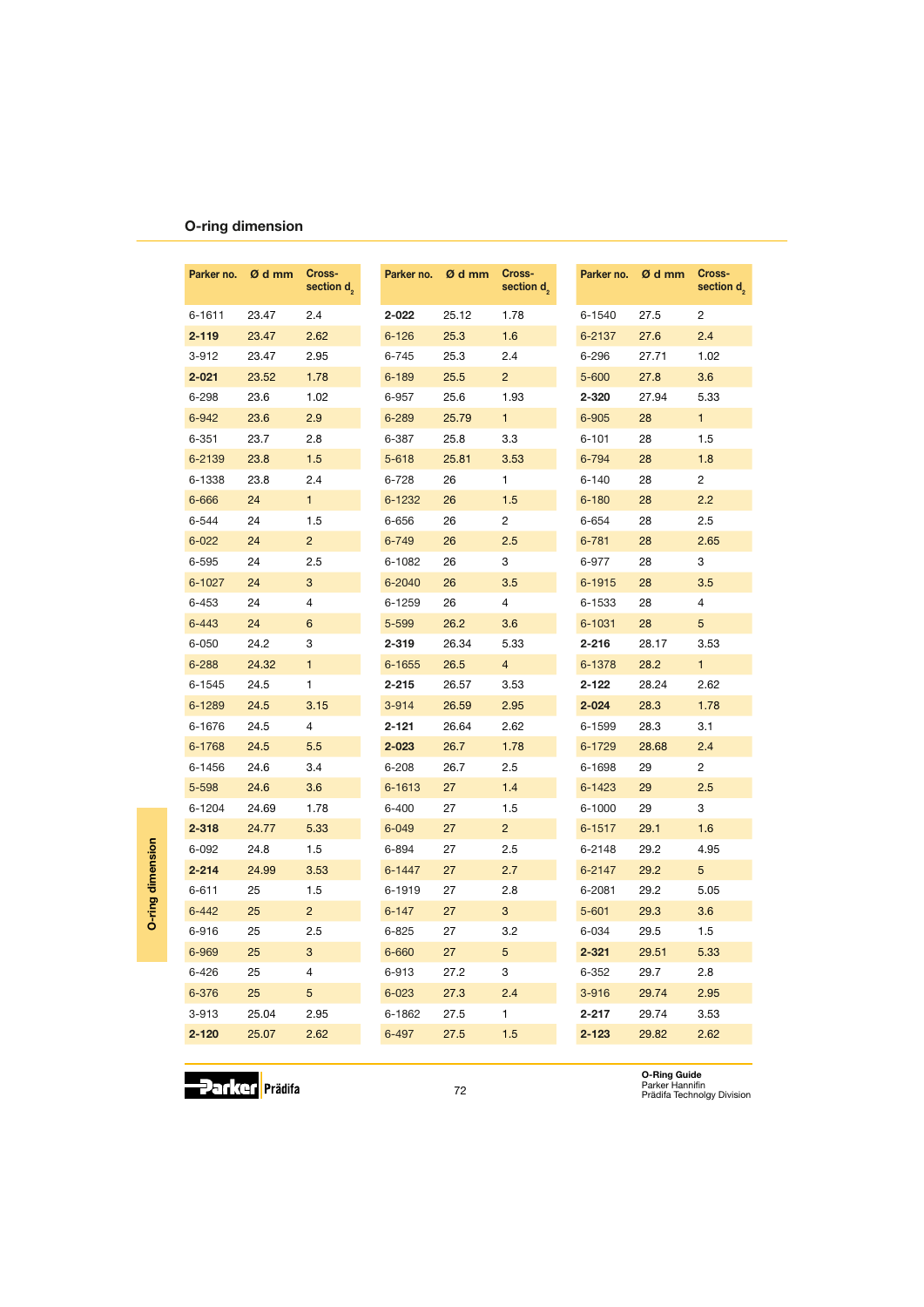## O-ring dimension

| Parker no. | Ø d mm | Cross-section $d_2$ |
|---|---|---|
| 6-1611 | 23.47 | 2.4 |
| **2-119** | 23.47 | 2.62 |
| 3-912 | 23.47 | 2.95 |
| **2-021** | 23.52 | 1.78 |
| 6-298 | 23.6 | 1.02 |
| 6-942 | 23.6 | 2.9 |
| 6-351 | 23.7 | 2.8 |
| 6-2139 | 23.8 | 1.5 |
| 6-1338 | 23.8 | 2.4 |
| 6-666 | 24 | 1 |
| 6-544 | 24 | 1.5 |
| 6-022 | 24 | 2 |
| 6-595 | 24 | 2.5 |
| 6-1027 | 24 | 3 |
| 6-453 | 24 | 4 |
| 6-443 | 24 | 6 |
| 6-050 | 24.2 | 3 |
| 6-288 | 24.32 | 1 |
| 6-1545 | 24.5 | 1 |
| 6-1289 | 24.5 | 3.15 |
| 6-1676 | 24.5 | 4 |
| 6-1768 | 24.5 | 5.5 |
| 6-1456 | 24.6 | 3.4 |
| 5-598 | 24.6 | 3.6 |
| 6-1204 | 24.69 | 1.78 |
| **2-318** | 24.77 | 5.33 |
| 6-092 | 24.8 | 1.5 |
| **2-214** | 24.99 | 3.53 |
| 6-611 | 25 | 1.5 |
| 6-442 | 25 | 2 |
| 6-916 | 25 | 2.5 |
| 6-969 | 25 | 3 |
| 6-426 | 25 | 4 |
| 6-376 | 25 | 5 |
| 3-913 | 25.04 | 2.95 |
| **2-120** | 25.07 | 2.62 |
| **2-022** | 25.12 | 1.78 |
| 6-126 | 25.3 | 1.6 |
| 6-745 | 25.3 | 2.4 |
| 6-189 | 25.5 | 2 |
| 6-957 | 25.6 | 1.93 |
| 6-289 | 25.79 | 1 |
| 6-387 | 25.8 | 3.3 |
| 5-618 | 25.81 | 3.53 |
| 6-728 | 26 | 1 |
| 6-1232 | 26 | 1.5 |
| 6-656 | 26 | 2 |
| 6-749 | 26 | 2.5 |
| 6-1082 | 26 | 3 |
| 6-2040 | 26 | 3.5 |
| 6-1259 | 26 | 4 |
| 5-599 | 26.2 | 3.6 |
| **2-319** | 26.34 | 5.33 |
| 6-1655 | 26.5 | 4 |
| **2-215** | 26.57 | 3.53 |
| 3-914 | 26.59 | 2.95 |
| **2-121** | 26.64 | 2.62 |
| **2-023** | 26.7 | 1.78 |
| 6-208 | 26.7 | 2.5 |
| 6-1613 | 27 | 1.4 |
| 6-400 | 27 | 1.5 |
| 6-049 | 27 | 2 |
| 6-894 | 27 | 2.5 |
| 6-1447 | 27 | 2.7 |
| 6-1919 | 27 | 2.8 |
| 6-147 | 27 | 3 |
| 6-825 | 27 | 3.2 |
| 6-660 | 27 | 5 |
| 6-913 | 27.2 | 3 |
| 6-023 | 27.3 | 2.4 |
| 6-1862 | 27.5 | 1 |
| 6-497 | 27.5 | 1.5 |
| 6-1540 | 27.5 | 2 |
| 6-2137 | 27.6 | 2.4 |
| 6-296 | 27.71 | 1.02 |
| 5-600 | 27.8 | 3.6 |
| **2-320** | 27.94 | 5.33 |
| 6-905 | 28 | 1 |
| 6-101 | 28 | 1.5 |
| 6-794 | 28 | 1.8 |
| 6-140 | 28 | 2 |
| 6-180 | 28 | 2.2 |
| 6-654 | 28 | 2.5 |
| 6-781 | 28 | 2.65 |
| 6-977 | 28 | 3 |
| 6-1915 | 28 | 3.5 |
| 6-1533 | 28 | 4 |
| 6-1031 | 28 | 5 |
| **2-216** | 28.17 | 3.53 |
| 6-1378 | 28.2 | 1 |
| **2-122** | 28.24 | 2.62 |
| **2-024** | 28.3 | 1.78 |
| 6-1599 | 28.3 | 3.1 |
| 6-1729 | 28.68 | 2.4 |
| 6-1698 | 29 | 2 |
| 6-1423 | 29 | 2.5 |
| 6-1000 | 29 | 3 |
| 6-1517 | 29.1 | 1.6 |
| 6-2148 | 29.2 | 4.95 |
| 6-2147 | 29.2 | 5 |
| 6-2081 | 29.2 | 5.05 |
| 5-601 | 29.3 | 3.6 |
| 6-034 | 29.5 | 1.5 |
| **2-321** | 29.51 | 5.33 |
| 6-352 | 29.7 | 2.8 |
| 3-916 | 29.74 | 2.95 |
| **2-217** | 29.74 | 3.53 |
| **2-123** | 29.82 | 2.62 |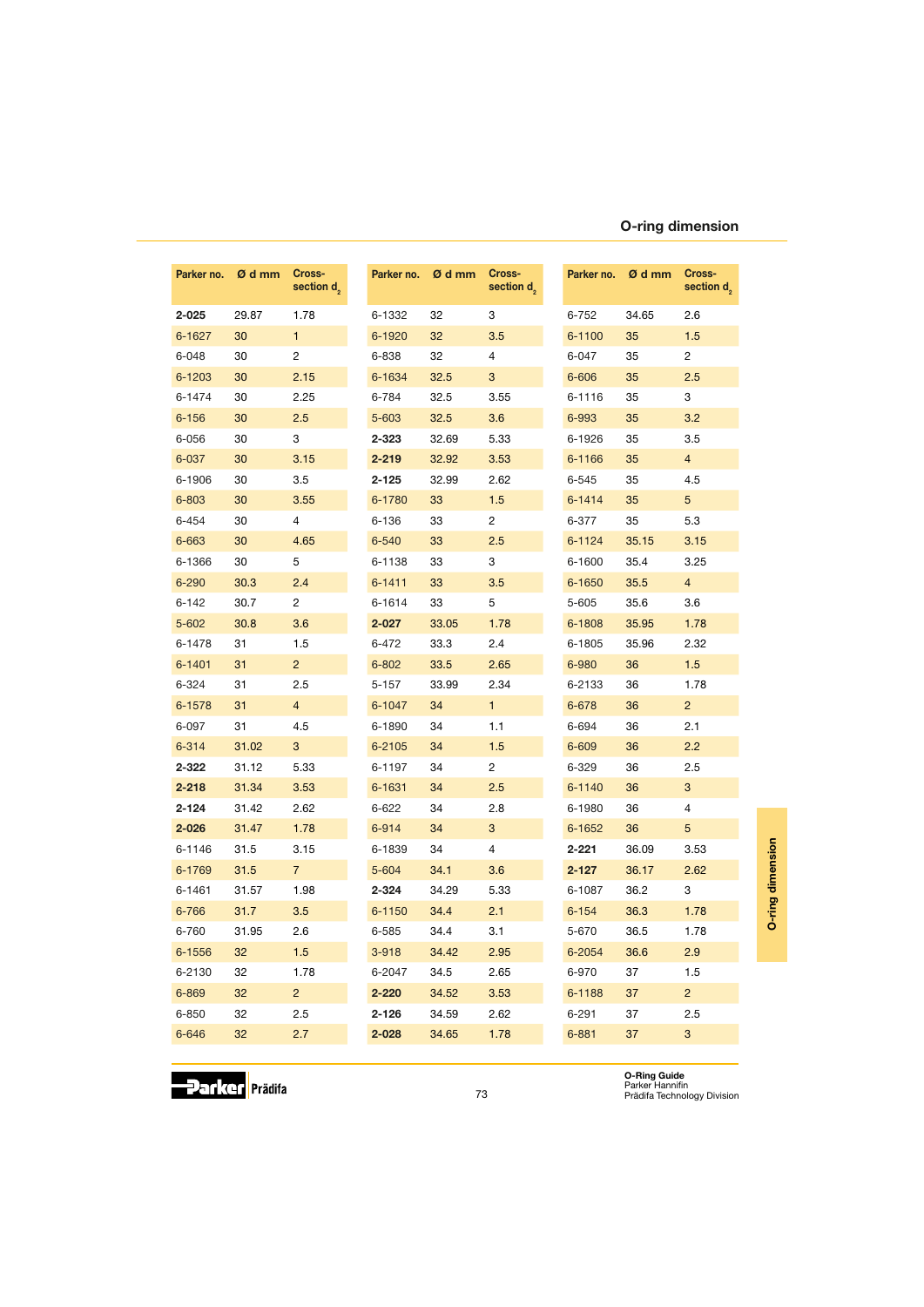## O-ring dimension

| Parker no. | Ø d mm | Cross-section $d_2$ |
|---|---|---|
| **2-025** | 29.87 | 1.78 |
| 6-1627 | 30 | 1 |
| 6-048 | 30 | 2 |
| 6-1203 | 30 | 2.15 |
| 6-1474 | 30 | 2.25 |
| 6-156 | 30 | 2.5 |
| 6-056 | 30 | 3 |
| 6-037 | 30 | 3.15 |
| 6-1906 | 30 | 3.5 |
| 6-803 | 30 | 3.55 |
| 6-454 | 30 | 4 |
| 6-663 | 30 | 4.65 |
| 6-1366 | 30 | 5 |
| 6-290 | 30.3 | 2.4 |
| 6-142 | 30.7 | 2 |
| 5-602 | 30.8 | 3.6 |
| 6-1478 | 31 | 1.5 |
| 6-1401 | 31 | 2 |
| 6-324 | 31 | 2.5 |
| 6-1578 | 31 | 4 |
| 6-097 | 31 | 4.5 |
| 6-314 | 31.02 | 3 |
| **2-322** | 31.12 | 5.33 |
| **2-218** | 31.34 | 3.53 |
| **2-124** | 31.42 | 2.62 |
| **2-026** | 31.47 | 1.78 |
| 6-1146 | 31.5 | 3.15 |
| 6-1769 | 31.5 | 7 |
| 6-1461 | 31.57 | 1.98 |
| 6-766 | 31.7 | 3.5 |
| 6-760 | 31.95 | 2.6 |
| 6-1556 | 32 | 1.5 |
| 6-2130 | 32 | 1.78 |
| 6-869 | 32 | 2 |
| 6-850 | 32 | 2.5 |
| 6-646 | 32 | 2.7 |
| 6-1332 | 32 | 3 |
| 6-1920 | 32 | 3.5 |
| 6-838 | 32 | 4 |
| 6-1634 | 32.5 | 3 |
| 6-784 | 32.5 | 3.55 |
| 5-603 | 32.5 | 3.6 |
| **2-323** | 32.69 | 5.33 |
| **2-219** | 32.92 | 3.53 |
| **2-125** | 32.99 | 2.62 |
| 6-1780 | 33 | 1.5 |
| 6-136 | 33 | 2 |
| 6-540 | 33 | 2.5 |
| 6-1138 | 33 | 3 |
| 6-1411 | 33 | 3.5 |
| 6-1614 | 33 | 5 |
| **2-027** | 33.05 | 1.78 |
| 6-472 | 33.3 | 2.4 |
| 6-802 | 33.5 | 2.65 |
| 5-157 | 33.99 | 2.34 |
| 6-1047 | 34 | 1 |
| 6-1890 | 34 | 1.1 |
| 6-2105 | 34 | 1.5 |
| 6-1197 | 34 | 2 |
| 6-1631 | 34 | 2.5 |
| 6-622 | 34 | 2.8 |
| 6-914 | 34 | 3 |
| 6-1839 | 34 | 4 |
| 5-604 | 34.1 | 3.6 |
| **2-324** | 34.29 | 5.33 |
| 6-1150 | 34.4 | 2.1 |
| 6-585 | 34.4 | 3.1 |
| 3-918 | 34.42 | 2.95 |
| 6-2047 | 34.5 | 2.65 |
| **2-220** | 34.52 | 3.53 |
| **2-126** | 34.59 | 2.62 |
| **2-028** | 34.65 | 1.78 |
| 6-752 | 34.65 | 2.6 |
| 6-1100 | 35 | 1.5 |
| 6-047 | 35 | 2 |
| 6-606 | 35 | 2.5 |
| 6-1116 | 35 | 3 |
| 6-993 | 35 | 3.2 |
| 6-1926 | 35 | 3.5 |
| 6-1166 | 35 | 4 |
| 6-545 | 35 | 4.5 |
| 6-1414 | 35 | 5 |
| 6-377 | 35 | 5.3 |
| 6-1124 | 35.15 | 3.15 |
| 6-1600 | 35.4 | 3.25 |
| 6-1650 | 35.5 | 4 |
| 5-605 | 35.6 | 3.6 |
| 6-1808 | 35.95 | 1.78 |
| 6-1805 | 35.96 | 2.32 |
| 6-980 | 36 | 1.5 |
| 6-2133 | 36 | 1.78 |
| 6-678 | 36 | 2 |
| 6-694 | 36 | 2.1 |
| 6-609 | 36 | 2.2 |
| 6-329 | 36 | 2.5 |
| 6-1140 | 36 | 3 |
| 6-1980 | 36 | 4 |
| 6-1652 | 36 | 5 |
| **2-221** | 36.09 | 3.53 |
| **2-127** | 36.17 | 2.62 |
| 6-1087 | 36.2 | 3 |
| 6-154 | 36.3 | 1.78 |
| 5-670 | 36.5 | 1.78 |
| 6-2054 | 36.6 | 2.9 |
| 6-970 | 37 | 1.5 |
| 6-1188 | 37 | 2 |
| 6-291 | 37 | 2.5 |
| 6-881 | 37 | 3 |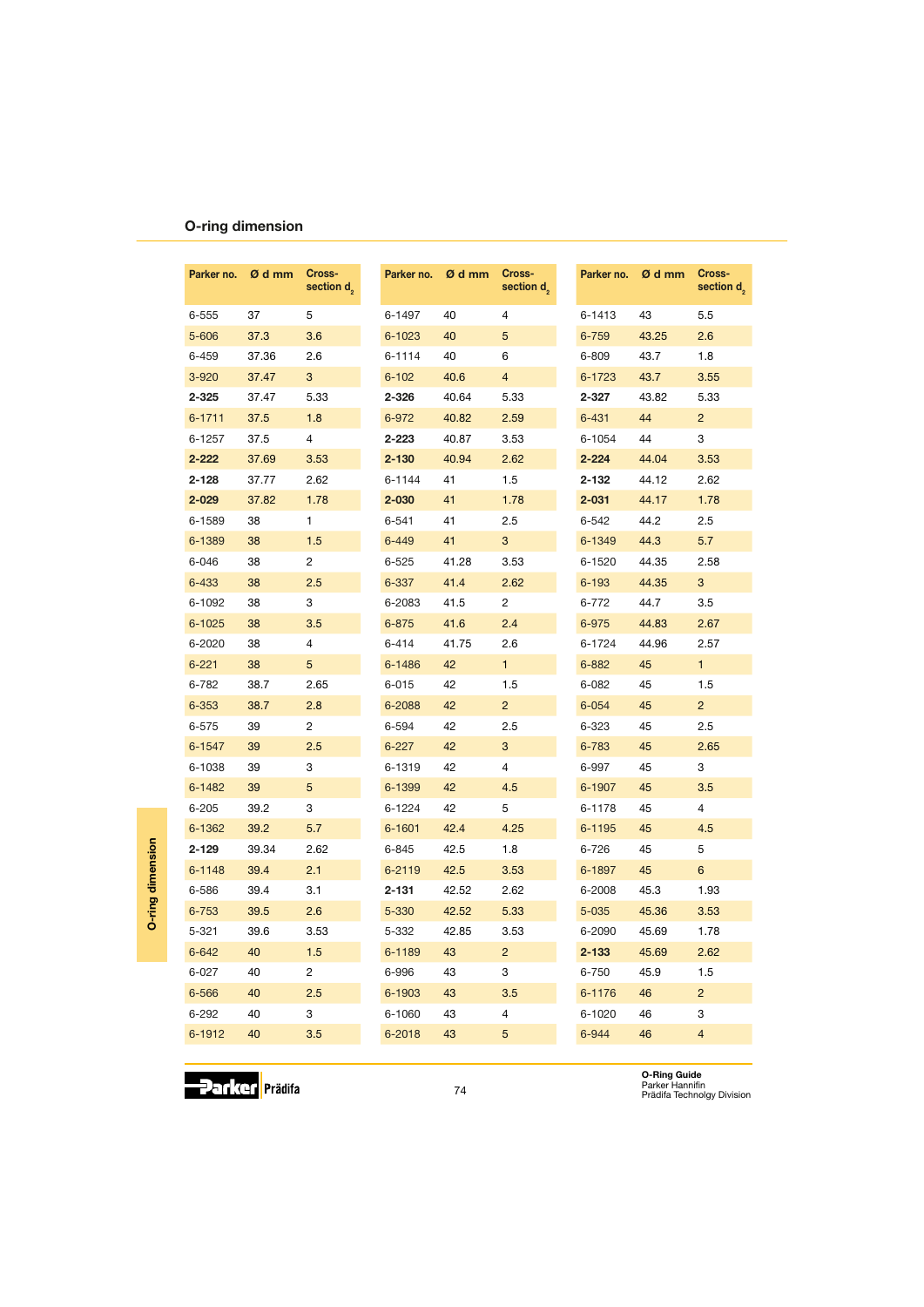## O-ring dimension

| Parker no. | Ø d mm | Cross-section $d_2$ |
|---|---|---|
| 6-555 | 37 | 5 |
| 5-606 | 37.3 | 3.6 |
| 6-459 | 37.36 | 2.6 |
| 3-920 | 37.47 | 3 |
| **2-325** | 37.47 | 5.33 |
| 6-1711 | 37.5 | 1.8 |
| 6-1257 | 37.5 | 4 |
| **2-222** | 37.69 | 3.53 |
| **2-128** | 37.77 | 2.62 |
| **2-029** | 37.82 | 1.78 |
| 6-1589 | 38 | 1 |
| 6-1389 | 38 | 1.5 |
| 6-046 | 38 | 2 |
| 6-433 | 38 | 2.5 |
| 6-1092 | 38 | 3 |
| 6-1025 | 38 | 3.5 |
| 6-2020 | 38 | 4 |
| 6-221 | 38 | 5 |
| 6-782 | 38.7 | 2.65 |
| 6-353 | 38.7 | 2.8 |
| 6-575 | 39 | 2 |
| 6-1547 | 39 | 2.5 |
| 6-1038 | 39 | 3 |
| 6-1482 | 39 | 5 |
| 6-205 | 39.2 | 3 |
| 6-1362 | 39.2 | 5.7 |
| **2-129** | 39.34 | 2.62 |
| 6-1148 | 39.4 | 2.1 |
| 6-586 | 39.4 | 3.1 |
| 6-753 | 39.5 | 2.6 |
| 5-321 | 39.6 | 3.53 |
| 6-642 | 40 | 1.5 |
| 6-027 | 40 | 2 |
| 6-566 | 40 | 2.5 |
| 6-292 | 40 | 3 |
| 6-1912 | 40 | 3.5 |
| 6-1497 | 40 | 4 |
| 6-1023 | 40 | 5 |
| 6-1114 | 40 | 6 |
| 6-102 | 40.6 | 4 |
| **2-326** | 40.64 | 5.33 |
| 6-972 | 40.82 | 2.59 |
| **2-223** | 40.87 | 3.53 |
| **2-130** | 40.94 | 2.62 |
| 6-1144 | 41 | 1.5 |
| **2-030** | 41 | 1.78 |
| 6-541 | 41 | 2.5 |
| 6-449 | 41 | 3 |
| 6-525 | 41.28 | 3.53 |
| 6-337 | 41.4 | 2.62 |
| 6-2083 | 41.5 | 2 |
| 6-875 | 41.6 | 2.4 |
| 6-414 | 41.75 | 2.6 |
| 6-1486 | 42 | 1 |
| 6-015 | 42 | 1.5 |
| 6-2088 | 42 | 2 |
| 6-594 | 42 | 2.5 |
| 6-227 | 42 | 3 |
| 6-1319 | 42 | 4 |
| 6-1399 | 42 | 4.5 |
| 6-1224 | 42 | 5 |
| 6-1601 | 42.4 | 4.25 |
| 6-845 | 42.5 | 1.8 |
| 6-2119 | 42.5 | 3.53 |
| **2-131** | 42.52 | 2.62 |
| 5-330 | 42.52 | 5.33 |
| 5-332 | 42.85 | 3.53 |
| 6-1189 | 43 | 2 |
| 6-996 | 43 | 3 |
| 6-1903 | 43 | 3.5 |
| 6-1060 | 43 | 4 |
| 6-2018 | 43 | 5 |
| 6-1413 | 43 | 5.5 |
| 6-759 | 43.25 | 2.6 |
| 6-809 | 43.7 | 1.8 |
| 6-1723 | 43.7 | 3.55 |
| **2-327** | 43.82 | 5.33 |
| 6-431 | 44 | 2 |
| 6-1054 | 44 | 3 |
| **2-224** | 44.04 | 3.53 |
| **2-132** | 44.12 | 2.62 |
| **2-031** | 44.17 | 1.78 |
| 6-542 | 44.2 | 2.5 |
| 6-1349 | 44.3 | 5.7 |
| 6-1520 | 44.35 | 2.58 |
| 6-193 | 44.35 | 3 |
| 6-772 | 44.7 | 3.5 |
| 6-975 | 44.83 | 2.67 |
| 6-1724 | 44.96 | 2.57 |
| 6-882 | 45 | 1 |
| 6-082 | 45 | 1.5 |
| 6-054 | 45 | 2 |
| 6-323 | 45 | 2.5 |
| 6-783 | 45 | 2.65 |
| 6-997 | 45 | 3 |
| 6-1907 | 45 | 3.5 |
| 6-1178 | 45 | 4 |
| 6-1195 | 45 | 4.5 |
| 6-726 | 45 | 5 |
| 6-1897 | 45 | 6 |
| 6-2008 | 45.3 | 1.93 |
| 5-035 | 45.36 | 3.53 |
| 6-2090 | 45.69 | 1.78 |
| **2-133** | 45.69 | 2.62 |
| 6-750 | 45.9 | 1.5 |
| 6-1176 | 46 | 2 |
| 6-1020 | 46 | 3 |
| 6-944 | 46 | 4 |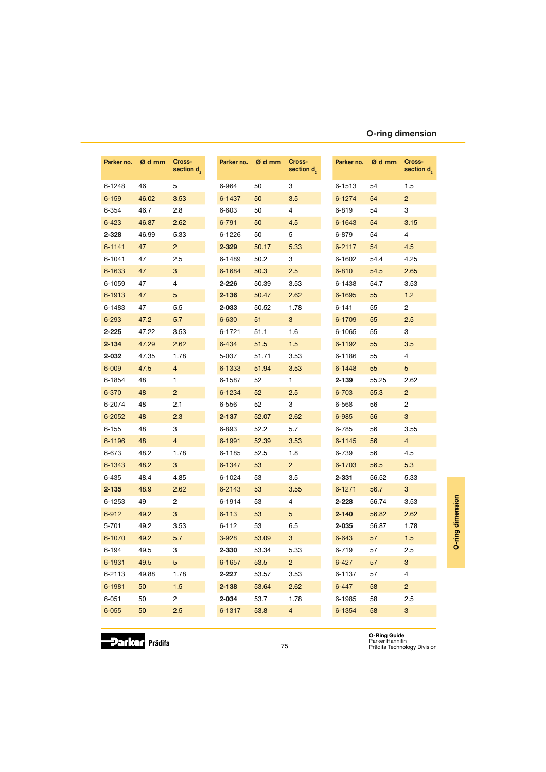## O-ring dimension

| Parker no. | Ø d mm | Cross-section $d_2$ |
|---|---|---|
| 6-1248 | 46 | 5 |
| 6-159 | 46.02 | 3.53 |
| 6-354 | 46.7 | 2.8 |
| 6-423 | 46.87 | 2.62 |
| **2-328** | 46.99 | 5.33 |
| 6-1141 | 47 | 2 |
| 6-1041 | 47 | 2.5 |
| 6-1633 | 47 | 3 |
| 6-1059 | 47 | 4 |
| 6-1913 | 47 | 5 |
| 6-1483 | 47 | 5.5 |
| 6-293 | 47.2 | 5.7 |
| **2-225** | 47.22 | 3.53 |
| **2-134** | 47.29 | 2.62 |
| **2-032** | 47.35 | 1.78 |
| 6-009 | 47.5 | 4 |
| 6-1854 | 48 | 1 |
| 6-370 | 48 | 2 |
| 6-2074 | 48 | 2.1 |
| 6-2052 | 48 | 2.3 |
| 6-155 | 48 | 3 |
| 6-1196 | 48 | 4 |
| 6-673 | 48.2 | 1.78 |
| 6-1343 | 48.2 | 3 |
| 6-435 | 48.4 | 4.85 |
| **2-135** | 48.9 | 2.62 |
| 6-1253 | 49 | 2 |
| 6-912 | 49.2 | 3 |
| 5-701 | 49.2 | 3.53 |
| 6-1070 | 49.2 | 5.7 |
| 6-194 | 49.5 | 3 |
| 6-1931 | 49.5 | 5 |
| 6-2113 | 49.88 | 1.78 |
| 6-1981 | 50 | 1.5 |
| 6-051 | 50 | 2 |
| 6-055 | 50 | 2.5 |
| 6-964 | 50 | 3 |
| 6-1437 | 50 | 3.5 |
| 6-603 | 50 | 4 |
| 6-791 | 50 | 4.5 |
| 6-1226 | 50 | 5 |
| **2-329** | 50.17 | 5.33 |
| 6-1489 | 50.2 | 3 |
| 6-1684 | 50.3 | 2.5 |
| **2-226** | 50.39 | 3.53 |
| **2-136** | 50.47 | 2.62 |
| **2-033** | 50.52 | 1.78 |
| 6-630 | 51 | 3 |
| 6-1721 | 51.1 | 1.6 |
| 6-434 | 51.5 | 1.5 |
| 5-037 | 51.71 | 3.53 |
| 6-1333 | 51.94 | 3.53 |
| 6-1587 | 52 | 1 |
| 6-1234 | 52 | 2.5 |
| 6-556 | 52 | 3 |
| **2-137** | 52.07 | 2.62 |
| 6-893 | 52.2 | 5.7 |
| 6-1991 | 52.39 | 3.53 |
| 6-1185 | 52.5 | 1.8 |
| 6-1347 | 53 | 2 |
| 6-1024 | 53 | 3.5 |
| 6-2143 | 53 | 3.55 |
| 6-1914 | 53 | 4 |
| 6-113 | 53 | 5 |
| 6-112 | 53 | 6.5 |
| 3-928 | 53.09 | 3 |
| **2-330** | 53.34 | 5.33 |
| 6-1657 | 53.5 | 2 |
| **2-227** | 53.57 | 3.53 |
| **2-138** | 53.64 | 2.62 |
| **2-034** | 53.7 | 1.78 |
| 6-1317 | 53.8 | 4 |
| 6-1513 | 54 | 1.5 |
| 6-1274 | 54 | 2 |
| 6-819 | 54 | 3 |
| 6-1643 | 54 | 3.15 |
| 6-879 | 54 | 4 |
| 6-2117 | 54 | 4.5 |
| 6-1602 | 54.4 | 4.25 |
| 6-810 | 54.5 | 2.65 |
| 6-1438 | 54.7 | 3.53 |
| 6-1695 | 55 | 1.2 |
| 6-141 | 55 | 2 |
| 6-1709 | 55 | 2.5 |
| 6-1065 | 55 | 3 |
| 6-1192 | 55 | 3.5 |
| 6-1186 | 55 | 4 |
| 6-1448 | 55 | 5 |
| **2-139** | 55.25 | 2.62 |
| 6-703 | 55.3 | 2 |
| 6-568 | 56 | 2 |
| 6-985 | 56 | 3 |
| 6-785 | 56 | 3.55 |
| 6-1145 | 56 | 4 |
| 6-739 | 56 | 4.5 |
| 6-1703 | 56.5 | 5.3 |
| **2-331** | 56.52 | 5.33 |
| 6-1271 | 56.7 | 3 |
| **2-228** | 56.74 | 3.53 |
| **2-140** | 56.82 | 2.62 |
| **2-035** | 56.87 | 1.78 |
| 6-643 | 57 | 1.5 |
| 6-719 | 57 | 2.5 |
| 6-427 | 57 | 3 |
| 6-1137 | 57 | 4 |
| 6-447 | 58 | 2 |
| 6-1985 | 58 | 2.5 |
| 6-1354 | 58 | 3 |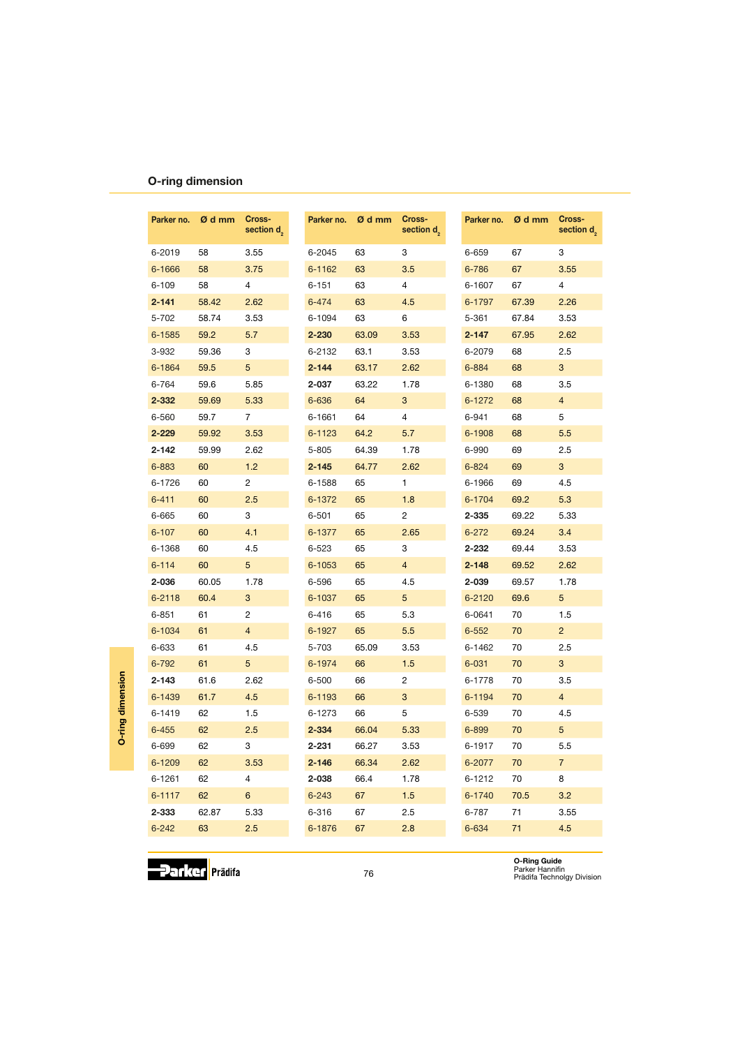## O-ring dimension

| Parker no. | Ø d mm | Cross-section $d_2$ |
|---|---|---|
| 6-2019 | 58 | 3.55 |
| 6-1666 | 58 | 3.75 |
| 6-109 | 58 | 4 |
| **2-141** | 58.42 | 2.62 |
| 5-702 | 58.74 | 3.53 |
| 6-1585 | 59.2 | 5.7 |
| 3-932 | 59.36 | 3 |
| 6-1864 | 59.5 | 5 |
| 6-764 | 59.6 | 5.85 |
| **2-332** | 59.69 | 5.33 |
| 6-560 | 59.7 | 7 |
| **2-229** | 59.92 | 3.53 |
| **2-142** | 59.99 | 2.62 |
| 6-883 | 60 | 1.2 |
| 6-1726 | 60 | 2 |
| 6-411 | 60 | 2.5 |
| 6-665 | 60 | 3 |
| 6-107 | 60 | 4.1 |
| 6-1368 | 60 | 4.5 |
| 6-114 | 60 | 5 |
| **2-036** | 60.05 | 1.78 |
| 6-2118 | 60.4 | 3 |
| 6-851 | 61 | 2 |
| 6-1034 | 61 | 4 |
| 6-633 | 61 | 4.5 |
| 6-792 | 61 | 5 |
| **2-143** | 61.6 | 2.62 |
| 6-1439 | 61.7 | 4.5 |
| 6-1419 | 62 | 1.5 |
| 6-455 | 62 | 2.5 |
| 6-699 | 62 | 3 |
| 6-1209 | 62 | 3.53 |
| 6-1261 | 62 | 4 |
| 6-1117 | 62 | 6 |
| **2-333** | 62.87 | 5.33 |
| 6-242 | 63 | 2.5 |
| 6-2045 | 63 | 3 |
| 6-1162 | 63 | 3.5 |
| 6-151 | 63 | 4 |
| 6-474 | 63 | 4.5 |
| 6-1094 | 63 | 6 |
| **2-230** | 63.09 | 3.53 |
| 6-2132 | 63.1 | 3.53 |
| **2-144** | 63.17 | 2.62 |
| **2-037** | 63.22 | 1.78 |
| 6-636 | 64 | 3 |
| 6-1661 | 64 | 4 |
| 6-1123 | 64.2 | 5.7 |
| 5-805 | 64.39 | 1.78 |
| **2-145** | 64.77 | 2.62 |
| 6-1588 | 65 | 1 |
| 6-1372 | 65 | 1.8 |
| 6-501 | 65 | 2 |
| 6-1377 | 65 | 2.65 |
| 6-523 | 65 | 3 |
| 6-1053 | 65 | 4 |
| 6-596 | 65 | 4.5 |
| 6-1037 | 65 | 5 |
| 6-416 | 65 | 5.3 |
| 6-1927 | 65 | 5.5 |
| 5-703 | 65.09 | 3.53 |
| 6-1974 | 66 | 1.5 |
| 6-500 | 66 | 2 |
| 6-1193 | 66 | 3 |
| 6-1273 | 66 | 5 |
| **2-334** | 66.04 | 5.33 |
| **2-231** | 66.27 | 3.53 |
| **2-146** | 66.34 | 2.62 |
| **2-038** | 66.4 | 1.78 |
| 6-243 | 67 | 1.5 |
| 6-316 | 67 | 2.5 |
| 6-1876 | 67 | 2.8 |
| 6-659 | 67 | 3 |
| 6-786 | 67 | 3.55 |
| 6-1607 | 67 | 4 |
| 6-1797 | 67.39 | 2.26 |
| 5-361 | 67.84 | 3.53 |
| **2-147** | 67.95 | 2.62 |
| 6-2079 | 68 | 2.5 |
| 6-884 | 68 | 3 |
| 6-1380 | 68 | 3.5 |
| 6-1272 | 68 | 4 |
| 6-941 | 68 | 5 |
| 6-1908 | 68 | 5.5 |
| 6-990 | 69 | 2.5 |
| 6-824 | 69 | 3 |
| 6-1966 | 69 | 4.5 |
| 6-1704 | 69.2 | 5.3 |
| **2-335** | 69.22 | 5.33 |
| 6-272 | 69.24 | 3.4 |
| **2-232** | 69.44 | 3.53 |
| **2-148** | 69.52 | 2.62 |
| **2-039** | 69.57 | 1.78 |
| 6-2120 | 69.6 | 5 |
| 6-0641 | 70 | 1.5 |
| 6-552 | 70 | 2 |
| 6-1462 | 70 | 2.5 |
| 6-031 | 70 | 3 |
| 6-1778 | 70 | 3.5 |
| 6-1194 | 70 | 4 |
| 6-539 | 70 | 4.5 |
| 6-899 | 70 | 5 |
| 6-1917 | 70 | 5.5 |
| 6-2077 | 70 | 7 |
| 6-1212 | 70 | 8 |
| 6-1740 | 70.5 | 3.2 |
| 6-787 | 71 | 3.55 |
| 6-634 | 71 | 4.5 |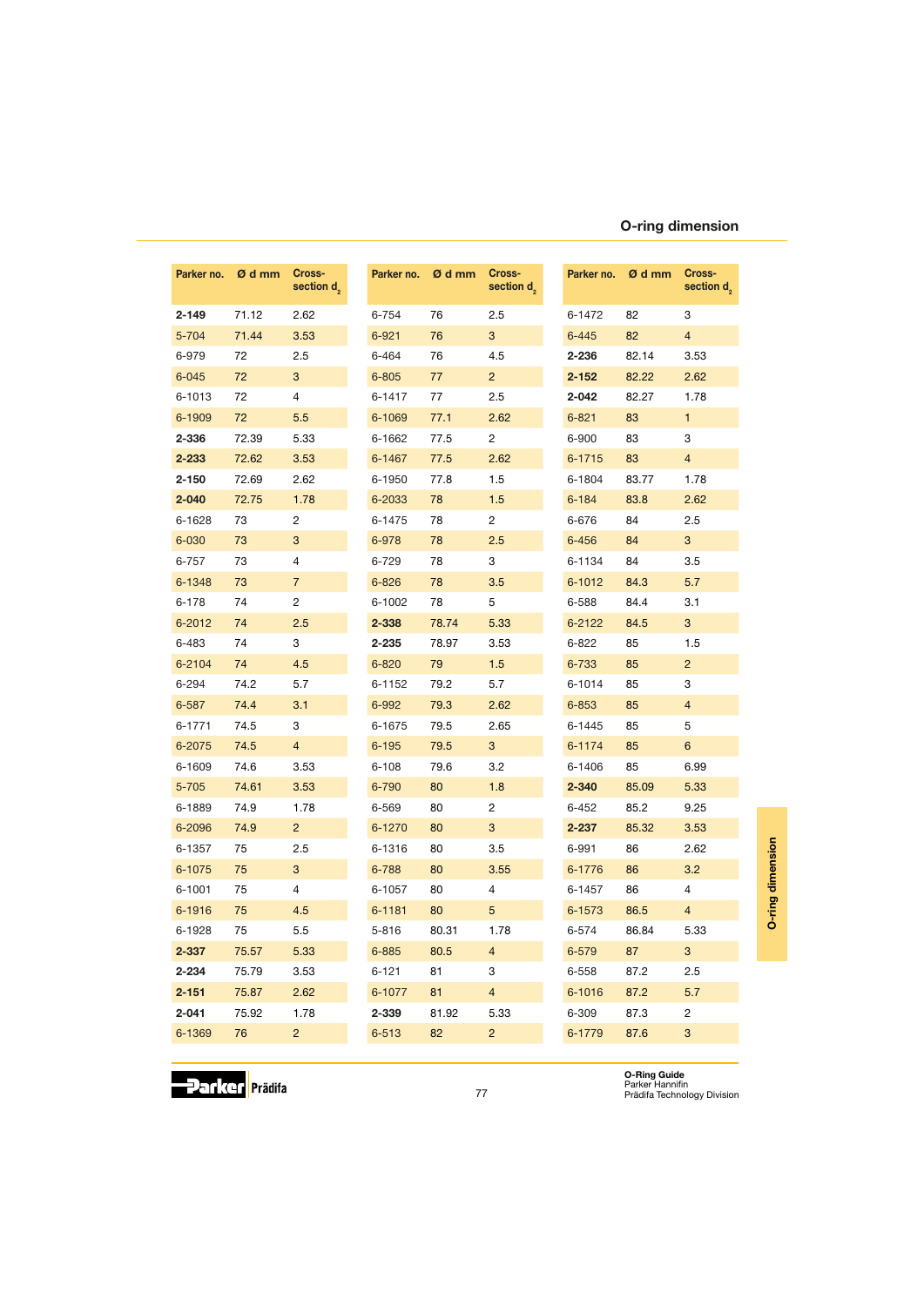## O-ring dimension

| Parker no. | Ø d mm | Cross-section $d_2$ |
|---|---|---|
| **2-149** | 71.12 | 2.62 |
| 5-704 | 71.44 | 3.53 |
| 6-979 | 72 | 2.5 |
| 6-045 | 72 | 3 |
| 6-1013 | 72 | 4 |
| 6-1909 | 72 | 5.5 |
| **2-336** | 72.39 | 5.33 |
| **2-233** | 72.62 | 3.53 |
| **2-150** | 72.69 | 2.62 |
| **2-040** | 72.75 | 1.78 |
| 6-1628 | 73 | 2 |
| 6-030 | 73 | 3 |
| 6-757 | 73 | 4 |
| 6-1348 | 73 | 7 |
| 6-178 | 74 | 2 |
| 6-2012 | 74 | 2.5 |
| 6-483 | 74 | 3 |
| 6-2104 | 74 | 4.5 |
| 6-294 | 74.2 | 5.7 |
| 6-587 | 74.4 | 3.1 |
| 6-1771 | 74.5 | 3 |
| 6-2075 | 74.5 | 4 |
| 6-1609 | 74.6 | 3.53 |
| 5-705 | 74.61 | 3.53 |
| 6-1889 | 74.9 | 1.78 |
| 6-2096 | 74.9 | 2 |
| 6-1357 | 75 | 2.5 |
| 6-1075 | 75 | 3 |
| 6-1001 | 75 | 4 |
| 6-1916 | 75 | 4.5 |
| 6-1928 | 75 | 5.5 |
| **2-337** | 75.57 | 5.33 |
| **2-234** | 75.79 | 3.53 |
| **2-151** | 75.87 | 2.62 |
| **2-041** | 75.92 | 1.78 |
| 6-1369 | 76 | 2 |
| 6-754 | 76 | 2.5 |
| 6-921 | 76 | 3 |
| 6-464 | 76 | 4.5 |
| 6-805 | 77 | 2 |
| 6-1417 | 77 | 2.5 |
| 6-1069 | 77.1 | 2.62 |
| 6-1662 | 77.5 | 2 |
| 6-1467 | 77.5 | 2.62 |
| 6-1950 | 77.8 | 1.5 |
| 6-2033 | 78 | 1.5 |
| 6-1475 | 78 | 2 |
| 6-978 | 78 | 2.5 |
| 6-729 | 78 | 3 |
| 6-826 | 78 | 3.5 |
| 6-1002 | 78 | 5 |
| **2-338** | 78.74 | 5.33 |
| **2-235** | 78.97 | 3.53 |
| 6-820 | 79 | 1.5 |
| 6-1152 | 79.2 | 5.7 |
| 6-992 | 79.3 | 2.62 |
| 6-1675 | 79.5 | 2.65 |
| 6-195 | 79.5 | 3 |
| 6-108 | 79.6 | 3.2 |
| 6-790 | 80 | 1.8 |
| 6-569 | 80 | 2 |
| 6-1270 | 80 | 3 |
| 6-1316 | 80 | 3.5 |
| 6-788 | 80 | 3.55 |
| 6-1057 | 80 | 4 |
| 6-1181 | 80 | 5 |
| 5-816 | 80.31 | 1.78 |
| 6-885 | 80.5 | 4 |
| 6-121 | 81 | 3 |
| 6-1077 | 81 | 4 |
| **2-339** | 81.92 | 5.33 |
| 6-513 | 82 | 2 |
| 6-1472 | 82 | 3 |
| 6-445 | 82 | 4 |
| **2-236** | 82.14 | 3.53 |
| **2-152** | 82.22 | 2.62 |
| **2-042** | 82.27 | 1.78 |
| 6-821 | 83 | 1 |
| 6-900 | 83 | 3 |
| 6-1715 | 83 | 4 |
| 6-1804 | 83.77 | 1.78 |
| 6-184 | 83.8 | 2.62 |
| 6-676 | 84 | 2.5 |
| 6-456 | 84 | 3 |
| 6-1134 | 84 | 3.5 |
| 6-1012 | 84.3 | 5.7 |
| 6-588 | 84.4 | 3.1 |
| 6-2122 | 84.5 | 3 |
| 6-822 | 85 | 1.5 |
| 6-733 | 85 | 2 |
| 6-1014 | 85 | 3 |
| 6-853 | 85 | 4 |
| 6-1445 | 85 | 5 |
| 6-1174 | 85 | 6 |
| 6-1406 | 85 | 6.99 |
| **2-340** | 85.09 | 5.33 |
| 6-452 | 85.2 | 9.25 |
| **2-237** | 85.32 | 3.53 |
| 6-991 | 86 | 2.62 |
| 6-1776 | 86 | 3.2 |
| 6-1457 | 86 | 4 |
| 6-1573 | 86.5 | 4 |
| 6-574 | 86.84 | 5.33 |
| 6-579 | 87 | 3 |
| 6-558 | 87.2 | 2.5 |
| 6-1016 | 87.2 | 5.7 |
| 6-309 | 87.3 | 2 |
| 6-1779 | 87.6 | 3 |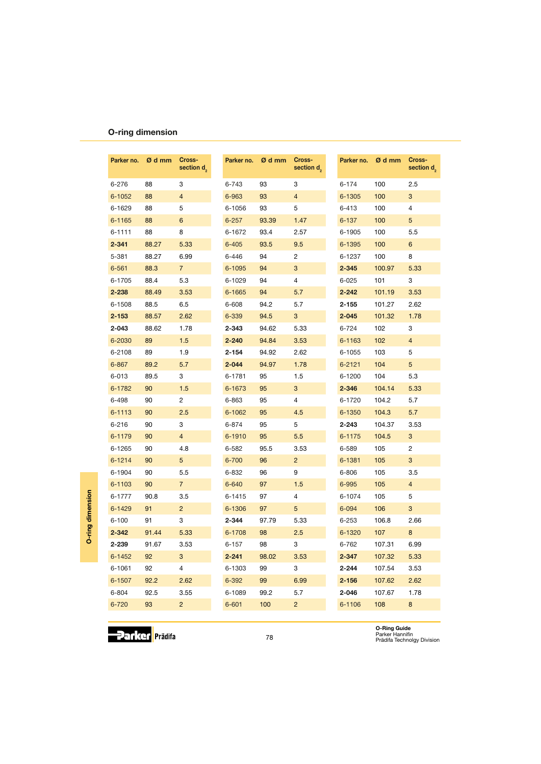## O-ring dimension

| Parker no. | Ø d mm | Cross-section $d_2$ |
|---|---|---|
| 6-276 | 88 | 3 |
| 6-1052 | 88 | 4 |
| 6-1629 | 88 | 5 |
| 6-1165 | 88 | 6 |
| 6-1111 | 88 | 8 |
| **2-341** | 88.27 | 5.33 |
| 5-381 | 88.27 | 6.99 |
| 6-561 | 88.3 | 7 |
| 6-1705 | 88.4 | 5.3 |
| **2-238** | 88.49 | 3.53 |
| 6-1508 | 88.5 | 6.5 |
| **2-153** | 88.57 | 2.62 |
| **2-043** | 88.62 | 1.78 |
| 6-2030 | 89 | 1.5 |
| 6-2108 | 89 | 1.9 |
| 6-867 | 89.2 | 5.7 |
| 6-013 | 89.5 | 3 |
| 6-1782 | 90 | 1.5 |
| 6-498 | 90 | 2 |
| 6-1113 | 90 | 2.5 |
| 6-216 | 90 | 3 |
| 6-1179 | 90 | 4 |
| 6-1265 | 90 | 4.8 |
| 6-1214 | 90 | 5 |
| 6-1904 | 90 | 5.5 |
| 6-1103 | 90 | 7 |
| 6-1777 | 90.8 | 3.5 |
| 6-1429 | 91 | 2 |
| 6-100 | 91 | 3 |
| **2-342** | 91.44 | 5.33 |
| **2-239** | 91.67 | 3.53 |
| 6-1452 | 92 | 3 |
| 6-1061 | 92 | 4 |
| 6-1507 | 92.2 | 2.62 |
| 6-804 | 92.5 | 3.55 |
| 6-720 | 93 | 2 |
| 6-743 | 93 | 3 |
| 6-963 | 93 | 4 |
| 6-1056 | 93 | 5 |
| 6-257 | 93.39 | 1.47 |
| 6-1672 | 93.4 | 2.57 |
| 6-405 | 93.5 | 9.5 |
| 6-446 | 94 | 2 |
| 6-1095 | 94 | 3 |
| 6-1029 | 94 | 4 |
| 6-1665 | 94 | 5.7 |
| 6-608 | 94.2 | 5.7 |
| 6-339 | 94.5 | 3 |
| **2-343** | 94.62 | 5.33 |
| **2-240** | 94.84 | 3.53 |
| **2-154** | 94.92 | 2.62 |
| **2-044** | 94.97 | 1.78 |
| 6-1781 | 95 | 1.5 |
| 6-1673 | 95 | 3 |
| 6-863 | 95 | 4 |
| 6-1062 | 95 | 4.5 |
| 6-874 | 95 | 5 |
| 6-1910 | 95 | 5.5 |
| 6-582 | 95.5 | 3.53 |
| 6-700 | 96 | 2 |
| 6-832 | 96 | 9 |
| 6-640 | 97 | 1.5 |
| 6-1415 | 97 | 4 |
| 6-1306 | 97 | 5 |
| **2-344** | 97.79 | 5.33 |
| 6-1708 | 98 | 2.5 |
| 6-157 | 98 | 3 |
| **2-241** | 98.02 | 3.53 |
| 6-1303 | 99 | 3 |
| 6-392 | 99 | 6.99 |
| 6-1089 | 99.2 | 5.7 |
| 6-601 | 100 | 2 |
| 6-174 | 100 | 2.5 |
| 6-1305 | 100 | 3 |
| 6-413 | 100 | 4 |
| 6-137 | 100 | 5 |
| 6-1905 | 100 | 5.5 |
| 6-1395 | 100 | 6 |
| 6-1237 | 100 | 8 |
| **2-345** | 100.97 | 5.33 |
| 6-025 | 101 | 3 |
| **2-242** | 101.19 | 3.53 |
| **2-155** | 101.27 | 2.62 |
| **2-045** | 101.32 | 1.78 |
| 6-724 | 102 | 3 |
| 6-1163 | 102 | 4 |
| 6-1055 | 103 | 5 |
| 6-2121 | 104 | 5 |
| 6-1200 | 104 | 5.3 |
| **2-346** | 104.14 | 5.33 |
| 6-1720 | 104.2 | 5.7 |
| 6-1350 | 104.3 | 5.7 |
| **2-243** | 104.37 | 3.53 |
| 6-1175 | 104.5 | 3 |
| 6-589 | 105 | 2 |
| 6-1381 | 105 | 3 |
| 6-806 | 105 | 3.5 |
| 6-995 | 105 | 4 |
| 6-1074 | 105 | 5 |
| 6-094 | 106 | 3 |
| 6-253 | 106.8 | 2.66 |
| 6-1320 | 107 | 8 |
| 6-762 | 107.31 | 6.99 |
| **2-347** | 107.32 | 5.33 |
| **2-244** | 107.54 | 3.53 |
| **2-156** | 107.62 | 2.62 |
| **2-046** | 107.67 | 1.78 |
| 6-1106 | 108 | 8 |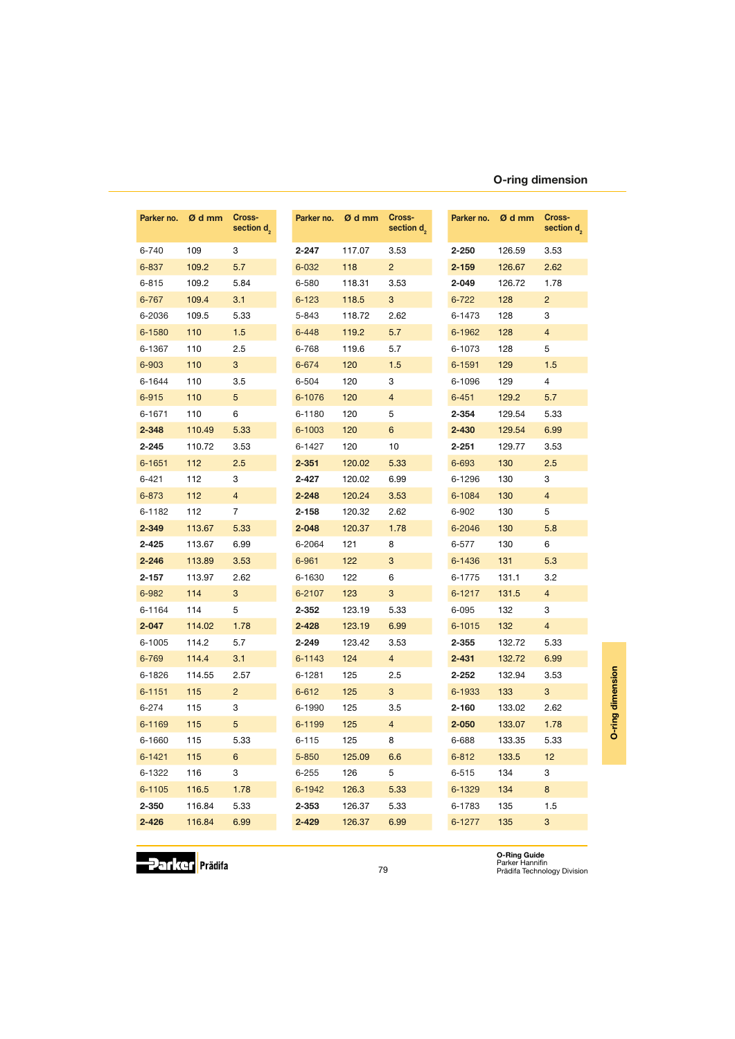## O-ring dimension

| Parker no. | Ø d mm | Cross-section $d_2$ |
|---|---|---|
| 6-740 | 109 | 3 |
| 6-837 | 109.2 | 5.7 |
| 6-815 | 109.2 | 5.84 |
| 6-767 | 109.4 | 3.1 |
| 6-2036 | 109.5 | 5.33 |
| 6-1580 | 110 | 1.5 |
| 6-1367 | 110 | 2.5 |
| 6-903 | 110 | 3 |
| 6-1644 | 110 | 3.5 |
| 6-915 | 110 | 5 |
| 6-1671 | 110 | 6 |
| **2-348** | 110.49 | 5.33 |
| **2-245** | 110.72 | 3.53 |
| 6-1651 | 112 | 2.5 |
| 6-421 | 112 | 3 |
| 6-873 | 112 | 4 |
| 6-1182 | 112 | 7 |
| **2-349** | 113.67 | 5.33 |
| **2-425** | 113.67 | 6.99 |
| **2-246** | 113.89 | 3.53 |
| **2-157** | 113.97 | 2.62 |
| 6-982 | 114 | 3 |
| 6-1164 | 114 | 5 |
| **2-047** | 114.02 | 1.78 |
| 6-1005 | 114.2 | 5.7 |
| 6-769 | 114.4 | 3.1 |
| 6-1826 | 114.55 | 2.57 |
| 6-1151 | 115 | 2 |
| 6-274 | 115 | 3 |
| 6-1169 | 115 | 5 |
| 6-1660 | 115 | 5.33 |
| 6-1421 | 115 | 6 |
| 6-1322 | 116 | 3 |
| 6-1105 | 116.5 | 1.78 |
| **2-350** | 116.84 | 5.33 |
| **2-426** | 116.84 | 6.99 |
| **2-247** | 117.07 | 3.53 |
| 6-032 | 118 | 2 |
| 6-580 | 118.31 | 3.53 |
| 6-123 | 118.5 | 3 |
| 5-843 | 118.72 | 2.62 |
| 6-448 | 119.2 | 5.7 |
| 6-768 | 119.6 | 5.7 |
| 6-674 | 120 | 1.5 |
| 6-504 | 120 | 3 |
| 6-1076 | 120 | 4 |
| 6-1180 | 120 | 5 |
| 6-1003 | 120 | 6 |
| 6-1427 | 120 | 10 |
| **2-351** | 120.02 | 5.33 |
| **2-427** | 120.02 | 6.99 |
| **2-248** | 120.24 | 3.53 |
| **2-158** | 120.32 | 2.62 |
| **2-048** | 120.37 | 1.78 |
| 6-2064 | 121 | 8 |
| 6-961 | 122 | 3 |
| 6-1630 | 122 | 6 |
| 6-2107 | 123 | 3 |
| **2-352** | 123.19 | 5.33 |
| **2-428** | 123.19 | 6.99 |
| **2-249** | 123.42 | 3.53 |
| 6-1143 | 124 | 4 |
| 6-1281 | 125 | 2.5 |
| 6-612 | 125 | 3 |
| 6-1990 | 125 | 3.5 |
| 6-1199 | 125 | 4 |
| 6-115 | 125 | 8 |
| 5-850 | 125.09 | 6.6 |
| 6-255 | 126 | 5 |
| 6-1942 | 126.3 | 5.33 |
| **2-353** | 126.37 | 5.33 |
| **2-429** | 126.37 | 6.99 |
| **2-250** | 126.59 | 3.53 |
| **2-159** | 126.67 | 2.62 |
| **2-049** | 126.72 | 1.78 |
| 6-722 | 128 | 2 |
| 6-1473 | 128 | 3 |
| 6-1962 | 128 | 4 |
| 6-1073 | 128 | 5 |
| 6-1591 | 129 | 1.5 |
| 6-1096 | 129 | 4 |
| 6-451 | 129.2 | 5.7 |
| **2-354** | 129.54 | 5.33 |
| **2-430** | 129.54 | 6.99 |
| **2-251** | 129.77 | 3.53 |
| 6-693 | 130 | 2.5 |
| 6-1296 | 130 | 3 |
| 6-1084 | 130 | 4 |
| 6-902 | 130 | 5 |
| 6-2046 | 130 | 5.8 |
| 6-577 | 130 | 6 |
| 6-1436 | 131 | 5.3 |
| 6-1775 | 131.1 | 3.2 |
| 6-1217 | 131.5 | 4 |
| 6-095 | 132 | 3 |
| 6-1015 | 132 | 4 |
| **2-355** | 132.72 | 5.33 |
| **2-431** | 132.72 | 6.99 |
| **2-252** | 132.94 | 3.53 |
| 6-1933 | 133 | 3 |
| **2-160** | 133.02 | 2.62 |
| **2-050** | 133.07 | 1.78 |
| 6-688 | 133.35 | 5.33 |
| 6-812 | 133.5 | 12 |
| 6-515 | 134 | 3 |
| 6-1329 | 134 | 8 |
| 6-1783 | 135 | 1.5 |
| 6-1277 | 135 | 3 |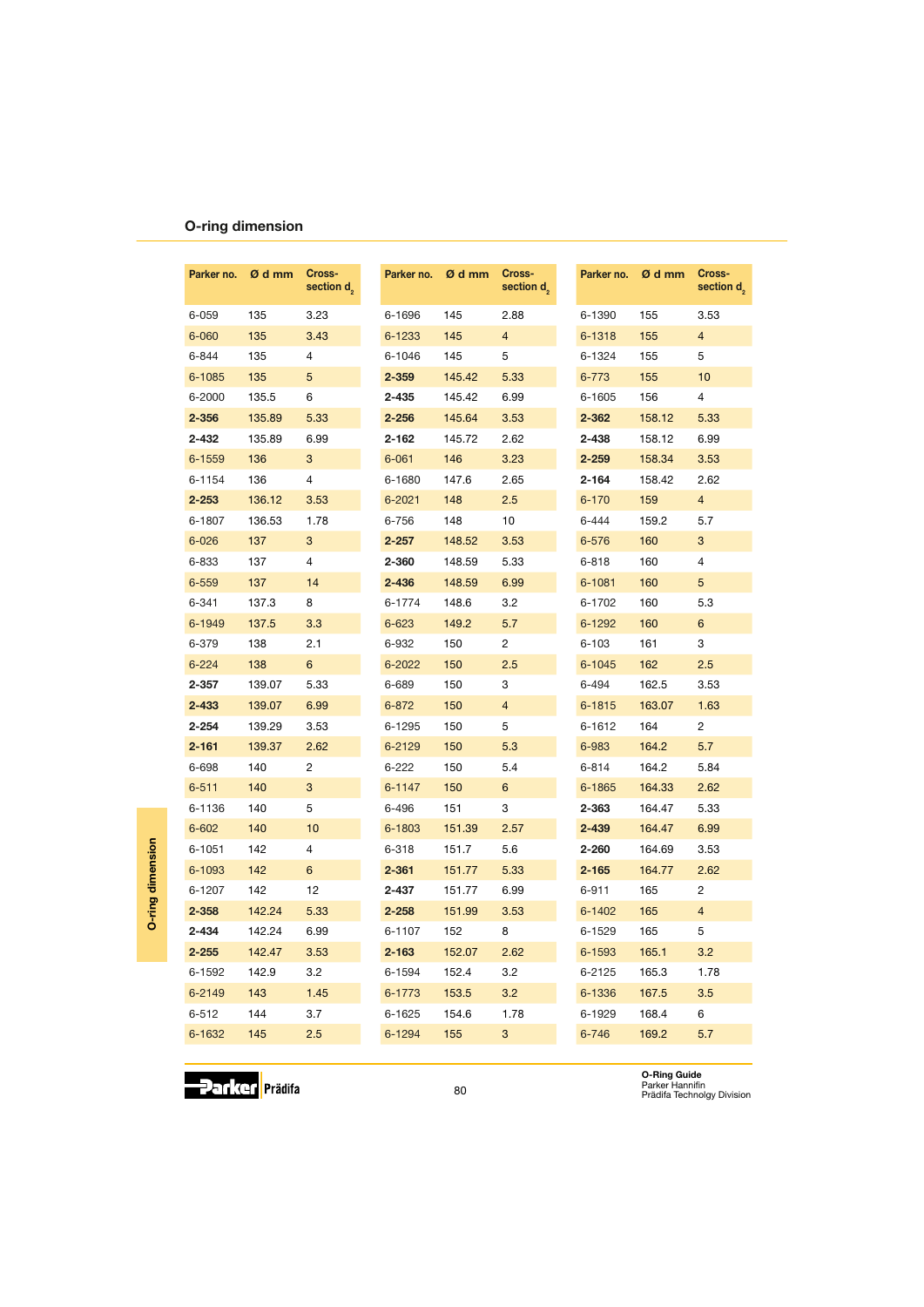## O-ring dimension

| Parker no. | Ø d mm | Cross-section $d_2$ |
|---|---|---|
| 6-059 | 135 | 3.23 |
| 6-060 | 135 | 3.43 |
| 6-844 | 135 | 4 |
| 6-1085 | 135 | 5 |
| 6-2000 | 135.5 | 6 |
| **2-356** | 135.89 | 5.33 |
| **2-432** | 135.89 | 6.99 |
| 6-1559 | 136 | 3 |
| 6-1154 | 136 | 4 |
| **2-253** | 136.12 | 3.53 |
| 6-1807 | 136.53 | 1.78 |
| 6-026 | 137 | 3 |
| 6-833 | 137 | 4 |
| 6-559 | 137 | 14 |
| 6-341 | 137.3 | 8 |
| 6-1949 | 137.5 | 3.3 |
| 6-379 | 138 | 2.1 |
| 6-224 | 138 | 6 |
| **2-357** | 139.07 | 5.33 |
| **2-433** | 139.07 | 6.99 |
| **2-254** | 139.29 | 3.53 |
| **2-161** | 139.37 | 2.62 |
| 6-698 | 140 | 2 |
| 6-511 | 140 | 3 |
| 6-1136 | 140 | 5 |
| 6-602 | 140 | 10 |
| 6-1051 | 142 | 4 |
| 6-1093 | 142 | 6 |
| 6-1207 | 142 | 12 |
| **2-358** | 142.24 | 5.33 |
| **2-434** | 142.24 | 6.99 |
| **2-255** | 142.47 | 3.53 |
| 6-1592 | 142.9 | 3.2 |
| 6-2149 | 143 | 1.45 |
| 6-512 | 144 | 3.7 |
| 6-1632 | 145 | 2.5 |
| 6-1696 | 145 | 2.88 |
| 6-1233 | 145 | 4 |
| 6-1046 | 145 | 5 |
| **2-359** | 145.42 | 5.33 |
| **2-435** | 145.42 | 6.99 |
| **2-256** | 145.64 | 3.53 |
| **2-162** | 145.72 | 2.62 |
| 6-061 | 146 | 3.23 |
| 6-1680 | 147.6 | 2.65 |
| 6-2021 | 148 | 2.5 |
| 6-756 | 148 | 10 |
| **2-257** | 148.52 | 3.53 |
| **2-360** | 148.59 | 5.33 |
| **2-436** | 148.59 | 6.99 |
| 6-1774 | 148.6 | 3.2 |
| 6-623 | 149.2 | 5.7 |
| 6-932 | 150 | 2 |
| 6-2022 | 150 | 2.5 |
| 6-689 | 150 | 3 |
| 6-872 | 150 | 4 |
| 6-1295 | 150 | 5 |
| 6-2129 | 150 | 5.3 |
| 6-222 | 150 | 5.4 |
| 6-1147 | 150 | 6 |
| 6-496 | 151 | 3 |
| 6-1803 | 151.39 | 2.57 |
| 6-318 | 151.7 | 5.6 |
| **2-361** | 151.77 | 5.33 |
| **2-437** | 151.77 | 6.99 |
| **2-258** | 151.99 | 3.53 |
| 6-1107 | 152 | 8 |
| **2-163** | 152.07 | 2.62 |
| 6-1594 | 152.4 | 3.2 |
| 6-1773 | 153.5 | 3.2 |
| 6-1625 | 154.6 | 1.78 |
| 6-1294 | 155 | 3 |
| 6-1390 | 155 | 3.53 |
| 6-1318 | 155 | 4 |
| 6-1324 | 155 | 5 |
| 6-773 | 155 | 10 |
| 6-1605 | 156 | 4 |
| **2-362** | 158.12 | 5.33 |
| **2-438** | 158.12 | 6.99 |
| **2-259** | 158.34 | 3.53 |
| **2-164** | 158.42 | 2.62 |
| 6-170 | 159 | 4 |
| 6-444 | 159.2 | 5.7 |
| 6-576 | 160 | 3 |
| 6-818 | 160 | 4 |
| 6-1081 | 160 | 5 |
| 6-1702 | 160 | 5.3 |
| 6-1292 | 160 | 6 |
| 6-103 | 161 | 3 |
| 6-1045 | 162 | 2.5 |
| 6-494 | 162.5 | 3.53 |
| 6-1815 | 163.07 | 1.63 |
| 6-1612 | 164 | 2 |
| 6-983 | 164.2 | 5.7 |
| 6-814 | 164.2 | 5.84 |
| 6-1865 | 164.33 | 2.62 |
| **2-363** | 164.47 | 5.33 |
| **2-439** | 164.47 | 6.99 |
| **2-260** | 164.69 | 3.53 |
| **2-165** | 164.77 | 2.62 |
| 6-911 | 165 | 2 |
| 6-1402 | 165 | 4 |
| 6-1529 | 165 | 5 |
| 6-1593 | 165.1 | 3.2 |
| 6-2125 | 165.3 | 1.78 |
| 6-1336 | 167.5 | 3.5 |
| 6-1929 | 168.4 | 6 |
| 6-746 | 169.2 | 5.7 |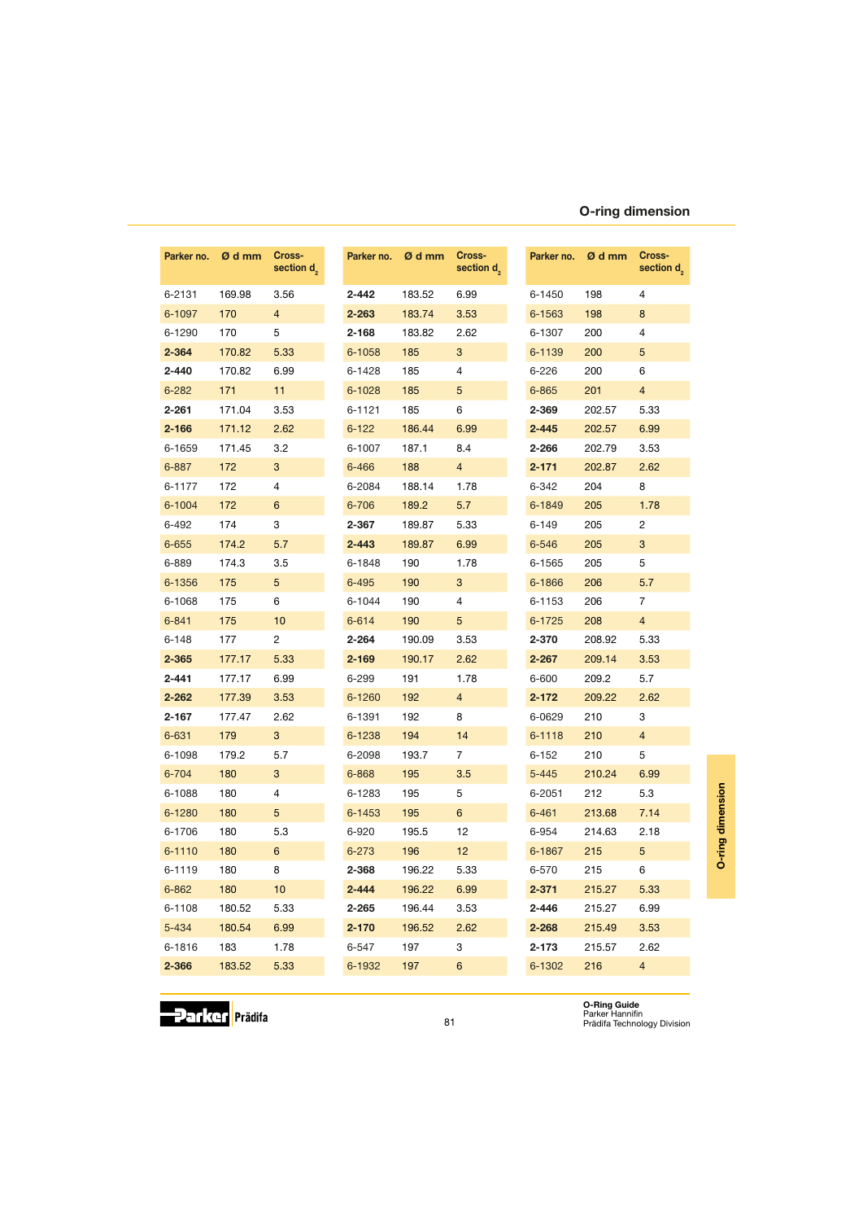## O-ring dimension

| Parker no. | Ø d mm | Cross-section $d_2$ |
|---|---|---|
| 6-2131 | 169.98 | 3.56 |
| 6-1097 | 170 | 4 |
| 6-1290 | 170 | 5 |
| **2-364** | 170.82 | 5.33 |
| **2-440** | 170.82 | 6.99 |
| 6-282 | 171 | 11 |
| **2-261** | 171.04 | 3.53 |
| **2-166** | 171.12 | 2.62 |
| 6-1659 | 171.45 | 3.2 |
| 6-887 | 172 | 3 |
| 6-1177 | 172 | 4 |
| 6-1004 | 172 | 6 |
| 6-492 | 174 | 3 |
| 6-655 | 174.2 | 5.7 |
| 6-889 | 174.3 | 3.5 |
| 6-1356 | 175 | 5 |
| 6-1068 | 175 | 6 |
| 6-841 | 175 | 10 |
| 6-148 | 177 | 2 |
| **2-365** | 177.17 | 5.33 |
| **2-441** | 177.17 | 6.99 |
| **2-262** | 177.39 | 3.53 |
| **2-167** | 177.47 | 2.62 |
| 6-631 | 179 | 3 |
| 6-1098 | 179.2 | 5.7 |
| 6-704 | 180 | 3 |
| 6-1088 | 180 | 4 |
| 6-1280 | 180 | 5 |
| 6-1706 | 180 | 5.3 |
| 6-1110 | 180 | 6 |
| 6-1119 | 180 | 8 |
| 6-862 | 180 | 10 |
| 6-1108 | 180.52 | 5.33 |
| 5-434 | 180.54 | 6.99 |
| 6-1816 | 183 | 1.78 |
| **2-366** | 183.52 | 5.33 |
| **2-442** | 183.52 | 6.99 |
| **2-263** | 183.74 | 3.53 |
| **2-168** | 183.82 | 2.62 |
| 6-1058 | 185 | 3 |
| 6-1428 | 185 | 4 |
| 6-1028 | 185 | 5 |
| 6-1121 | 185 | 6 |
| 6-122 | 186.44 | 6.99 |
| 6-1007 | 187.1 | 8.4 |
| 6-466 | 188 | 4 |
| 6-2084 | 188.14 | 1.78 |
| 6-706 | 189.2 | 5.7 |
| **2-367** | 189.87 | 5.33 |
| **2-443** | 189.87 | 6.99 |
| 6-1848 | 190 | 1.78 |
| 6-495 | 190 | 3 |
| 6-1044 | 190 | 4 |
| 6-614 | 190 | 5 |
| **2-264** | 190.09 | 3.53 |
| **2-169** | 190.17 | 2.62 |
| 6-299 | 191 | 1.78 |
| 6-1260 | 192 | 4 |
| 6-1391 | 192 | 8 |
| 6-1238 | 194 | 14 |
| 6-2098 | 193.7 | 7 |
| 6-868 | 195 | 3.5 |
| 6-1283 | 195 | 5 |
| 6-1453 | 195 | 6 |
| 6-920 | 195.5 | 12 |
| 6-273 | 196 | 12 |
| **2-368** | 196.22 | 5.33 |
| **2-444** | 196.22 | 6.99 |
| **2-265** | 196.44 | 3.53 |
| **2-170** | 196.52 | 2.62 |
| 6-547 | 197 | 3 |
| 6-1932 | 197 | 6 |
| 6-1450 | 198 | 4 |
| 6-1563 | 198 | 8 |
| 6-1307 | 200 | 4 |
| 6-1139 | 200 | 5 |
| 6-226 | 200 | 6 |
| 6-865 | 201 | 4 |
| **2-369** | 202.57 | 5.33 |
| **2-445** | 202.57 | 6.99 |
| **2-266** | 202.79 | 3.53 |
| **2-171** | 202.87 | 2.62 |
| 6-342 | 204 | 8 |
| 6-1849 | 205 | 1.78 |
| 6-149 | 205 | 2 |
| 6-546 | 205 | 3 |
| 6-1565 | 205 | 5 |
| 6-1866 | 206 | 5.7 |
| 6-1153 | 206 | 7 |
| 6-1725 | 208 | 4 |
| **2-370** | 208.92 | 5.33 |
| **2-267** | 209.14 | 3.53 |
| 6-600 | 209.2 | 5.7 |
| **2-172** | 209.22 | 2.62 |
| 6-0629 | 210 | 3 |
| 6-1118 | 210 | 4 |
| 6-152 | 210 | 5 |
| 5-445 | 210.24 | 6.99 |
| 6-2051 | 212 | 5.3 |
| 6-461 | 213.68 | 7.14 |
| 6-954 | 214.63 | 2.18 |
| 6-1867 | 215 | 5 |
| 6-570 | 215 | 6 |
| **2-371** | 215.27 | 5.33 |
| **2-446** | 215.27 | 6.99 |
| **2-268** | 215.49 | 3.53 |
| **2-173** | 215.57 | 2.62 |
| 6-1302 | 216 | 4 |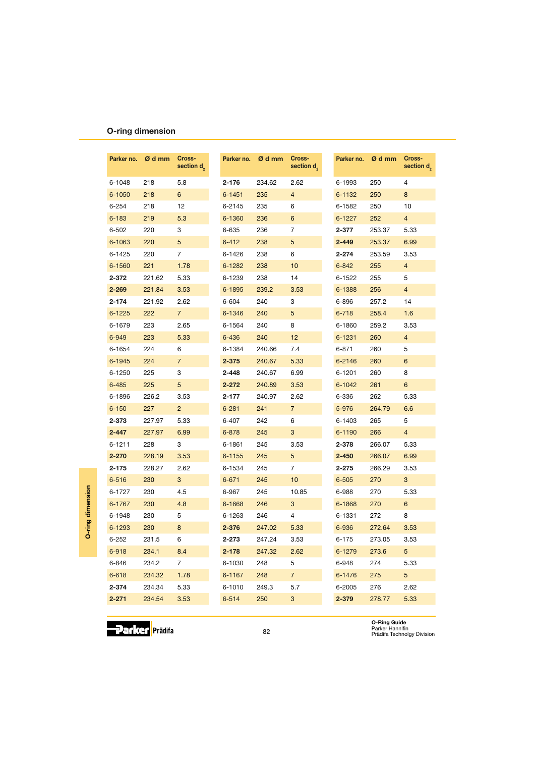## O-ring dimension

| Parker no. | Ø d mm | Cross-section $d_2$ |
|---|---|---|
| 6-1048 | 218 | 5.8 |
| 6-1050 | 218 | 6 |
| 6-254 | 218 | 12 |
| 6-183 | 219 | 5.3 |
| 6-502 | 220 | 3 |
| 6-1063 | 220 | 5 |
| 6-1425 | 220 | 7 |
| 6-1560 | 221 | 1.78 |
| **2-372** | 221.62 | 5.33 |
| **2-269** | 221.84 | 3.53 |
| **2-174** | 221.92 | 2.62 |
| 6-1225 | 222 | 7 |
| 6-1679 | 223 | 2.65 |
| 6-949 | 223 | 5.33 |
| 6-1654 | 224 | 6 |
| 6-1945 | 224 | 7 |
| 6-1250 | 225 | 3 |
| 6-485 | 225 | 5 |
| 6-1896 | 226.2 | 3.53 |
| 6-150 | 227 | 2 |
| **2-373** | 227.97 | 5.33 |
| **2-447** | 227.97 | 6.99 |
| 6-1211 | 228 | 3 |
| **2-270** | 228.19 | 3.53 |
| **2-175** | 228.27 | 2.62 |
| 6-516 | 230 | 3 |
| 6-1727 | 230 | 4.5 |
| 6-1767 | 230 | 4.8 |
| 6-1948 | 230 | 5 |
| 6-1293 | 230 | 8 |
| 6-252 | 231.5 | 6 |
| 6-918 | 234.1 | 8.4 |
| 6-846 | 234.2 | 7 |
| 6-618 | 234.32 | 1.78 |
| **2-374** | 234.34 | 5.33 |
| **2-271** | 234.54 | 3.53 |
| **2-176** | 234.62 | 2.62 |
| 6-1451 | 235 | 4 |
| 6-2145 | 235 | 6 |
| 6-1360 | 236 | 6 |
| 6-635 | 236 | 7 |
| 6-412 | 238 | 5 |
| 6-1426 | 238 | 6 |
| 6-1282 | 238 | 10 |
| 6-1239 | 238 | 14 |
| 6-1895 | 239.2 | 3.53 |
| 6-604 | 240 | 3 |
| 6-1346 | 240 | 5 |
| 6-1564 | 240 | 8 |
| 6-436 | 240 | 12 |
| 6-1384 | 240.66 | 7.4 |
| **2-375** | 240.67 | 5.33 |
| **2-448** | 240.67 | 6.99 |
| **2-272** | 240.89 | 3.53 |
| **2-177** | 240.97 | 2.62 |
| 6-281 | 241 | 7 |
| 6-407 | 242 | 6 |
| 6-878 | 245 | 3 |
| 6-1861 | 245 | 3.53 |
| 6-1155 | 245 | 5 |
| 6-1534 | 245 | 7 |
| 6-671 | 245 | 10 |
| 6-967 | 245 | 10.85 |
| 6-1668 | 246 | 3 |
| 6-1263 | 246 | 4 |
| **2-376** | 247.02 | 5.33 |
| **2-273** | 247.24 | 3.53 |
| **2-178** | 247.32 | 2.62 |
| 6-1030 | 248 | 5 |
| 6-1167 | 248 | 7 |
| 6-1010 | 249.3 | 5.7 |
| 6-514 | 250 | 3 |
| 6-1993 | 250 | 4 |
| 6-1132 | 250 | 8 |
| 6-1582 | 250 | 10 |
| 6-1227 | 252 | 4 |
| **2-377** | 253.37 | 5.33 |
| **2-449** | 253.37 | 6.99 |
| **2-274** | 253.59 | 3.53 |
| 6-842 | 255 | 4 |
| 6-1522 | 255 | 5 |
| 6-1388 | 256 | 4 |
| 6-896 | 257.2 | 14 |
| 6-718 | 258.4 | 1.6 |
| 6-1860 | 259.2 | 3.53 |
| 6-1231 | 260 | 4 |
| 6-871 | 260 | 5 |
| 6-2146 | 260 | 6 |
| 6-1201 | 260 | 8 |
| 6-1042 | 261 | 6 |
| 6-336 | 262 | 5.33 |
| 5-976 | 264.79 | 6.6 |
| 6-1403 | 265 | 5 |
| 6-1190 | 266 | 4 |
| **2-378** | 266.07 | 5.33 |
| **2-450** | 266.07 | 6.99 |
| **2-275** | 266.29 | 3.53 |
| 6-505 | 270 | 3 |
| 6-988 | 270 | 5.33 |
| 6-1868 | 270 | 6 |
| 6-1331 | 272 | 8 |
| 6-936 | 272.64 | 3.53 |
| 6-175 | 273.05 | 3.53 |
| 6-1279 | 273.6 | 5 |
| 6-948 | 274 | 5.33 |
| 6-1476 | 275 | 5 |
| 6-2005 | 276 | 2.62 |
| **2-379** | 278.77 | 5.33 |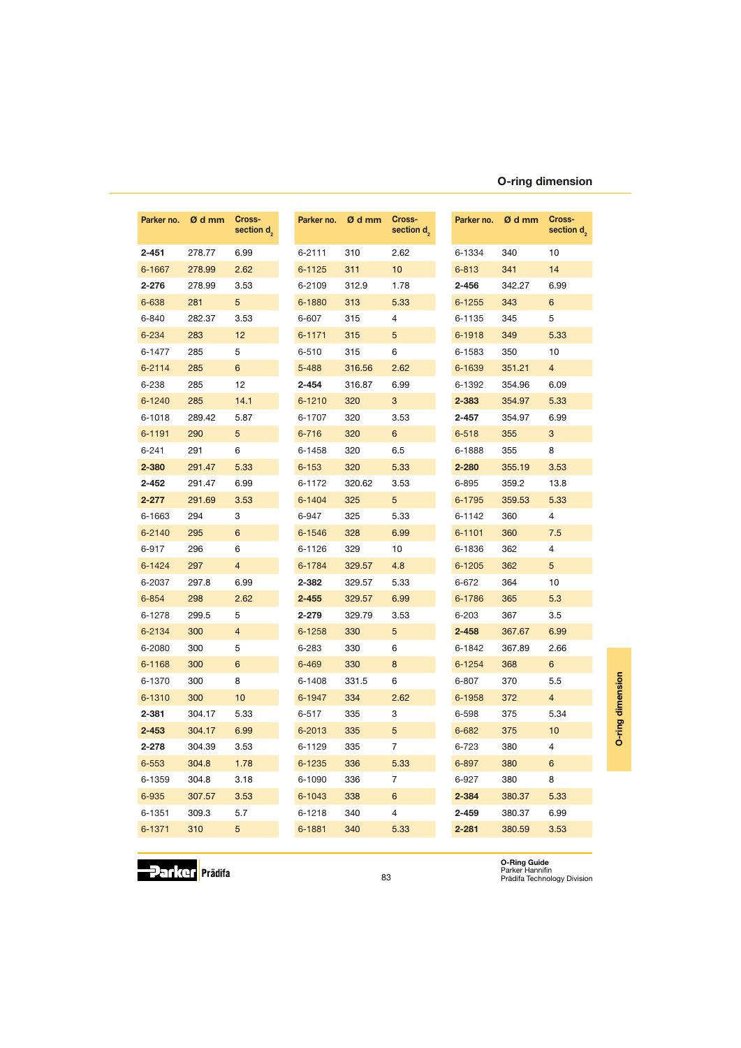## O-ring dimension

| Parker no. | Ø d mm | Cross-section $d_2$ |
|---|---|---|
| **2-451** | 278.77 | 6.99 |
| 6-1667 | 278.99 | 2.62 |
| **2-276** | 278.99 | 3.53 |
| 6-638 | 281 | 5 |
| 6-840 | 282.37 | 3.53 |
| 6-234 | 283 | 12 |
| 6-1477 | 285 | 5 |
| 6-2114 | 285 | 6 |
| 6-238 | 285 | 12 |
| 6-1240 | 285 | 14.1 |
| 6-1018 | 289.42 | 5.87 |
| 6-1191 | 290 | 5 |
| 6-241 | 291 | 6 |
| **2-380** | 291.47 | 5.33 |
| **2-452** | 291.47 | 6.99 |
| **2-277** | 291.69 | 3.53 |
| 6-1663 | 294 | 3 |
| 6-2140 | 295 | 6 |
| 6-917 | 296 | 6 |
| 6-1424 | 297 | 4 |
| 6-2037 | 297.8 | 6.99 |
| 6-854 | 298 | 2.62 |
| 6-1278 | 299.5 | 5 |
| 6-2134 | 300 | 4 |
| 6-2080 | 300 | 5 |
| 6-1168 | 300 | 6 |
| 6-1370 | 300 | 8 |
| 6-1310 | 300 | 10 |
| **2-381** | 304.17 | 5.33 |
| **2-453** | 304.17 | 6.99 |
| **2-278** | 304.39 | 3.53 |
| 6-553 | 304.8 | 1.78 |
| 6-1359 | 304.8 | 3.18 |
| 6-935 | 307.57 | 3.53 |
| 6-1351 | 309.3 | 5.7 |
| 6-1371 | 310 | 5 |
| 6-2111 | 310 | 2.62 |
| 6-1125 | 311 | 10 |
| 6-2109 | 312.9 | 1.78 |
| 6-1880 | 313 | 5.33 |
| 6-607 | 315 | 4 |
| 6-1171 | 315 | 5 |
| 6-510 | 315 | 6 |
| 5-488 | 316.56 | 2.62 |
| **2-454** | 316.87 | 6.99 |
| 6-1210 | 320 | 3 |
| 6-1707 | 320 | 3.53 |
| 6-716 | 320 | 6 |
| 6-1458 | 320 | 6.5 |
| 6-153 | 320 | 5.33 |
| 6-1172 | 320.62 | 3.53 |
| 6-1404 | 325 | 5 |
| 6-947 | 325 | 5.33 |
| 6-1546 | 328 | 6.99 |
| 6-1126 | 329 | 10 |
| 6-1784 | 329.57 | 4.8 |
| **2-382** | 329.57 | 5.33 |
| **2-455** | 329.57 | 6.99 |
| **2-279** | 329.79 | 3.53 |
| 6-1258 | 330 | 5 |
| 6-283 | 330 | 6 |
| 6-469 | 330 | 8 |
| 6-1408 | 331.5 | 6 |
| 6-1947 | 334 | 2.62 |
| 6-517 | 335 | 3 |
| 6-2013 | 335 | 5 |
| 6-1129 | 335 | 7 |
| 6-1235 | 336 | 5.33 |
| 6-1090 | 336 | 7 |
| 6-1043 | 338 | 6 |
| 6-1218 | 340 | 4 |
| 6-1881 | 340 | 5.33 |
| 6-1334 | 340 | 10 |
| 6-813 | 341 | 14 |
| **2-456** | 342.27 | 6.99 |
| 6-1255 | 343 | 6 |
| 6-1135 | 345 | 5 |
| 6-1918 | 349 | 5.33 |
| 6-1583 | 350 | 10 |
| 6-1639 | 351.21 | 4 |
| 6-1392 | 354.96 | 6.09 |
| **2-383** | 354.97 | 5.33 |
| **2-457** | 354.97 | 6.99 |
| 6-518 | 355 | 3 |
| 6-1888 | 355 | 8 |
| **2-280** | 355.19 | 3.53 |
| 6-895 | 359.2 | 13.8 |
| 6-1795 | 359.53 | 5.33 |
| 6-1142 | 360 | 4 |
| 6-1101 | 360 | 7.5 |
| 6-1836 | 362 | 4 |
| 6-1205 | 362 | 5 |
| 6-672 | 364 | 10 |
| 6-1786 | 365 | 5.3 |
| 6-203 | 367 | 3.5 |
| **2-458** | 367.67 | 6.99 |
| 6-1842 | 367.89 | 2.66 |
| 6-1254 | 368 | 6 |
| 6-807 | 370 | 5.5 |
| 6-1958 | 372 | 4 |
| 6-598 | 375 | 5.34 |
| 6-682 | 375 | 10 |
| 6-723 | 380 | 4 |
| 6-897 | 380 | 6 |
| 6-927 | 380 | 8 |
| **2-384** | 380.37 | 5.33 |
| **2-459** | 380.37 | 6.99 |
| **2-281** | 380.59 | 3.53 |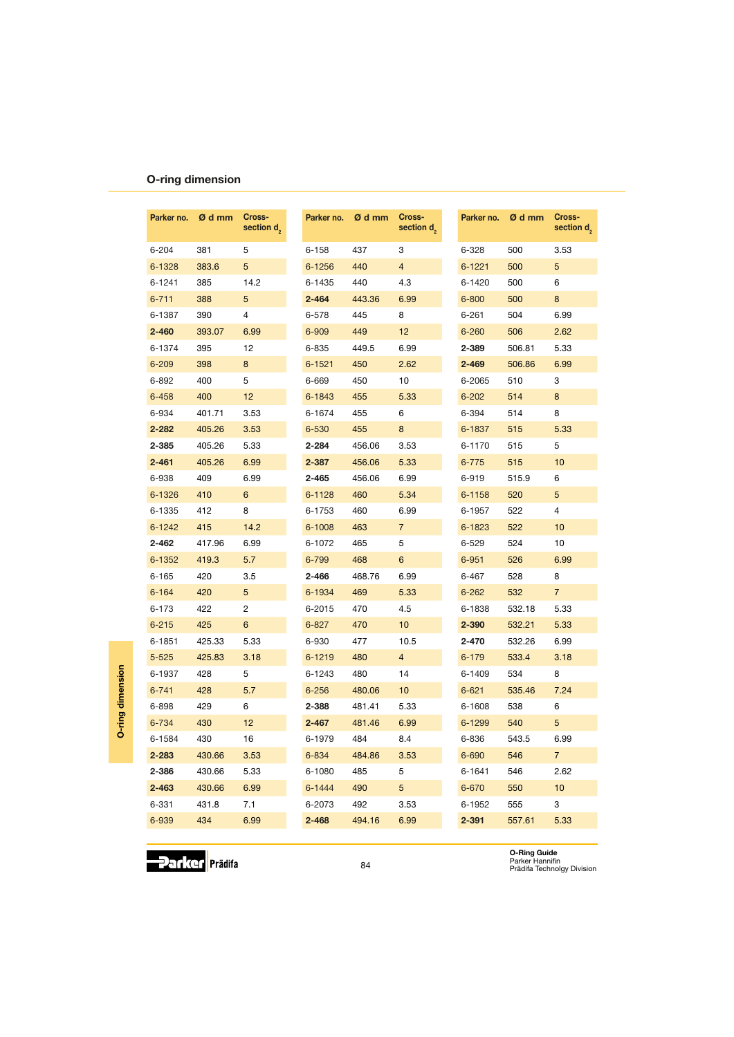## O-ring dimension

| Parker no. | Ø d mm | Cross-section $d_2$ |
|---|---|---|
| 6-204 | 381 | 5 |
| 6-1328 | 383.6 | 5 |
| 6-1241 | 385 | 14.2 |
| 6-711 | 388 | 5 |
| 6-1387 | 390 | 4 |
| **2-460** | 393.07 | 6.99 |
| 6-1374 | 395 | 12 |
| 6-209 | 398 | 8 |
| 6-892 | 400 | 5 |
| 6-458 | 400 | 12 |
| 6-934 | 401.71 | 3.53 |
| **2-282** | 405.26 | 3.53 |
| **2-385** | 405.26 | 5.33 |
| **2-461** | 405.26 | 6.99 |
| 6-938 | 409 | 6.99 |
| 6-1326 | 410 | 6 |
| 6-1335 | 412 | 8 |
| 6-1242 | 415 | 14.2 |
| **2-462** | 417.96 | 6.99 |
| 6-1352 | 419.3 | 5.7 |
| 6-165 | 420 | 3.5 |
| 6-164 | 420 | 5 |
| 6-173 | 422 | 2 |
| 6-215 | 425 | 6 |
| 6-1851 | 425.33 | 5.33 |
| 5-525 | 425.83 | 3.18 |
| 6-1937 | 428 | 5 |
| 6-741 | 428 | 5.7 |
| 6-898 | 429 | 6 |
| 6-734 | 430 | 12 |
| 6-1584 | 430 | 16 |
| **2-283** | 430.66 | 3.53 |
| **2-386** | 430.66 | 5.33 |
| **2-463** | 430.66 | 6.99 |
| 6-331 | 431.8 | 7.1 |
| 6-939 | 434 | 6.99 |
| 6-158 | 437 | 3 |
| 6-1256 | 440 | 4 |
| 6-1435 | 440 | 4.3 |
| **2-464** | 443.36 | 6.99 |
| 6-578 | 445 | 8 |
| 6-909 | 449 | 12 |
| 6-835 | 449.5 | 6.99 |
| 6-1521 | 450 | 2.62 |
| 6-669 | 450 | 10 |
| 6-1843 | 455 | 5.33 |
| 6-1674 | 455 | 6 |
| 6-530 | 455 | 8 |
| **2-284** | 456.06 | 3.53 |
| **2-387** | 456.06 | 5.33 |
| **2-465** | 456.06 | 6.99 |
| 6-1128 | 460 | 5.34 |
| 6-1753 | 460 | 6.99 |
| 6-1008 | 463 | 7 |
| 6-1072 | 465 | 5 |
| 6-799 | 468 | 6 |
| **2-466** | 468.76 | 6.99 |
| 6-1934 | 469 | 5.33 |
| 6-2015 | 470 | 4.5 |
| 6-827 | 470 | 10 |
| 6-930 | 477 | 10.5 |
| 6-1219 | 480 | 4 |
| 6-1243 | 480 | 14 |
| 6-256 | 480.06 | 10 |
| **2-388** | 481.41 | 5.33 |
| **2-467** | 481.46 | 6.99 |
| 6-1979 | 484 | 8.4 |
| 6-834 | 484.86 | 3.53 |
| 6-1080 | 485 | 5 |
| 6-1444 | 490 | 5 |
| 6-2073 | 492 | 3.53 |
| **2-468** | 494.16 | 6.99 |
| 6-328 | 500 | 3.53 |
| 6-1221 | 500 | 5 |
| 6-1420 | 500 | 6 |
| 6-800 | 500 | 8 |
| 6-261 | 504 | 6.99 |
| 6-260 | 506 | 2.62 |
| **2-389** | 506.81 | 5.33 |
| **2-469** | 506.86 | 6.99 |
| 6-2065 | 510 | 3 |
| 6-202 | 514 | 8 |
| 6-394 | 514 | 8 |
| 6-1837 | 515 | 5.33 |
| 6-1170 | 515 | 5 |
| 6-775 | 515 | 10 |
| 6-919 | 515.9 | 6 |
| 6-1158 | 520 | 5 |
| 6-1957 | 522 | 4 |
| 6-1823 | 522 | 10 |
| 6-529 | 524 | 10 |
| 6-951 | 526 | 6.99 |
| 6-467 | 528 | 8 |
| 6-262 | 532 | 7 |
| 6-1838 | 532.18 | 5.33 |
| **2-390** | 532.21 | 5.33 |
| **2-470** | 532.26 | 6.99 |
| 6-179 | 533.4 | 3.18 |
| 6-1409 | 534 | 8 |
| 6-621 | 535.46 | 7.24 |
| 6-1608 | 538 | 6 |
| 6-1299 | 540 | 5 |
| 6-836 | 543.5 | 6.99 |
| 6-690 | 546 | 7 |
| 6-1641 | 546 | 2.62 |
| 6-670 | 550 | 10 |
| 6-1952 | 555 | 3 |
| **2-391** | 557.61 | 5.33 |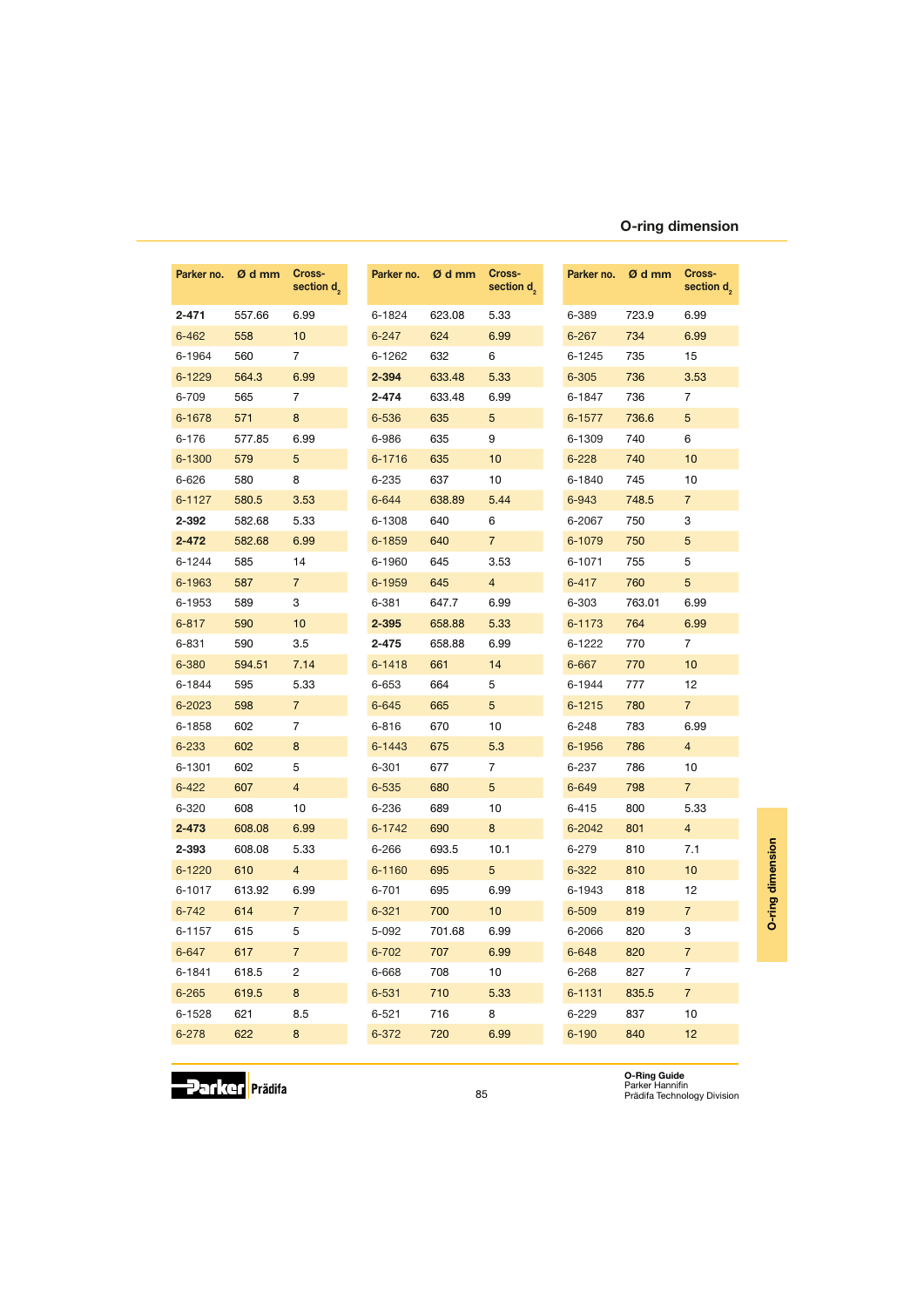## O-ring dimension

| Parker no. | Ø d mm | Cross-section $d_2$ |
|---|---|---|
| **2-471** | 557.66 | 6.99 |
| 6-462 | 558 | 10 |
| 6-1964 | 560 | 7 |
| 6-1229 | 564.3 | 6.99 |
| 6-709 | 565 | 7 |
| 6-1678 | 571 | 8 |
| 6-176 | 577.85 | 6.99 |
| 6-1300 | 579 | 5 |
| 6-626 | 580 | 8 |
| 6-1127 | 580.5 | 3.53 |
| **2-392** | 582.68 | 5.33 |
| **2-472** | 582.68 | 6.99 |
| 6-1244 | 585 | 14 |
| 6-1963 | 587 | 7 |
| 6-1953 | 589 | 3 |
| 6-817 | 590 | 10 |
| 6-831 | 590 | 3.5 |
| 6-380 | 594.51 | 7.14 |
| 6-1844 | 595 | 5.33 |
| 6-2023 | 598 | 7 |
| 6-1858 | 602 | 7 |
| 6-233 | 602 | 8 |
| 6-1301 | 602 | 5 |
| 6-422 | 607 | 4 |
| 6-320 | 608 | 10 |
| **2-473** | 608.08 | 6.99 |
| **2-393** | 608.08 | 5.33 |
| 6-1220 | 610 | 4 |
| 6-1017 | 613.92 | 6.99 |
| 6-742 | 614 | 7 |
| 6-1157 | 615 | 5 |
| 6-647 | 617 | 7 |
| 6-1841 | 618.5 | 2 |
| 6-265 | 619.5 | 8 |
| 6-1528 | 621 | 8.5 |
| 6-278 | 622 | 8 |
| 6-1824 | 623.08 | 5.33 |
| 6-247 | 624 | 6.99 |
| 6-1262 | 632 | 6 |
| **2-394** | 633.48 | 5.33 |
| **2-474** | 633.48 | 6.99 |
| 6-536 | 635 | 5 |
| 6-986 | 635 | 9 |
| 6-1716 | 635 | 10 |
| 6-235 | 637 | 10 |
| 6-644 | 638.89 | 5.44 |
| 6-1308 | 640 | 6 |
| 6-1859 | 640 | 7 |
| 6-1960 | 645 | 3.53 |
| 6-1959 | 645 | 4 |
| 6-381 | 647.7 | 6.99 |
| **2-395** | 658.88 | 5.33 |
| **2-475** | 658.88 | 6.99 |
| 6-1418 | 661 | 14 |
| 6-653 | 664 | 5 |
| 6-645 | 665 | 5 |
| 6-816 | 670 | 10 |
| 6-1443 | 675 | 5.3 |
| 6-301 | 677 | 7 |
| 6-535 | 680 | 5 |
| 6-236 | 689 | 10 |
| 6-1742 | 690 | 8 |
| 6-266 | 693.5 | 10.1 |
| 6-1160 | 695 | 5 |
| 6-701 | 695 | 6.99 |
| 6-321 | 700 | 10 |
| 5-092 | 701.68 | 6.99 |
| 6-702 | 707 | 6.99 |
| 6-668 | 708 | 10 |
| 6-531 | 710 | 5.33 |
| 6-521 | 716 | 8 |
| 6-372 | 720 | 6.99 |
| 6-389 | 723.9 | 6.99 |
| 6-267 | 734 | 6.99 |
| 6-1245 | 735 | 15 |
| 6-305 | 736 | 3.53 |
| 6-1847 | 736 | 7 |
| 6-1577 | 736.6 | 5 |
| 6-1309 | 740 | 6 |
| 6-228 | 740 | 10 |
| 6-1840 | 745 | 10 |
| 6-943 | 748.5 | 7 |
| 6-2067 | 750 | 3 |
| 6-1079 | 750 | 5 |
| 6-1071 | 755 | 5 |
| 6-417 | 760 | 5 |
| 6-303 | 763.01 | 6.99 |
| 6-1173 | 764 | 6.99 |
| 6-1222 | 770 | 7 |
| 6-667 | 770 | 10 |
| 6-1944 | 777 | 12 |
| 6-1215 | 780 | 7 |
| 6-248 | 783 | 6.99 |
| 6-1956 | 786 | 4 |
| 6-237 | 786 | 10 |
| 6-649 | 798 | 7 |
| 6-415 | 800 | 5.33 |
| 6-2042 | 801 | 4 |
| 6-279 | 810 | 7.1 |
| 6-322 | 810 | 10 |
| 6-1943 | 818 | 12 |
| 6-509 | 819 | 7 |
| 6-2066 | 820 | 3 |
| 6-648 | 820 | 7 |
| 6-268 | 827 | 7 |
| 6-1131 | 835.5 | 7 |
| 6-229 | 837 | 10 |
| 6-190 | 840 | 12 |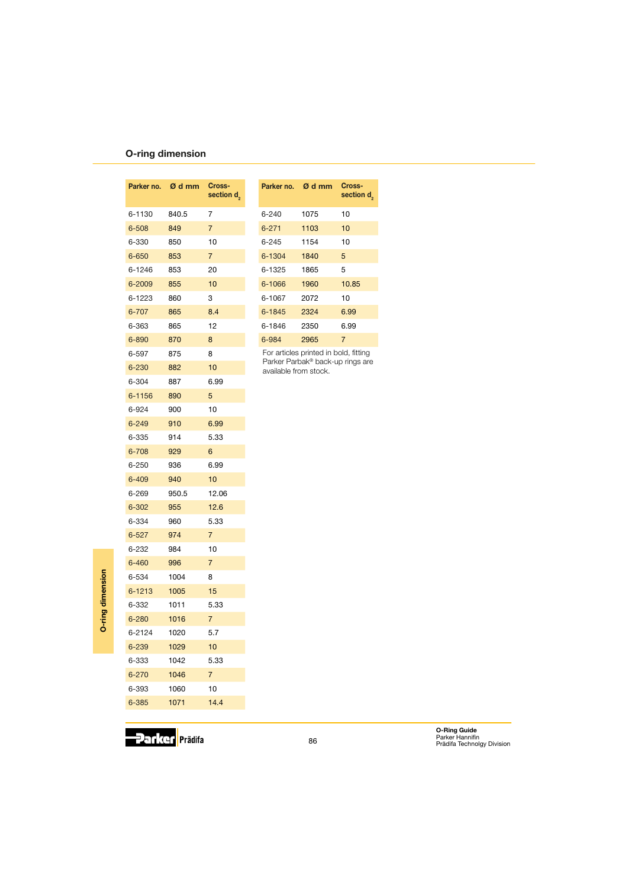## O-ring dimension

| Parker no. | Ø d mm | Cross-section $d_2$ |
|---|---|---|
| 6-1130 | 840.5 | 7 |
| 6-508 | 849 | 7 |
| 6-330 | 850 | 10 |
| 6-650 | 853 | 7 |
| 6-1246 | 853 | 20 |
| 6-2009 | 855 | 10 |
| 6-1223 | 860 | 3 |
| 6-707 | 865 | 8.4 |
| 6-363 | 865 | 12 |
| 6-890 | 870 | 8 |
| 6-597 | 875 | 8 |
| 6-230 | 882 | 10 |
| 6-304 | 887 | 6.99 |
| 6-1156 | 890 | 5 |
| 6-924 | 900 | 10 |
| 6-249 | 910 | 6.99 |
| 6-335 | 914 | 5.33 |
| 6-708 | 929 | 6 |
| 6-250 | 936 | 6.99 |
| 6-409 | 940 | 10 |
| 6-269 | 950.5 | 12.06 |
| 6-302 | 955 | 12.6 |
| 6-334 | 960 | 5.33 |
| 6-527 | 974 | 7 |
| 6-232 | 984 | 10 |
| 6-460 | 996 | 7 |
| 6-534 | 1004 | 8 |
| 6-1213 | 1005 | 15 |
| 6-332 | 1011 | 5.33 |
| 6-280 | 1016 | 7 |
| 6-2124 | 1020 | 5.7 |
| 6-239 | 1029 | 10 |
| 6-333 | 1042 | 5.33 |
| 6-270 | 1046 | 7 |
| 6-393 | 1060 | 10 |
| 6-385 | 1071 | 14.4 |
| 6-240 | 1075 | 10 |
| 6-271 | 1103 | 10 |
| 6-245 | 1154 | 10 |
| 6-1304 | 1840 | 5 |
| 6-1325 | 1865 | 5 |
| 6-1066 | 1960 | 10.85 |
| 6-1067 | 2072 | 10 |
| 6-1845 | 2324 | 6.99 |
| 6-1846 | 2350 | 6.99 |
| 6-984 | 2965 | 7 |

For articles printed in bold, fitting Parker Parbak® back-up rings are available from stock.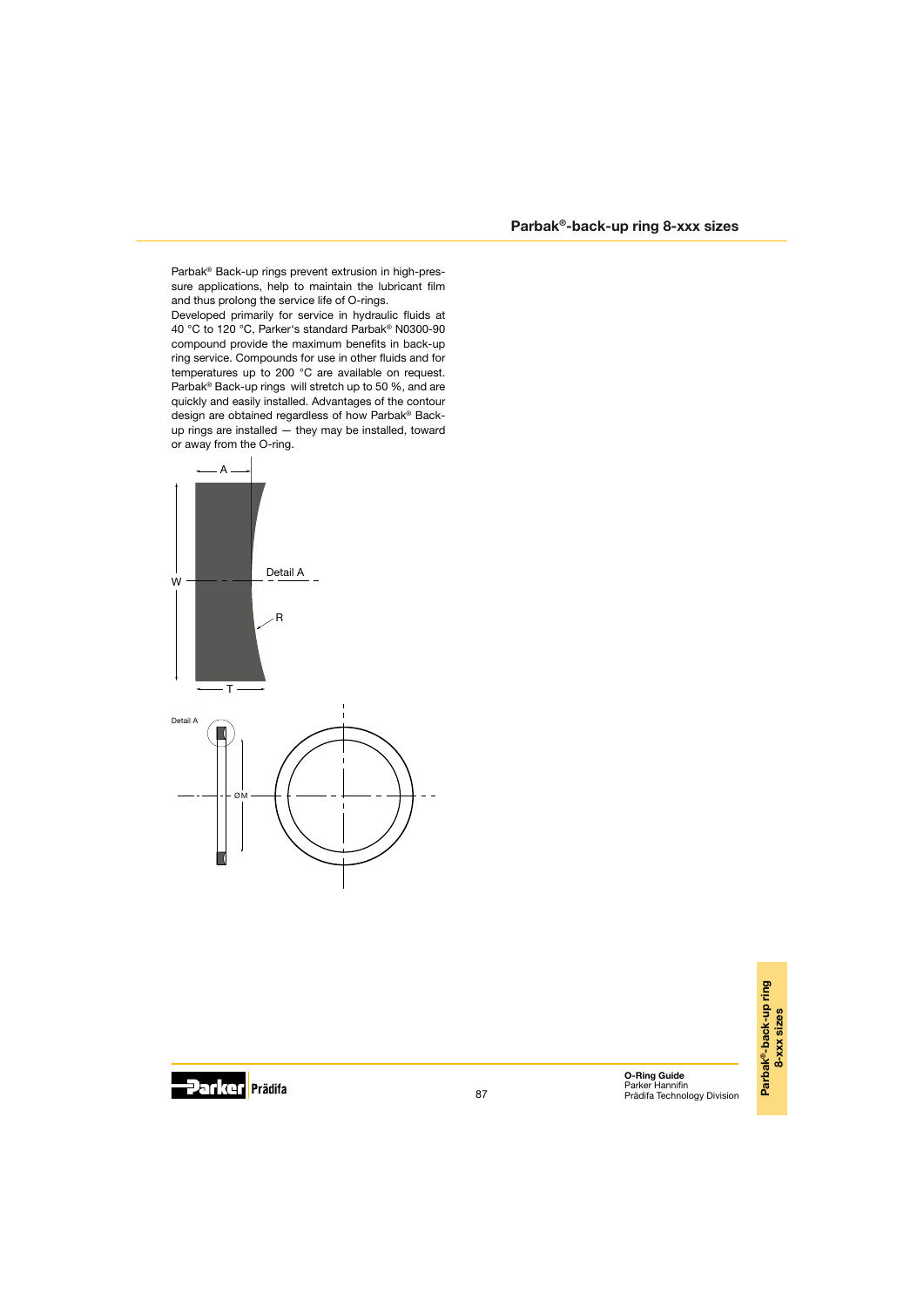## Parbak®-back-up ring 8-xxx sizes

Parbak® Back-up rings prevent extrusion in high-pressure applications, help to maintain the lubricant film and thus prolong the service life of O-rings.

Developed primarily for service in hydraulic fluids at 40 °C to 120 °C, Parker's standard Parbak® N0300-90 compound provide the maximum benefits in back-up ring service. Compounds for use in other fluids and for temperatures up to 200 °C are available on request. Parbak® Back-up rings will stretch up to 50 %, and are quickly and easily installed. Advantages of the contour design are obtained regardless of how Parbak® Back-up rings are installed — they may be installed, toward or away from the O-ring.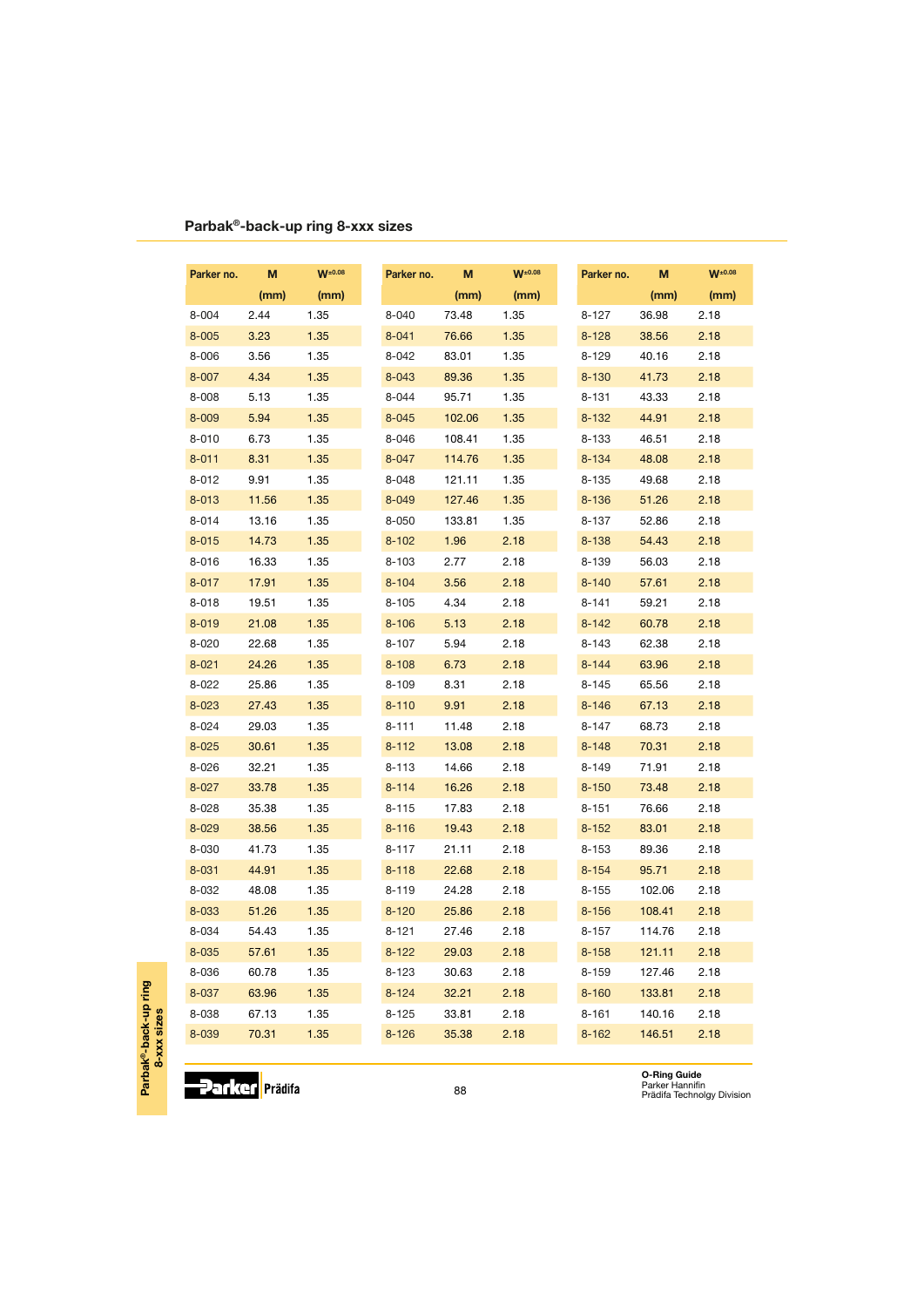## Parbak®-back-up ring 8-xxx sizes

| Parker no. | M (mm) | $W^{\pm 0.08}$ (mm) |
|---|---|---|
| 8-004 | 2.44 | 1.35 |
| 8-005 | 3.23 | 1.35 |
| 8-006 | 3.56 | 1.35 |
| 8-007 | 4.34 | 1.35 |
| 8-008 | 5.13 | 1.35 |
| 8-009 | 5.94 | 1.35 |
| 8-010 | 6.73 | 1.35 |
| 8-011 | 8.31 | 1.35 |
| 8-012 | 9.91 | 1.35 |
| 8-013 | 11.56 | 1.35 |
| 8-014 | 13.16 | 1.35 |
| 8-015 | 14.73 | 1.35 |
| 8-016 | 16.33 | 1.35 |
| 8-017 | 17.91 | 1.35 |
| 8-018 | 19.51 | 1.35 |
| 8-019 | 21.08 | 1.35 |
| 8-020 | 22.68 | 1.35 |
| 8-021 | 24.26 | 1.35 |
| 8-022 | 25.86 | 1.35 |
| 8-023 | 27.43 | 1.35 |
| 8-024 | 29.03 | 1.35 |
| 8-025 | 30.61 | 1.35 |
| 8-026 | 32.21 | 1.35 |
| 8-027 | 33.78 | 1.35 |
| 8-028 | 35.38 | 1.35 |
| 8-029 | 38.56 | 1.35 |
| 8-030 | 41.73 | 1.35 |
| 8-031 | 44.91 | 1.35 |
| 8-032 | 48.08 | 1.35 |
| 8-033 | 51.26 | 1.35 |
| 8-034 | 54.43 | 1.35 |
| 8-035 | 57.61 | 1.35 |
| 8-036 | 60.78 | 1.35 |
| 8-037 | 63.96 | 1.35 |
| 8-038 | 67.13 | 1.35 |
| 8-039 | 70.31 | 1.35 |
| 8-040 | 73.48 | 1.35 |
| 8-041 | 76.66 | 1.35 |
| 8-042 | 83.01 | 1.35 |
| 8-043 | 89.36 | 1.35 |
| 8-044 | 95.71 | 1.35 |
| 8-045 | 102.06 | 1.35 |
| 8-046 | 108.41 | 1.35 |
| 8-047 | 114.76 | 1.35 |
| 8-048 | 121.11 | 1.35 |
| 8-049 | 127.46 | 1.35 |
| 8-050 | 133.81 | 1.35 |
| 8-102 | 1.96 | 2.18 |
| 8-103 | 2.77 | 2.18 |
| 8-104 | 3.56 | 2.18 |
| 8-105 | 4.34 | 2.18 |
| 8-106 | 5.13 | 2.18 |
| 8-107 | 5.94 | 2.18 |
| 8-108 | 6.73 | 2.18 |
| 8-109 | 8.31 | 2.18 |
| 8-110 | 9.91 | 2.18 |
| 8-111 | 11.48 | 2.18 |
| 8-112 | 13.08 | 2.18 |
| 8-113 | 14.66 | 2.18 |
| 8-114 | 16.26 | 2.18 |
| 8-115 | 17.83 | 2.18 |
| 8-116 | 19.43 | 2.18 |
| 8-117 | 21.11 | 2.18 |
| 8-118 | 22.68 | 2.18 |
| 8-119 | 24.28 | 2.18 |
| 8-120 | 25.86 | 2.18 |
| 8-121 | 27.46 | 2.18 |
| 8-122 | 29.03 | 2.18 |
| 8-123 | 30.63 | 2.18 |
| 8-124 | 32.21 | 2.18 |
| 8-125 | 33.81 | 2.18 |
| 8-126 | 35.38 | 2.18 |
| 8-127 | 36.98 | 2.18 |
| 8-128 | 38.56 | 2.18 |
| 8-129 | 40.16 | 2.18 |
| 8-130 | 41.73 | 2.18 |
| 8-131 | 43.33 | 2.18 |
| 8-132 | 44.91 | 2.18 |
| 8-133 | 46.51 | 2.18 |
| 8-134 | 48.08 | 2.18 |
| 8-135 | 49.68 | 2.18 |
| 8-136 | 51.26 | 2.18 |
| 8-137 | 52.86 | 2.18 |
| 8-138 | 54.43 | 2.18 |
| 8-139 | 56.03 | 2.18 |
| 8-140 | 57.61 | 2.18 |
| 8-141 | 59.21 | 2.18 |
| 8-142 | 60.78 | 2.18 |
| 8-143 | 62.38 | 2.18 |
| 8-144 | 63.96 | 2.18 |
| 8-145 | 65.56 | 2.18 |
| 8-146 | 67.13 | 2.18 |
| 8-147 | 68.73 | 2.18 |
| 8-148 | 70.31 | 2.18 |
| 8-149 | 71.91 | 2.18 |
| 8-150 | 73.48 | 2.18 |
| 8-151 | 76.66 | 2.18 |
| 8-152 | 83.01 | 2.18 |
| 8-153 | 89.36 | 2.18 |
| 8-154 | 95.71 | 2.18 |
| 8-155 | 102.06 | 2.18 |
| 8-156 | 108.41 | 2.18 |
| 8-157 | 114.76 | 2.18 |
| 8-158 | 121.11 | 2.18 |
| 8-159 | 127.46 | 2.18 |
| 8-160 | 133.81 | 2.18 |
| 8-161 | 140.16 | 2.18 |
| 8-162 | 146.51 | 2.18 |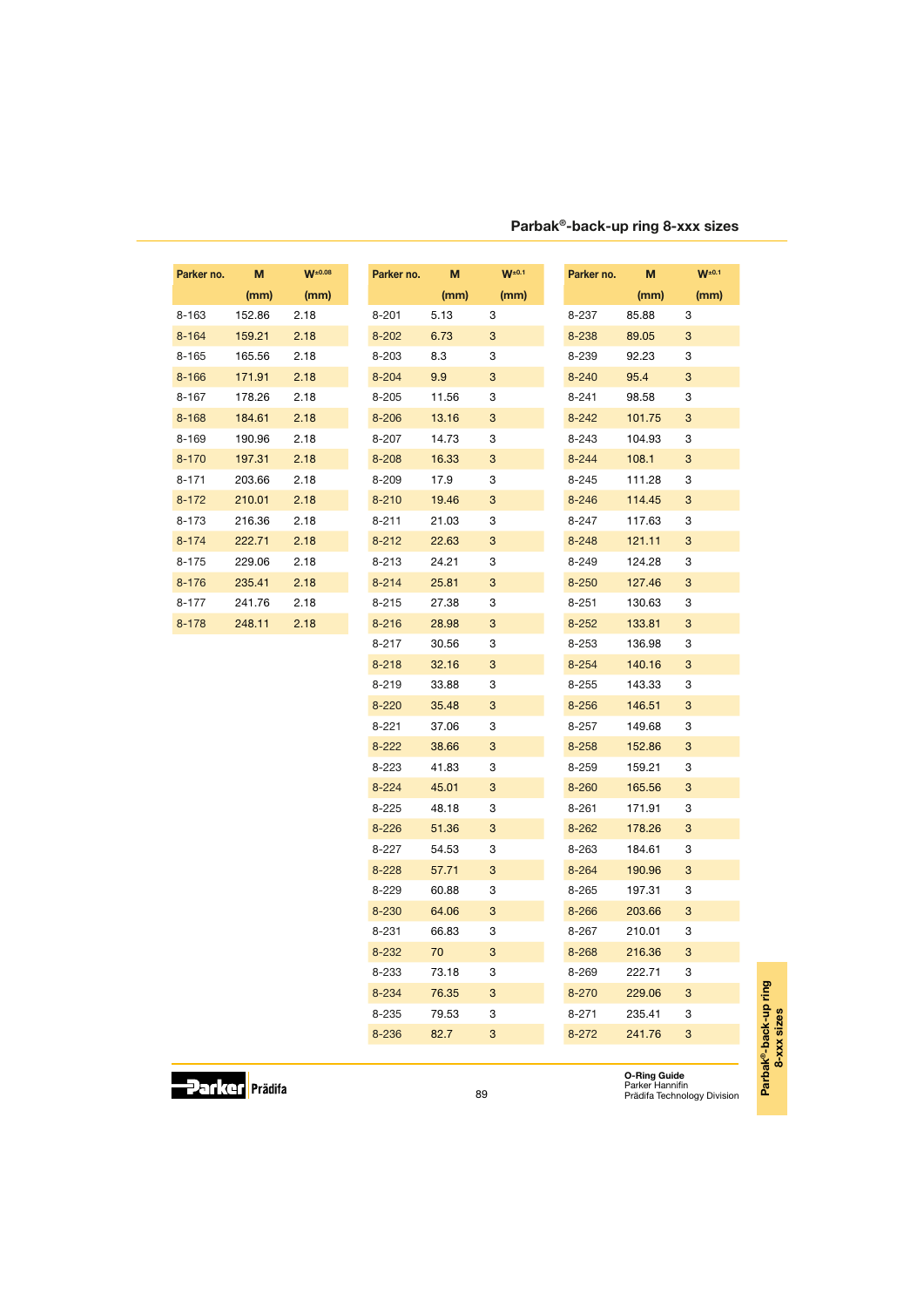## Parbak®-back-up ring 8-xxx sizes

| Parker no. | M (mm) | $W^{\pm 0.08}$ (mm) |
|---|---|---|
| 8-163 | 152.86 | 2.18 |
| 8-164 | 159.21 | 2.18 |
| 8-165 | 165.56 | 2.18 |
| 8-166 | 171.91 | 2.18 |
| 8-167 | 178.26 | 2.18 |
| 8-168 | 184.61 | 2.18 |
| 8-169 | 190.96 | 2.18 |
| 8-170 | 197.31 | 2.18 |
| 8-171 | 203.66 | 2.18 |
| 8-172 | 210.01 | 2.18 |
| 8-173 | 216.36 | 2.18 |
| 8-174 | 222.71 | 2.18 |
| 8-175 | 229.06 | 2.18 |
| 8-176 | 235.41 | 2.18 |
| 8-177 | 241.76 | 2.18 |
| 8-178 | 248.11 | 2.18 |

| Parker no. | M (mm) | $W^{\pm 0.1}$ (mm) |
|---|---|---|
| 8-201 | 5.13 | 3 |
| 8-202 | 6.73 | 3 |
| 8-203 | 8.3 | 3 |
| 8-204 | 9.9 | 3 |
| 8-205 | 11.56 | 3 |
| 8-206 | 13.16 | 3 |
| 8-207 | 14.73 | 3 |
| 8-208 | 16.33 | 3 |
| 8-209 | 17.9 | 3 |
| 8-210 | 19.46 | 3 |
| 8-211 | 21.03 | 3 |
| 8-212 | 22.63 | 3 |
| 8-213 | 24.21 | 3 |
| 8-214 | 25.81 | 3 |
| 8-215 | 27.38 | 3 |
| 8-216 | 28.98 | 3 |
| 8-217 | 30.56 | 3 |
| 8-218 | 32.16 | 3 |
| 8-219 | 33.88 | 3 |
| 8-220 | 35.48 | 3 |
| 8-221 | 37.06 | 3 |
| 8-222 | 38.66 | 3 |
| 8-223 | 41.83 | 3 |
| 8-224 | 45.01 | 3 |
| 8-225 | 48.18 | 3 |
| 8-226 | 51.36 | 3 |
| 8-227 | 54.53 | 3 |
| 8-228 | 57.71 | 3 |
| 8-229 | 60.88 | 3 |
| 8-230 | 64.06 | 3 |
| 8-231 | 66.83 | 3 |
| 8-232 | 70 | 3 |
| 8-233 | 73.18 | 3 |
| 8-234 | 76.35 | 3 |
| 8-235 | 79.53 | 3 |
| 8-236 | 82.7 | 3 |

| Parker no. | M (mm) | $W^{\pm 0.1}$ (mm) |
|---|---|---|
| 8-237 | 85.88 | 3 |
| 8-238 | 89.05 | 3 |
| 8-239 | 92.23 | 3 |
| 8-240 | 95.4 | 3 |
| 8-241 | 98.58 | 3 |
| 8-242 | 101.75 | 3 |
| 8-243 | 104.93 | 3 |
| 8-244 | 108.1 | 3 |
| 8-245 | 111.28 | 3 |
| 8-246 | 114.45 | 3 |
| 8-247 | 117.63 | 3 |
| 8-248 | 121.11 | 3 |
| 8-249 | 124.28 | 3 |
| 8-250 | 127.46 | 3 |
| 8-251 | 130.63 | 3 |
| 8-252 | 133.81 | 3 |
| 8-253 | 136.98 | 3 |
| 8-254 | 140.16 | 3 |
| 8-255 | 143.33 | 3 |
| 8-256 | 146.51 | 3 |
| 8-257 | 149.68 | 3 |
| 8-258 | 152.86 | 3 |
| 8-259 | 159.21 | 3 |
| 8-260 | 165.56 | 3 |
| 8-261 | 171.91 | 3 |
| 8-262 | 178.26 | 3 |
| 8-263 | 184.61 | 3 |
| 8-264 | 190.96 | 3 |
| 8-265 | 197.31 | 3 |
| 8-266 | 203.66 | 3 |
| 8-267 | 210.01 | 3 |
| 8-268 | 216.36 | 3 |
| 8-269 | 222.71 | 3 |
| 8-270 | 229.06 | 3 |
| 8-271 | 235.41 | 3 |
| 8-272 | 241.76 | 3 |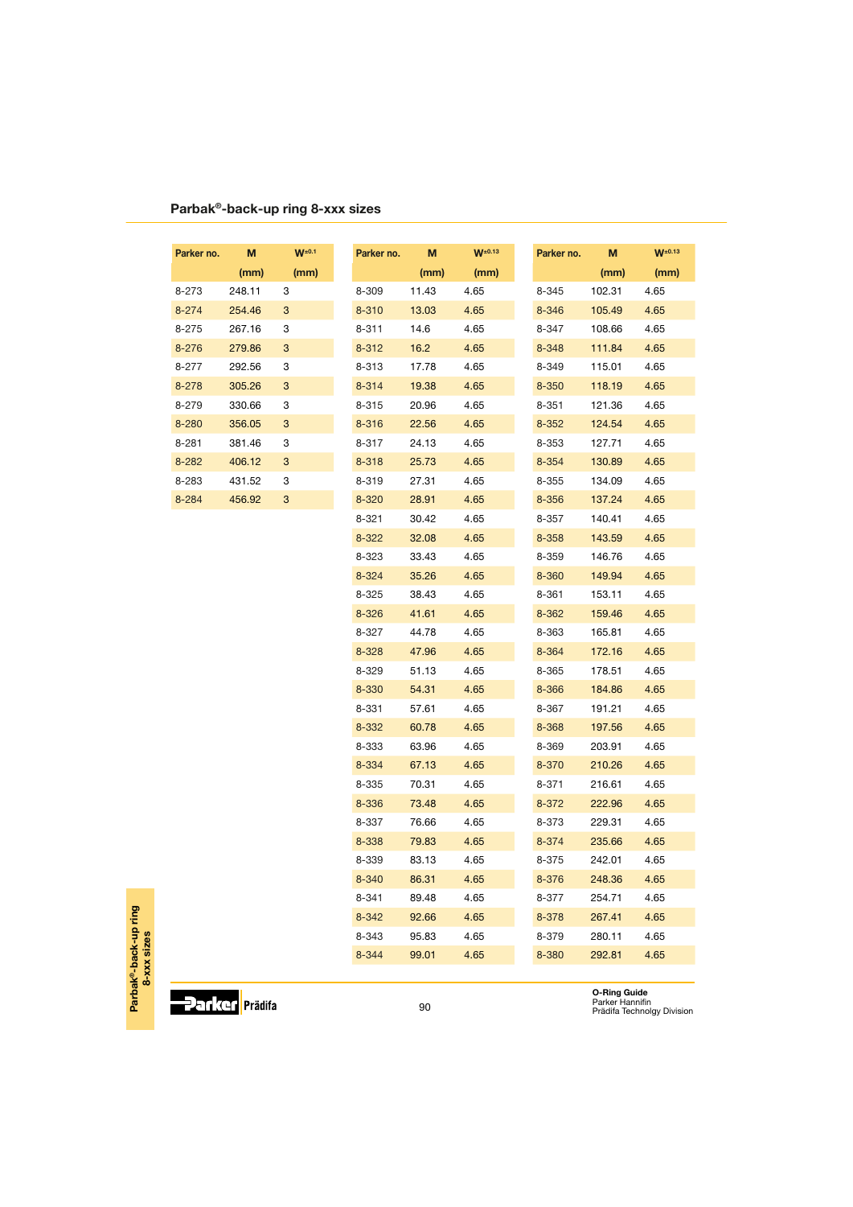## Parbak®-back-up ring 8-xxx sizes

| Parker no. | M (mm) | $W^{\pm 0.1}$ (mm) |
|---|---|---|
| 8-273 | 248.11 | 3 |
| 8-274 | 254.46 | 3 |
| 8-275 | 267.16 | 3 |
| 8-276 | 279.86 | 3 |
| 8-277 | 292.56 | 3 |
| 8-278 | 305.26 | 3 |
| 8-279 | 330.66 | 3 |
| 8-280 | 356.05 | 3 |
| 8-281 | 381.46 | 3 |
| 8-282 | 406.12 | 3 |
| 8-283 | 431.52 | 3 |
| 8-284 | 456.92 | 3 |

| Parker no. | M (mm) | $W^{\pm 0.13}$ (mm) |
|---|---|---|
| 8-309 | 11.43 | 4.65 |
| 8-310 | 13.03 | 4.65 |
| 8-311 | 14.6 | 4.65 |
| 8-312 | 16.2 | 4.65 |
| 8-313 | 17.78 | 4.65 |
| 8-314 | 19.38 | 4.65 |
| 8-315 | 20.96 | 4.65 |
| 8-316 | 22.56 | 4.65 |
| 8-317 | 24.13 | 4.65 |
| 8-318 | 25.73 | 4.65 |
| 8-319 | 27.31 | 4.65 |
| 8-320 | 28.91 | 4.65 |
| 8-321 | 30.42 | 4.65 |
| 8-322 | 32.08 | 4.65 |
| 8-323 | 33.43 | 4.65 |
| 8-324 | 35.26 | 4.65 |
| 8-325 | 38.43 | 4.65 |
| 8-326 | 41.61 | 4.65 |
| 8-327 | 44.78 | 4.65 |
| 8-328 | 47.96 | 4.65 |
| 8-329 | 51.13 | 4.65 |
| 8-330 | 54.31 | 4.65 |
| 8-331 | 57.61 | 4.65 |
| 8-332 | 60.78 | 4.65 |
| 8-333 | 63.96 | 4.65 |
| 8-334 | 67.13 | 4.65 |
| 8-335 | 70.31 | 4.65 |
| 8-336 | 73.48 | 4.65 |
| 8-337 | 76.66 | 4.65 |
| 8-338 | 79.83 | 4.65 |
| 8-339 | 83.13 | 4.65 |
| 8-340 | 86.31 | 4.65 |
| 8-341 | 89.48 | 4.65 |
| 8-342 | 92.66 | 4.65 |
| 8-343 | 95.83 | 4.65 |
| 8-344 | 99.01 | 4.65 |

| Parker no. | M (mm) | $W^{\pm 0.13}$ (mm) |
|---|---|---|
| 8-345 | 102.31 | 4.65 |
| 8-346 | 105.49 | 4.65 |
| 8-347 | 108.66 | 4.65 |
| 8-348 | 111.84 | 4.65 |
| 8-349 | 115.01 | 4.65 |
| 8-350 | 118.19 | 4.65 |
| 8-351 | 121.36 | 4.65 |
| 8-352 | 124.54 | 4.65 |
| 8-353 | 127.71 | 4.65 |
| 8-354 | 130.89 | 4.65 |
| 8-355 | 134.09 | 4.65 |
| 8-356 | 137.24 | 4.65 |
| 8-357 | 140.41 | 4.65 |
| 8-358 | 143.59 | 4.65 |
| 8-359 | 146.76 | 4.65 |
| 8-360 | 149.94 | 4.65 |
| 8-361 | 153.11 | 4.65 |
| 8-362 | 159.46 | 4.65 |
| 8-363 | 165.81 | 4.65 |
| 8-364 | 172.16 | 4.65 |
| 8-365 | 178.51 | 4.65 |
| 8-366 | 184.86 | 4.65 |
| 8-367 | 191.21 | 4.65 |
| 8-368 | 197.56 | 4.65 |
| 8-369 | 203.91 | 4.65 |
| 8-370 | 210.26 | 4.65 |
| 8-371 | 216.61 | 4.65 |
| 8-372 | 222.96 | 4.65 |
| 8-373 | 229.31 | 4.65 |
| 8-374 | 235.66 | 4.65 |
| 8-375 | 242.01 | 4.65 |
| 8-376 | 248.36 | 4.65 |
| 8-377 | 254.71 | 4.65 |
| 8-378 | 267.41 | 4.65 |
| 8-379 | 280.11 | 4.65 |
| 8-380 | 292.81 | 4.65 |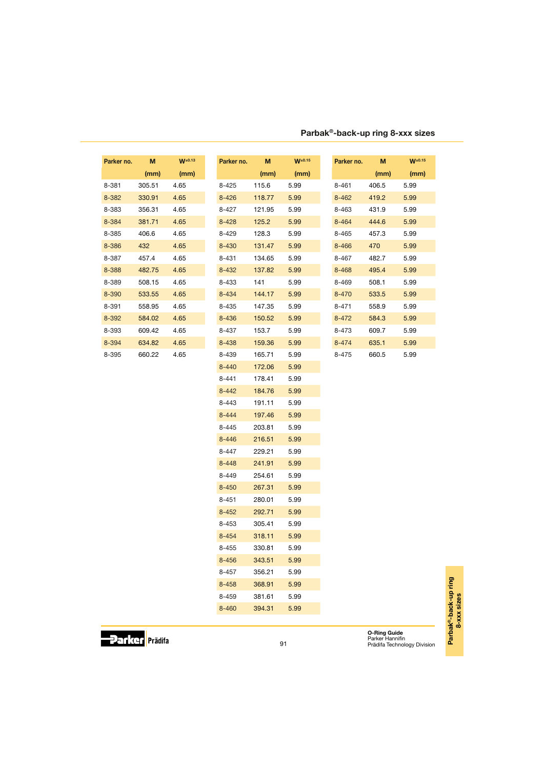## Parbak®-back-up ring 8-xxx sizes

| Parker no. | M (mm) | $W^{\pm 0.13}$ (mm) |
|---|---|---|
| 8-381 | 305.51 | 4.65 |
| 8-382 | 330.91 | 4.65 |
| 8-383 | 356.31 | 4.65 |
| 8-384 | 381.71 | 4.65 |
| 8-385 | 406.6 | 4.65 |
| 8-386 | 432 | 4.65 |
| 8-387 | 457.4 | 4.65 |
| 8-388 | 482.75 | 4.65 |
| 8-389 | 508.15 | 4.65 |
| 8-390 | 533.55 | 4.65 |
| 8-391 | 558.95 | 4.65 |
| 8-392 | 584.02 | 4.65 |
| 8-393 | 609.42 | 4.65 |
| 8-394 | 634.82 | 4.65 |
| 8-395 | 660.22 | 4.65 |

| Parker no. | M (mm) | $W^{\pm 0.15}$ (mm) |
|---|---|---|
| 8-425 | 115.6 | 5.99 |
| 8-426 | 118.77 | 5.99 |
| 8-427 | 121.95 | 5.99 |
| 8-428 | 125.2 | 5.99 |
| 8-429 | 128.3 | 5.99 |
| 8-430 | 131.47 | 5.99 |
| 8-431 | 134.65 | 5.99 |
| 8-432 | 137.82 | 5.99 |
| 8-433 | 141 | 5.99 |
| 8-434 | 144.17 | 5.99 |
| 8-435 | 147.35 | 5.99 |
| 8-436 | 150.52 | 5.99 |
| 8-437 | 153.7 | 5.99 |
| 8-438 | 159.36 | 5.99 |
| 8-439 | 165.71 | 5.99 |
| 8-440 | 172.06 | 5.99 |
| 8-441 | 178.41 | 5.99 |
| 8-442 | 184.76 | 5.99 |
| 8-443 | 191.11 | 5.99 |
| 8-444 | 197.46 | 5.99 |
| 8-445 | 203.81 | 5.99 |
| 8-446 | 216.51 | 5.99 |
| 8-447 | 229.21 | 5.99 |
| 8-448 | 241.91 | 5.99 |
| 8-449 | 254.61 | 5.99 |
| 8-450 | 267.31 | 5.99 |
| 8-451 | 280.01 | 5.99 |
| 8-452 | 292.71 | 5.99 |
| 8-453 | 305.41 | 5.99 |
| 8-454 | 318.11 | 5.99 |
| 8-455 | 330.81 | 5.99 |
| 8-456 | 343.51 | 5.99 |
| 8-457 | 356.21 | 5.99 |
| 8-458 | 368.91 | 5.99 |
| 8-459 | 381.61 | 5.99 |
| 8-460 | 394.31 | 5.99 |

| Parker no. | M (mm) | $W^{\pm 0.15}$ (mm) |
|---|---|---|
| 8-461 | 406.5 | 5.99 |
| 8-462 | 419.2 | 5.99 |
| 8-463 | 431.9 | 5.99 |
| 8-464 | 444.6 | 5.99 |
| 8-465 | 457.3 | 5.99 |
| 8-466 | 470 | 5.99 |
| 8-467 | 482.7 | 5.99 |
| 8-468 | 495.4 | 5.99 |
| 8-469 | 508.1 | 5.99 |
| 8-470 | 533.5 | 5.99 |
| 8-471 | 558.9 | 5.99 |
| 8-472 | 584.3 | 5.99 |
| 8-473 | 609.7 | 5.99 |
| 8-474 | 635.1 | 5.99 |
| 8-475 | 660.5 | 5.99 |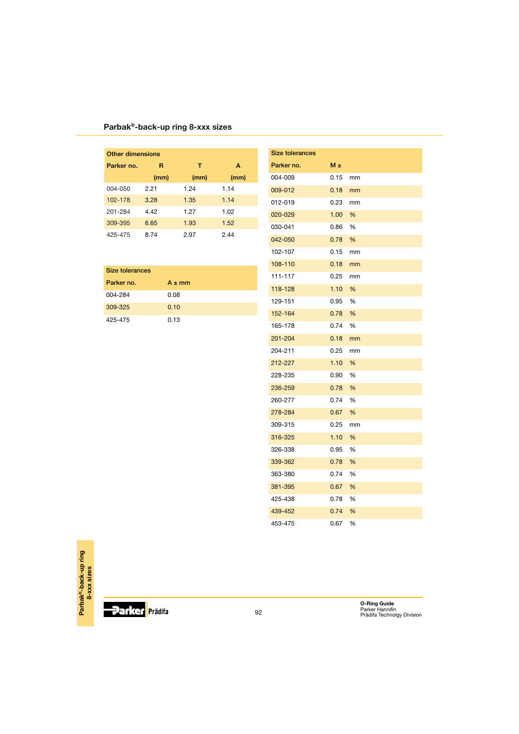## Parbak®-back-up ring 8-xxx sizes

| Other dimensions | | | |
|---|---|---|---|
| Parker no. | R | T | A |
| | (mm) | (mm) | (mm) |
| 004-050 | 2.21 | 1.24 | 1.14 |
| 102-178 | 3.28 | 1.35 | 1.14 |
| 201-284 | 4.42 | 1.27 | 1.02 |
| 309-395 | 6.65 | 1.93 | 1.52 |
| 425-475 | 8.74 | 2.97 | 2.44 |

| Size tolerances | |
|---|---|
| Parker no. | A ± mm |
| 004-284 | 0.08 |
| 309-325 | 0.10 |
| 425-475 | 0.13 |

| Size tolerances | | |
|---|---|---|
| Parker no. | M ± | |
| 004-009 | 0.15 | mm |
| 009-012 | 0.18 | mm |
| 012-019 | 0.23 | mm |
| 020-029 | 1.00 | % |
| 030-041 | 0.86 | % |
| 042-050 | 0.78 | % |
| 102-107 | 0.15 | mm |
| 108-110 | 0.18 | mm |
| 111-117 | 0.25 | mm |
| 118-128 | 1.10 | % |
| 129-151 | 0.95 | % |
| 152-164 | 0.78 | % |
| 165-178 | 0.74 | % |
| 201-204 | 0.18 | mm |
| 204-211 | 0.25 | mm |
| 212-227 | 1.10 | % |
| 228-235 | 0.90 | % |
| 236-259 | 0.78 | % |
| 260-277 | 0.74 | % |
| 278-284 | 0.67 | % |
| 309-315 | 0.25 | mm |
| 316-325 | 1.10 | % |
| 326-338 | 0.95 | % |
| 339-362 | 0.78 | % |
| 363-380 | 0.74 | % |
| 381-395 | 0.67 | % |
| 425-438 | 0.78 | % |
| 439-452 | 0.74 | % |
| 453-475 | 0.67 | % |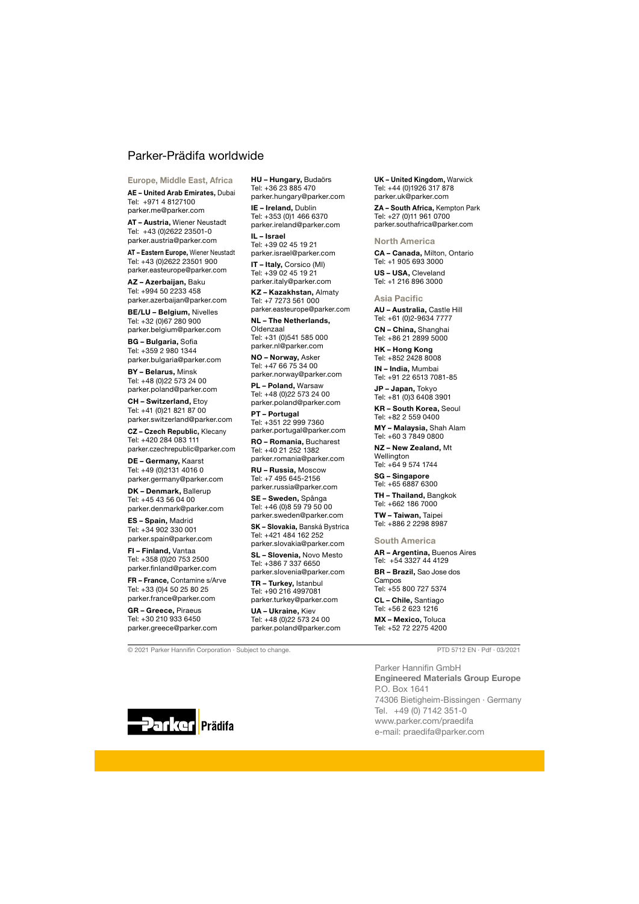# Parker-Prädifa worldwide

## Europe, Middle East, Africa

**AE – United Arab Emirates,** Dubai
Tel: +971 4 8127100
parker.me@parker.com

**AT – Austria,** Wiener Neustadt
Tel: +43 (0)2622 23501-0
parker.austria@parker.com

**AT – Eastern Europe,** Wiener Neustadt
Tel: +43 (0)2622 23501 900
parker.easteurope@parker.com

**AZ – Azerbaijan,** Baku
Tel: +994 50 2233 458
parker.azerbaijan@parker.com

**BE/LU – Belgium,** Nivelles
Tel: +32 (0)67 280 900
parker.belgium@parker.com

**BG – Bulgaria,** Sofia
Tel: +359 2 980 1344
parker.bulgaria@parker.com

**BY – Belarus,** Minsk
Tel: +48 (0)22 573 24 00
parker.poland@parker.com

**CH – Switzerland,** Etoy
Tel: +41 (0)21 821 87 00
parker.switzerland@parker.com

**CZ – Czech Republic,** Klecany
Tel: +420 284 083 111
parker.czechrepublic@parker.com

**DE – Germany,** Kaarst
Tel: +49 (0)2131 4016 0
parker.germany@parker.com

**DK – Denmark,** Ballerup
Tel: +45 43 56 04 00
parker.denmark@parker.com

**ES – Spain,** Madrid
Tel: +34 902 330 001
parker.spain@parker.com

**FI – Finland,** Vantaa
Tel: +358 (0)20 753 2500
parker.finland@parker.com

**FR – France,** Contamine s/Arve
Tel: +33 (0)4 50 25 80 25
parker.france@parker.com

**GR – Greece,** Piraeus
Tel: +30 210 933 6450
parker.greece@parker.com

**HU – Hungary,** Budaörs
Tel: +36 23 885 470
parker.hungary@parker.com

**IE – Ireland,** Dublin
Tel: +353 (0)1 466 6370
parker.ireland@parker.com

**IL – Israel**
Tel: +39 02 45 19 21
parker.israel@parker.com

**IT – Italy,** Corsico (MI)
Tel: +39 02 45 19 21
parker.italy@parker.com

**KZ – Kazakhstan,** Almaty
Tel: +7 7273 561 000
parker.easteurope@parker.com

**NL – The Netherlands,** Oldenzaal
Tel: +31 (0)541 585 000
parker.nl@parker.com

**NO – Norway,** Asker
Tel: +47 66 75 34 00
parker.norway@parker.com

**PL – Poland,** Warsaw
Tel: +48 (0)22 573 24 00
parker.poland@parker.com

**PT – Portugal**
Tel: +351 22 999 7360
parker.portugal@parker.com

**RO – Romania,** Bucharest
Tel: +40 21 252 1382
parker.romania@parker.com

**RU – Russia,** Moscow
Tel: +7 495 645-2156
parker.russia@parker.com

**SE – Sweden,** Spånga
Tel: +46 (0)8 59 79 50 00
parker.sweden@parker.com

**SK – Slovakia,** Banská Bystrica
Tel: +421 484 162 252
parker.slovakia@parker.com

**SL – Slovenia,** Novo Mesto
Tel: +386 7 337 6650
parker.slovenia@parker.com

**TR – Turkey,** Istanbul
Tel: +90 216 4997081
parker.turkey@parker.com

**UA – Ukraine,** Kiev
Tel: +48 (0)22 573 24 00
parker.poland@parker.com

**UK – United Kingdom,** Warwick
Tel: +44 (0)1926 317 878
parker.uk@parker.com

**ZA – South Africa,** Kempton Park
Tel: +27 (0)11 961 0700
parker.southafrica@parker.com

## North America

**CA – Canada,** Milton, Ontario
Tel: +1 905 693 3000

**US – USA,** Cleveland
Tel: +1 216 896 3000

## Asia Pacific

**AU – Australia,** Castle Hill
Tel: +61 (0)2-9634 7777

**CN – China,** Shanghai
Tel: +86 21 2899 5000

**HK – Hong Kong**
Tel: +852 2428 8008

**IN – India,** Mumbai
Tel: +91 22 6513 7081-85

**JP – Japan,** Tokyo
Tel: +81 (0)3 6408 3901

**KR – South Korea,** Seoul
Tel: +82 2 559 0400

**MY – Malaysia,** Shah Alam
Tel: +60 3 7849 0800

**NZ – New Zealand,** Mt Wellington
Tel: +64 9 574 1744

**SG – Singapore**
Tel: +65 6887 6300

**TH – Thailand,** Bangkok
Tel: +662 186 7000

**TW – Taiwan,** Taipei
Tel: +886 2 2298 8987

## South America

**AR – Argentina,** Buenos Aires
Tel: +54 3327 44 4129

**BR – Brazil,** Sao Jose dos Campos
Tel: +55 800 727 5374

**CL – Chile,** Santiago
Tel: +56 2 623 1216

**MX – Mexico,** Toluca
Tel: +52 72 2275 4200

© 2021 Parker Hannifin Corporation · Subject to change.

PTD 5712 EN · Pdf · 03/2021

Parker Hannifin GmbH
**Engineered Materials Group Europe**
P.O. Box 1641
74306 Bietigheim-Bissingen · Germany
Tel. +49 (0) 7142 351-0
www.parker.com/praedifa
e-mail: praedifa@parker.com

Parker Prädifa